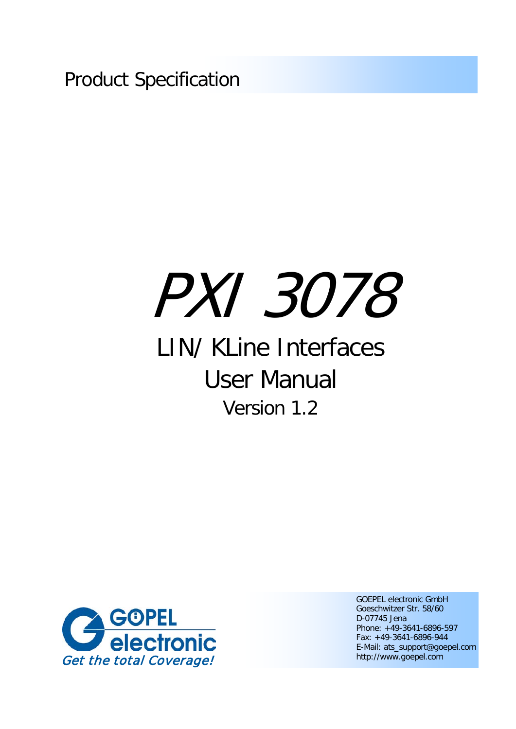Product Specification

# PXI 3078

## LIN/ KLine Interfaces

## User Manual

Version 1.2

GÖPEL electronic

*Get the total Coverage!*

GOEPEL electronic GmbH
Goeschwitzer Str. 58/60
D-07745 Jena
Phone: +49-3641-6896-597
Fax: +49-3641-6896-944
E-Mail: ats_support@goepel.com
http://www.goepel.com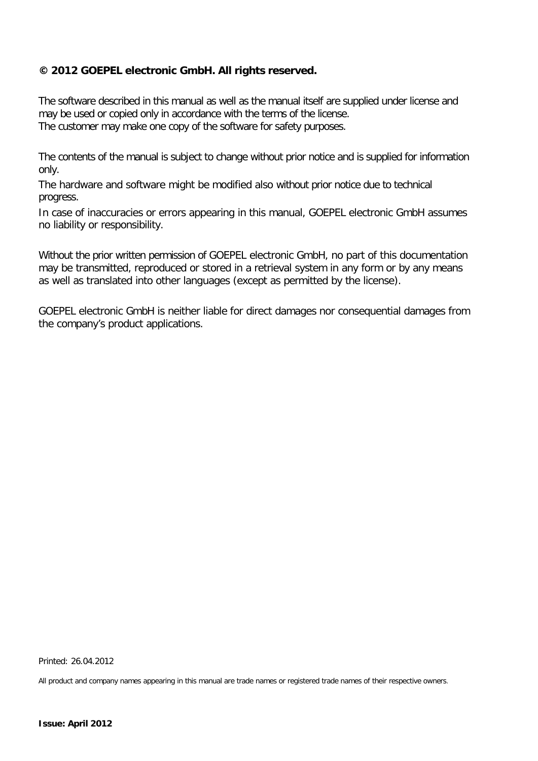**© 2012 GOEPEL electronic GmbH. All rights reserved.**

The software described in this manual as well as the manual itself are supplied under license and may be used or copied only in accordance with the terms of the license.
The customer may make one copy of the software for safety purposes.

The contents of the manual is subject to change without prior notice and is supplied for information only.

The hardware and software might be modified also without prior notice due to technical progress.

In case of inaccuracies or errors appearing in this manual, GOEPEL electronic GmbH assumes no liability or responsibility.

Without the prior written permission of GOEPEL electronic GmbH, no part of this documentation may be transmitted, reproduced or stored in a retrieval system in any form or by any means as well as translated into other languages (except as permitted by the license).

GOEPEL electronic GmbH is neither liable for direct damages nor consequential damages from the company's product applications.

Printed: 26.04.2012

All product and company names appearing in this manual are trade names or registered trade names of their respective owners.

**Issue: April 2012**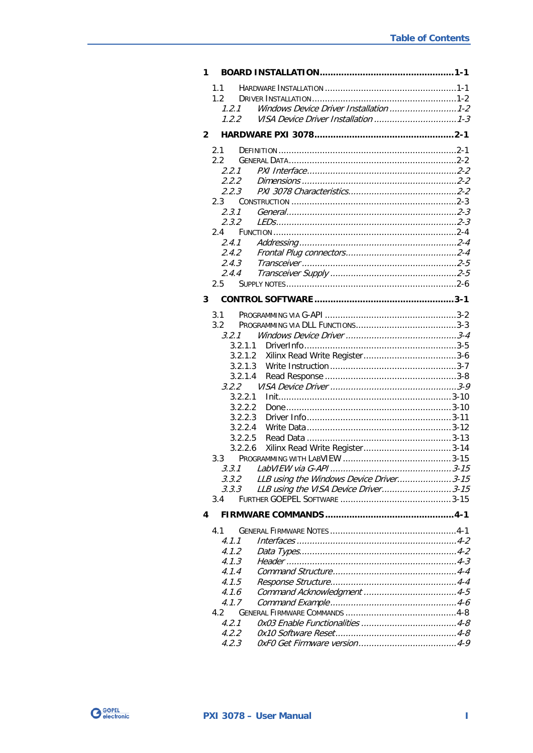**1 BOARD INSTALLATION ........................................ 1-1**

1.1 HARDWARE INSTALLATION ........................................ 1-1
1.2 DRIVER INSTALLATION ........................................ 1-2
*1.2.1 Windows Device Driver Installation ........................................ 1-2*
*1.2.2 VISA Device Driver Installation ........................................ 1-3*

**2 HARDWARE PXI 3078 ........................................ 2-1**

2.1 DEFINITION ........................................ 2-1
2.2 GENERAL DATA ........................................ 2-2
*2.2.1 PXI Interface ........................................ 2-2*
*2.2.2 Dimensions ........................................ 2-2*
*2.2.3 PXI 3078 Characteristics ........................................ 2-2*
2.3 CONSTRUCTION ........................................ 2-3
*2.3.1 General ........................................ 2-3*
*2.3.2 LEDs ........................................ 2-3*
2.4 FUNCTION ........................................ 2-4
*2.4.1 Addressing ........................................ 2-4*
*2.4.2 Frontal Plug connectors ........................................ 2-4*
*2.4.3 Transceiver ........................................ 2-5*
*2.4.4 Transceiver Supply ........................................ 2-5*
2.5 SUPPLY NOTES ........................................ 2-6

**3 CONTROL SOFTWARE ........................................ 3-1**

3.1 PROGRAMMING VIA G-API ........................................ 3-2
3.2 PROGRAMMING VIA DLL FUNCTIONS ........................................ 3-3
*3.2.1 Windows Device Driver ........................................ 3-4*
3.2.1.1 DriverInfo ........................................ 3-5
3.2.1.2 Xilinx Read Write Register ........................................ 3-6
3.2.1.3 Write Instruction ........................................ 3-7
3.2.1.4 Read Response ........................................ 3-8
*3.2.2 VISA Device Driver ........................................ 3-9*
3.2.2.1 Init ........................................ 3-10
3.2.2.2 Done ........................................ 3-10
3.2.2.3 Driver Info ........................................ 3-11
3.2.2.4 Write Data ........................................ 3-12
3.2.2.5 Read Data ........................................ 3-13
3.2.2.6 Xilinx Read Write Register ........................................ 3-14
3.3 PROGRAMMING WITH LABVIEW ........................................ 3-15
*3.3.1 LabVIEW via G-API ........................................ 3-15*
*3.3.2 LLB using the Windows Device Driver ........................................ 3-15*
*3.3.3 LLB using the VISA Device Driver ........................................ 3-15*
3.4 FURTHER GOEPEL SOFTWARE ........................................ 3-15

**4 FIRMWARE COMMANDS ........................................ 4-1**

4.1 GENERAL FIRMWARE NOTES ........................................ 4-1
*4.1.1 Interfaces ........................................ 4-2*
*4.1.2 Data Types ........................................ 4-2*
*4.1.3 Header ........................................ 4-3*
*4.1.4 Command Structure ........................................ 4-4*
*4.1.5 Response Structure ........................................ 4-4*
*4.1.6 Command Acknowledgment ........................................ 4-5*
*4.1.7 Command Example ........................................ 4-6*
4.2 GENERAL FIRMWARE COMMANDS ........................................ 4-8
*4.2.1 0x03 Enable Functionalities ........................................ 4-8*
*4.2.2 0x10 Software Reset ........................................ 4-8*
*4.2.3 0xF0 Get Firmware version ........................................ 4-9*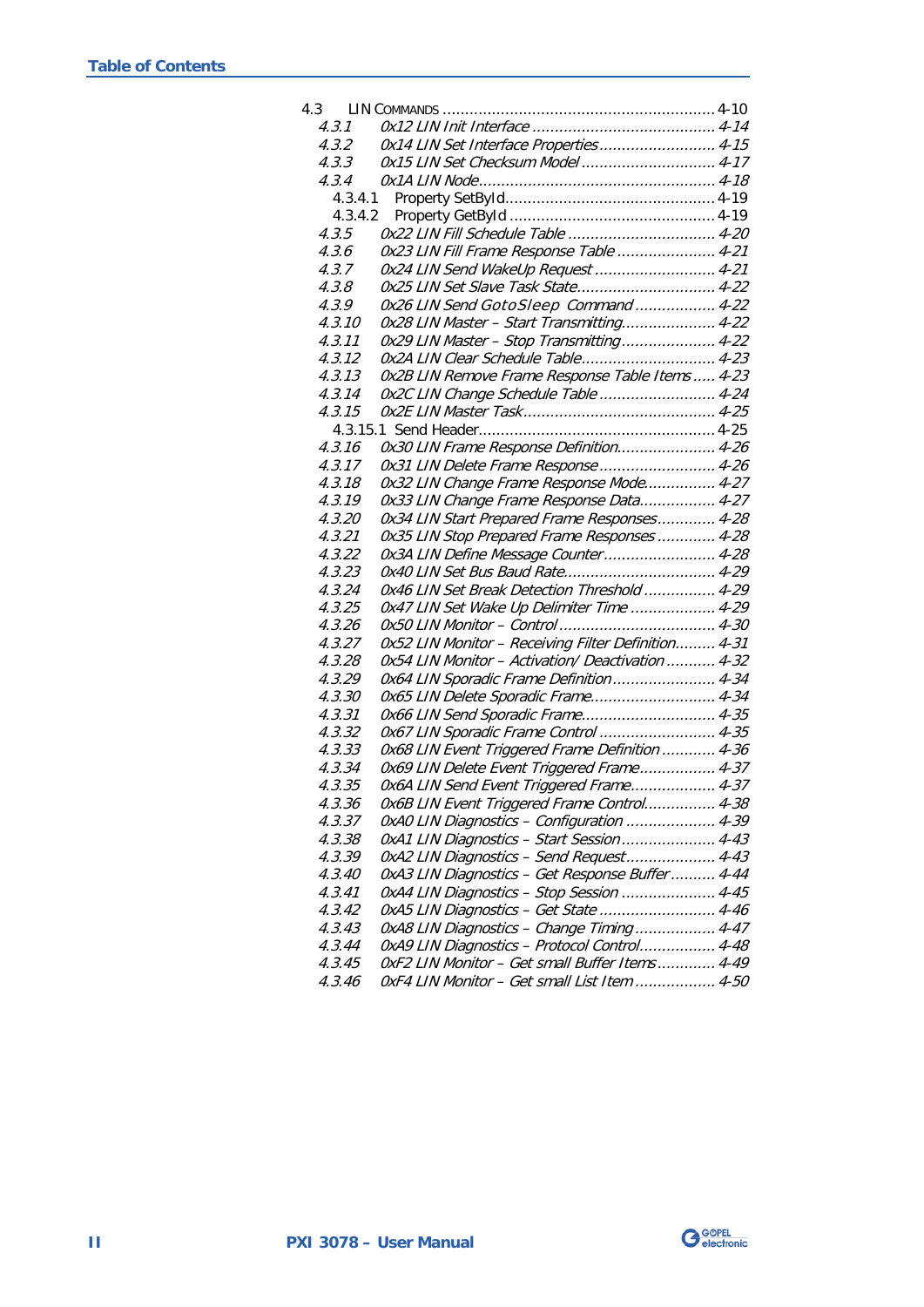4.3 LIN COMMANDS ............................................................ 4-10
- 4.3.1 *0x12 LIN Init Interface ......................................... 4-14*
- 4.3.2 *0x14 LIN Set Interface Properties .......................... 4-15*
- 4.3.3 *0x15 LIN Set Checksum Model .............................. 4-17*
- 4.3.4 *0x1A LIN Node..................................................... 4-18*
  - 4.3.4.1 Property SetById............................................... 4-19
  - 4.3.4.2 Property GetById .............................................. 4-19
- 4.3.5 *0x22 LIN Fill Schedule Table ................................. 4-20*
- 4.3.6 *0x23 LIN Fill Frame Response Table ...................... 4-21*
- 4.3.7 *0x24 LIN Send WakeUp Request ........................... 4-21*
- 4.3.8 *0x25 LIN Set Slave Task State............................... 4-22*
- 4.3.9 *0x26 LIN Send GotoSleep Command .................. 4-22*
- 4.3.10 *0x28 LIN Master – Start Transmitting..................... 4-22*
- 4.3.11 *0x29 LIN Master – Stop Transmitting ..................... 4-22*
- 4.3.12 *0x2A LIN Clear Schedule Table............................. 4-23*
- 4.3.13 *0x2B LIN Remove Frame Response Table Items ..... 4-23*
- 4.3.14 *0x2C LIN Change Schedule Table .......................... 4-24*
- 4.3.15 *0x2E LIN Master Task........................................... 4-25*
  - 4.3.15.1 Send Header..................................................... 4-25
- 4.3.16 *0x30 LIN Frame Response Definition...................... 4-26*
- 4.3.17 *0x31 LIN Delete Frame Response .......................... 4-26*
- 4.3.18 *0x32 LIN Change Frame Response Mode................ 4-27*
- 4.3.19 *0x33 LIN Change Frame Response Data................. 4-27*
- 4.3.20 *0x34 LIN Start Prepared Frame Responses............. 4-28*
- 4.3.21 *0x35 LIN Stop Prepared Frame Responses ............. 4-28*
- 4.3.22 *0x3A LIN Define Message Counter ......................... 4-28*
- 4.3.23 *0x40 LIN Set Bus Baud Rate.................................. 4-29*
- 4.3.24 *0x46 LIN Set Break Detection Threshold ................ 4-29*
- 4.3.25 *0x47 LIN Set Wake Up Delimiter Time ................... 4-29*
- 4.3.26 *0x50 LIN Monitor – Control ................................... 4-30*
- 4.3.27 *0x52 LIN Monitor – Receiving Filter Definition......... 4-31*
- 4.3.28 *0x54 LIN Monitor – Activation/ Deactivation ........... 4-32*
- 4.3.29 *0x64 LIN Sporadic Frame Definition ....................... 4-34*
- 4.3.30 *0x65 LIN Delete Sporadic Frame............................ 4-34*
- 4.3.31 *0x66 LIN Send Sporadic Frame.............................. 4-35*
- 4.3.32 *0x67 LIN Sporadic Frame Control .......................... 4-35*
- 4.3.33 *0x68 LIN Event Triggered Frame Definition ............ 4-36*
- 4.3.34 *0x69 LIN Delete Event Triggered Frame................. 4-37*
- 4.3.35 *0x6A LIN Send Event Triggered Frame................... 4-37*
- 4.3.36 *0x6B LIN Event Triggered Frame Control................ 4-38*
- 4.3.37 *0xA0 LIN Diagnostics – Configuration .................... 4-39*
- 4.3.38 *0xA1 LIN Diagnostics – Start Session ..................... 4-43*
- 4.3.39 *0xA2 LIN Diagnostics – Send Request .................... 4-43*
- 4.3.40 *0xA3 LIN Diagnostics – Get Response Buffer .......... 4-44*
- 4.3.41 *0xA4 LIN Diagnostics – Stop Session ..................... 4-45*
- 4.3.42 *0xA5 LIN Diagnostics – Get State .......................... 4-46*
- 4.3.43 *0xA8 LIN Diagnostics – Change Timing .................. 4-47*
- 4.3.44 *0xA9 LIN Diagnostics – Protocol Control................. 4-48*
- 4.3.45 *0xF2 LIN Monitor – Get small Buffer Items ............. 4-49*
- 4.3.46 *0xF4 LIN Monitor – Get small List Item .................. 4-50*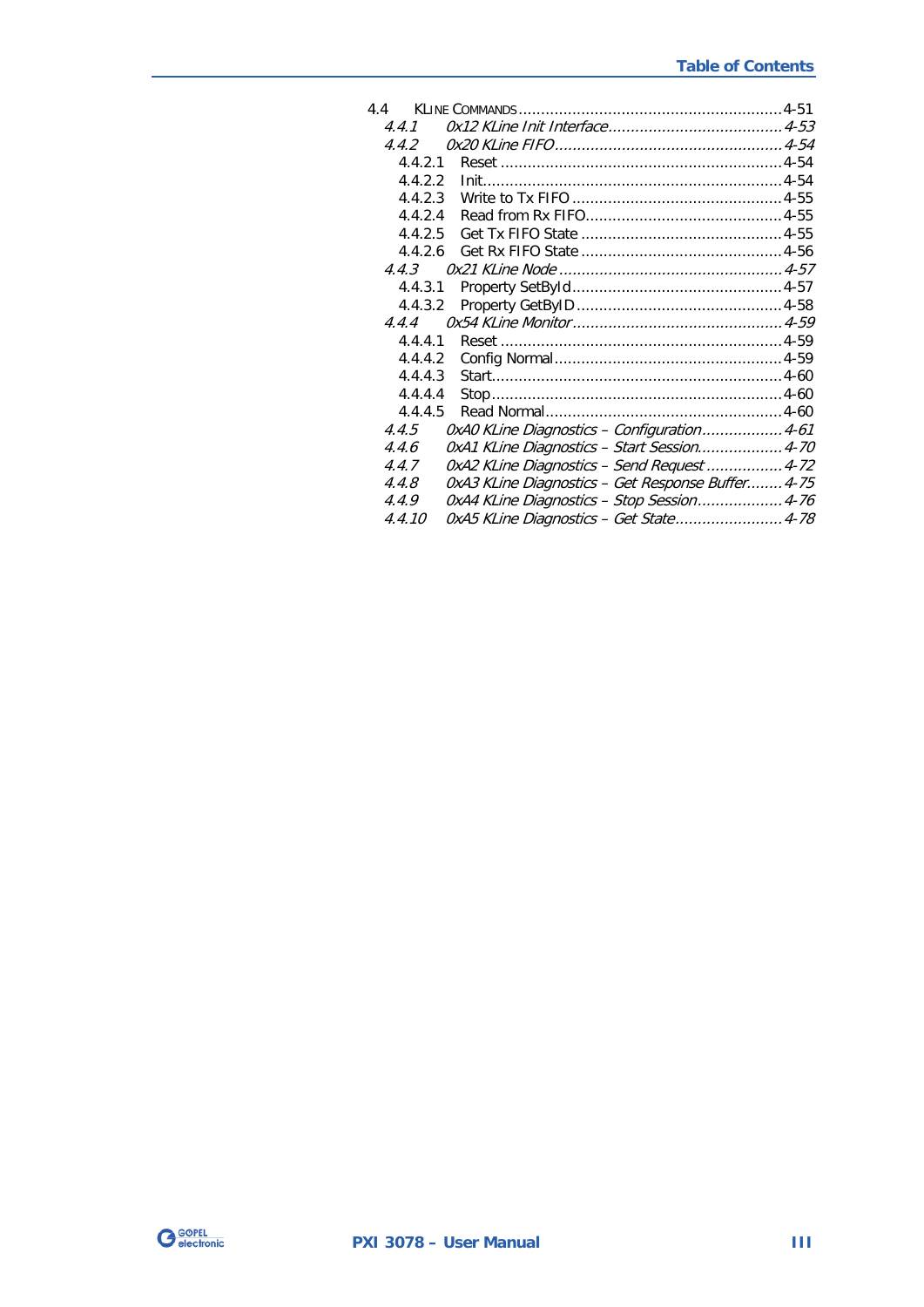4.4 KLINE COMMANDS ........................................................... 4-51

*4.4.1 0x12 KLine Init Interface ....................................... 4-53*

*4.4.2 0x20 KLine FIFO ................................................... 4-54*

4.4.2.1 Reset ............................................................... 4-54

4.4.2.2 Init .................................................................. 4-54

4.4.2.3 Write to Tx FIFO ............................................... 4-55

4.4.2.4 Read from Rx FIFO ............................................ 4-55

4.4.2.5 Get Tx FIFO State ............................................. 4-55

4.4.2.6 Get Rx FIFO State ............................................. 4-56

*4.4.3 0x21 KLine Node .................................................. 4-57*

4.4.3.1 Property SetById ............................................... 4-57

4.4.3.2 Property GetByID .............................................. 4-58

*4.4.4 0x54 KLine Monitor ............................................... 4-59*

4.4.4.1 Reset ............................................................... 4-59

4.4.4.2 Config Normal ................................................... 4-59

4.4.4.3 Start ................................................................. 4-60

4.4.4.4 Stop ................................................................. 4-60

4.4.4.5 Read Normal ..................................................... 4-60

*4.4.5 0xA0 KLine Diagnostics – Configuration .................. 4-61*

*4.4.6 0xA1 KLine Diagnostics – Start Session ................... 4-70*

*4.4.7 0xA2 KLine Diagnostics – Send Request ................. 4-72*

*4.4.8 0xA3 KLine Diagnostics – Get Response Buffer ........ 4-75*

*4.4.9 0xA4 KLine Diagnostics – Stop Session ................... 4-76*

*4.4.10 0xA5 KLine Diagnostics – Get State ........................ 4-78*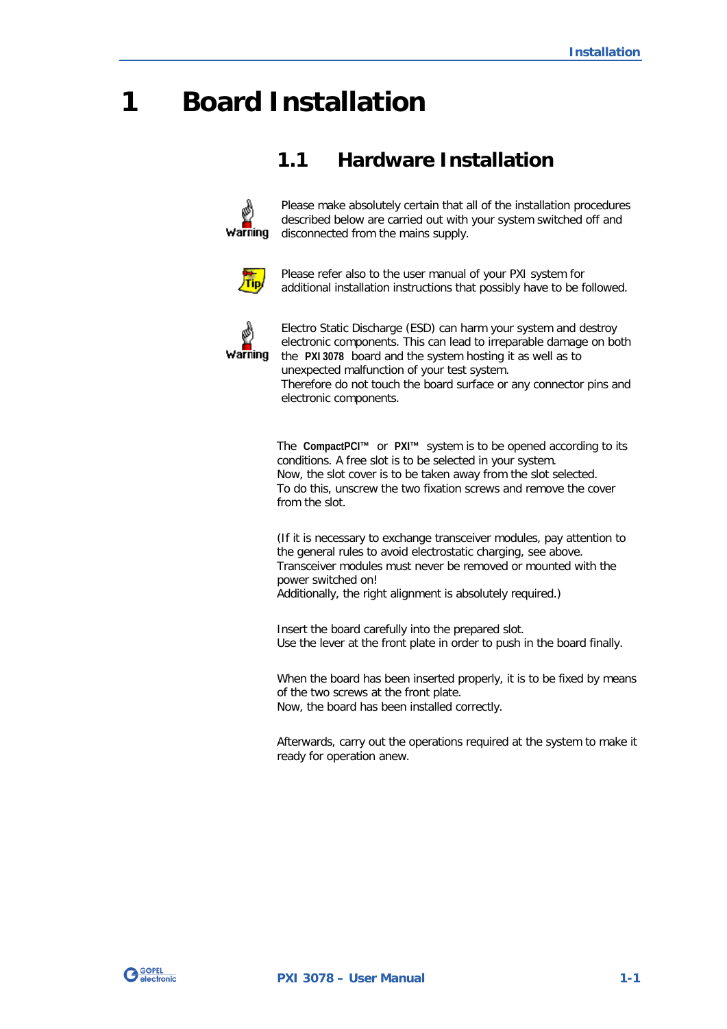# 1 Board Installation

## 1.1 Hardware Installation

**Warning**

Please make absolutely certain that all of the installation procedures described below are carried out with your system switched off and disconnected from the mains supply.

**Tip**

Please refer also to the user manual of your PXI system for additional installation instructions that possibly have to be followed.

**Warning**

Electro Static Discharge (ESD) can harm your system and destroy electronic components. This can lead to irreparable damage on both the **PXI 3078** board and the system hosting it as well as to unexpected malfunction of your test system.
Therefore do not touch the board surface or any connector pins and electronic components.

The **CompactPCI™** or **PXI™** system is to be opened according to its conditions. A free slot is to be selected in your system.
Now, the slot cover is to be taken away from the slot selected.
To do this, unscrew the two fixation screws and remove the cover from the slot.

(If it is necessary to exchange transceiver modules, pay attention to the general rules to avoid electrostatic charging, see above.
Transceiver modules must never be removed or mounted with the power switched on!
Additionally, the right alignment is absolutely required.)

Insert the board carefully into the prepared slot.
Use the lever at the front plate in order to push in the board finally.

When the board has been inserted properly, it is to be fixed by means of the two screws at the front plate.
Now, the board has been installed correctly.

Afterwards, carry out the operations required at the system to make it ready for operation anew.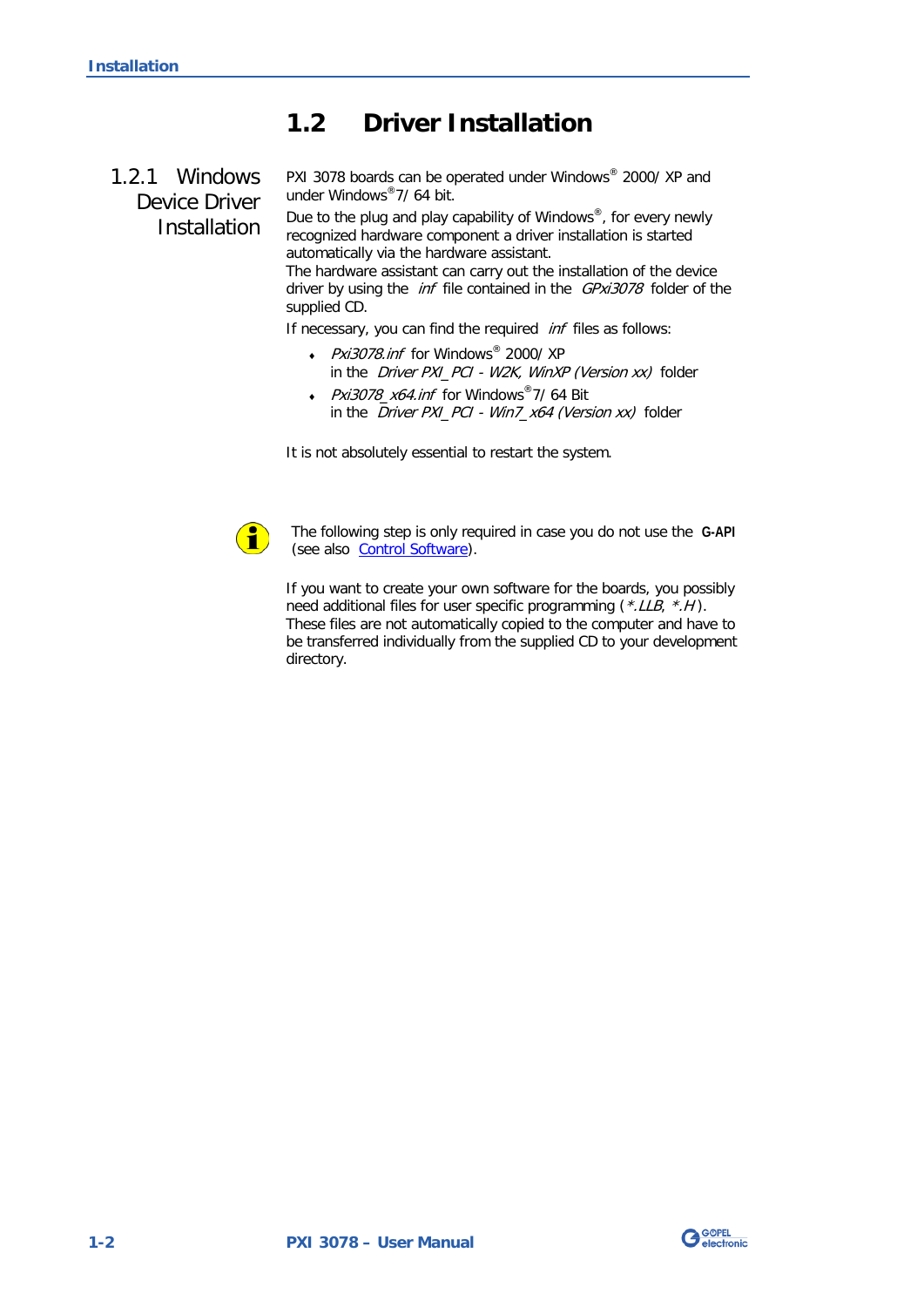## 1.2 Driver Installation

### 1.2.1 Windows Device Driver Installation

PXI 3078 boards can be operated under Windows® 2000/ XP and under Windows® 7/ 64 bit.

Due to the plug and play capability of Windows®, for every newly recognized hardware component a driver installation is started automatically via the hardware assistant.
The hardware assistant can carry out the installation of the device driver by using the *inf* file contained in the *GPxi3078* folder of the supplied CD.

If necessary, you can find the required *inf* files as follows:

- *Pxi3078.inf* for Windows® 2000/ XP
  in the *Driver PXI_PCI - W2K, WinXP (Version xx)* folder
- *Pxi3078_x64.inf* for Windows® 7/ 64 Bit
  in the *Driver PXI_PCI - Win7_x64 (Version xx)* folder

It is not absolutely essential to restart the system.

The following step is only required in case you do not use the **G-API** (see also Control Software).

If you want to create your own software for the boards, you possibly need additional files for user specific programming (*\*.LLB*, *\*.H*).
These files are not automatically copied to the computer and have to be transferred individually from the supplied CD to your development directory.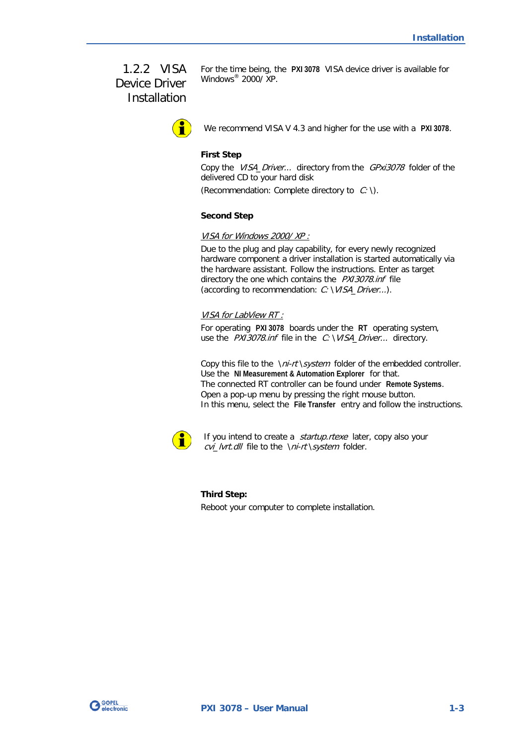## 1.2.2 VISA Device Driver Installation

For the time being, the **PXI 3078** VISA device driver is available for Windows® 2000/ XP.

We recommend VISA V 4.3 and higher for the use with a **PXI 3078**.

**First Step**

Copy the *VISA_Driver...* directory from the *GPxi3078* folder of the delivered CD to your hard disk

(Recommendation: Complete directory to *C:* \).

**Second Step**

*VISA for Windows 2000/ XP :*

Due to the plug and play capability, for every newly recognized hardware component a driver installation is started automatically via the hardware assistant. Follow the instructions. Enter as target directory the one which contains the *PXI3078.inf* file (according to recommendation: *C:\VISA_Driver...*).

*VISA for LabView RT :*

For operating **PXI 3078** boards under the **RT** operating system, use the *PXI3078.inf* file in the *C:\VISA_Driver...* directory.

Copy this file to the *\ni-rt\system* folder of the embedded controller. Use the **NI Measurement & Automation Explorer** for that. The connected RT controller can be found under **Remote Systems**. Open a pop-up menu by pressing the right mouse button. In this menu, select the **File Transfer** entry and follow the instructions.

If you intend to create a *startup.rtexe* later, copy also your *cvi_lvrt.dll* file to the *\ni-rt\system* folder.

**Third Step:**

Reboot your computer to complete installation.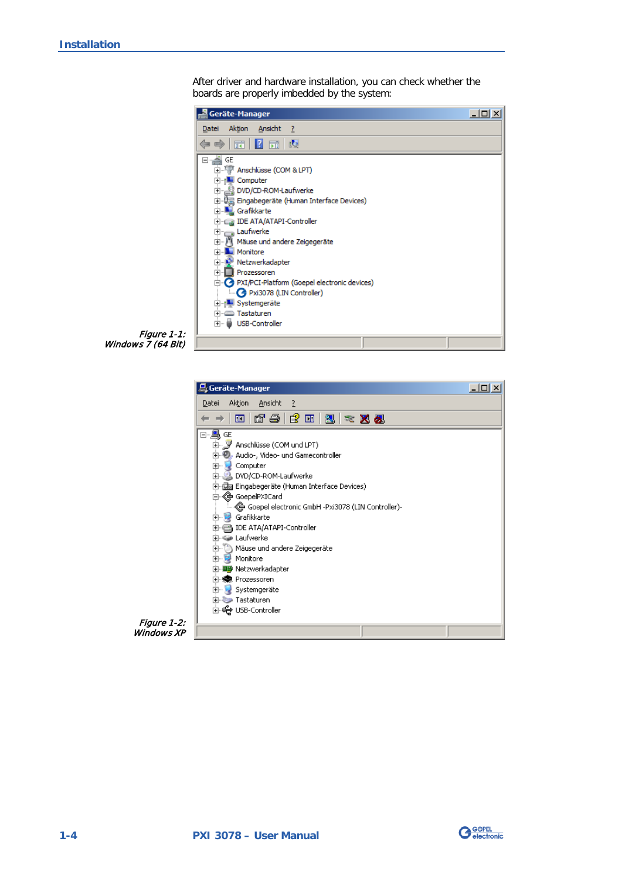After driver and hardware installation, you can check whether the boards are properly imbedded by the system:

Figure 1-1: Windows 7 (64 Bit)

Figure 1-2: Windows XP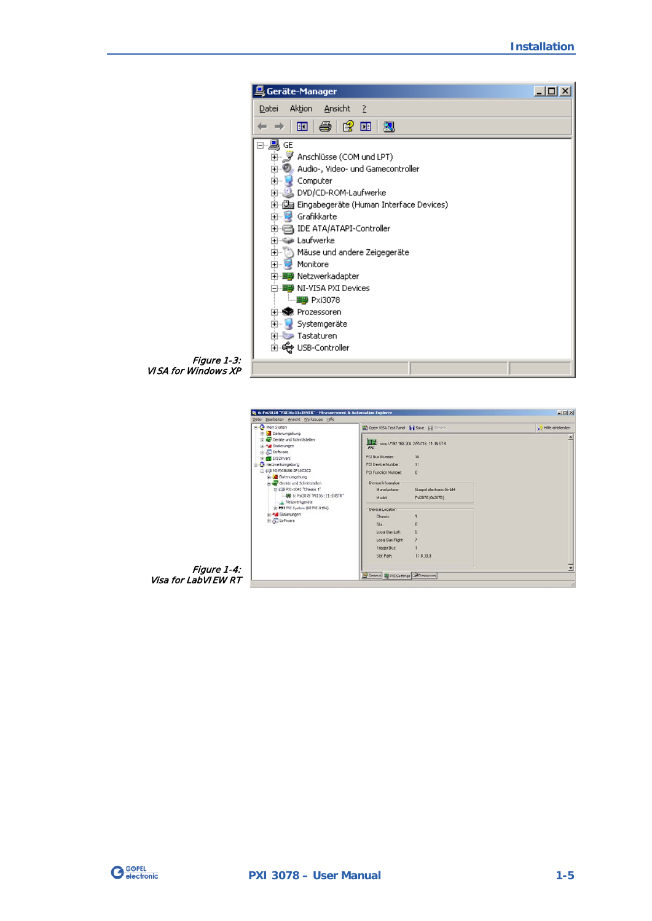Figure 1-3:
VISA for Windows XP

Figure 1-4:
Visa for LabVIEW RT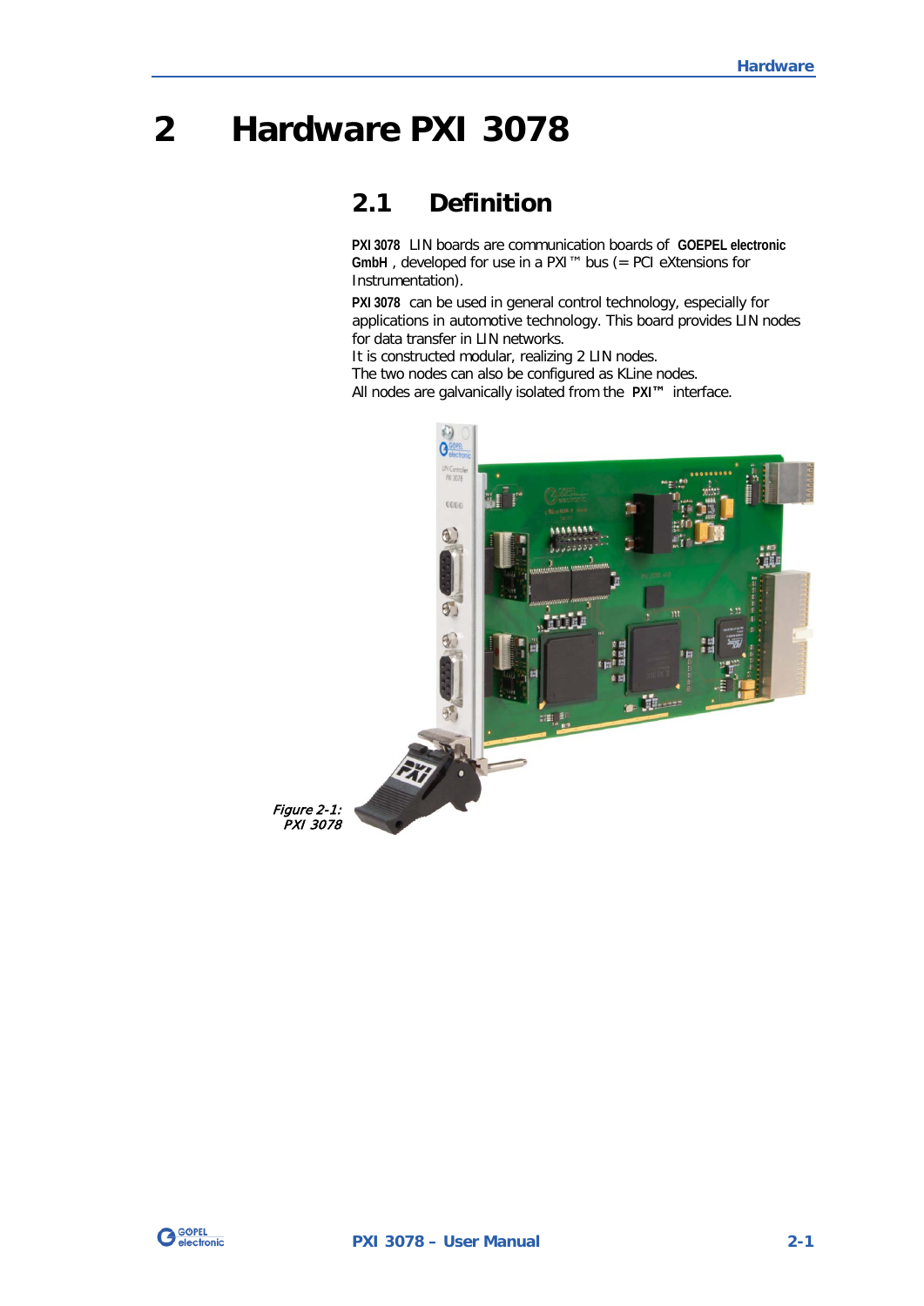# 2 Hardware PXI 3078

## 2.1 Definition

**PXI 3078** LIN boards are communication boards of **GOEPEL electronic GmbH**, developed for use in a PXI™ bus (= PCI eXtensions for Instrumentation).

**PXI 3078** can be used in general control technology, especially for applications in automotive technology. This board provides LIN nodes for data transfer in LIN networks.
It is constructed modular, realizing 2 LIN nodes.
The two nodes can also be configured as KLine nodes.
All nodes are galvanically isolated from the **PXI™** interface.

*Figure 2-1: PXI 3078*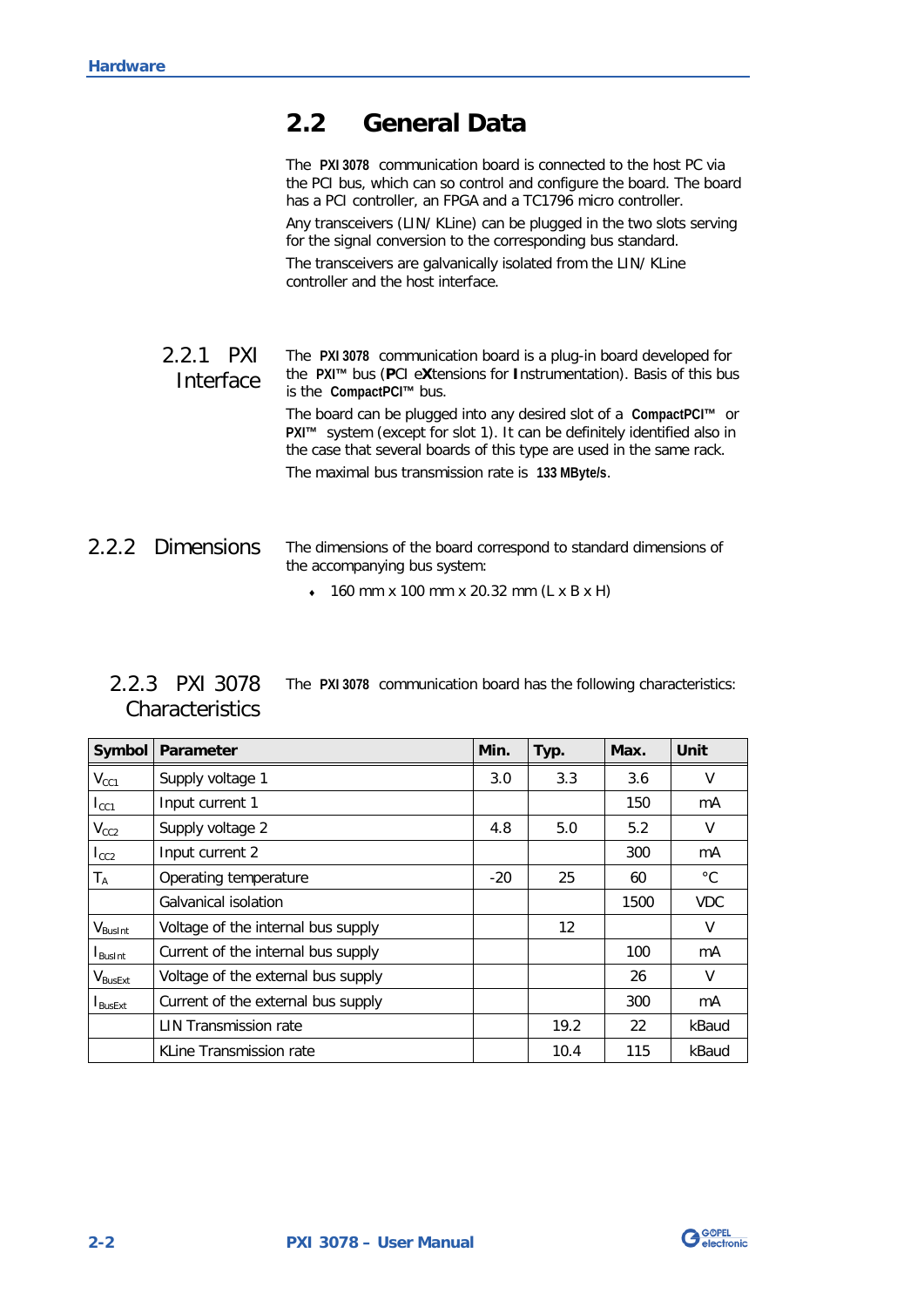## 2.2 General Data

The **PXI 3078** communication board is connected to the host PC via the PCI bus, which can so control and configure the board. The board has a PCI controller, an FPGA and a TC1796 micro controller.

Any transceivers (LIN/ KLine) can be plugged in the two slots serving for the signal conversion to the corresponding bus standard.

The transceivers are galvanically isolated from the LIN/ KLine controller and the host interface.

### 2.2.1 PXI Interface

The **PXI 3078** communication board is a plug-in board developed for the **PXI™** bus (**P**CI e**X**tensions for **I**nstrumentation). Basis of this bus is the **CompactPCI™** bus.

The board can be plugged into any desired slot of a **CompactPCI™** or **PXI™** system (except for slot 1). It can be definitely identified also in the case that several boards of this type are used in the same rack.

The maximal bus transmission rate is **133 MByte/s**.

### 2.2.2 Dimensions

The dimensions of the board correspond to standard dimensions of the accompanying bus system:

- 160 mm x 100 mm x 20.32 mm (L x B x H)

### 2.2.3 PXI 3078 Characteristics

The **PXI 3078** communication board has the following characteristics:

| Symbol | Parameter | Min. | Typ. | Max. | Unit |
|---|---|---|---|---|---|
| $V_{CC1}$ | Supply voltage 1 | 3.0 | 3.3 | 3.6 | V |
| $I_{CC1}$ | Input current 1 | | | 150 | mA |
| $V_{CC2}$ | Supply voltage 2 | 4.8 | 5.0 | 5.2 | V |
| $I_{CC2}$ | Input current 2 | | | 300 | mA |
| $T_A$ | Operating temperature | -20 | 25 | 60 | °C |
| | Galvanical isolation | | | 1500 | VDC |
| $V_{BusInt}$ | Voltage of the internal bus supply | | 12 | | V |
| $I_{BusInt}$ | Current of the internal bus supply | | | 100 | mA |
| $V_{BusExt}$ | Voltage of the external bus supply | | | 26 | V |
| $I_{BusExt}$ | Current of the external bus supply | | | 300 | mA |
| | LIN Transmission rate | | 19.2 | 22 | kBaud |
| | KLine Transmission rate | | 10.4 | 115 | kBaud |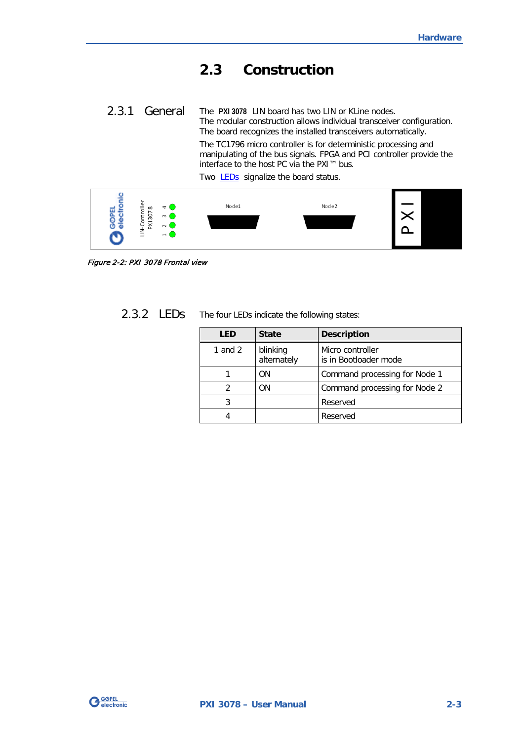## 2.3 Construction

### 2.3.1 General

The **PXI 3078** LIN board has two LIN or KLine nodes.
The modular construction allows individual transceiver configuration.
The board recognizes the installed transceivers automatically.

The TC1796 micro controller is for deterministic processing and manipulating of the bus signals. FPGA and PCI controller provide the interface to the host PC via the PXI™ bus.

Two LEDs signalize the board status.

*Figure 2-2: PXI 3078 Frontal view*

### 2.3.2 LEDs

The four LEDs indicate the following states:

| LED | State | Description |
|---|---|---|
| 1 and 2 | blinking alternately | Micro controller is in Bootloader mode |
| 1 | ON | Command processing for Node 1 |
| 2 | ON | Command processing for Node 2 |
| 3 | | Reserved |
| 4 | | Reserved |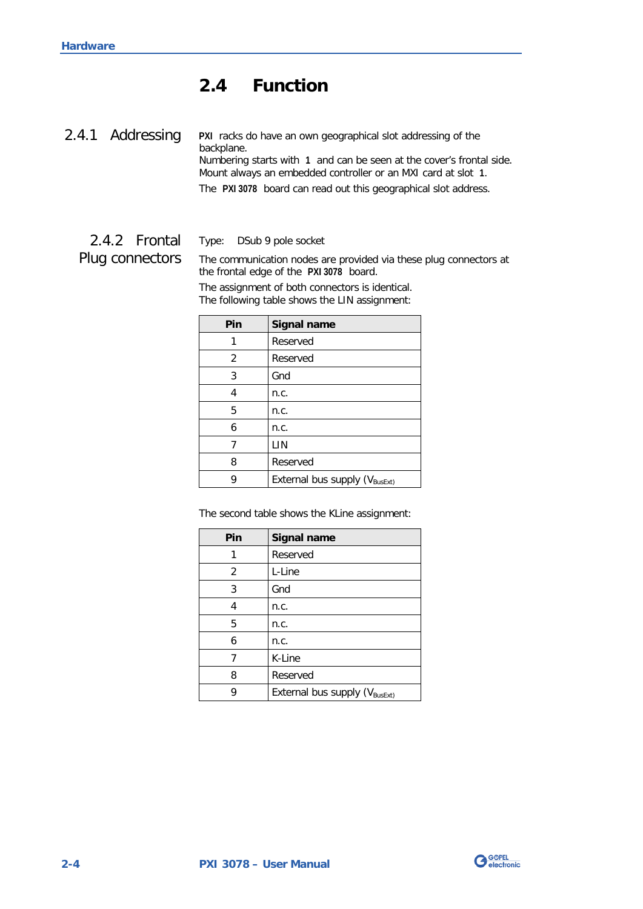## 2.4 Function

### 2.4.1 Addressing

**PXI** racks do have an own geographical slot addressing of the backplane.
Numbering starts with **1** and can be seen at the cover's frontal side.
Mount always an embedded controller or an MXI card at slot **1**.

The **PXI 3078** board can read out this geographical slot address.

### 2.4.2 Frontal Plug connectors

Type: DSub 9 pole socket

The communication nodes are provided via these plug connectors at the frontal edge of the **PXI 3078** board.

The assignment of both connectors is identical.
The following table shows the LIN assignment:

| Pin | Signal name |
|---|---|
| 1 | Reserved |
| 2 | Reserved |
| 3 | Gnd |
| 4 | n.c. |
| 5 | n.c. |
| 6 | n.c. |
| 7 | LIN |
| 8 | Reserved |
| 9 | External bus supply ($V_{BusExt}$) |

The second table shows the KLine assignment:

| Pin | Signal name |
|---|---|
| 1 | Reserved |
| 2 | L-Line |
| 3 | Gnd |
| 4 | n.c. |
| 5 | n.c. |
| 6 | n.c. |
| 7 | K-Line |
| 8 | Reserved |
| 9 | External bus supply ($V_{BusExt}$) |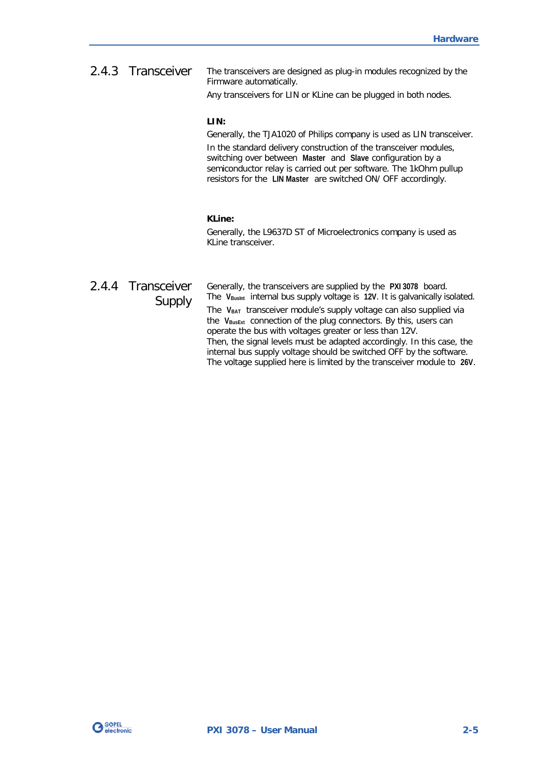### 2.4.3 Transceiver

The transceivers are designed as plug-in modules recognized by the Firmware automatically.

Any transceivers for LIN or KLine can be plugged in both nodes.

**LIN:**

Generally, the TJA1020 of Philips company is used as LIN transceiver.

In the standard delivery construction of the transceiver modules, switching over between **Master** and **Slave** configuration by a semiconductor relay is carried out per software. The 1kOhm pullup resistors for the **LIN Master** are switched ON/ OFF accordingly.

**KLine:**

Generally, the L9637D ST of Microelectronics company is used as KLine transceiver.

### 2.4.4 Transceiver Supply

Generally, the transceivers are supplied by the **PXI 3078** board. The $V_{BusInt}$ internal bus supply voltage is **12V**. It is galvanically isolated.

The $V_{BAT}$ transceiver module's supply voltage can also supplied via the $V_{BusExt}$ connection of the plug connectors. By this, users can operate the bus with voltages greater or less than 12V.
Then, the signal levels must be adapted accordingly. In this case, the internal bus supply voltage should be switched OFF by the software. The voltage supplied here is limited by the transceiver module to **26V**.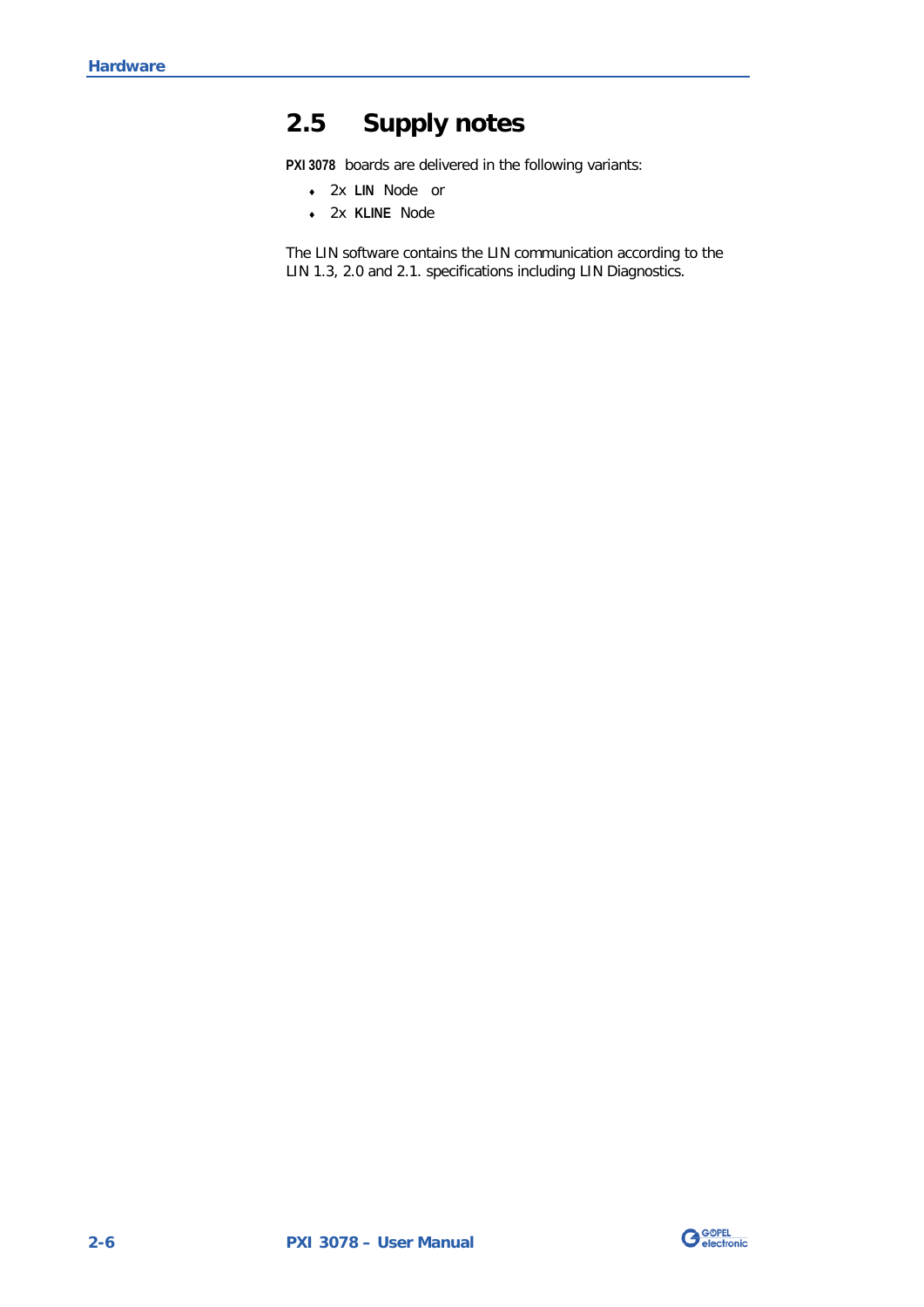## 2.5 Supply notes

**PXI 3078** boards are delivered in the following variants:

- 2x **LIN** Node or
- 2x **KLINE** Node

The LIN software contains the LIN communication according to the LIN 1.3, 2.0 and 2.1. specifications including LIN Diagnostics.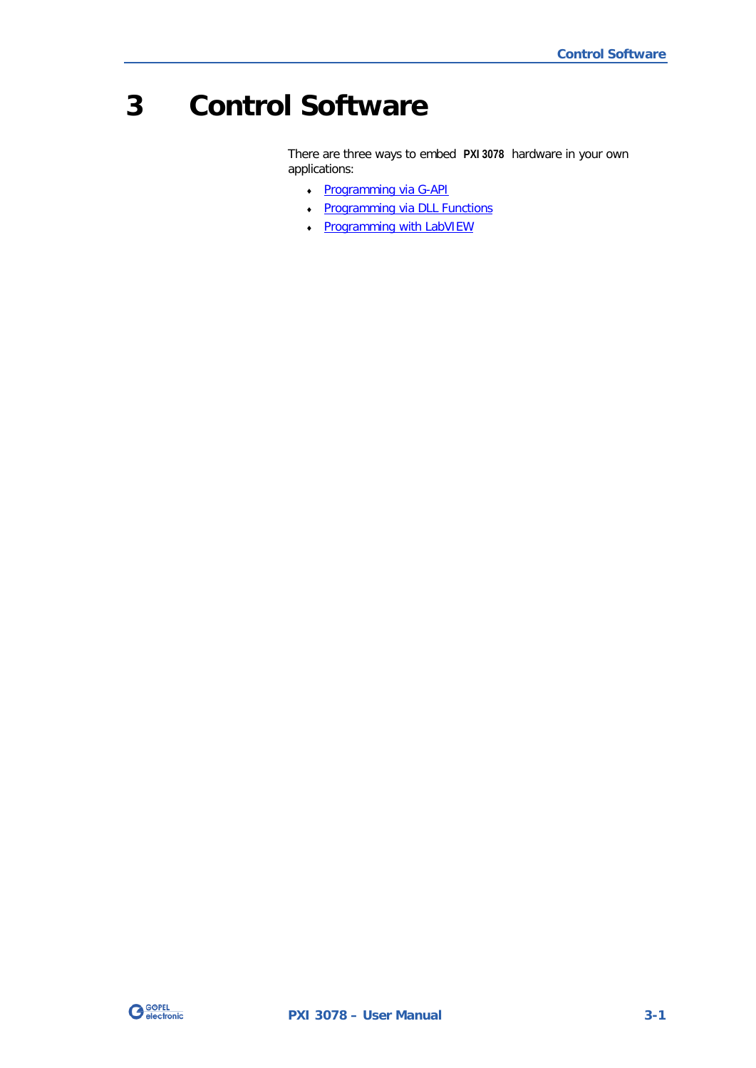# 3 Control Software

There are three ways to embed **PXI 3078** hardware in your own applications:

- Programming via G-API
- Programming via DLL Functions
- Programming with LabVIEW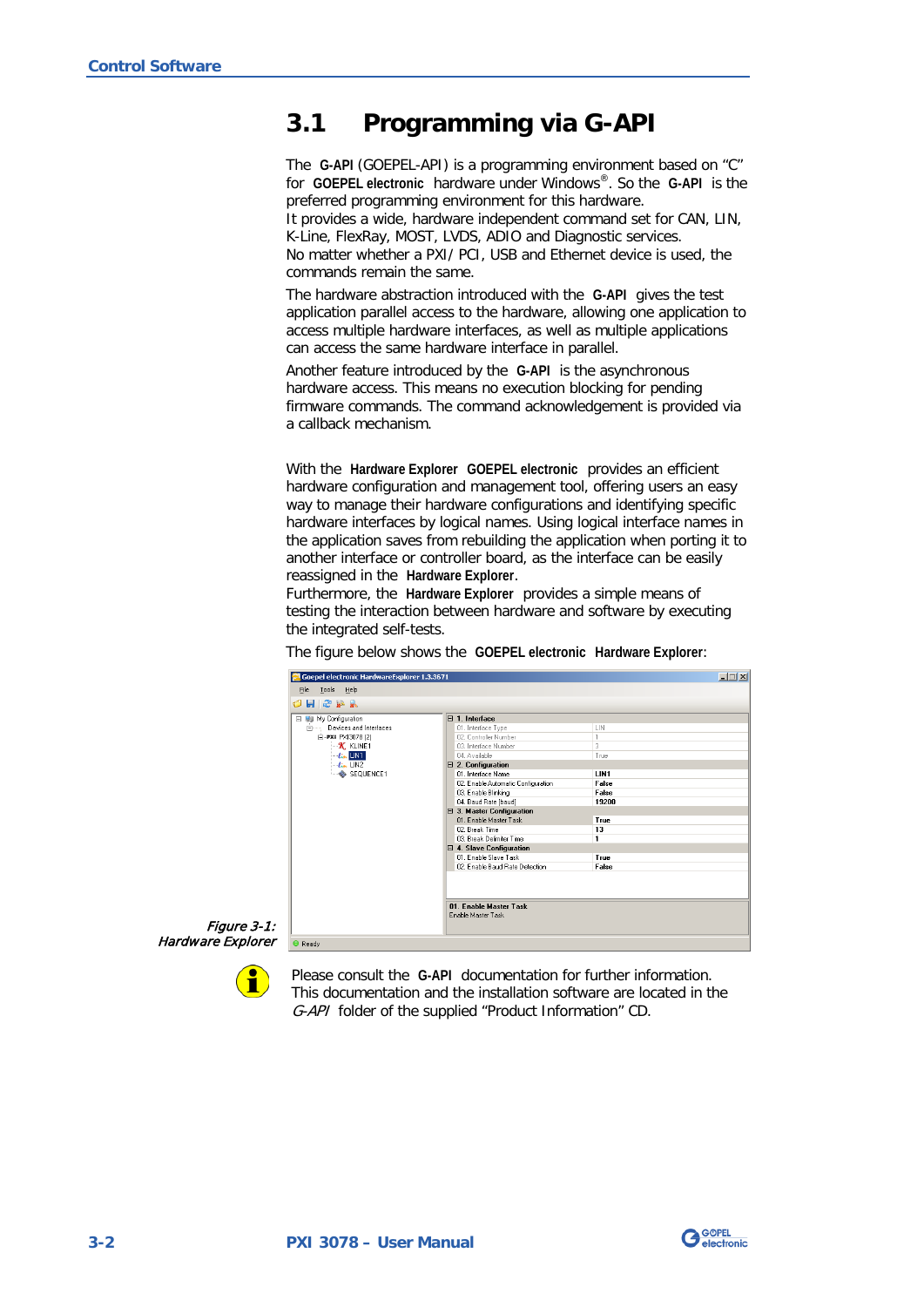## 3.1 Programming via G-API

The **G-API** (GOEPEL-API) is a programming environment based on "C" for **GOEPEL electronic** hardware under Windows®. So the **G-API** is the preferred programming environment for this hardware.
It provides a wide, hardware independent command set for CAN, LIN, K-Line, FlexRay, MOST, LVDS, ADIO and Diagnostic services.
No matter whether a PXI/ PCI, USB and Ethernet device is used, the commands remain the same.

The hardware abstraction introduced with the **G-API** gives the test application parallel access to the hardware, allowing one application to access multiple hardware interfaces, as well as multiple applications can access the same hardware interface in parallel.

Another feature introduced by the **G-API** is the asynchronous hardware access. This means no execution blocking for pending firmware commands. The command acknowledgement is provided via a callback mechanism.

With the **Hardware Explorer** **GOEPEL electronic** provides an efficient hardware configuration and management tool, offering users an easy way to manage their hardware configurations and identifying specific hardware interfaces by logical names. Using logical interface names in the application saves from rebuilding the application when porting it to another interface or controller board, as the interface can be easily reassigned in the **Hardware Explorer**.
Furthermore, the **Hardware Explorer** provides a simple means of testing the interaction between hardware and software by executing the integrated self-tests.

The figure below shows the **GOEPEL electronic** **Hardware Explorer**:

*Figure 3-1: Hardware Explorer*

Please consult the **G-API** documentation for further information. This documentation and the installation software are located in the *G-API* folder of the supplied "Product Information" CD.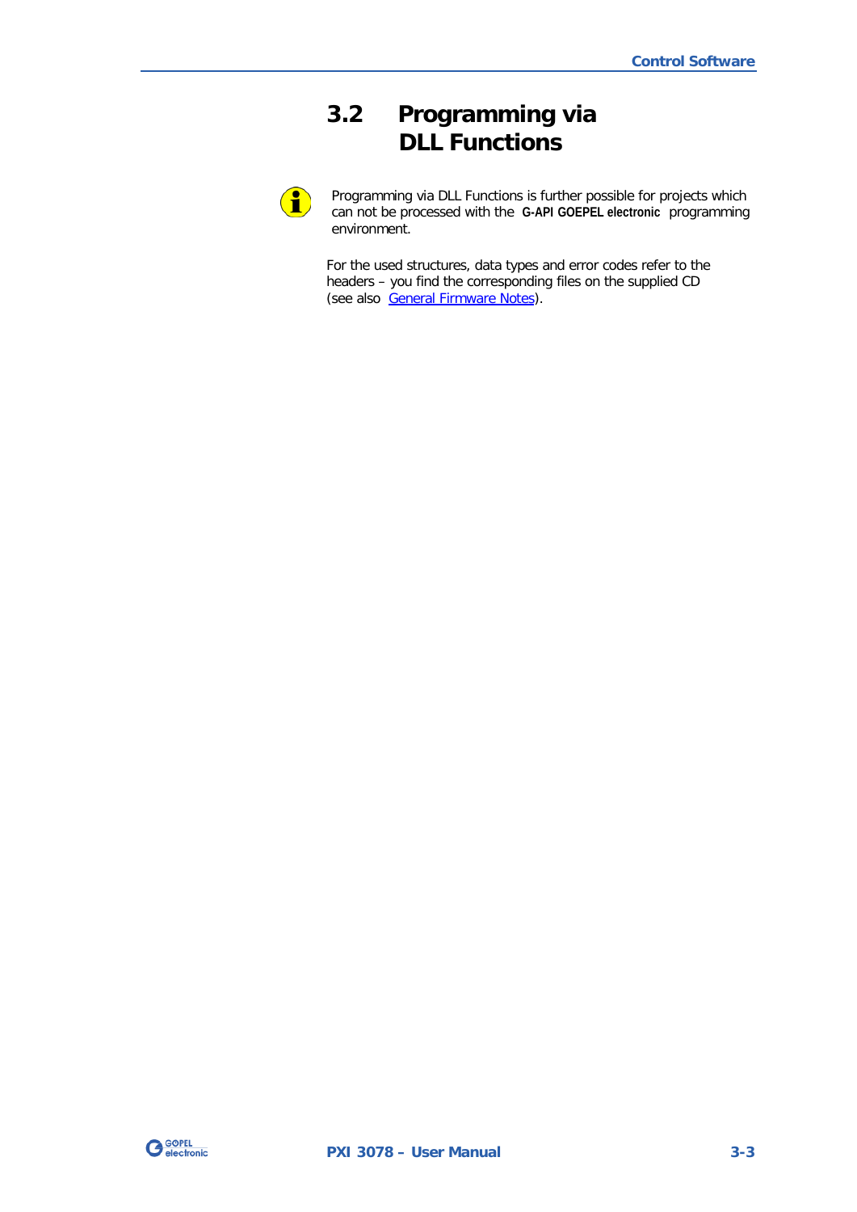## 3.2 Programming via DLL Functions

Programming via DLL Functions is further possible for projects which can not be processed with the **G-API GOEPEL electronic** programming environment.

For the used structures, data types and error codes refer to the headers – you find the corresponding files on the supplied CD (see also General Firmware Notes).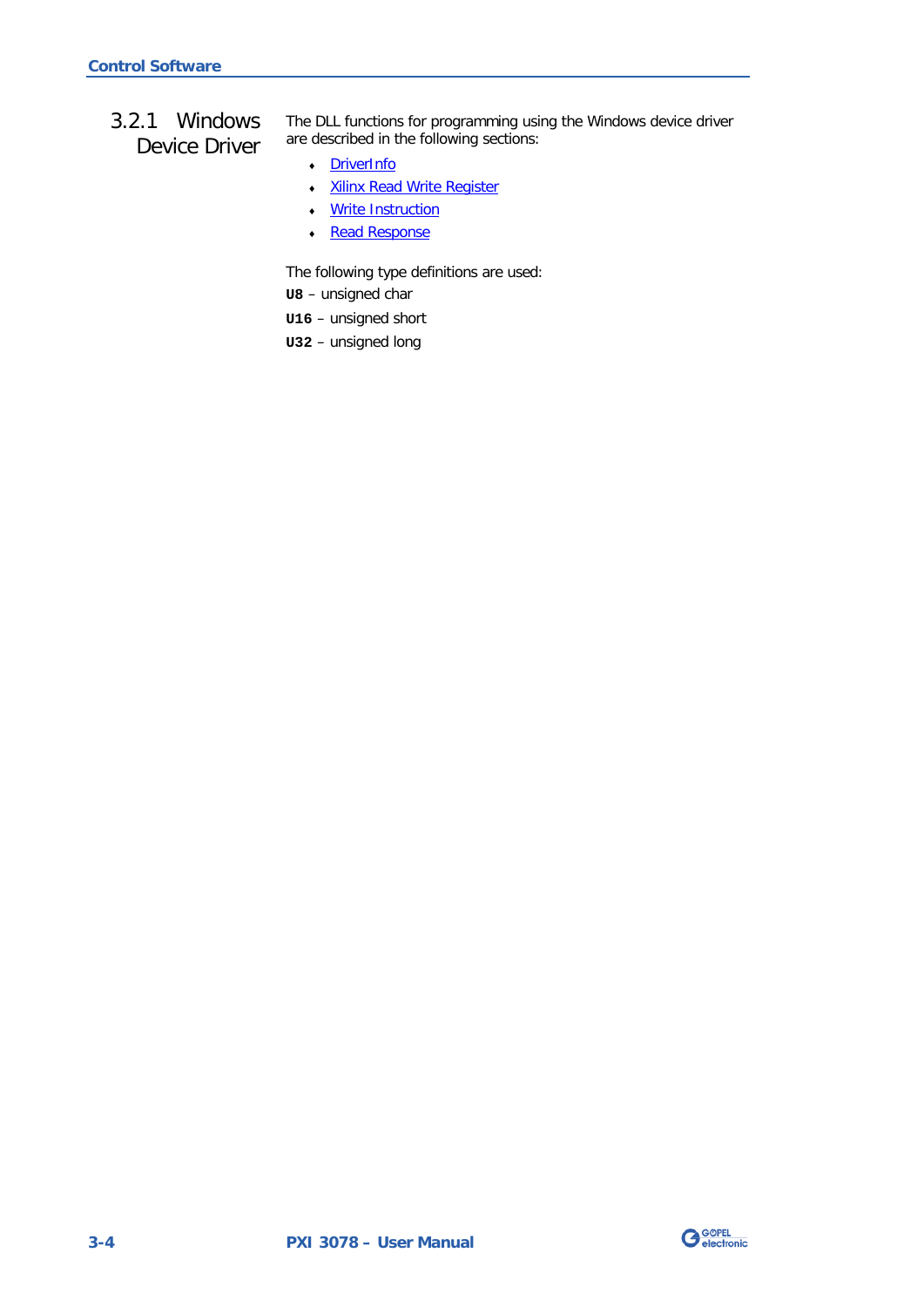### 3.2.1 Windows Device Driver

The DLL functions for programming using the Windows device driver are described in the following sections:

- DriverInfo
- Xilinx Read Write Register
- Write Instruction
- Read Response

The following type definitions are used:

**`U8`** – unsigned char

**`U16`** – unsigned short

**`U32`** – unsigned long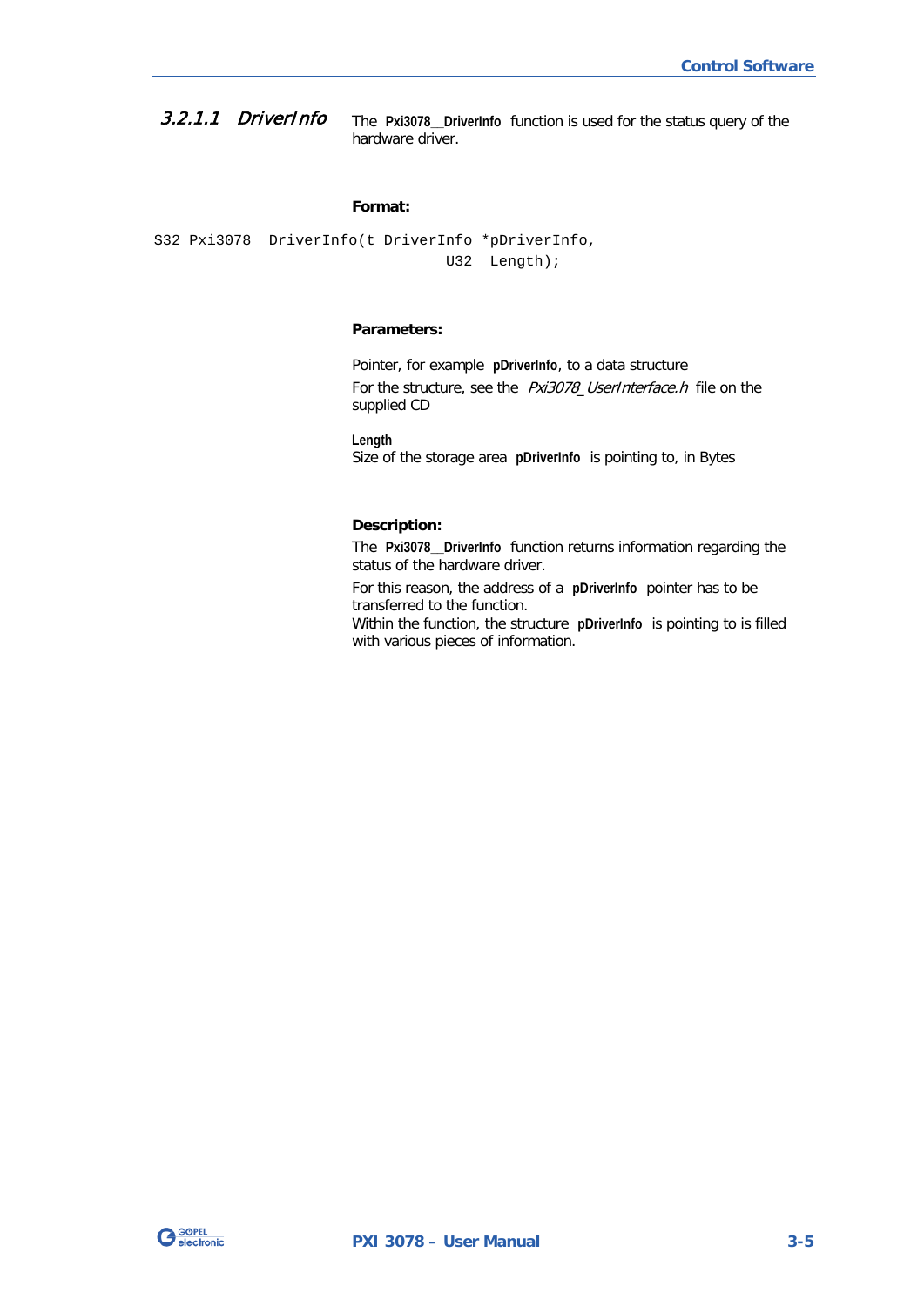### *3.2.1.1 DriverInfo*

The **Pxi3078__DriverInfo** function is used for the status query of the hardware driver.

**Format:**

```
S32 Pxi3078__DriverInfo(t_DriverInfo *pDriverInfo,
                                 U32  Length);
```

**Parameters:**

Pointer, for example **pDriverInfo**, to a data structure

For the structure, see the *Pxi3078_UserInterface.h* file on the supplied CD

**Length**
Size of the storage area **pDriverInfo** is pointing to, in Bytes

**Description:**

The **Pxi3078__DriverInfo** function returns information regarding the status of the hardware driver.

For this reason, the address of a **pDriverInfo** pointer has to be transferred to the function.
Within the function, the structure **pDriverInfo** is pointing to is filled with various pieces of information.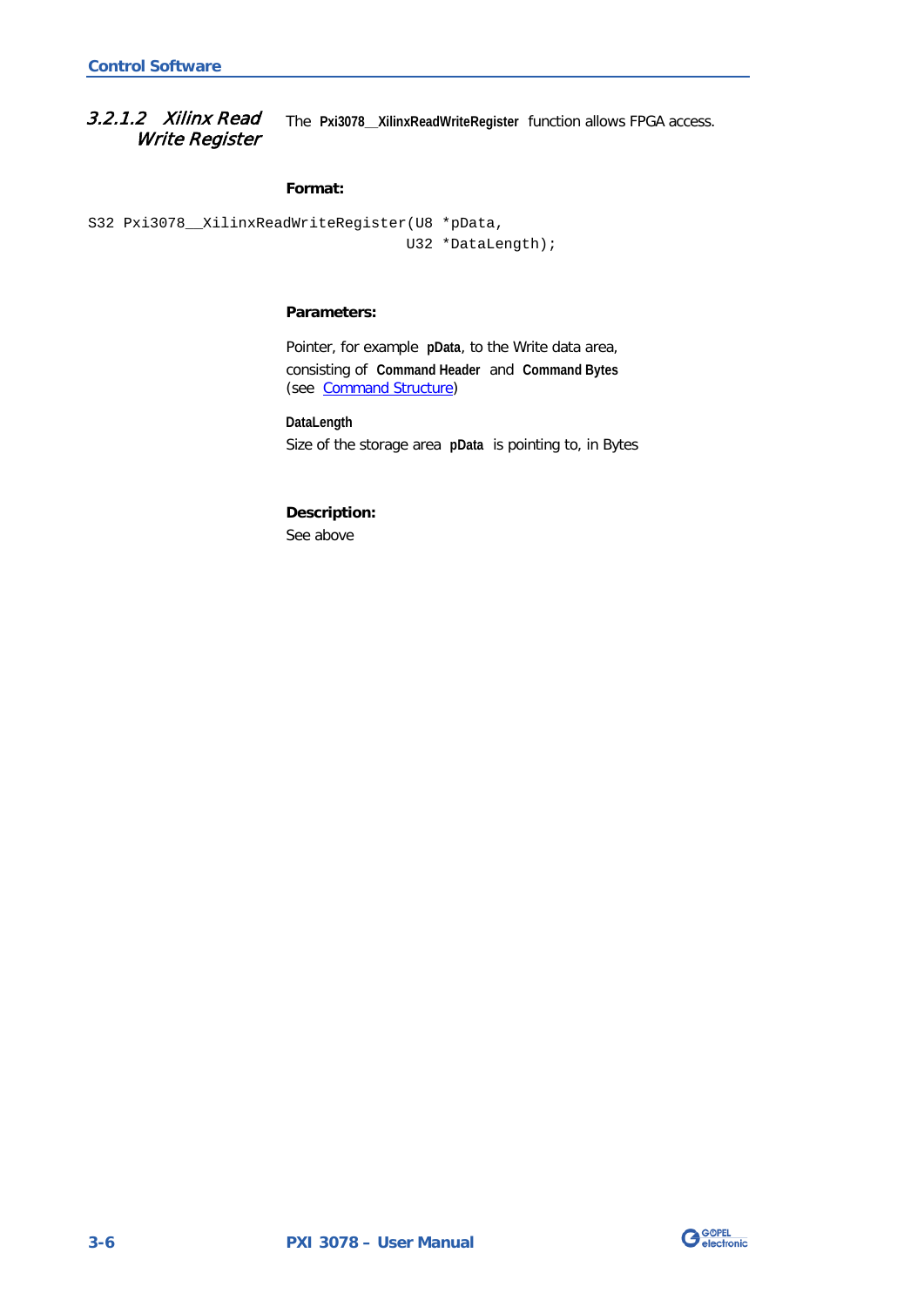### 3.2.1.2 Xilinx Read Write Register

The **Pxi3078__XilinxReadWriteRegister** function allows FPGA access.

**Format:**

```
S32 Pxi3078__XilinxReadWriteRegister(U8 *pData,
                                     U32 *DataLength);
```

**Parameters:**

Pointer, for example **pData**, to the Write data area, consisting of **Command Header** and **Command Bytes** (see Command Structure)

**DataLength**
Size of the storage area **pData** is pointing to, in Bytes

**Description:**
See above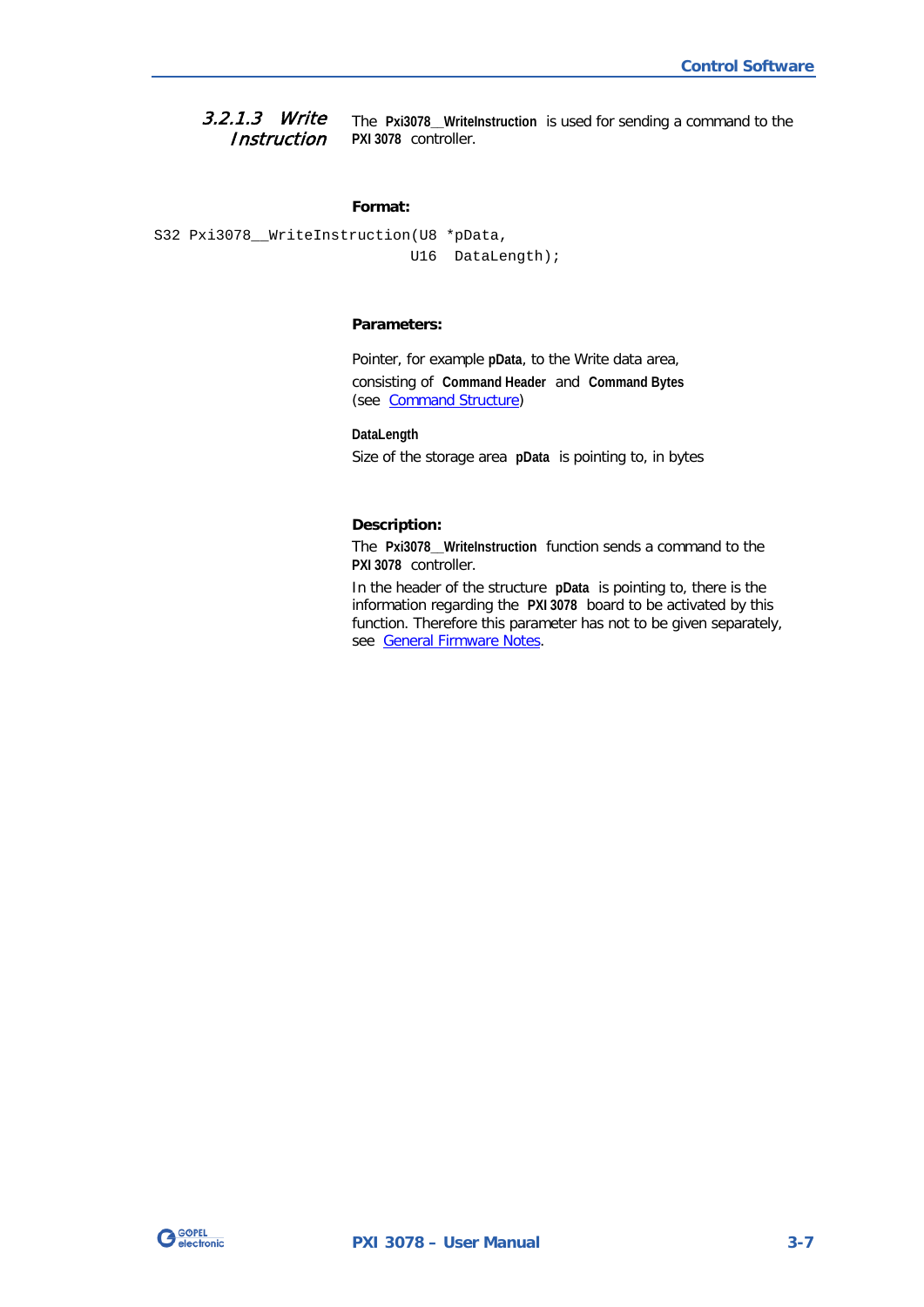### 3.2.1.3 Write Instruction

The **Pxi3078__WriteInstruction** is used for sending a command to the **PXI 3078** controller.

**Format:**

```
S32 Pxi3078__WriteInstruction(U8 *pData,
                              U16  DataLength);
```

**Parameters:**

Pointer, for example **pData**, to the Write data area, consisting of **Command Header** and **Command Bytes** (see Command Structure)

**DataLength**

Size of the storage area **pData** is pointing to, in bytes

**Description:**

The **Pxi3078__WriteInstruction** function sends a command to the **PXI 3078** controller.

In the header of the structure **pData** is pointing to, there is the information regarding the **PXI 3078** board to be activated by this function. Therefore this parameter has not to be given separately, see General Firmware Notes.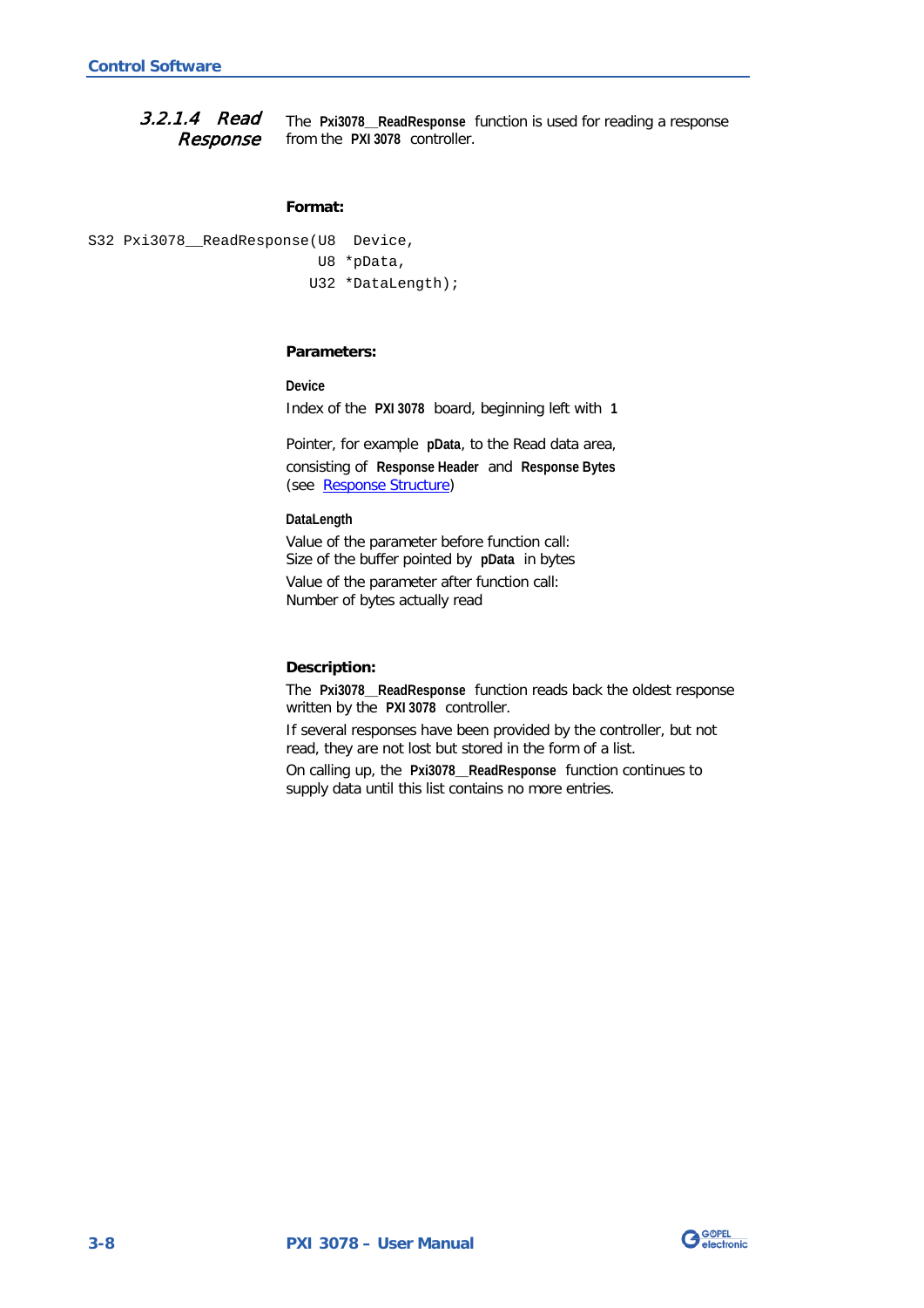### 3.2.1.4 Read Response

The **Pxi3078__ReadResponse** function is used for reading a response from the **PXI 3078** controller.

**Format:**

```
S32 Pxi3078__ReadResponse(U8  Device,
                           U8 *pData,
                          U32 *DataLength);
```

**Parameters:**

**Device**

Index of the **PXI 3078** board, beginning left with **1**

Pointer, for example **pData**, to the Read data area, consisting of **Response Header** and **Response Bytes** (see Response Structure)

**DataLength**

Value of the parameter before function call:
Size of the buffer pointed by **pData** in bytes

Value of the parameter after function call:
Number of bytes actually read

**Description:**

The **Pxi3078__ReadResponse** function reads back the oldest response written by the **PXI 3078** controller.

If several responses have been provided by the controller, but not read, they are not lost but stored in the form of a list.

On calling up, the **Pxi3078__ReadResponse** function continues to supply data until this list contains no more entries.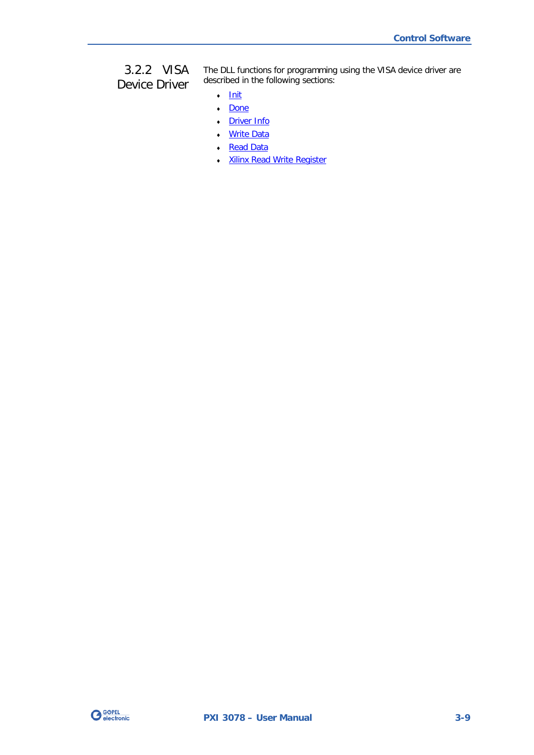### 3.2.2 VISA Device Driver

The DLL functions for programming using the VISA device driver are described in the following sections:

- Init
- Done
- Driver Info
- Write Data
- Read Data
- Xilinx Read Write Register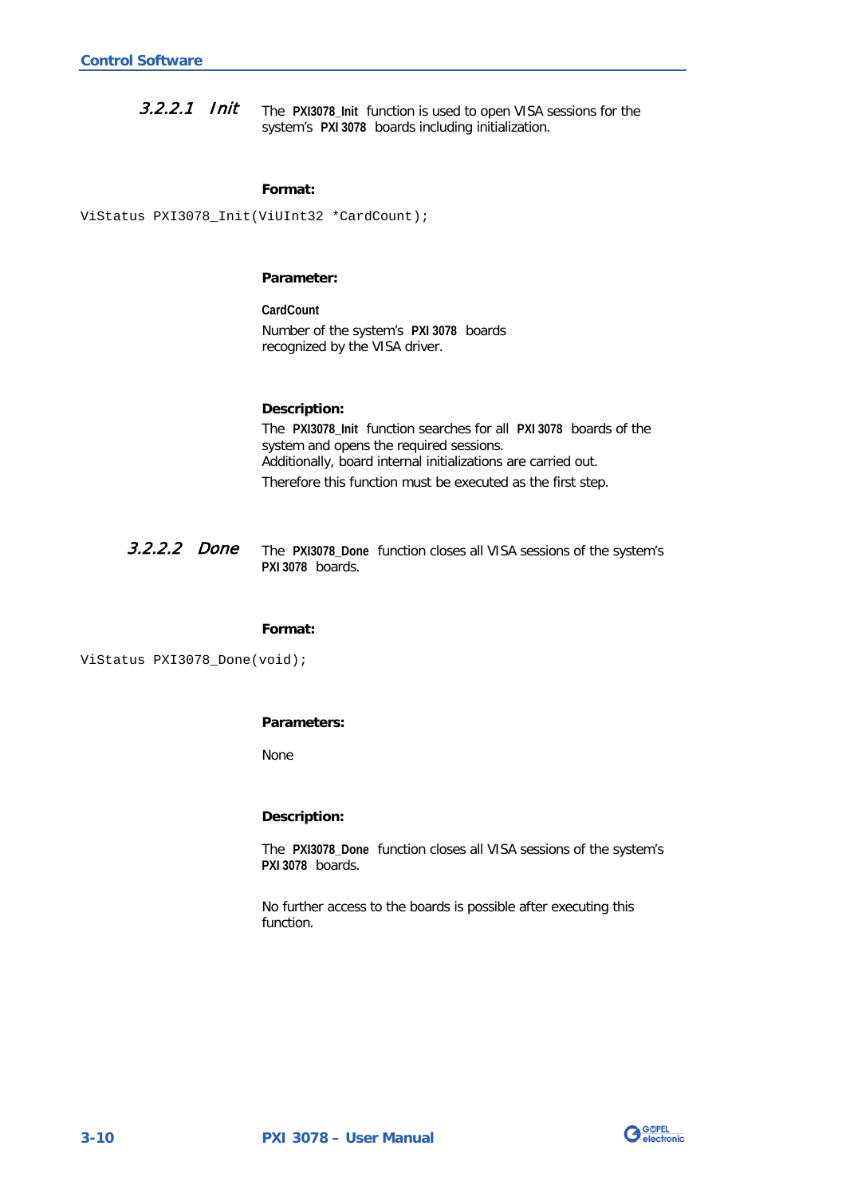#### 3.2.2.1 *Init*

The **PXI3078_Init** function is used to open VISA sessions for the system's **PXI 3078** boards including initialization.

**Format:**

```
ViStatus PXI3078_Init(ViUInt32 *CardCount);
```

**Parameter:**

**CardCount**

Number of the system's **PXI 3078** boards recognized by the VISA driver.

**Description:**

The **PXI3078_Init** function searches for all **PXI 3078** boards of the system and opens the required sessions.
Additionally, board internal initializations are carried out.

Therefore this function must be executed as the first step.

#### 3.2.2.2 *Done*

The **PXI3078_Done** function closes all VISA sessions of the system's **PXI 3078** boards.

**Format:**

```
ViStatus PXI3078_Done(void);
```

**Parameters:**

None

**Description:**

The **PXI3078_Done** function closes all VISA sessions of the system's **PXI 3078** boards.

No further access to the boards is possible after executing this function.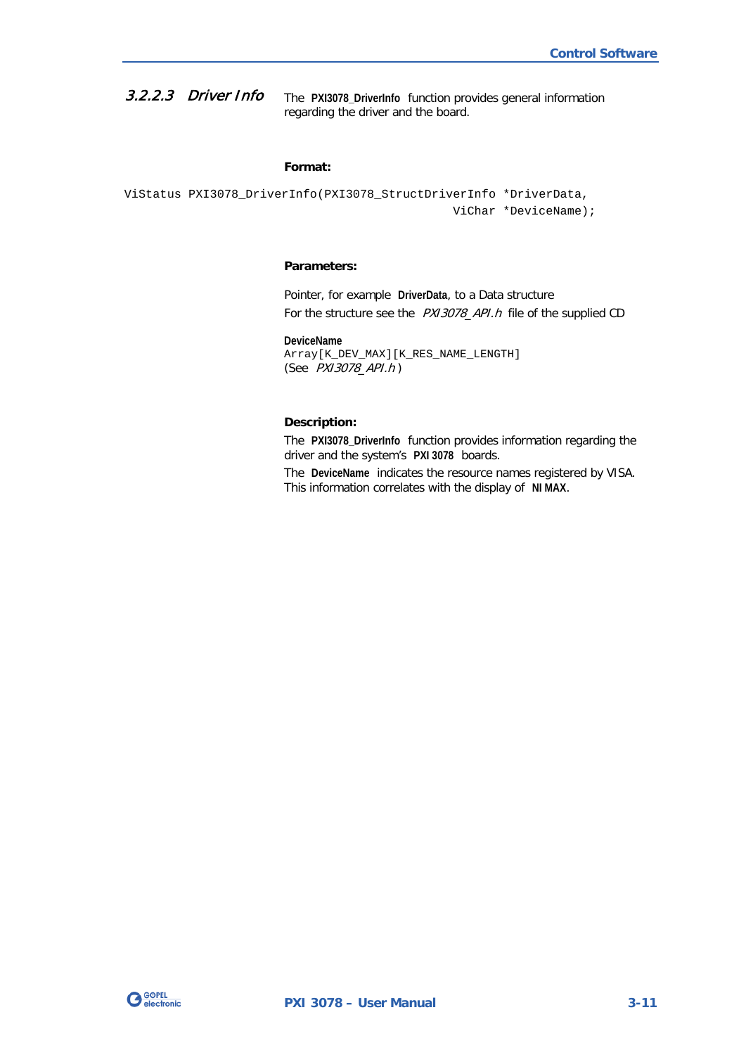### 3.2.2.3 *Driver Info*

The **PXI3078_DriverInfo** function provides general information regarding the driver and the board.

**Format:**

```
ViStatus PXI3078_DriverInfo(PXI3078_StructDriverInfo *DriverData,
                                                ViChar *DeviceName);
```

**Parameters:**

Pointer, for example **DriverData**, to a Data structure

For the structure see the *PXI3078_API.h* file of the supplied CD

**DeviceName**
`Array[K_DEV_MAX][K_RES_NAME_LENGTH]`
(See *PXI3078_API.h*)

**Description:**

The **PXI3078_DriverInfo** function provides information regarding the driver and the system's **PXI 3078** boards.

The **DeviceName** indicates the resource names registered by VISA. This information correlates with the display of **NI MAX**.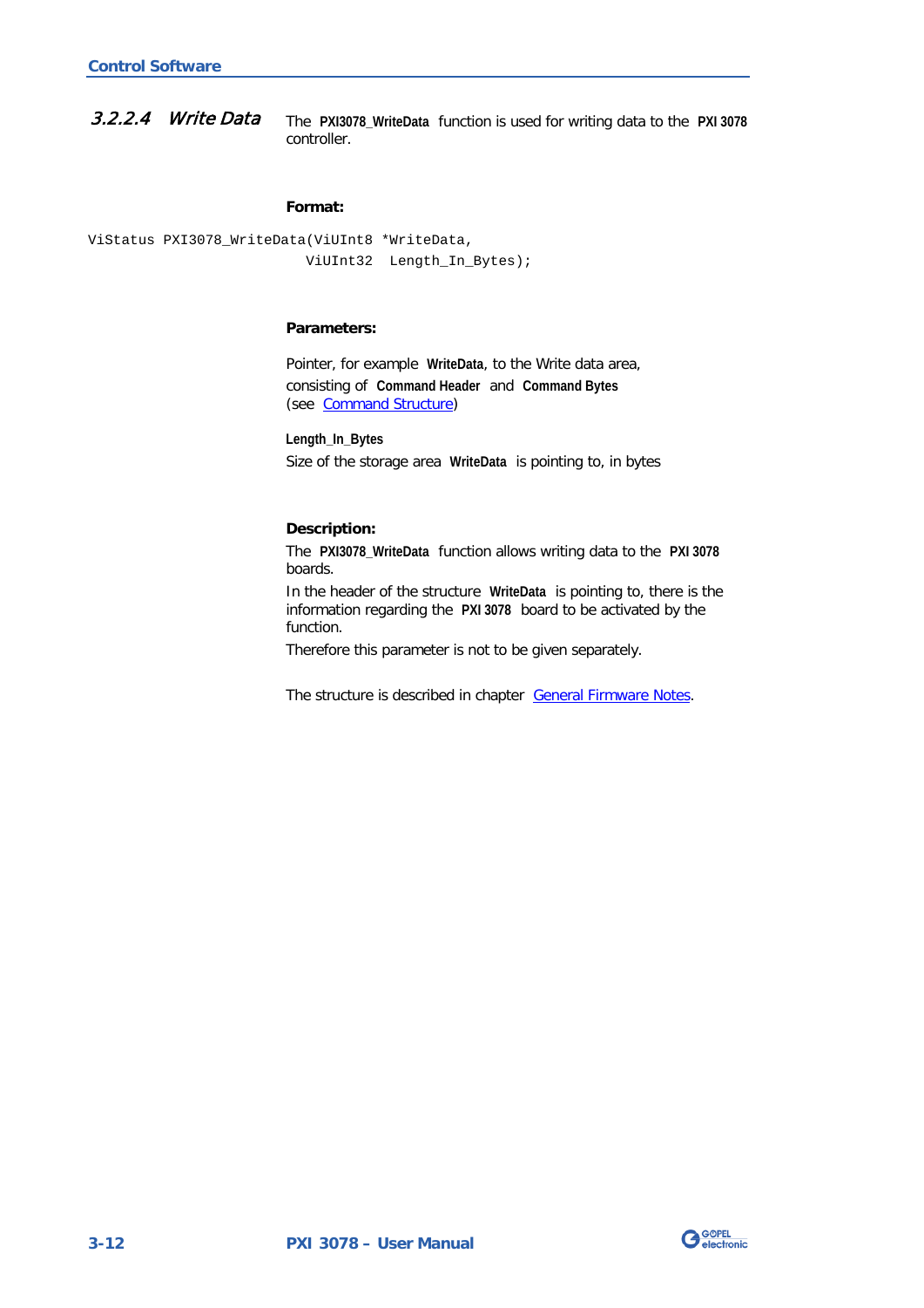### 3.2.2.4 Write Data

The **PXI3078_WriteData** function is used for writing data to the **PXI 3078** controller.

**Format:**

```
ViStatus PXI3078_WriteData(ViUInt8 *WriteData,
                           ViUInt32  Length_In_Bytes);
```

**Parameters:**

Pointer, for example **WriteData**, to the Write data area, consisting of **Command Header** and **Command Bytes** (see Command Structure)

**Length_In_Bytes**
Size of the storage area **WriteData** is pointing to, in bytes

**Description:**

The **PXI3078_WriteData** function allows writing data to the **PXI 3078** boards.

In the header of the structure **WriteData** is pointing to, there is the information regarding the **PXI 3078** board to be activated by the function.

Therefore this parameter is not to be given separately.

The structure is described in chapter General Firmware Notes.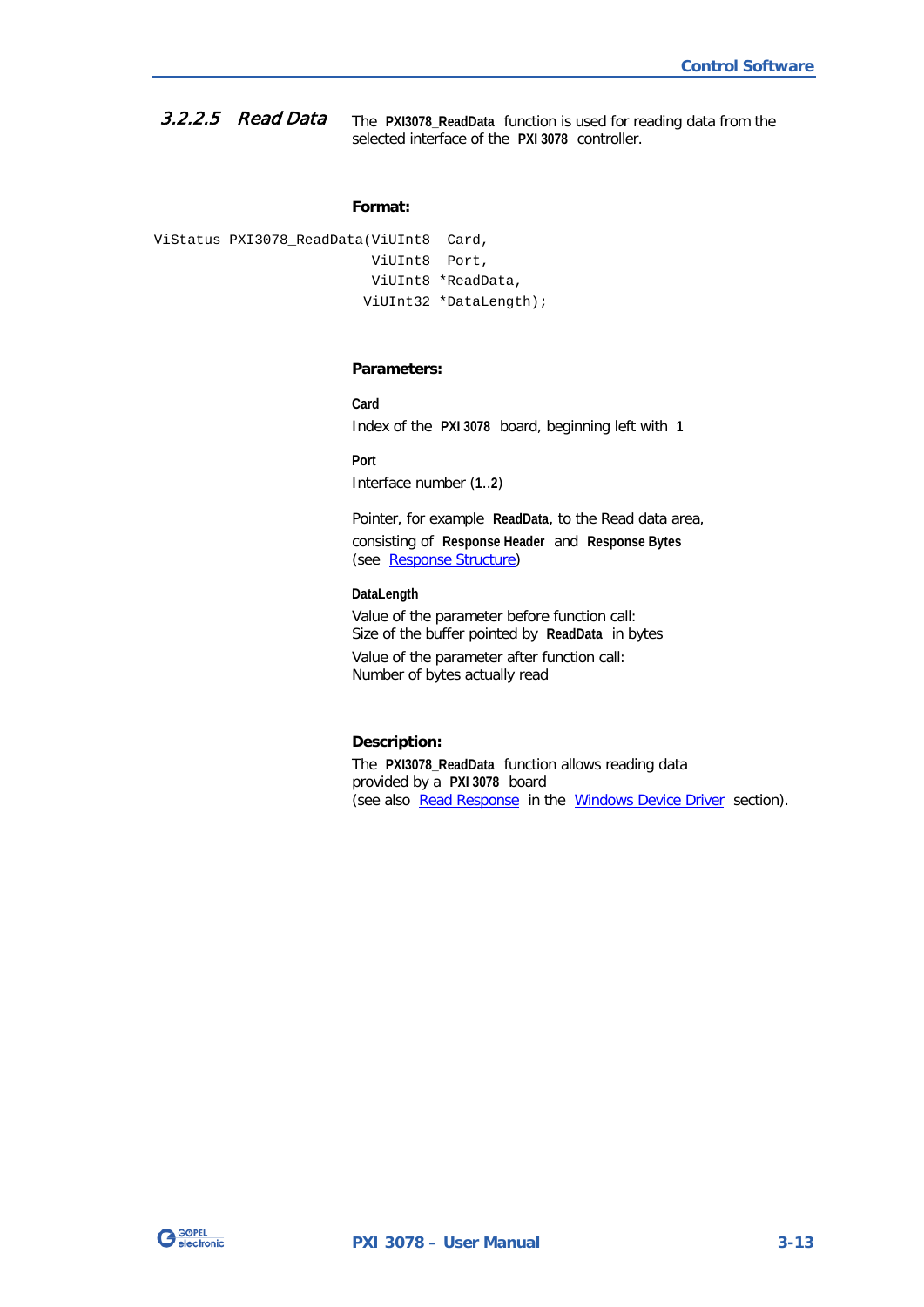### 3.2.2.5 *Read Data*

The **PXI3078_ReadData** function is used for reading data from the selected interface of the **PXI 3078** controller.

**Format:**

```
ViStatus PXI3078_ReadData(ViUInt8  Card,
                          ViUInt8  Port,
                          ViUInt8 *ReadData,
                         ViUInt32 *DataLength);
```

**Parameters:**

**Card**
Index of the **PXI 3078** board, beginning left with **1**

**Port**
Interface number (**1**..**2**)

Pointer, for example **ReadData**, to the Read data area, consisting of **Response Header** and **Response Bytes** (see Response Structure)

**DataLength**
Value of the parameter before function call:
Size of the buffer pointed by **ReadData** in bytes

Value of the parameter after function call:
Number of bytes actually read

**Description:**

The **PXI3078_ReadData** function allows reading data provided by a **PXI 3078** board
(see also Read Response in the Windows Device Driver section).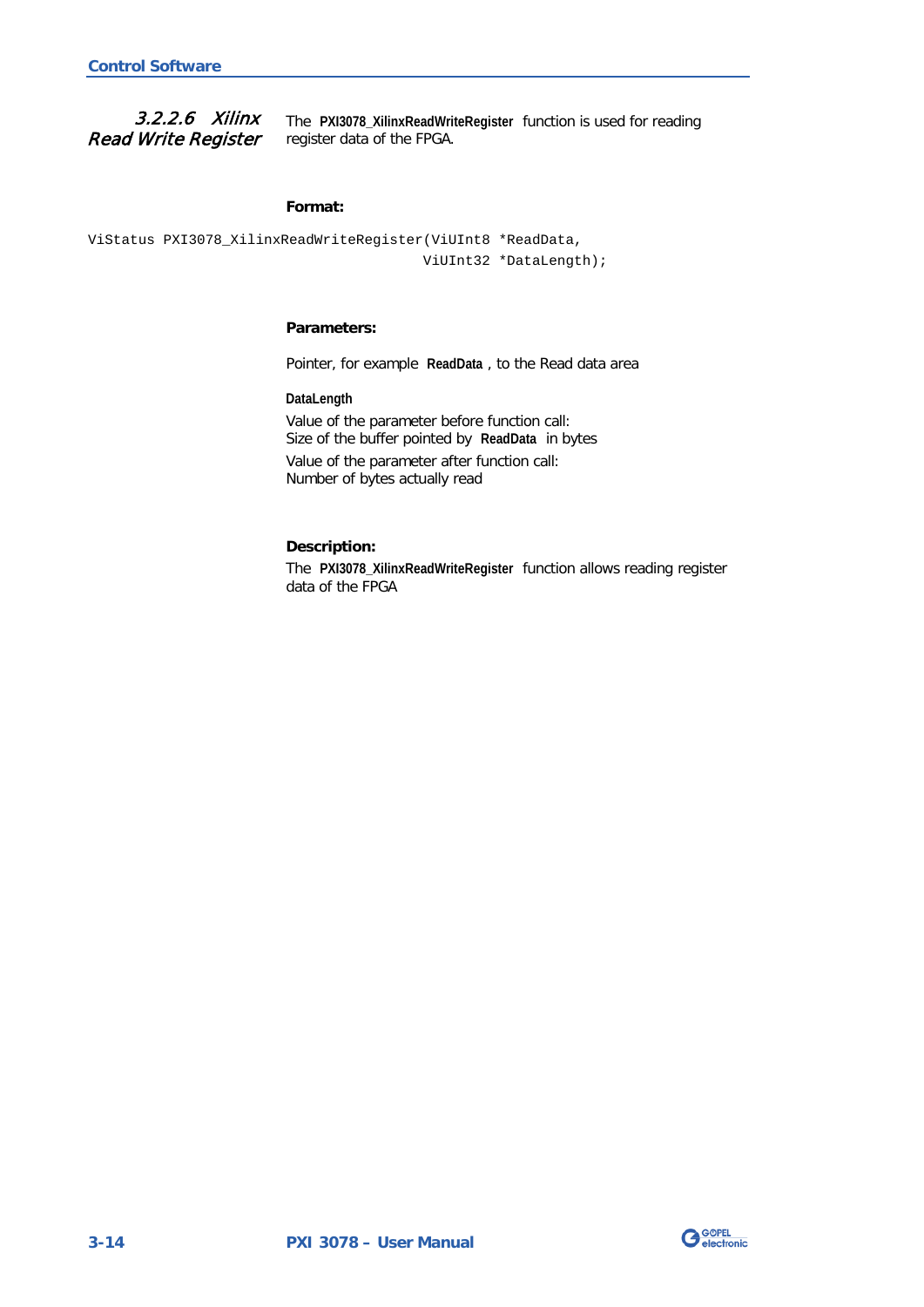### 3.2.2.6 Xilinx Read Write Register

The **PXI3078_XilinxReadWriteRegister** function is used for reading register data of the FPGA.

**Format:**

```
ViStatus PXI3078_XilinxReadWriteRegister(ViUInt8 *ReadData,
                                         ViUInt32 *DataLength);
```

**Parameters:**

Pointer, for example **ReadData** , to the Read data area

**DataLength**

Value of the parameter before function call:
Size of the buffer pointed by **ReadData** in bytes

Value of the parameter after function call:
Number of bytes actually read

**Description:**

The **PXI3078_XilinxReadWriteRegister** function allows reading register data of the FPGA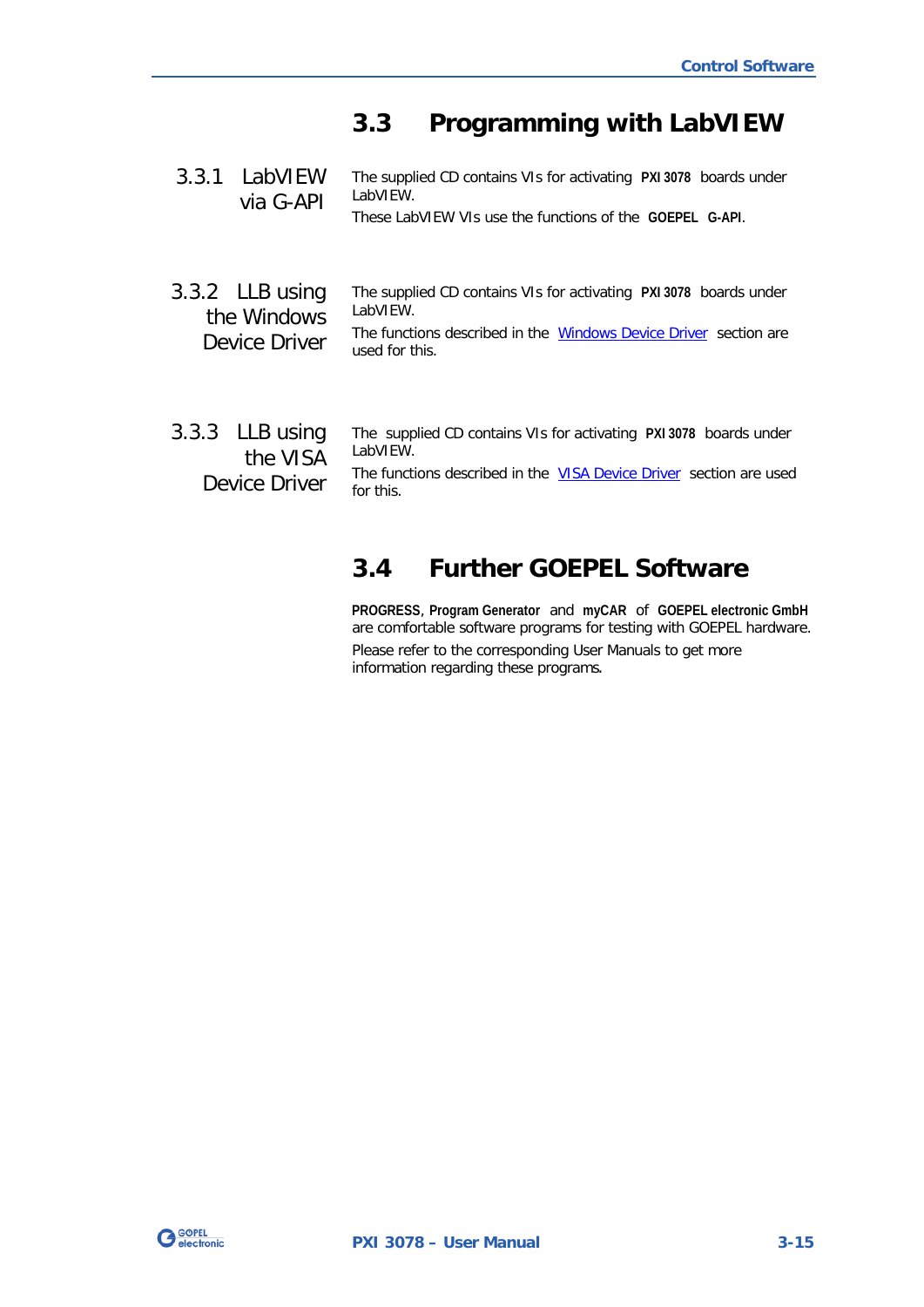## 3.3 Programming with LabVIEW

### 3.3.1 LabVIEW via G-API

The supplied CD contains VIs for activating **PXI 3078** boards under LabVIEW.

These LabVIEW VIs use the functions of the **GOEPEL G-API**.

### 3.3.2 LLB using the Windows Device Driver

The supplied CD contains VIs for activating **PXI 3078** boards under LabVIEW.

The functions described in the Windows Device Driver section are used for this.

### 3.3.3 LLB using the VISA Device Driver

The supplied CD contains VIs for activating **PXI 3078** boards under LabVIEW.

The functions described in the VISA Device Driver section are used for this.

## 3.4 Further GOEPEL Software

**PROGRESS**, **Program Generator** and **myCAR** of **GOEPEL electronic GmbH** are comfortable software programs for testing with GOEPEL hardware.

Please refer to the corresponding User Manuals to get more information regarding these programs.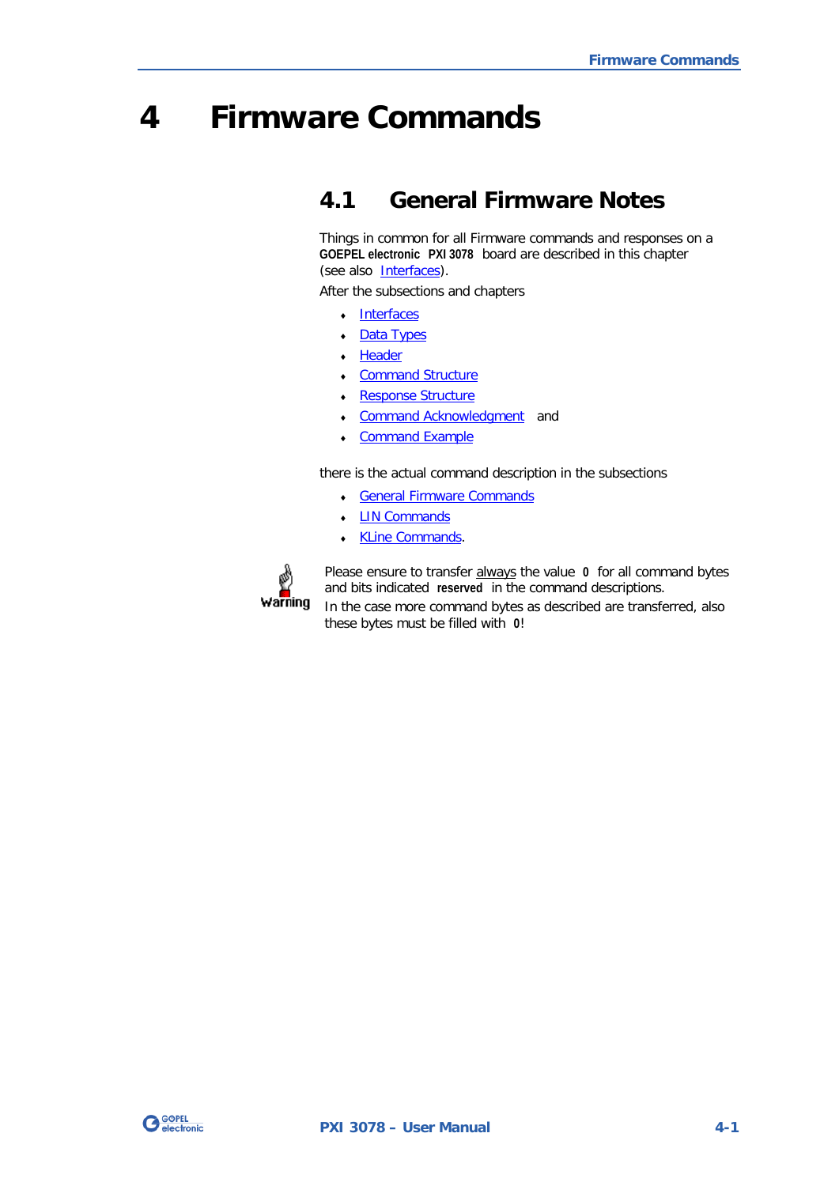# 4 Firmware Commands

## 4.1 General Firmware Notes

Things in common for all Firmware commands and responses on a **GOEPEL electronic PXI 3078** board are described in this chapter (see also Interfaces).

After the subsections and chapters

- Interfaces
- Data Types
- Header
- Command Structure
- Response Structure
- Command Acknowledgment and
- Command Example

there is the actual command description in the subsections

- General Firmware Commands
- LIN Commands
- KLine Commands.

Warning

Please ensure to transfer always the value **0** for all command bytes and bits indicated **reserved** in the command descriptions.

In the case more command bytes as described are transferred, also these bytes must be filled with **0**!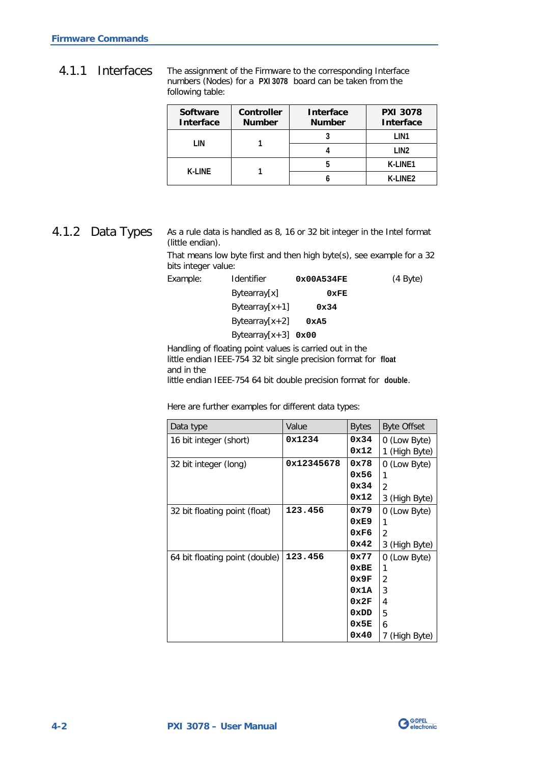### 4.1.1 Interfaces

The assignment of the Firmware to the corresponding Interface numbers (Nodes) for a **PXI 3078** board can be taken from the following table:

| Software Interface | Controller Number | Interface Number | PXI 3078 Interface |
|---|---|---|---|
| LIN | 1 | 3 | LIN1 |
| | | 4 | LIN2 |
| K-LINE | 1 | 5 | K-LINE1 |
| | | 6 | K-LINE2 |

### 4.1.2 Data Types

As a rule data is handled as 8, 16 or 32 bit integer in the Intel format (little endian).

That means low byte first and then high byte(s), see example for a 32 bits integer value:

| Example: | Identifier | **0x00A534FE** | (4 Byte) |
|---|---|---|---|
| | Bytearray[x] | **0xFE** | |
| | Bytearray[x+1] | **0x34** | |
| | Bytearray[x+2] | **0xA5** | |
| | Bytearray[x+3] | **0x00** | |

Handling of floating point values is carried out in the little endian IEEE-754 32 bit single precision format for **float** and in the little endian IEEE-754 64 bit double precision format for **double**.

Here are further examples for different data types:

| Data type | Value | Bytes | Byte Offset |
|---|---|---|---|
| 16 bit integer (short) | **0x1234** | **0x34**<br>**0x12** | 0 (Low Byte)<br>1 (High Byte) |
| 32 bit integer (long) | **0x12345678** | **0x78**<br>**0x56**<br>**0x34**<br>**0x12** | 0 (Low Byte)<br>1<br>2<br>3 (High Byte) |
| 32 bit floating point (float) | **123.456** | **0x79**<br>**0xE9**<br>**0xF6**<br>**0x42** | 0 (Low Byte)<br>1<br>2<br>3 (High Byte) |
| 64 bit floating point (double) | **123.456** | **0x77**<br>**0xBE**<br>**0x9F**<br>**0x1A**<br>**0x2F**<br>**0xDD**<br>**0x5E**<br>**0x40** | 0 (Low Byte)<br>1<br>2<br>3<br>4<br>5<br>6<br>7 (High Byte) |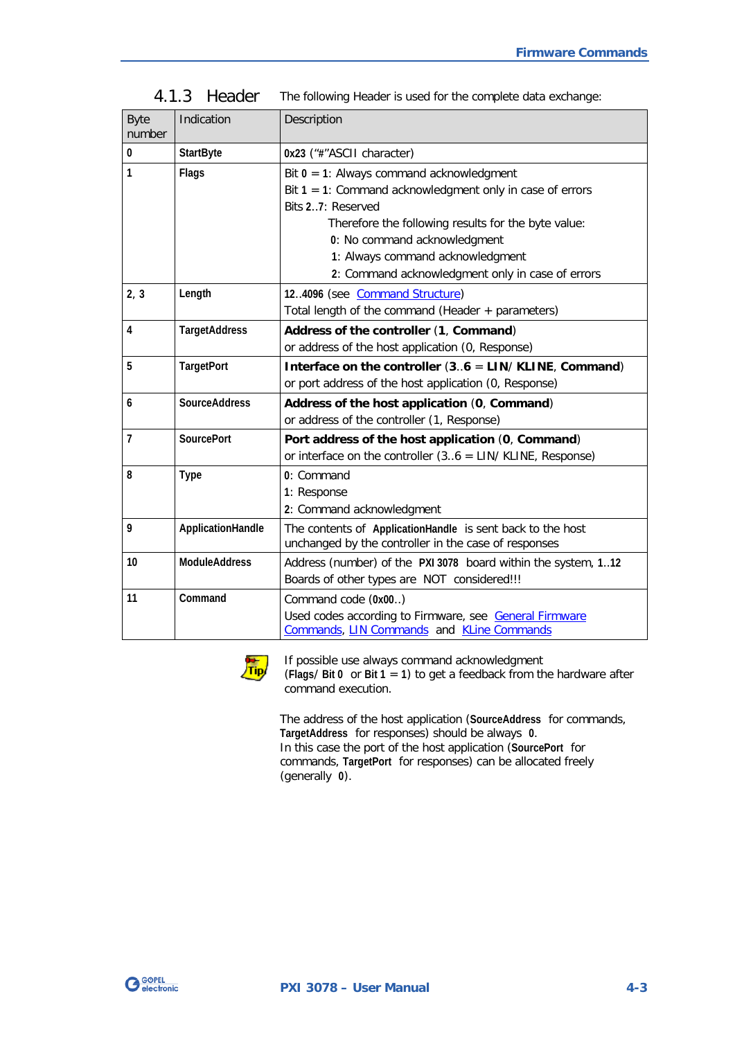### 4.1.3 Header

The following Header is used for the complete data exchange:

| Byte number | Indication | Description |
|---|---|---|
| **0** | **StartByte** | **0x23** ("#"ASCII character) |
| **1** | **Flags** | Bit **0** = **1**: Always command acknowledgment<br>Bit **1** = **1**: Command acknowledgment only in case of errors<br>Bits **2**..**7**: Reserved<br>Therefore the following results for the byte value:<br>**0**: No command acknowledgment<br>**1**: Always command acknowledgment<br>**2**: Command acknowledgment only in case of errors |
| **2, 3** | **Length** | **12**..**4096** (see Command Structure)<br>Total length of the command (Header + parameters) |
| **4** | **TargetAddress** | **Address of the controller** (**1**, **Command**)<br>or address of the host application (0, Response) |
| **5** | **TargetPort** | **Interface on the controller** (**3**..**6** = **LIN**/ **KLINE**, **Command**)<br>or port address of the host application (0, Response) |
| **6** | **SourceAddress** | **Address of the host application** (**0**, **Command**)<br>or address of the controller (1, Response) |
| **7** | **SourcePort** | **Port address of the host application** (**0**, **Command**)<br>or interface on the controller (3..6 = LIN/ KLINE, Response) |
| **8** | **Type** | **0**: Command<br>**1**: Response<br>**2**: Command acknowledgment |
| **9** | **ApplicationHandle** | The contents of **ApplicationHandle** is sent back to the host unchanged by the controller in the case of responses |
| **10** | **ModuleAddress** | Address (number) of the **PXI 3078** board within the system, **1**..**12**<br>Boards of other types are NOT considered!!! |
| **11** | **Command** | Command code (**0x00**..)<br>Used codes according to Firmware, see General Firmware Commands, LIN Commands and KLine Commands |

Tip: If possible use always command acknowledgment (**Flags**/ **Bit 0** or **Bit 1** = **1**) to get a feedback from the hardware after command execution.

The address of the host application (**SourceAddress** for commands, **TargetAddress** for responses) should be always **0**.
In this case the port of the host application (**SourcePort** for commands, **TargetPort** for responses) can be allocated freely (generally **0**).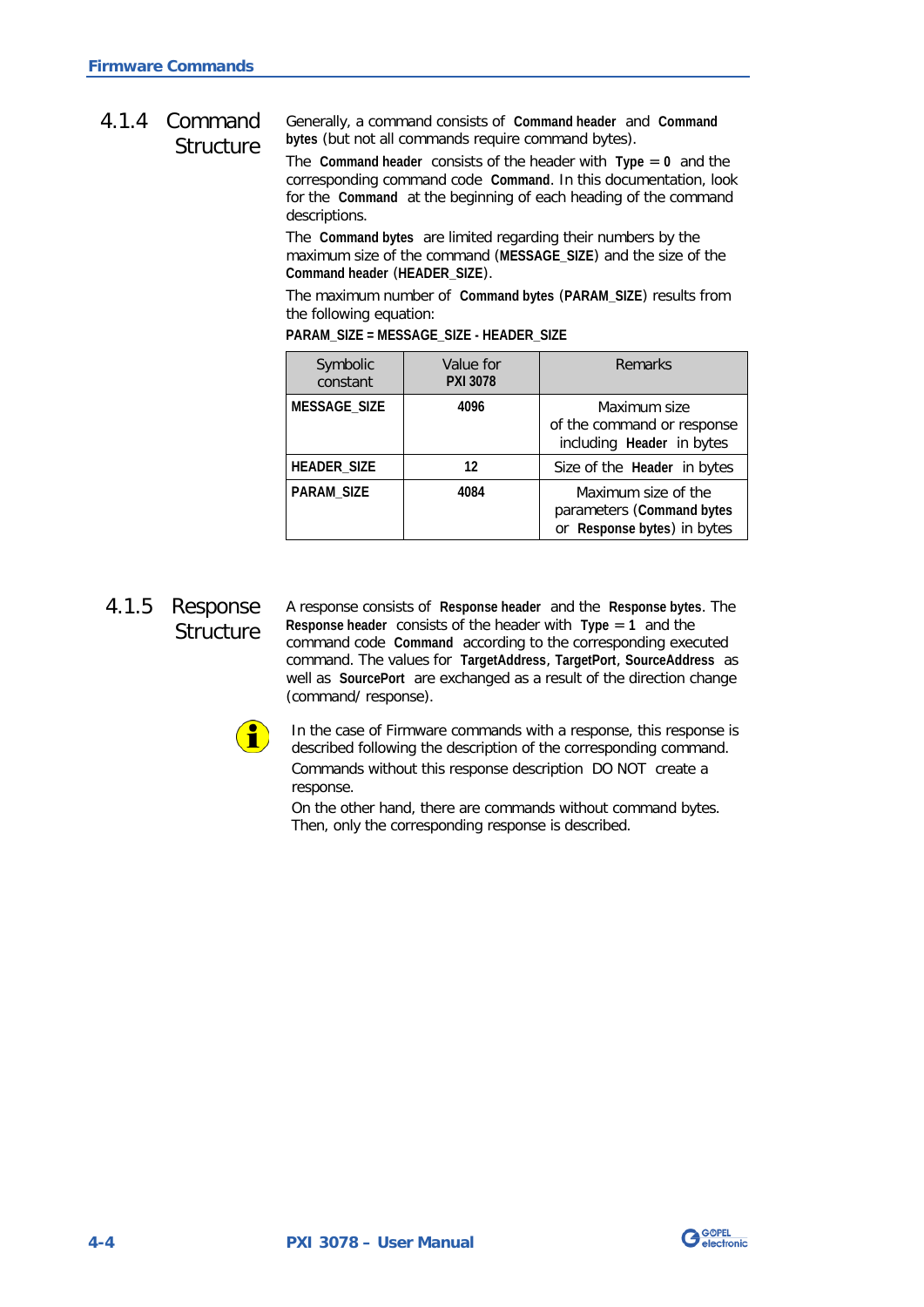### 4.1.4 Command Structure

Generally, a command consists of **Command header** and **Command bytes** (but not all commands require command bytes).

The **Command header** consists of the header with **Type** = **0** and the corresponding command code **Command**. In this documentation, look for the **Command** at the beginning of each heading of the command descriptions.

The **Command bytes** are limited regarding their numbers by the maximum size of the command (**MESSAGE_SIZE**) and the size of the **Command header** (**HEADER_SIZE**).

The maximum number of **Command bytes** (**PARAM_SIZE**) results from the following equation:

**PARAM_SIZE = MESSAGE_SIZE - HEADER_SIZE**

| Symbolic constant | Value for **PXI 3078** | Remarks |
|---|---|---|
| **MESSAGE_SIZE** | **4096** | Maximum size of the command or response including **Header** in bytes |
| **HEADER_SIZE** | **12** | Size of the **Header** in bytes |
| **PARAM_SIZE** | **4084** | Maximum size of the parameters (**Command bytes** or **Response bytes**) in bytes |

### 4.1.5 Response Structure

A response consists of **Response header** and the **Response bytes**. The **Response header** consists of the header with **Type** = **1** and the command code **Command** according to the corresponding executed command. The values for **TargetAddress**, **TargetPort**, **SourceAddress** as well as **SourcePort** are exchanged as a result of the direction change (command/ response).

In the case of Firmware commands with a response, this response is described following the description of the corresponding command. Commands without this response description DO NOT create a response.

On the other hand, there are commands without command bytes. Then, only the corresponding response is described.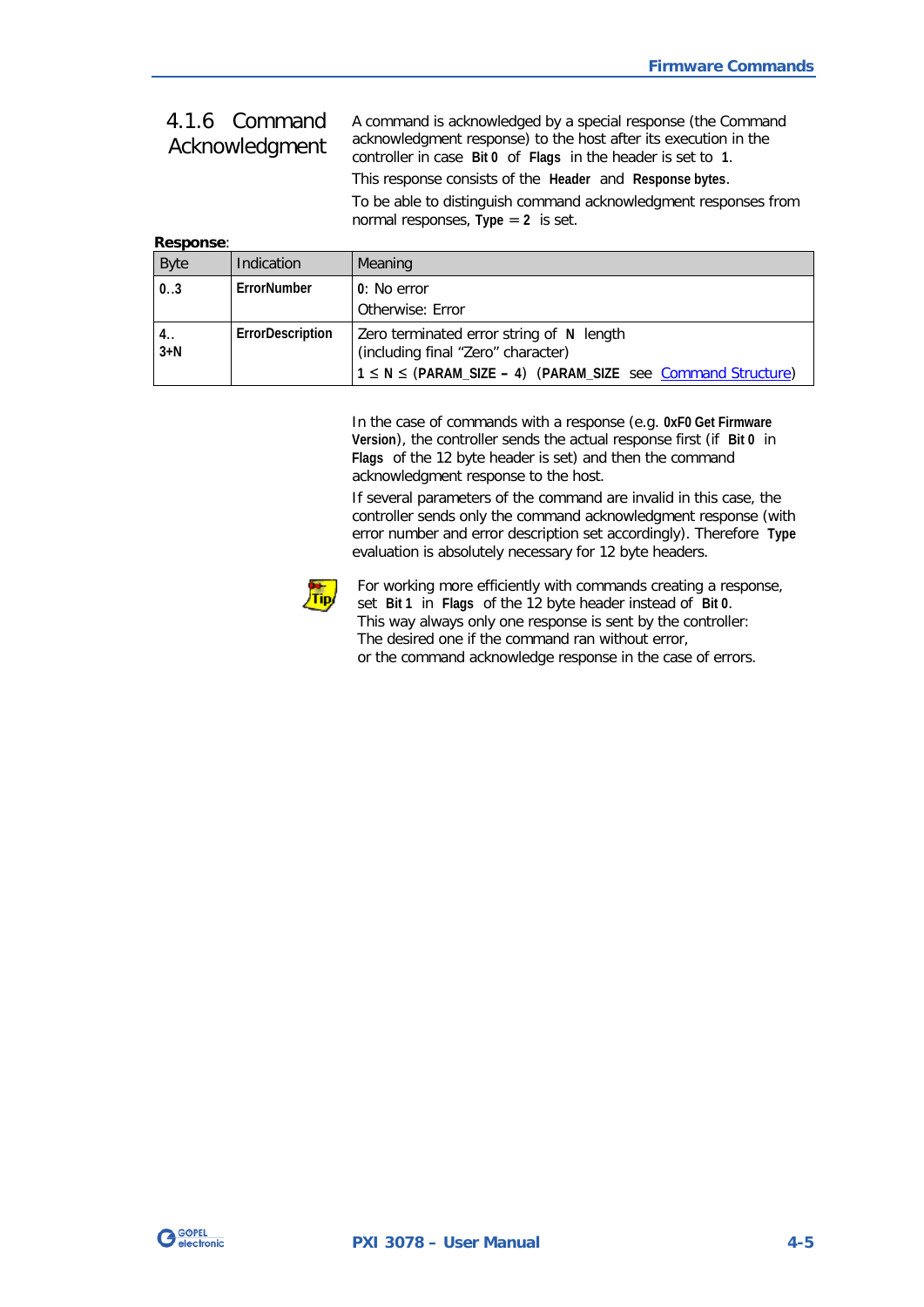### 4.1.6 Command Acknowledgment

A command is acknowledged by a special response (the Command acknowledgment response) to the host after its execution in the controller in case **Bit 0** of **Flags** in the header is set to **1**.

This response consists of the **Header** and **Response bytes**.

To be able to distinguish command acknowledgment responses from normal responses, **Type = 2** is set.

**Response**:

| Byte | Indication | Meaning |
|---|---|---|
| **0..3** | **ErrorNumber** | **0**: No error<br>Otherwise: Error |
| **4..**<br>**3+N** | **ErrorDescription** | Zero terminated error string of **N** length (including final “Zero” character)<br>**1 ≤ N ≤ (PARAM_SIZE – 4)** (**PARAM_SIZE** see Command Structure) |

In the case of commands with a response (e.g. **0xF0 Get Firmware Version**), the controller sends the actual response first (if **Bit 0** in **Flags** of the 12 byte header is set) and then the command acknowledgment response to the host.

If several parameters of the command are invalid in this case, the controller sends only the command acknowledgment response (with error number and error description set accordingly). Therefore **Type** evaluation is absolutely necessary for 12 byte headers.

Tip: For working more efficiently with commands creating a response, set **Bit 1** in **Flags** of the 12 byte header instead of **Bit 0**.
This way always only one response is sent by the controller:
The desired one if the command ran without error,
or the command acknowledge response in the case of errors.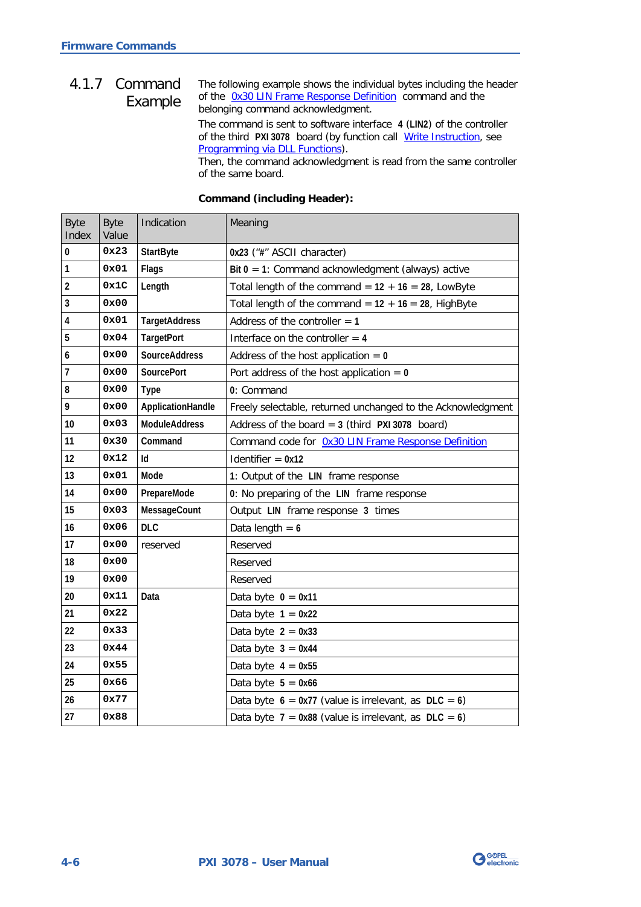## 4.1.7 Command Example

The following example shows the individual bytes including the header of the 0x30 LIN Frame Response Definition command and the belonging command acknowledgment.

The command is sent to software interface **4** (**LIN2**) of the controller of the third **PXI 3078** board (by function call Write Instruction, see Programming via DLL Functions).

Then, the command acknowledgment is read from the same controller of the same board.

**Command (including Header):**

| Byte Index | Byte Value | Indication | Meaning |
|---|---|---|---|
| 0 | 0x23 | **StartByte** | **0x23** ("#" ASCII character) |
| 1 | 0x01 | **Flags** | **Bit 0 = 1**: Command acknowledgment (always) active |
| 2 | 0x1C | **Length** | Total length of the command = **12** + **16** = **28**, LowByte |
| 3 | 0x00 | | Total length of the command = **12** + **16** = **28**, HighByte |
| 4 | 0x01 | **TargetAddress** | Address of the controller = **1** |
| 5 | 0x04 | **TargetPort** | Interface on the controller = **4** |
| 6 | 0x00 | **SourceAddress** | Address of the host application = **0** |
| 7 | 0x00 | **SourcePort** | Port address of the host application = **0** |
| 8 | 0x00 | **Type** | **0**: Command |
| 9 | 0x00 | **ApplicationHandle** | Freely selectable, returned unchanged to the Acknowledgment |
| 10 | 0x03 | **ModuleAddress** | Address of the board = **3** (third **PXI 3078** board) |
| 11 | 0x30 | **Command** | Command code for 0x30 LIN Frame Response Definition |
| 12 | 0x12 | **Id** | Identifier = **0x12** |
| 13 | 0x01 | **Mode** | **1**: Output of the **LIN** frame response |
| 14 | 0x00 | **PrepareMode** | **0**: No preparing of the **LIN** frame response |
| 15 | 0x03 | **MessageCount** | Output **LIN** frame response **3** times |
| 16 | 0x06 | **DLC** | Data length = **6** |
| 17 | 0x00 | reserved | Reserved |
| 18 | 0x00 | | Reserved |
| 19 | 0x00 | | Reserved |
| 20 | 0x11 | **Data** | Data byte **0** = **0x11** |
| 21 | 0x22 | | Data byte **1** = **0x22** |
| 22 | 0x33 | | Data byte **2** = **0x33** |
| 23 | 0x44 | | Data byte **3** = **0x44** |
| 24 | 0x55 | | Data byte **4** = **0x55** |
| 25 | 0x66 | | Data byte **5** = **0x66** |
| 26 | 0x77 | | Data byte **6** = **0x77** (value is irrelevant, as **DLC** = **6**) |
| 27 | 0x88 | | Data byte **7** = **0x88** (value is irrelevant, as **DLC** = **6**) |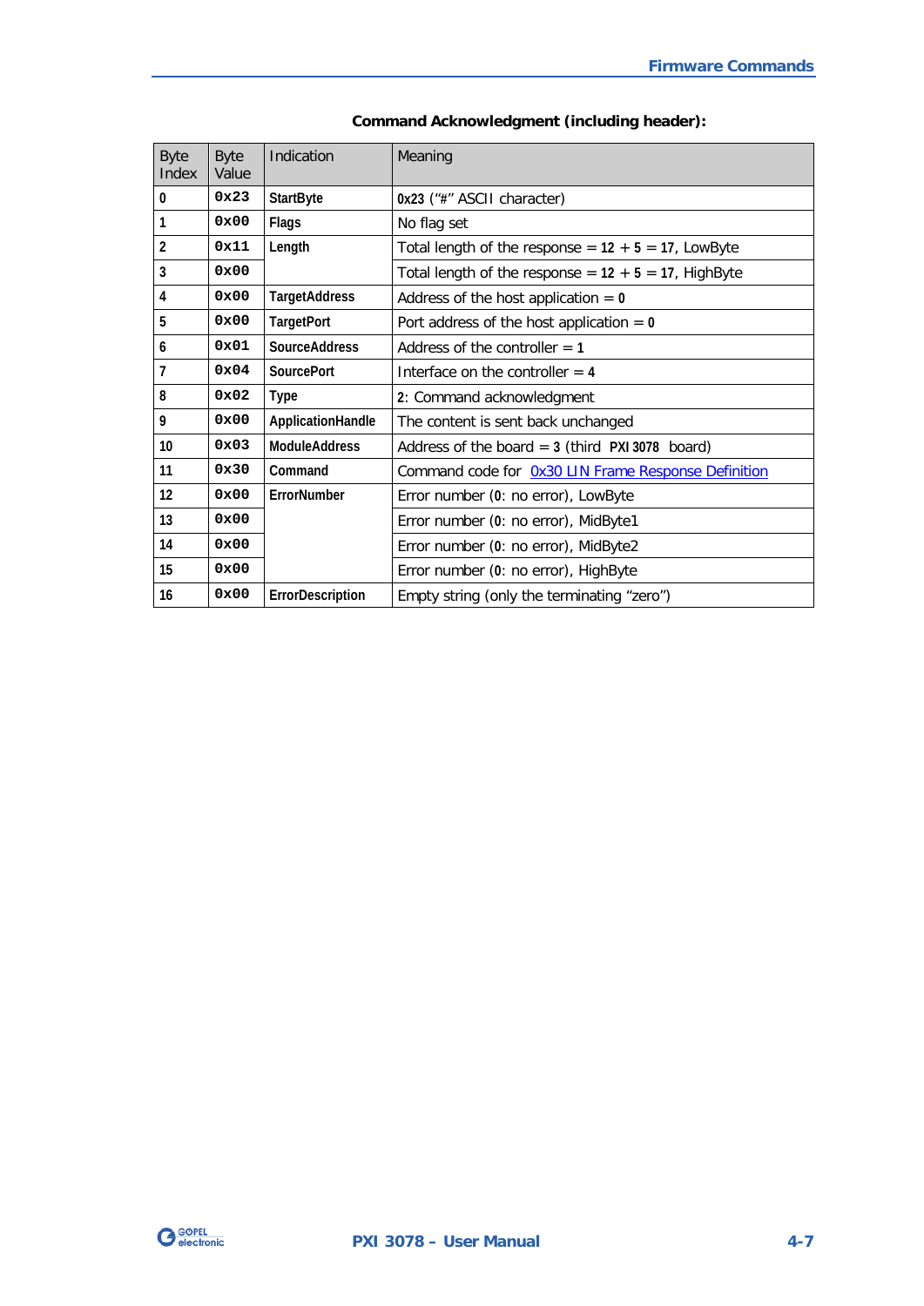**Command Acknowledgment (including header):**

| Byte Index | Byte Value | Indication | Meaning |
|---|---|---|---|
| 0 | 0x23 | StartByte | 0x23 ("#" ASCII character) |
| 1 | 0x00 | Flags | No flag set |
| 2 | 0x11 | Length | Total length of the response = 12 + 5 = 17, LowByte |
| 3 | 0x00 | | Total length of the response = 12 + 5 = 17, HighByte |
| 4 | 0x00 | TargetAddress | Address of the host application = 0 |
| 5 | 0x00 | TargetPort | Port address of the host application = 0 |
| 6 | 0x01 | SourceAddress | Address of the controller = 1 |
| 7 | 0x04 | SourcePort | Interface on the controller = 4 |
| 8 | 0x02 | Type | 2: Command acknowledgment |
| 9 | 0x00 | ApplicationHandle | The content is sent back unchanged |
| 10 | 0x03 | ModuleAddress | Address of the board = 3 (third PXI 3078 board) |
| 11 | 0x30 | Command | Command code for 0x30 LIN Frame Response Definition |
| 12 | 0x00 | ErrorNumber | Error number (0: no error), LowByte |
| 13 | 0x00 | | Error number (0: no error), MidByte1 |
| 14 | 0x00 | | Error number (0: no error), MidByte2 |
| 15 | 0x00 | | Error number (0: no error), HighByte |
| 16 | 0x00 | ErrorDescription | Empty string (only the terminating "zero") |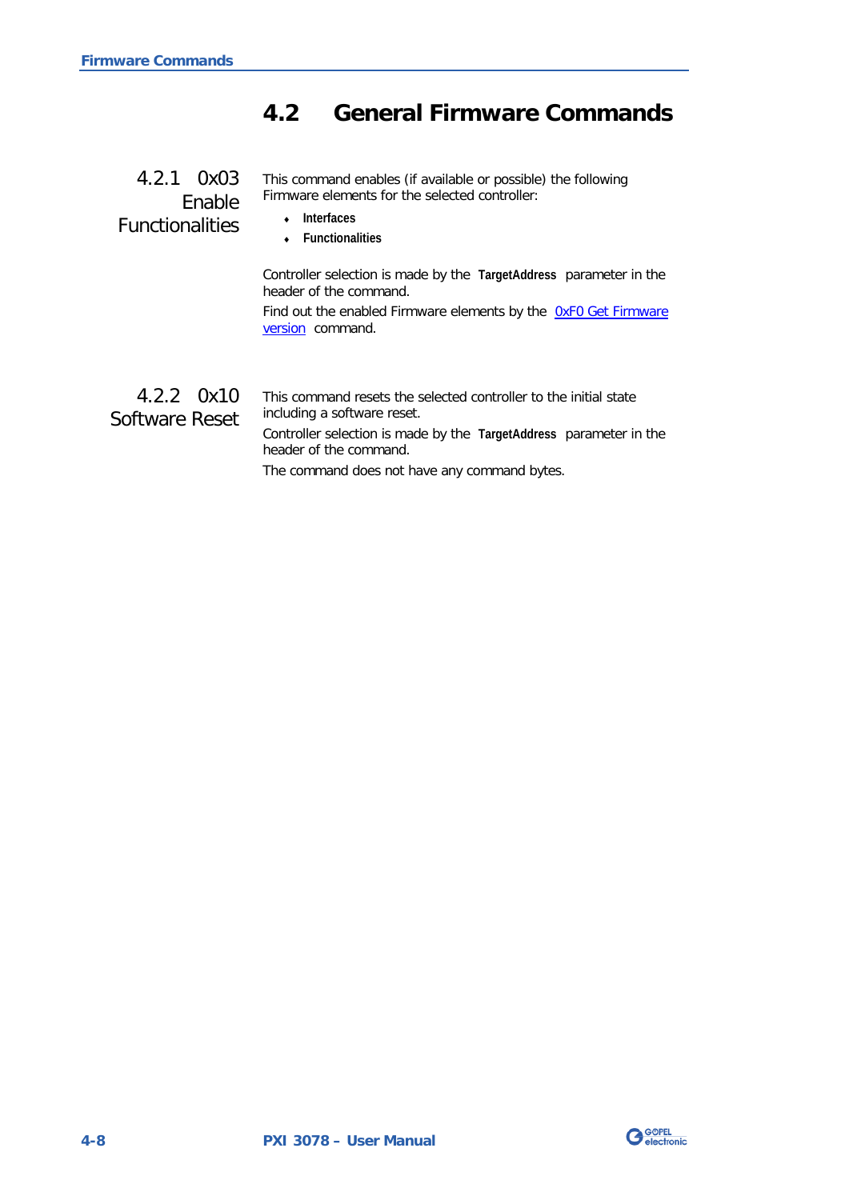## 4.2 General Firmware Commands

### 4.2.1 0x03 Enable Functionalities

This command enables (if available or possible) the following Firmware elements for the selected controller:

- **Interfaces**
- **Functionalities**

Controller selection is made by the **TargetAddress** parameter in the header of the command.

Find out the enabled Firmware elements by the 0xF0 Get Firmware version command.

### 4.2.2 0x10 Software Reset

This command resets the selected controller to the initial state including a software reset.

Controller selection is made by the **TargetAddress** parameter in the header of the command.

The command does not have any command bytes.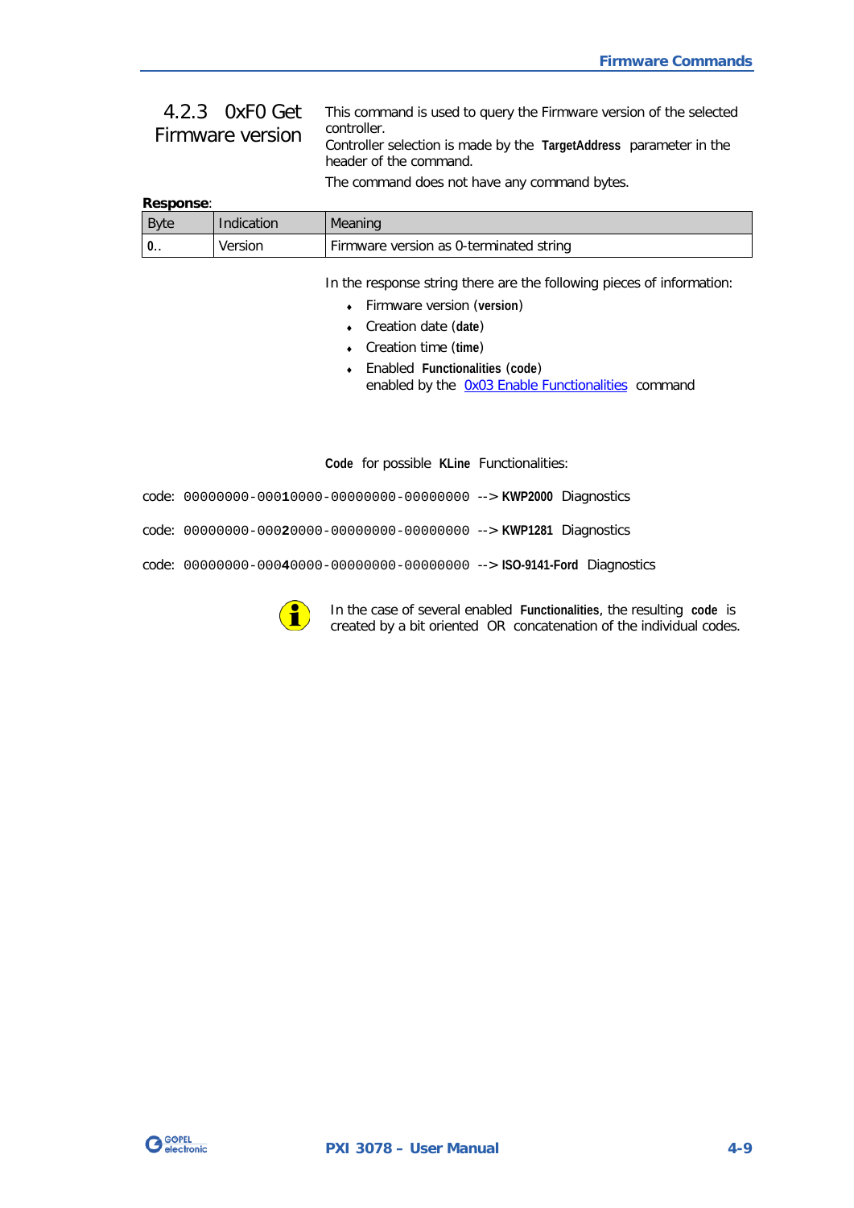### 4.2.3 0xF0 Get Firmware version

This command is used to query the Firmware version of the selected controller.
Controller selection is made by the **TargetAddress** parameter in the header of the command.
The command does not have any command bytes.

**Response**:

| Byte | Indication | Meaning |
|---|---|---|
| **0..** | Version | Firmware version as 0-terminated string |

In the response string there are the following pieces of information:

- Firmware version (**version**)
- Creation date (**date**)
- Creation time (**time**)
- Enabled **Functionalities** (**code**) enabled by the 0x03 Enable Functionalities command

**Code** for possible **KLine** Functionalities:

code: `00000000-00010000-00000000-00000000` --> **KWP2000** Diagnostics

code: `00000000-00020000-00000000-00000000` --> **KWP1281** Diagnostics

code: `00000000-00040000-00000000-00000000` --> **ISO-9141-Ford** Diagnostics

In the case of several enabled **Functionalities**, the resulting **code** is created by a bit oriented OR concatenation of the individual codes.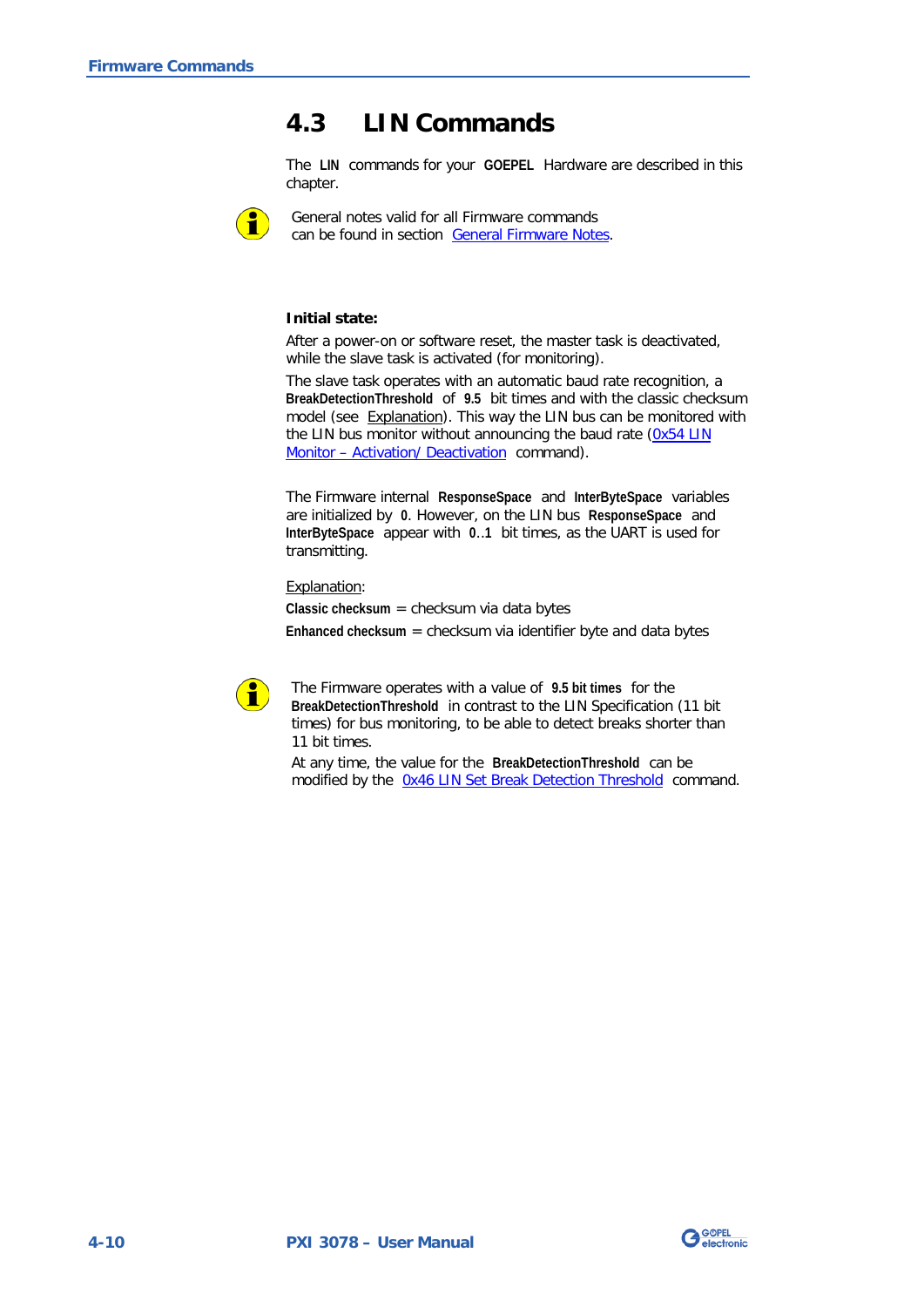## 4.3 LIN Commands

The **LIN** commands for your **GOEPEL** Hardware are described in this chapter.

General notes valid for all Firmware commands can be found in section General Firmware Notes.

**Initial state:**

After a power-on or software reset, the master task is deactivated, while the slave task is activated (for monitoring).

The slave task operates with an automatic baud rate recognition, a **BreakDetectionThreshold** of **9.5** bit times and with the classic checksum model (see Explanation). This way the LIN bus can be monitored with the LIN bus monitor without announcing the baud rate (0x54 LIN Monitor – Activation/ Deactivation command).

The Firmware internal **ResponseSpace** and **InterByteSpace** variables are initialized by **0**. However, on the LIN bus **ResponseSpace** and **InterByteSpace** appear with **0**..**1** bit times, as the UART is used for transmitting.

Explanation:

**Classic checksum** = checksum via data bytes

**Enhanced checksum** = checksum via identifier byte and data bytes

The Firmware operates with a value of **9.5 bit times** for the **BreakDetectionThreshold** in contrast to the LIN Specification (11 bit times) for bus monitoring, to be able to detect breaks shorter than 11 bit times.

At any time, the value for the **BreakDetectionThreshold** can be modified by the 0x46 LIN Set Break Detection Threshold command.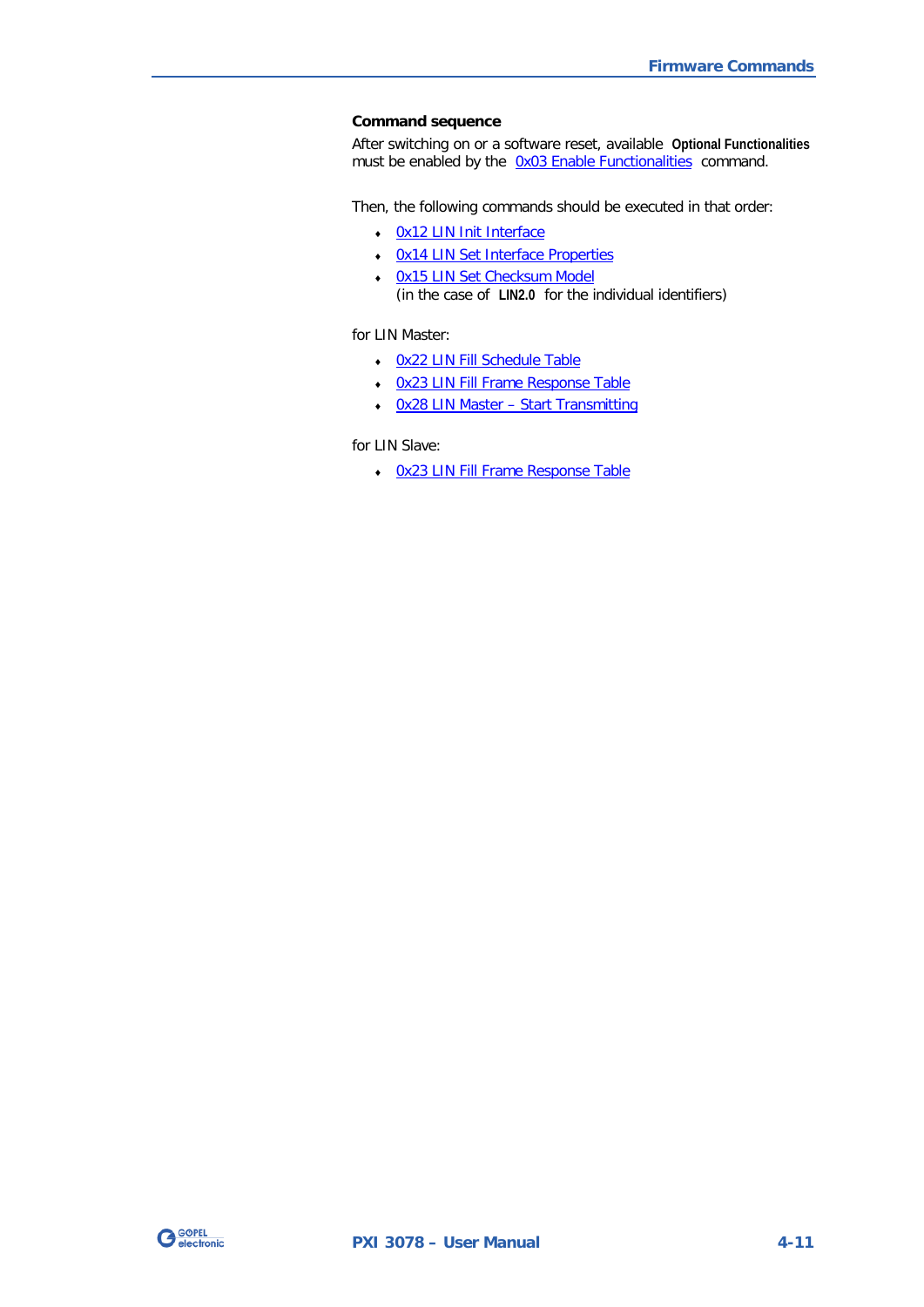### Command sequence

After switching on or a software reset, available **Optional Functionalities** must be enabled by the 0x03 Enable Functionalities command.

Then, the following commands should be executed in that order:

- 0x12 LIN Init Interface
- 0x14 LIN Set Interface Properties
- 0x15 LIN Set Checksum Model
  (in the case of **LIN2.0** for the individual identifiers)

for LIN Master:

- 0x22 LIN Fill Schedule Table
- 0x23 LIN Fill Frame Response Table
- 0x28 LIN Master – Start Transmitting

for LIN Slave:

- 0x23 LIN Fill Frame Response Table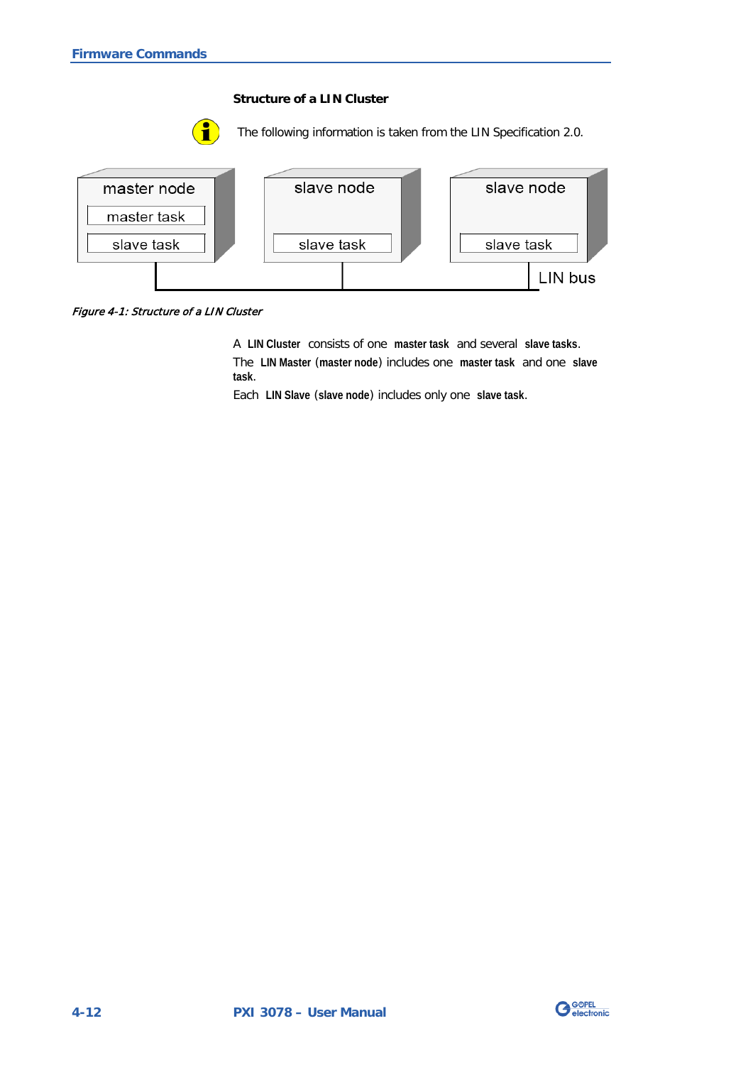### Structure of a LIN Cluster

The following information is taken from the LIN Specification 2.0.

master node
master task
slave task

slave node
slave task

slave node
slave task

LIN bus

*Figure 4-1: Structure of a LIN Cluster*

A **LIN Cluster** consists of one **master task** and several **slave tasks**.

The **LIN Master** (**master node**) includes one **master task** and one **slave task**.

Each **LIN Slave** (**slave node**) includes only one **slave task**.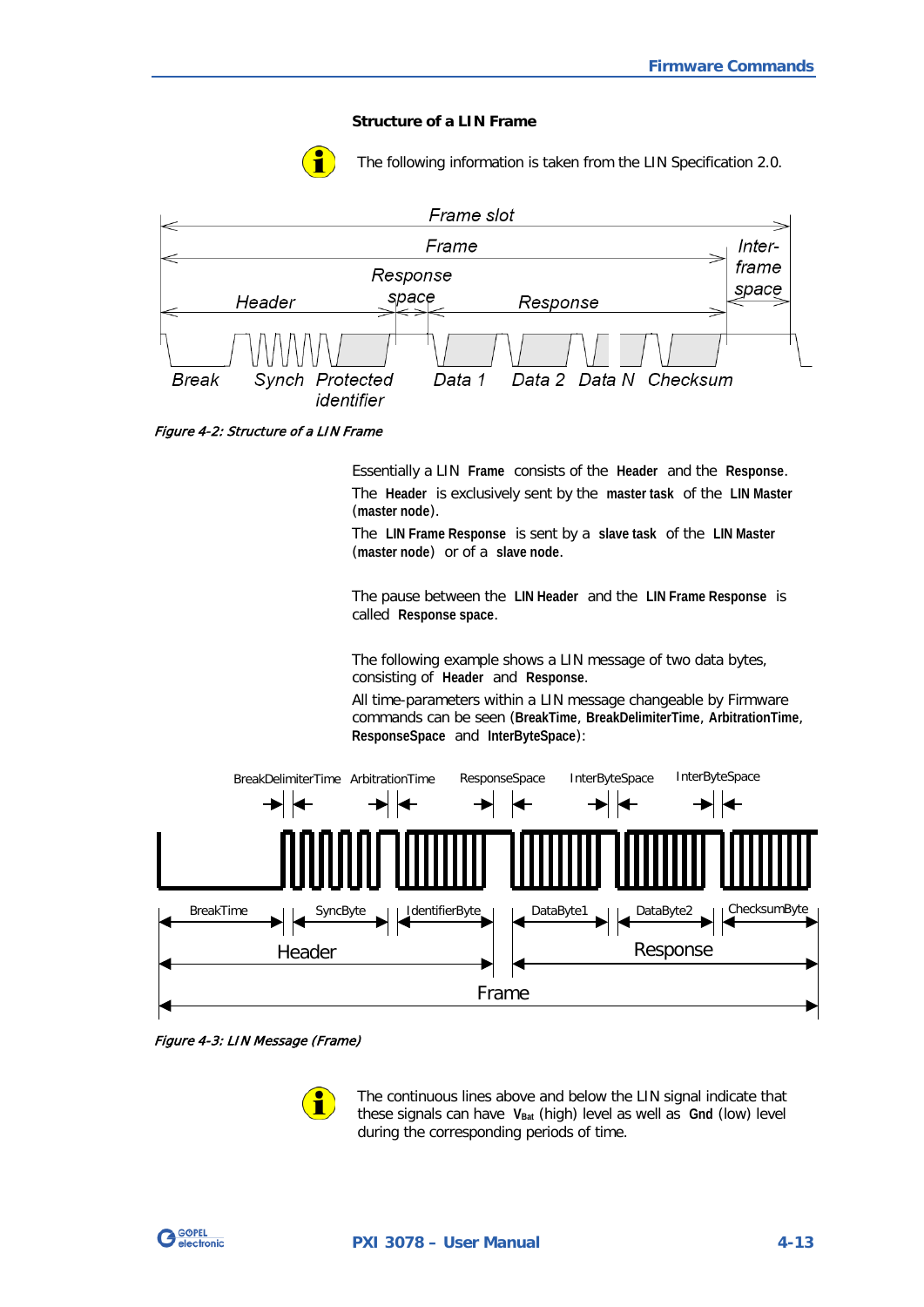### Structure of a LIN Frame

The following information is taken from the LIN Specification 2.0.

*Figure 4-2: Structure of a LIN Frame*

Essentially a LIN **Frame** consists of the **Header** and the **Response**.

The **Header** is exclusively sent by the **master task** of the **LIN Master** (**master node**).

The **LIN Frame Response** is sent by a **slave task** of the **LIN Master** (**master node**) or of a **slave node**.

The pause between the **LIN Header** and the **LIN Frame Response** is called **Response space**.

The following example shows a LIN message of two data bytes, consisting of **Header** and **Response**.

All time-parameters within a LIN message changeable by Firmware commands can be seen (**BreakTime**, **BreakDelimiterTime**, **ArbitrationTime**, **ResponseSpace** and **InterByteSpace**):

*Figure 4-3: LIN Message (Frame)*

The continuous lines above and below the LIN signal indicate that these signals can have $V_{Bat}$ (high) level as well as **Gnd** (low) level during the corresponding periods of time.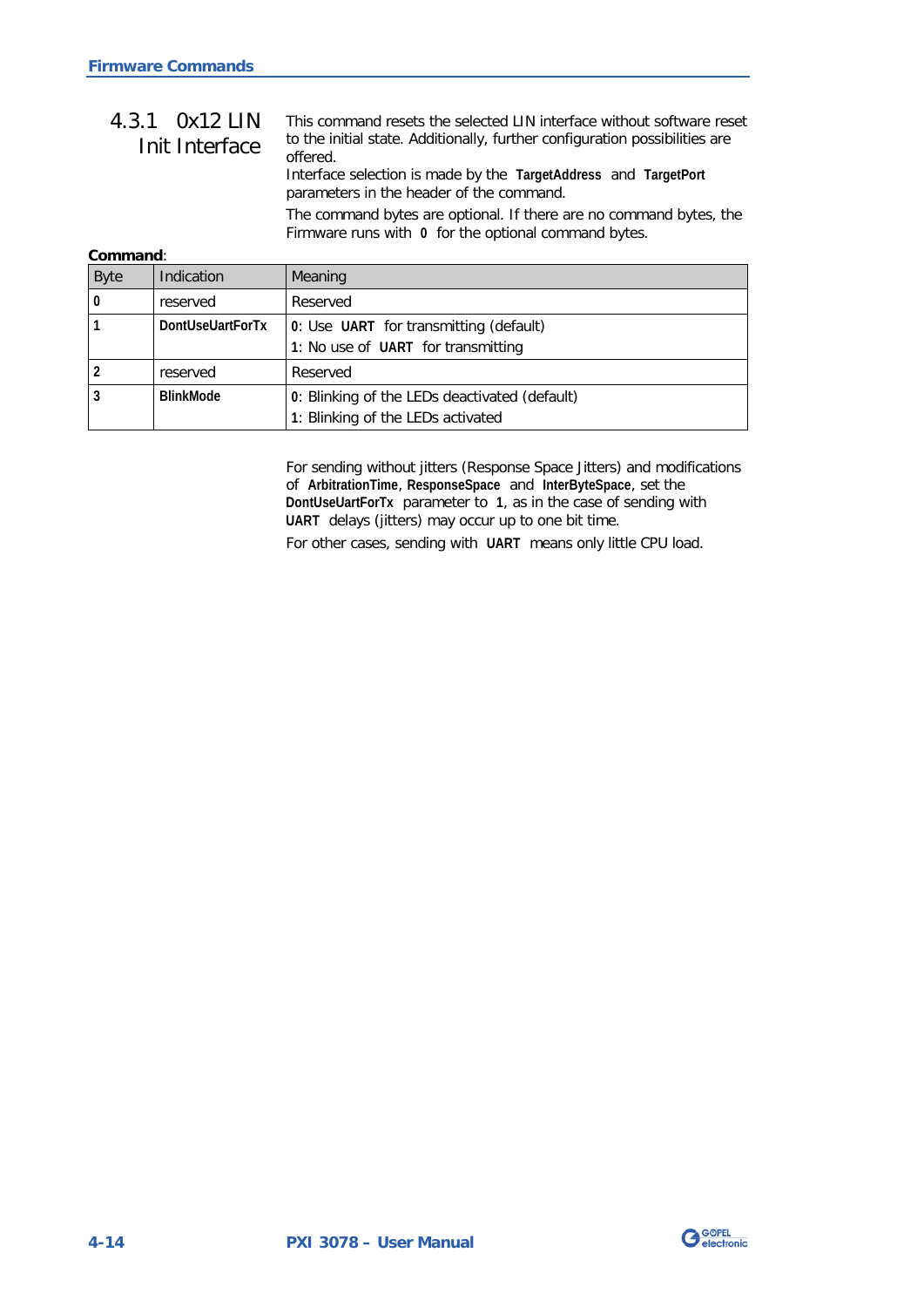### 4.3.1 0x12 LIN Init Interface

This command resets the selected LIN interface without software reset to the initial state. Additionally, further configuration possibilities are offered.

Interface selection is made by the **TargetAddress** and **TargetPort** parameters in the header of the command.

The command bytes are optional. If there are no command bytes, the Firmware runs with **0** for the optional command bytes.

**Command**:

| Byte | Indication | Meaning |
|---|---|---|
| **0** | reserved | Reserved |
| **1** | **DontUseUartForTx** | **0**: Use **UART** for transmitting (default)<br>**1**: No use of **UART** for transmitting |
| **2** | reserved | Reserved |
| **3** | **BlinkMode** | **0**: Blinking of the LEDs deactivated (default)<br>**1**: Blinking of the LEDs activated |

For sending without jitters (Response Space Jitters) and modifications of **ArbitrationTime**, **ResponseSpace** and **InterByteSpace**, set the **DontUseUartForTx** parameter to **1**, as in the case of sending with **UART** delays (jitters) may occur up to one bit time.

For other cases, sending with **UART** means only little CPU load.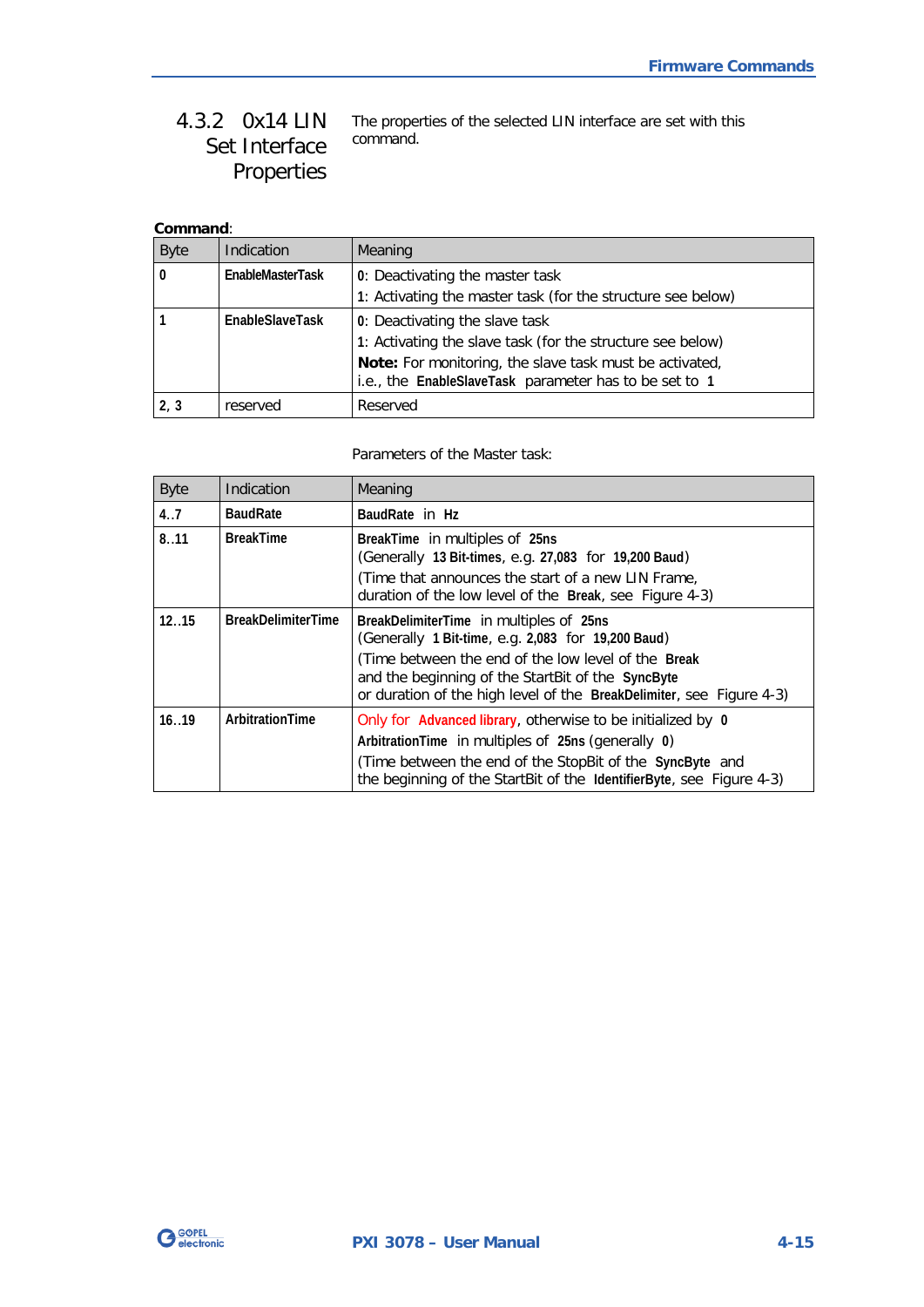### 4.3.2 0x14 LIN Set Interface Properties

The properties of the selected LIN interface are set with this command.

**Command**:

| Byte | Indication | Meaning |
|---|---|---|
| **0** | **EnableMasterTask** | **0**: Deactivating the master task<br>**1**: Activating the master task (for the structure see below) |
| **1** | **EnableSlaveTask** | **0**: Deactivating the slave task<br>**1**: Activating the slave task (for the structure see below)<br>**Note:** For monitoring, the slave task must be activated, i.e., the **EnableSlaveTask** parameter has to be set to **1** |
| **2, 3** | reserved | Reserved |

Parameters of the Master task:

| Byte | Indication | Meaning |
|---|---|---|
| **4..7** | **BaudRate** | **BaudRate** in **Hz** |
| **8..11** | **BreakTime** | **BreakTime** in multiples of **25ns**<br>(Generally **13 Bit-times**, e.g. **27,083** for **19,200 Baud**)<br>(Time that announces the start of a new LIN Frame, duration of the low level of the **Break**, see Figure 4-3) |
| **12..15** | **BreakDelimiterTime** | **BreakDelimiterTime** in multiples of **25ns**<br>(Generally **1 Bit-time**, e.g. **2,083** for **19,200 Baud**)<br>(Time between the end of the low level of the **Break** and the beginning of the StartBit of the **SyncByte** or duration of the high level of the **BreakDelimiter**, see Figure 4-3) |
| **16..19** | **ArbitrationTime** | Only for **Advanced library**, otherwise to be initialized by **0**<br>**ArbitrationTime** in multiples of **25ns** (generally **0**)<br>(Time between the end of the StopBit of the **SyncByte** and the beginning of the StartBit of the **IdentifierByte**, see Figure 4-3) |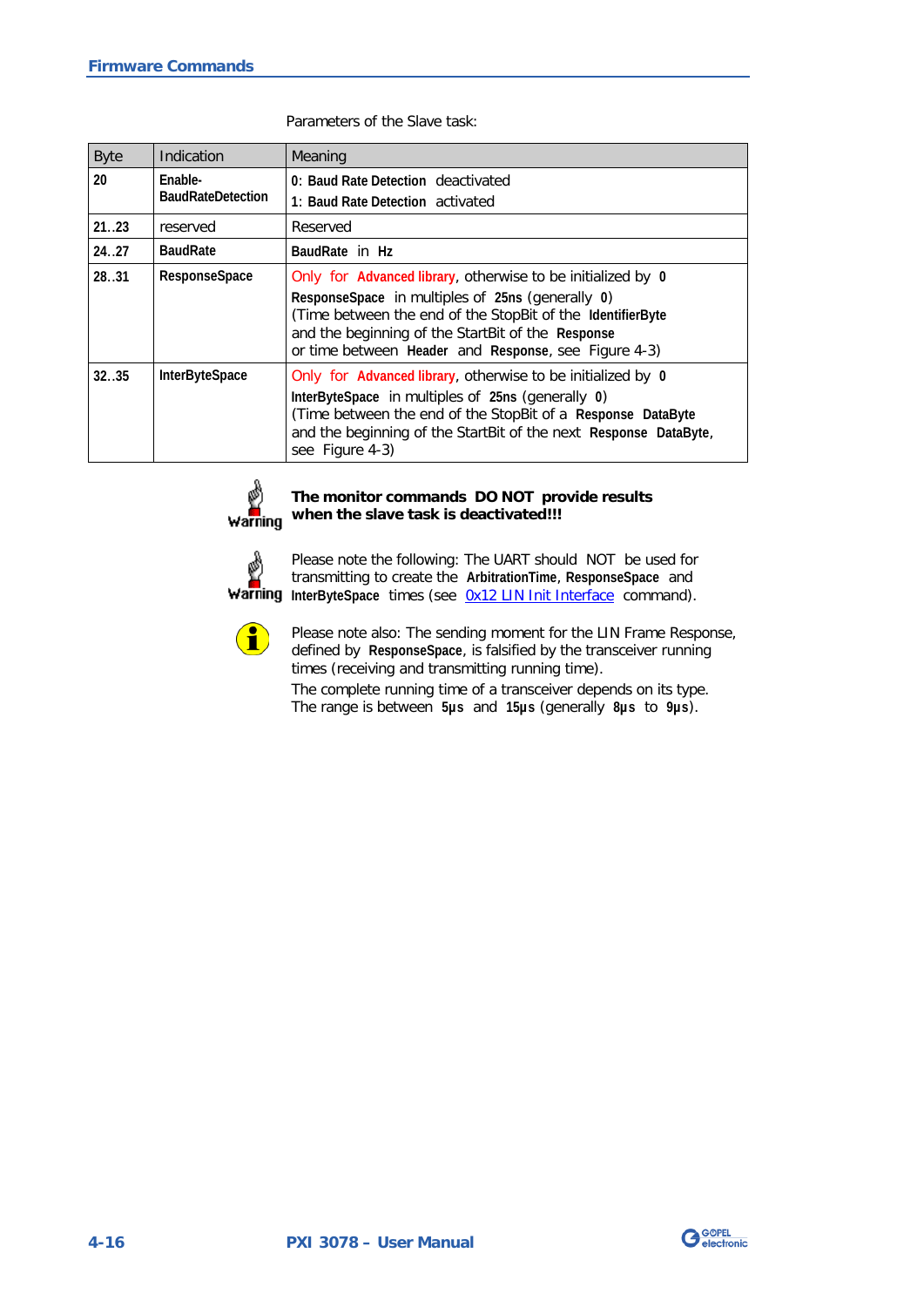Parameters of the Slave task:

| Byte | Indication | Meaning |
|---|---|---|
| **20** | **Enable-BaudRateDetection** | **0**: **Baud Rate Detection** deactivated<br>**1**: **Baud Rate Detection** activated |
| **21..23** | reserved | Reserved |
| **24..27** | **BaudRate** | **BaudRate** in **Hz** |
| **28..31** | **ResponseSpace** | Only for **Advanced library**, otherwise to be initialized by **0**<br>**ResponseSpace** in multiples of **25ns** (generally **0**)<br>(Time between the end of the StopBit of the **IdentifierByte** and the beginning of the StartBit of the **Response** or time between **Header** and **Response**, see Figure 4-3) |
| **32..35** | **InterByteSpace** | Only for **Advanced library**, otherwise to be initialized by **0**<br>**InterByteSpace** in multiples of **25ns** (generally **0**)<br>(Time between the end of the StopBit of a **Response DataByte** and the beginning of the StartBit of the next **Response DataByte**, see Figure 4-3) |

Warning

**The monitor commands DO NOT provide results when the slave task is deactivated!!!**

Warning

Please note the following: The UART should NOT be used for transmitting to create the **ArbitrationTime**, **ResponseSpace** and **InterByteSpace** times (see 0x12 LIN Init Interface command).

Please note also: The sending moment for the LIN Frame Response, defined by **ResponseSpace**, is falsified by the transceiver running times (receiving and transmitting running time).
The complete running time of a transceiver depends on its type. The range is between **5µs** and **15µs** (generally **8µs** to **9µs**).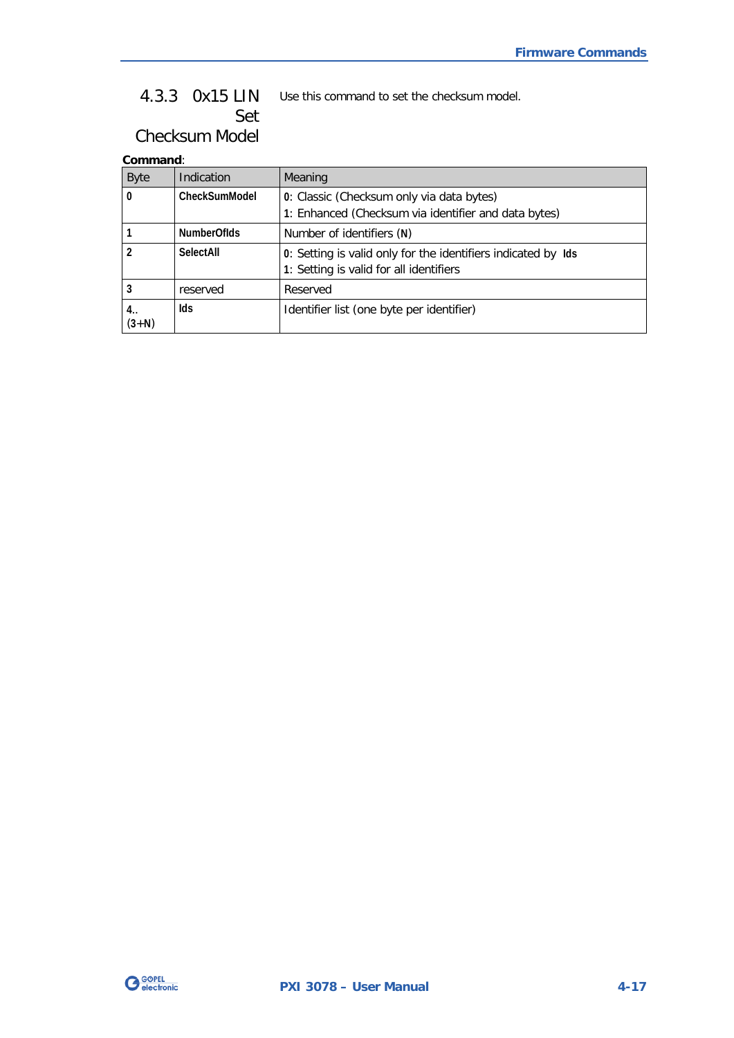### 4.3.3 0x15 LIN Set Checksum Model

Use this command to set the checksum model.

**Command**:

| Byte | Indication | Meaning |
|---|---|---|
| **0** | **CheckSumModel** | **0**: Classic (Checksum only via data bytes)<br>**1**: Enhanced (Checksum via identifier and data bytes) |
| **1** | **NumberOfIds** | Number of identifiers (**N**) |
| **2** | **SelectAll** | **0**: Setting is valid only for the identifiers indicated by **Ids**<br>**1**: Setting is valid for all identifiers |
| **3** | reserved | Reserved |
| **4..**<br>**(3+N)** | **Ids** | Identifier list (one byte per identifier) |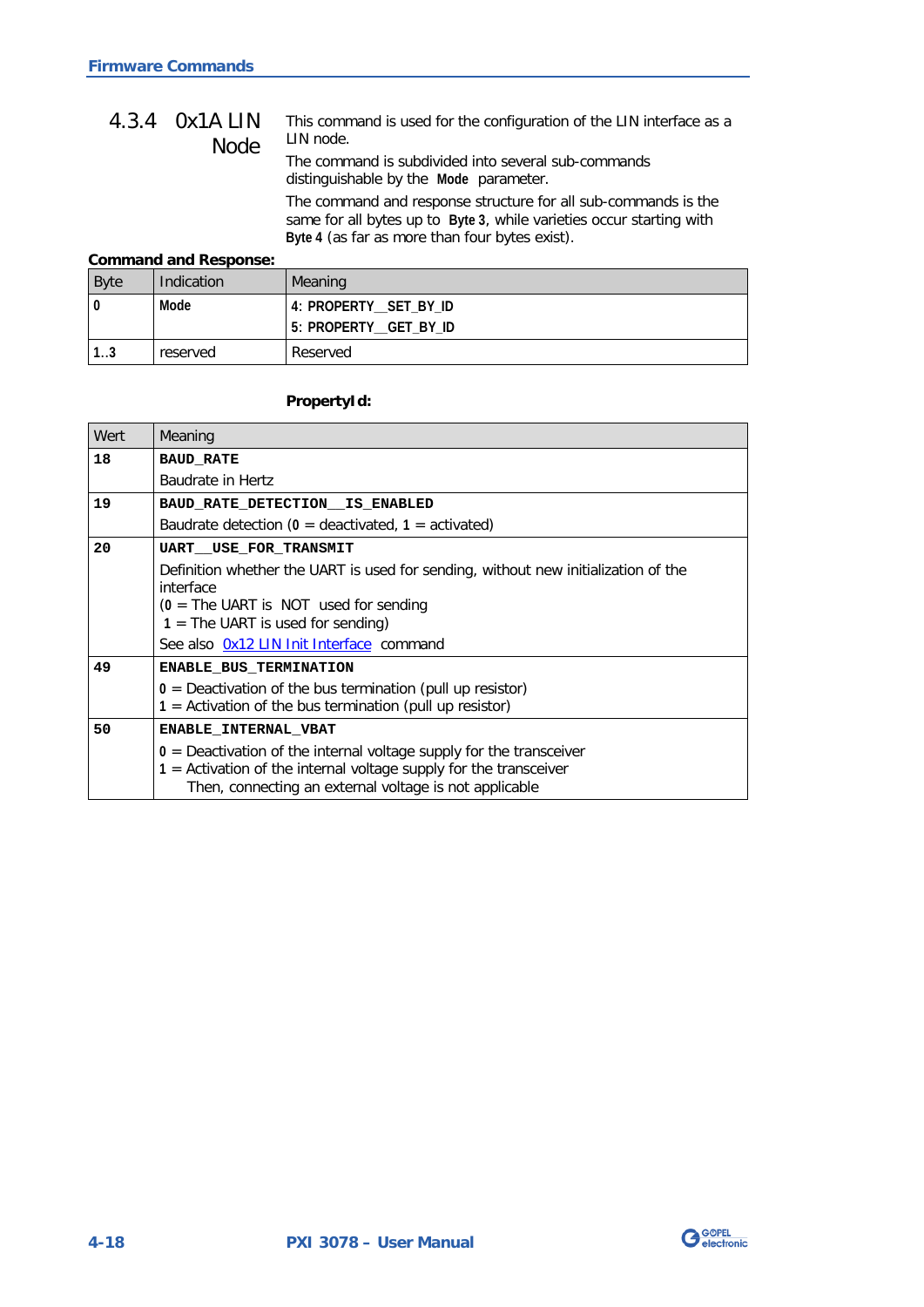### 4.3.4 0x1A LIN Node

This command is used for the configuration of the LIN interface as a LIN node.

The command is subdivided into several sub-commands distinguishable by the **Mode** parameter.

The command and response structure for all sub-commands is the same for all bytes up to **Byte 3**, while varieties occur starting with **Byte 4** (as far as more than four bytes exist).

**Command and Response:**

| Byte | Indication | Meaning |
|---|---|---|
| **0** | **Mode** | **4**: **PROPERTY__SET_BY_ID**<br>**5**: **PROPERTY__GET_BY_ID** |
| **1**..**3** | reserved | Reserved |

**PropertyId:**

| Wert | Meaning |
|---|---|
| **18** | **BAUD_RATE**<br>Baudrate in Hertz |
| **19** | **BAUD_RATE_DETECTION__IS_ENABLED**<br>Baudrate detection (**0** = deactivated, **1** = activated) |
| **20** | **UART__USE_FOR_TRANSMIT**<br>Definition whether the UART is used for sending, without new initialization of the interface<br>(**0** = The UART is NOT used for sending<br>**1** = The UART is used for sending)<br>See also 0x12 LIN Init Interface command |
| **49** | **ENABLE_BUS_TERMINATION**<br>**0** = Deactivation of the bus termination (pull up resistor)<br>**1** = Activation of the bus termination (pull up resistor) |
| **50** | **ENABLE_INTERNAL_VBAT**<br>**0** = Deactivation of the internal voltage supply for the transceiver<br>**1** = Activation of the internal voltage supply for the transceiver<br>Then, connecting an external voltage is not applicable |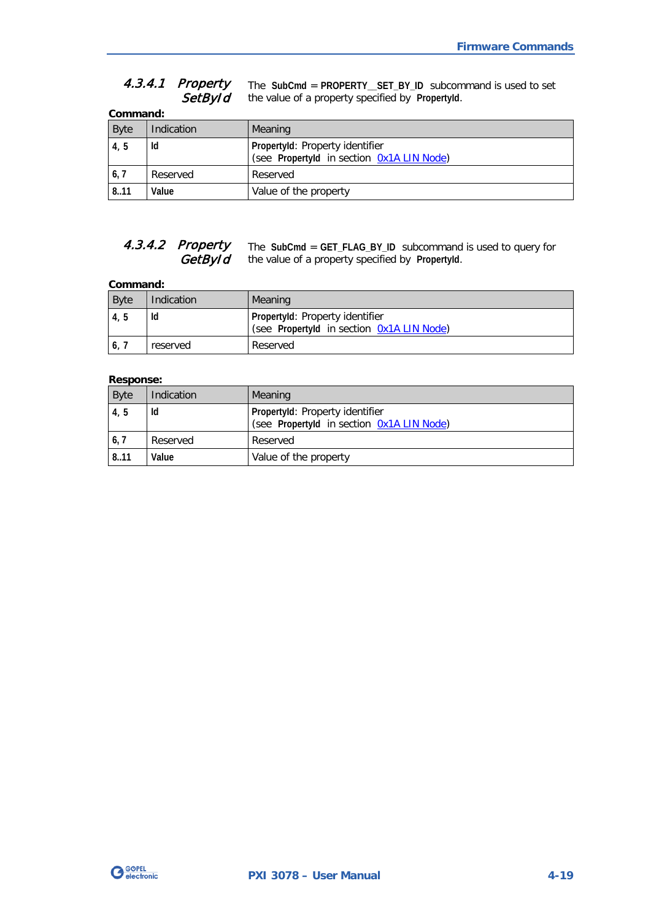#### 4.3.4.1 Property SetById

The **SubCmd** = **PROPERTY__SET_BY_ID** subcommand is used to set the value of a property specified by **PropertyId**.

**Command:**

| Byte | Indication | Meaning |
|---|---|---|
| **4, 5** | **Id** | **PropertyId**: Property identifier (see **PropertyId** in section 0x1A LIN Node) |
| **6, 7** | Reserved | Reserved |
| **8..11** | **Value** | Value of the property |

#### 4.3.4.2 Property GetById

The **SubCmd** = **GET_FLAG_BY_ID** subcommand is used to query for the value of a property specified by **PropertyId**.

**Command:**

| Byte | Indication | Meaning |
|---|---|---|
| **4, 5** | **Id** | **PropertyId**: Property identifier (see **PropertyId** in section 0x1A LIN Node) |
| **6, 7** | reserved | Reserved |

**Response:**

| Byte | Indication | Meaning |
|---|---|---|
| **4, 5** | **Id** | **PropertyId**: Property identifier (see **PropertyId** in section 0x1A LIN Node) |
| **6, 7** | Reserved | Reserved |
| **8..11** | **Value** | Value of the property |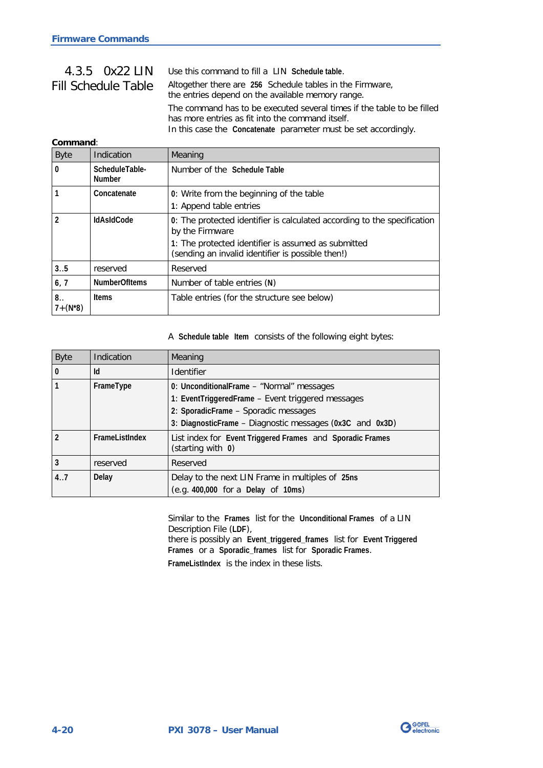### 4.3.5 0x22 LIN Fill Schedule Table

Use this command to fill a LIN **Schedule table**.

Altogether there are **256** Schedule tables in the Firmware, the entries depend on the available memory range.

The command has to be executed several times if the table to be filled has more entries as fit into the command itself.
In this case the **Concatenate** parameter must be set accordingly.

**Command**:

| Byte | Indication | Meaning |
|---|---|---|
| **0** | **ScheduleTable-Number** | Number of the **Schedule Table** |
| **1** | **Concatenate** | **0**: Write from the beginning of the table<br>**1**: Append table entries |
| **2** | **IdAsIdCode** | **0**: The protected identifier is calculated according to the specification by the Firmware<br>**1**: The protected identifier is assumed as submitted (sending an invalid identifier is possible then!) |
| **3..5** | reserved | Reserved |
| **6, 7** | **NumberOfItems** | Number of table entries (**N**) |
| **8.. 7+(N*8)** | **Items** | Table entries (for the structure see below) |

A **Schedule table Item** consists of the following eight bytes:

| Byte | Indication | Meaning |
|---|---|---|
| **0** | **Id** | Identifier |
| **1** | **FrameType** | **0**: **UnconditionalFrame** – "Normal" messages<br>**1**: **EventTriggeredFrame** – Event triggered messages<br>**2**: **SporadicFrame** – Sporadic messages<br>**3**: **DiagnosticFrame** – Diagnostic messages (**0x3C** and **0x3D**) |
| **2** | **FrameListIndex** | List index for **Event Triggered Frames** and **Sporadic Frames** (starting with **0**) |
| **3** | reserved | Reserved |
| **4..7** | **Delay** | Delay to the next LIN Frame in multiples of **25ns**<br>(e.g. **400,000** for a **Delay** of **10ms**) |

Similar to the **Frames** list for the **Unconditional Frames** of a LIN Description File (**LDF**),
there is possibly an **Event_triggered_frames** list for **Event Triggered Frames** or a **Sporadic_frames** list for **Sporadic Frames**.

**FrameListIndex** is the index in these lists.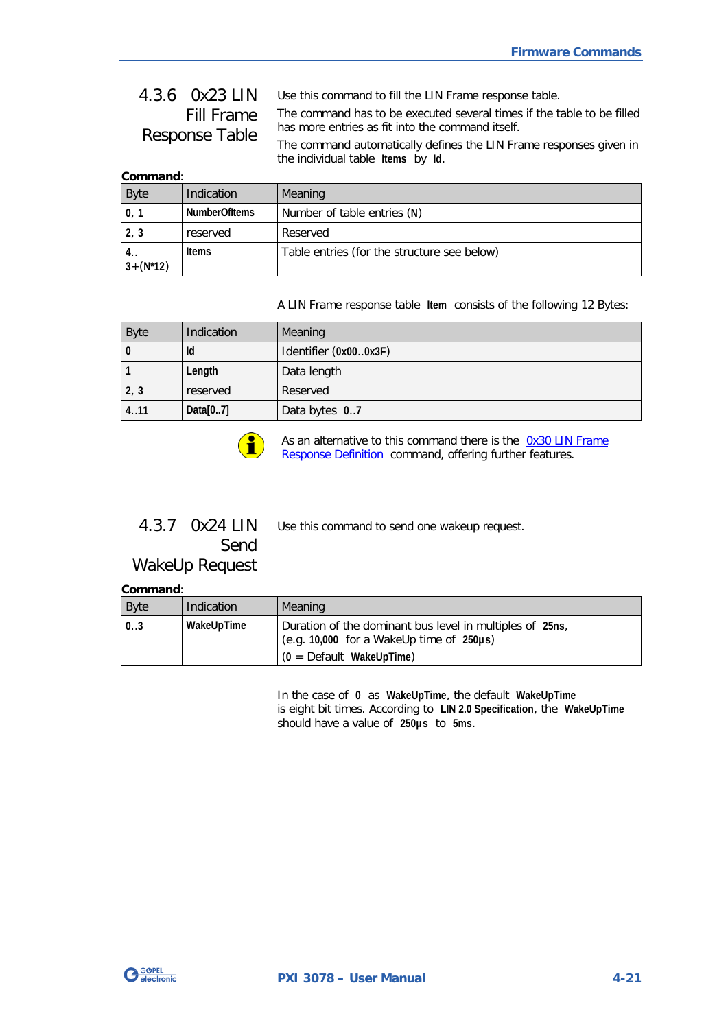### 4.3.6 0x23 LIN Fill Frame Response Table

Use this command to fill the LIN Frame response table.

The command has to be executed several times if the table to be filled has more entries as fit into the command itself.

The command automatically defines the LIN Frame responses given in the individual table **Items** by **Id**.

**Command**:

| Byte | Indication | Meaning |
|---|---|---|
| **0, 1** | **NumberOfItems** | Number of table entries (**N**) |
| **2, 3** | reserved | Reserved |
| **4.. 3+(N*12)** | **Items** | Table entries (for the structure see below) |

A LIN Frame response table **Item** consists of the following 12 Bytes:

| Byte | Indication | Meaning |
|---|---|---|
| **0** | **Id** | Identifier (**0x00..0x3F**) |
| **1** | **Length** | Data length |
| **2, 3** | reserved | Reserved |
| **4..11** | **Data[0..7]** | Data bytes **0..7** |

As an alternative to this command there is the 0x30 LIN Frame Response Definition command, offering further features.

### 4.3.7 0x24 LIN Send WakeUp Request

Use this command to send one wakeup request.

**Command**:

| Byte | Indication | Meaning |
|---|---|---|
| **0..3** | **WakeUpTime** | Duration of the dominant bus level in multiples of **25ns**, (e.g. **10,000** for a WakeUp time of **250µs**) (**0** = Default **WakeUpTime**) |

In the case of **0** as **WakeUpTime**, the default **WakeUpTime** is eight bit times. According to **LIN 2.0 Specification**, the **WakeUpTime** should have a value of **250µs** to **5ms**.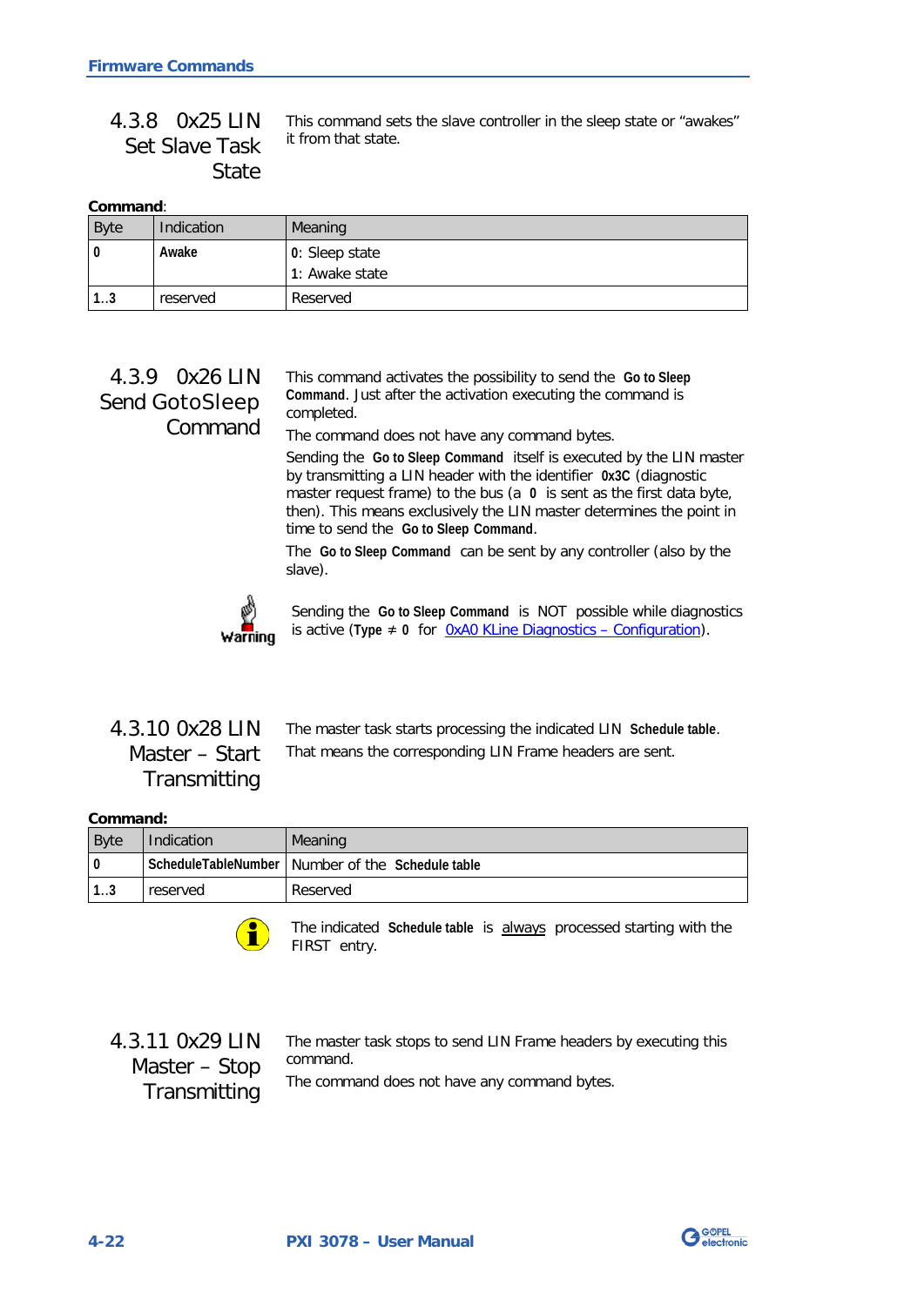### 4.3.8 0x25 LIN Set Slave Task State

This command sets the slave controller in the sleep state or "awakes" it from that state.

**Command**:

| Byte | Indication | Meaning |
|---|---|---|
| **0** | **Awake** | **0**: Sleep state<br>1: Awake state |
| **1..3** | reserved | Reserved |

### 4.3.9 0x26 LIN Send GotoSleep Command

This command activates the possibility to send the **Go to Sleep Command**. Just after the activation executing the command is completed.

The command does not have any command bytes.

Sending the **Go to Sleep Command** itself is executed by the LIN master by transmitting a LIN header with the identifier **0x3C** (diagnostic master request frame) to the bus (a **0** is sent as the first data byte, then). This means exclusively the LIN master determines the point in time to send the **Go to Sleep Command**.

The **Go to Sleep Command** can be sent by any controller (also by the slave).

Warning: Sending the **Go to Sleep Command** is NOT possible while diagnostics is active (**Type ≠ 0** for 0xA0 KLine Diagnostics – Configuration).

### 4.3.10 0x28 LIN Master – Start Transmitting

The master task starts processing the indicated LIN **Schedule table**. That means the corresponding LIN Frame headers are sent.

**Command:**

| Byte | Indication | Meaning |
|---|---|---|
| **0** | **ScheduleTableNumber** | Number of the **Schedule table** |
| **1..3** | reserved | Reserved |

The indicated **Schedule table** is always processed starting with the FIRST entry.

### 4.3.11 0x29 LIN Master – Stop Transmitting

The master task stops to send LIN Frame headers by executing this command.

The command does not have any command bytes.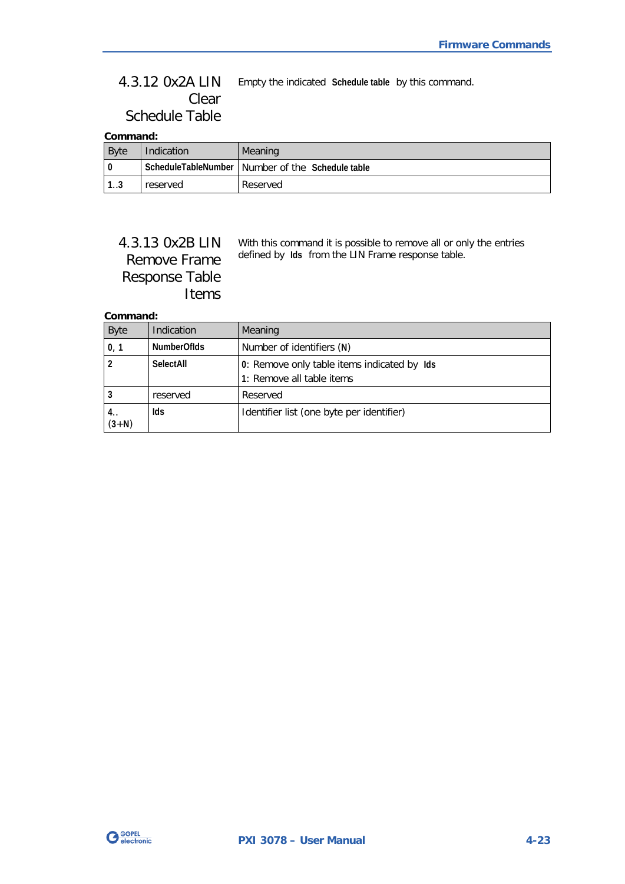### 4.3.12 0x2A LIN Clear Schedule Table

Empty the indicated **Schedule table** by this command.

**Command:**

| Byte | Indication | Meaning |
|---|---|---|
| **0** | **ScheduleTableNumber** | Number of the **Schedule table** |
| **1..3** | reserved | Reserved |

### 4.3.13 0x2B LIN Remove Frame Response Table Items

With this command it is possible to remove all or only the entries defined by **Ids** from the LIN Frame response table.

**Command:**

| Byte | Indication | Meaning |
|---|---|---|
| **0, 1** | **NumberOfIds** | Number of identifiers (**N**) |
| **2** | **SelectAll** | **0**: Remove only table items indicated by **Ids**<br>**1**: Remove all table items |
| **3** | reserved | Reserved |
| **4.. (3+N)** | **Ids** | Identifier list (one byte per identifier) |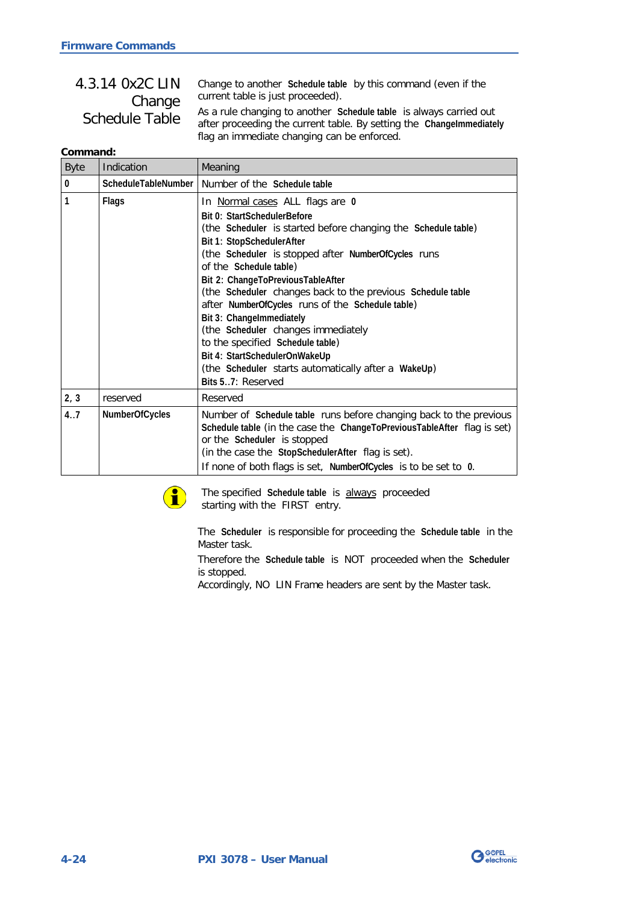### 4.3.14 0x2C LIN Change Schedule Table

Change to another **Schedule table** by this command (even if the current table is just proceeded).

As a rule changing to another **Schedule table** is always carried out after proceeding the current table. By setting the **ChangeImmediately** flag an immediate changing can be enforced.

**Command:**

| Byte | Indication | Meaning |
|---|---|---|
| **0** | **ScheduleTableNumber** | Number of the **Schedule table** |
| **1** | **Flags** | In <u>Normal cases</u> ALL flags are **0**<br>**Bit 0: StartSchedulerBefore**<br>(the **Scheduler** is started before changing the **Schedule table**)<br>**Bit 1: StopSchedulerAfter**<br>(the **Scheduler** is stopped after **NumberOfCycles** runs of the **Schedule table**)<br>**Bit 2: ChangeToPreviousTableAfter**<br>(the **Scheduler** changes back to the previous **Schedule table** after **NumberOfCycles** runs of the **Schedule table**)<br>**Bit 3: ChangeImmediately**<br>(the **Scheduler** changes immediately to the specified **Schedule table**)<br>**Bit 4: StartSchedulerOnWakeUp**<br>(the **Scheduler** starts automatically after a **WakeUp**)<br>**Bits 5..7**: Reserved |
| **2, 3** | reserved | Reserved |
| **4..7** | **NumberOfCycles** | Number of **Schedule table** runs before changing back to the previous **Schedule table** (in the case the **ChangeToPreviousTableAfter** flag is set) or the **Scheduler** is stopped<br>(in the case the **StopSchedulerAfter** flag is set).<br>If none of both flags is set, **NumberOfCycles** is to be set to **0**. |

The specified **Schedule table** is <u>always</u> proceeded starting with the FIRST entry.

The **Scheduler** is responsible for proceeding the **Schedule table** in the Master task.

Therefore the **Schedule table** is NOT proceeded when the **Scheduler** is stopped.

Accordingly, NO LIN Frame headers are sent by the Master task.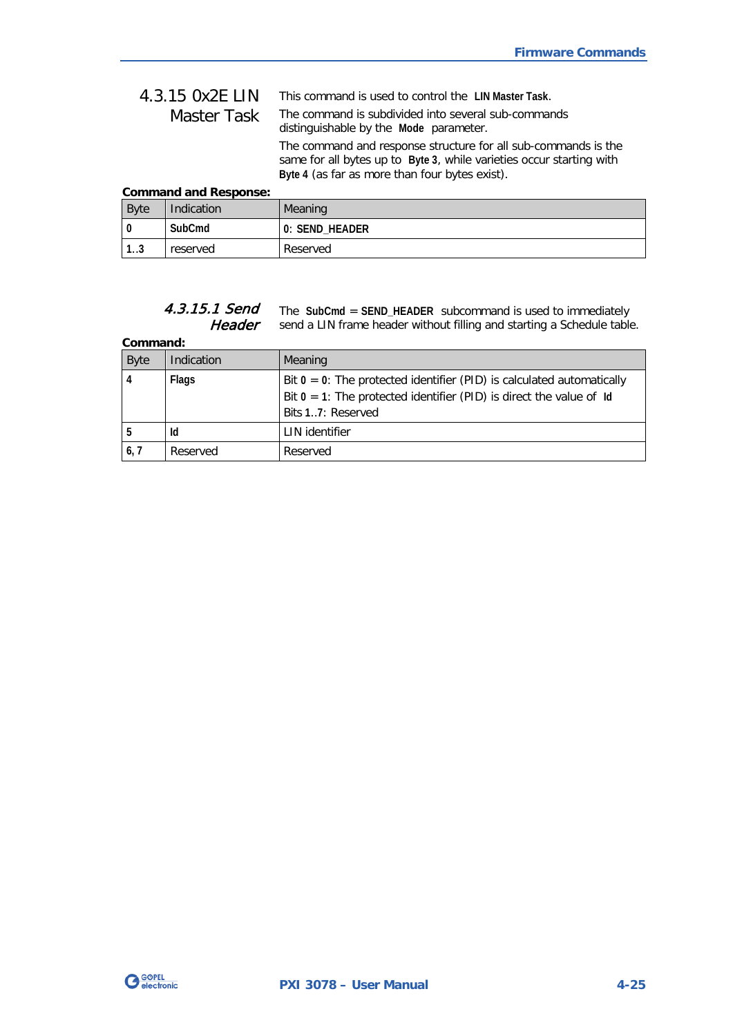### 4.3.15 0x2E LIN Master Task

This command is used to control the **LIN Master Task**.

The command is subdivided into several sub-commands distinguishable by the **Mode** parameter.

The command and response structure for all sub-commands is the same for all bytes up to **Byte 3**, while varieties occur starting with **Byte 4** (as far as more than four bytes exist).

**Command and Response:**

| Byte | Indication | Meaning |
|---|---|---|
| **0** | **SubCmd** | **0: SEND_HEADER** |
| **1..3** | reserved | Reserved |

#### *4.3.15.1 Send Header*

The **SubCmd** = **SEND_HEADER** subcommand is used to immediately send a LIN frame header without filling and starting a Schedule table.

**Command:**

| Byte | Indication | Meaning |
|---|---|---|
| **4** | **Flags** | Bit **0** = **0**: The protected identifier (PID) is calculated automatically<br>Bit **0** = **1**: The protected identifier (PID) is direct the value of **Id**<br>Bits **1..7**: Reserved |
| **5** | **Id** | LIN identifier |
| **6, 7** | Reserved | Reserved |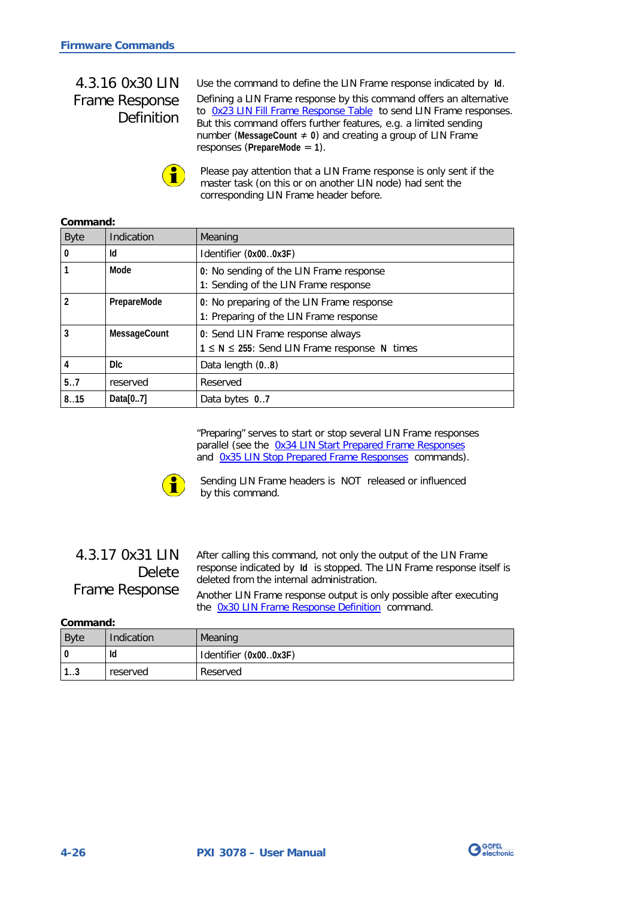### 4.3.16 0x30 LIN Frame Response Definition

Use the command to define the LIN Frame response indicated by **Id**.

Defining a LIN Frame response by this command offers an alternative to 0x23 LIN Fill Frame Response Table to send LIN Frame responses. But this command offers further features, e.g. a limited sending number (**MessageCount** ≠ **0**) and creating a group of LIN Frame responses (**PrepareMode** = **1**).

Please pay attention that a LIN Frame response is only sent if the master task (on this or on another LIN node) had sent the corresponding LIN Frame header before.

**Command:**

| Byte | Indication | Meaning |
|---|---|---|
| **0** | **Id** | Identifier (**0x00**..**0x3F**) |
| **1** | **Mode** | **0**: No sending of the LIN Frame response<br>**1**: Sending of the LIN Frame response |
| **2** | **PrepareMode** | **0**: No preparing of the LIN Frame response<br>**1**: Preparing of the LIN Frame response |
| **3** | **MessageCount** | **0**: Send LIN Frame response always<br>**1** ≤ **N** ≤ **255**: Send LIN Frame response **N** times |
| **4** | **Dlc** | Data length (**0**..**8**) |
| **5**..**7** | reserved | Reserved |
| **8**..**15** | **Data[0..7]** | Data bytes **0**..**7** |

"Preparing" serves to start or stop several LIN Frame responses parallel (see the 0x34 LIN Start Prepared Frame Responses and 0x35 LIN Stop Prepared Frame Responses commands).

Sending LIN Frame headers is NOT released or influenced by this command.

### 4.3.17 0x31 LIN Delete Frame Response

After calling this command, not only the output of the LIN Frame response indicated by **Id** is stopped. The LIN Frame response itself is deleted from the internal administration.

Another LIN Frame response output is only possible after executing the 0x30 LIN Frame Response Definition command.

**Command:**

| Byte | Indication | Meaning |
|---|---|---|
| **0** | **Id** | Identifier (**0x00**..**0x3F**) |
| **1**..**3** | reserved | Reserved |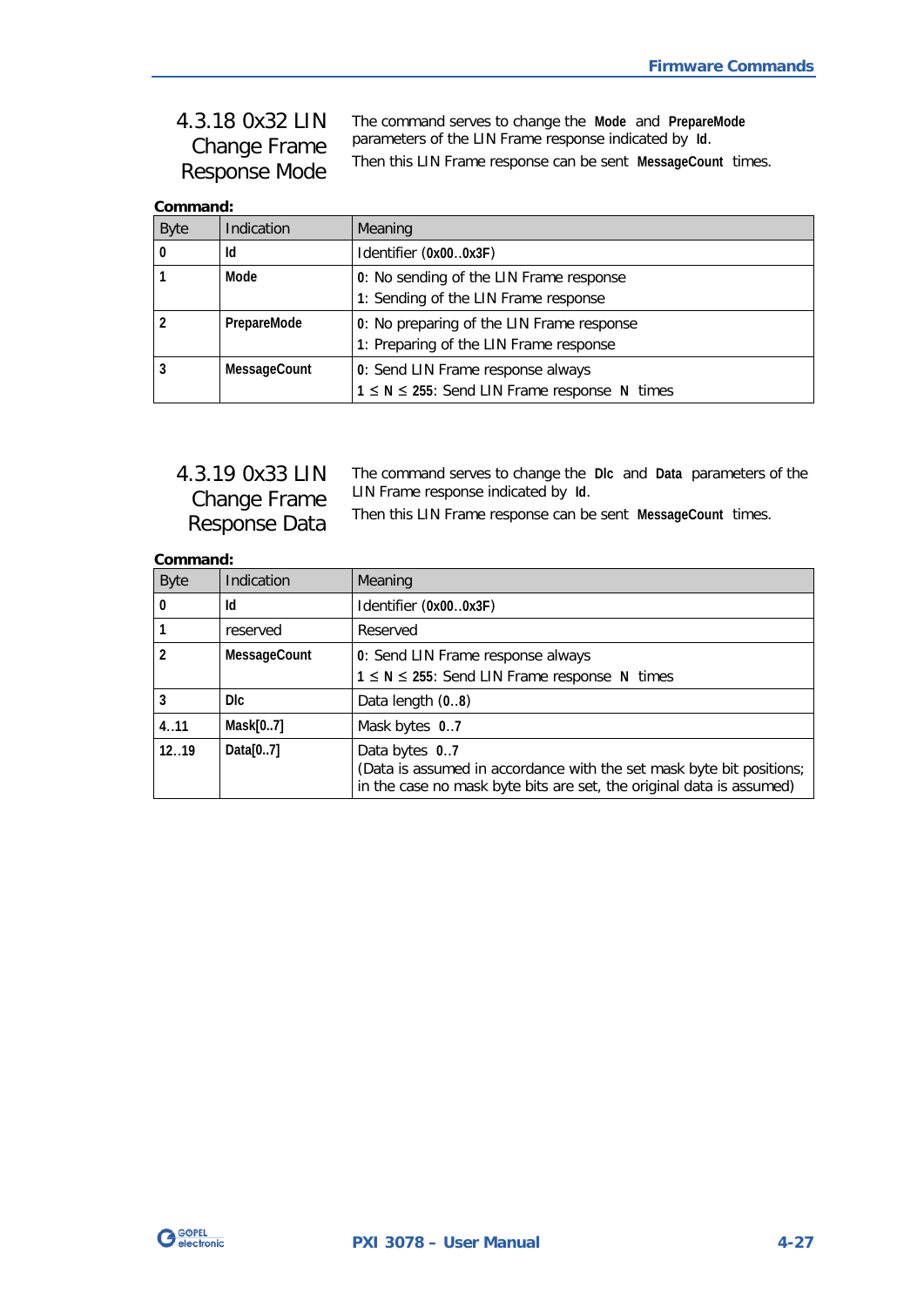### 4.3.18 0x32 LIN Change Frame Response Mode

The command serves to change the **Mode** and **PrepareMode** parameters of the LIN Frame response indicated by **Id**.

Then this LIN Frame response can be sent **MessageCount** times.

**Command:**

| Byte | Indication | Meaning |
|---|---|---|
| **0** | **Id** | Identifier (**0x00**..**0x3F**) |
| **1** | **Mode** | **0**: No sending of the LIN Frame response<br>**1**: Sending of the LIN Frame response |
| **2** | **PrepareMode** | **0**: No preparing of the LIN Frame response<br>**1**: Preparing of the LIN Frame response |
| **3** | **MessageCount** | **0**: Send LIN Frame response always<br>**1** ≤ **N** ≤ **255**: Send LIN Frame response **N** times |

### 4.3.19 0x33 LIN Change Frame Response Data

The command serves to change the **Dlc** and **Data** parameters of the LIN Frame response indicated by **Id**.

Then this LIN Frame response can be sent **MessageCount** times.

**Command:**

| Byte | Indication | Meaning |
|---|---|---|
| **0** | **Id** | Identifier (**0x00**..**0x3F**) |
| **1** | reserved | Reserved |
| **2** | **MessageCount** | **0**: Send LIN Frame response always<br>**1** ≤ **N** ≤ **255**: Send LIN Frame response **N** times |
| **3** | **Dlc** | Data length (**0**..**8**) |
| **4**..**11** | **Mask[0..7]** | Mask bytes **0**..**7** |
| **12**..**19** | **Data[0..7]** | Data bytes **0**..**7**<br>(Data is assumed in accordance with the set mask byte bit positions; in the case no mask byte bits are set, the original data is assumed) |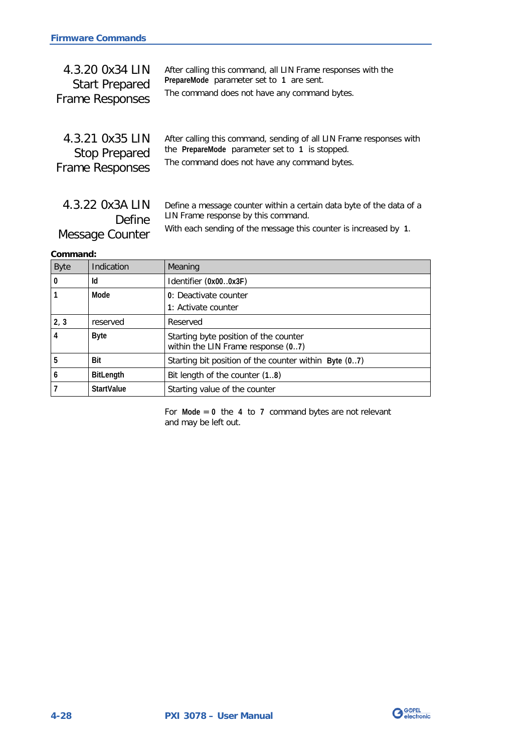### 4.3.20 0x34 LIN Start Prepared Frame Responses

After calling this command, all LIN Frame responses with the **PrepareMode** parameter set to **1** are sent.

The command does not have any command bytes.

### 4.3.21 0x35 LIN Stop Prepared Frame Responses

After calling this command, sending of all LIN Frame responses with the **PrepareMode** parameter set to **1** is stopped.

The command does not have any command bytes.

### 4.3.22 0x3A LIN Define Message Counter

Define a message counter within a certain data byte of the data of a LIN Frame response by this command.

With each sending of the message this counter is increased by **1**.

**Command:**

| Byte | Indication | Meaning |
|---|---|---|
| **0** | **Id** | Identifier (**0x00**..**0x3F**) |
| **1** | **Mode** | **0**: Deactivate counter<br>**1**: Activate counter |
| **2, 3** | reserved | Reserved |
| **4** | **Byte** | Starting byte position of the counter within the LIN Frame response (**0**..**7**) |
| **5** | **Bit** | Starting bit position of the counter within **Byte** (**0**..**7**) |
| **6** | **BitLength** | Bit length of the counter (**1**..**8**) |
| **7** | **StartValue** | Starting value of the counter |

For **Mode** = **0** the **4** to **7** command bytes are not relevant and may be left out.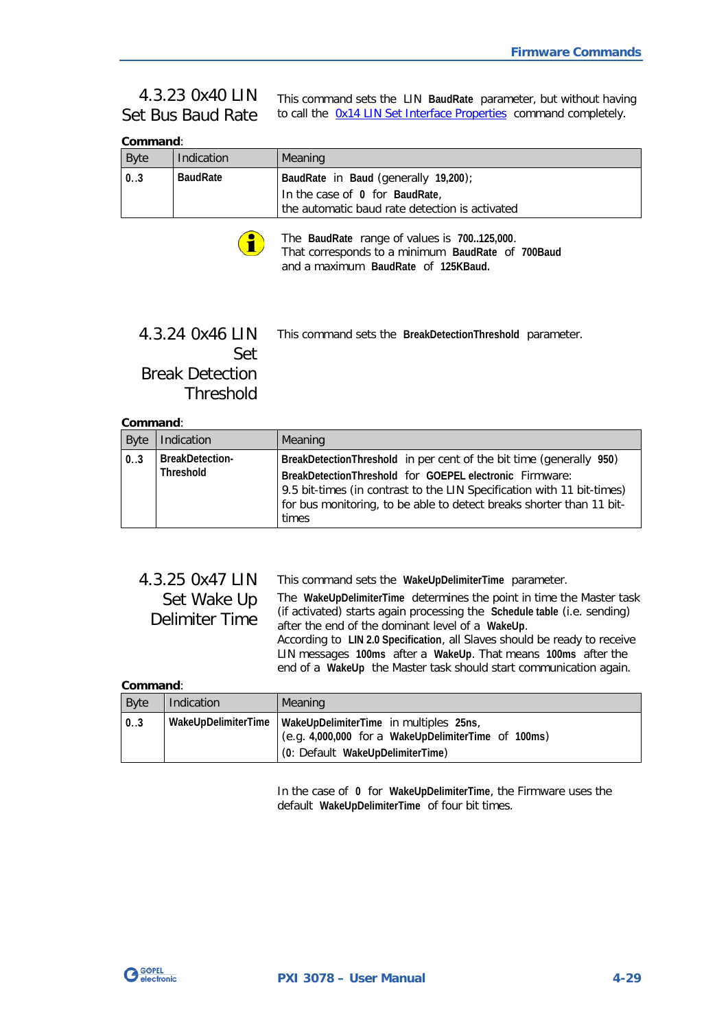### 4.3.23 0x40 LIN Set Bus Baud Rate

This command sets the LIN **BaudRate** parameter, but without having to call the 0x14 LIN Set Interface Properties command completely.

**Command**:

| Byte | Indication | Meaning |
|---|---|---|
| **0..3** | **BaudRate** | **BaudRate** in **Baud** (generally **19,200**);<br>In the case of **0** for **BaudRate**,<br>the automatic baud rate detection is activated |

The **BaudRate** range of values is **700..125,000**.
That corresponds to a minimum **BaudRate** of **700Baud** and a maximum **BaudRate** of **125KBaud.**

### 4.3.24 0x46 LIN Set Break Detection Threshold

This command sets the **BreakDetectionThreshold** parameter.

**Command**:

| Byte | Indication | Meaning |
|---|---|---|
| **0..3** | **BreakDetection-Threshold** | **BreakDetectionThreshold** in per cent of the bit time (generally **950**)<br>**BreakDetectionThreshold** for **GOEPEL electronic** Firmware:<br>9.5 bit-times (in contrast to the LIN Specification with 11 bit-times) for bus monitoring, to be able to detect breaks shorter than 11 bit-times |

### 4.3.25 0x47 LIN Set Wake Up Delimiter Time

This command sets the **WakeUpDelimiterTime** parameter.

The **WakeUpDelimiterTime** determines the point in time the Master task (if activated) starts again processing the **Schedule table** (i.e. sending) after the end of the dominant level of a **WakeUp**.
According to **LIN 2.0 Specification**, all Slaves should be ready to receive LIN messages **100ms** after a **WakeUp**. That means **100ms** after the end of a **WakeUp** the Master task should start communication again.

**Command**:

| Byte | Indication | Meaning |
|---|---|---|
| **0..3** | **WakeUpDelimiterTime** | **WakeUpDelimiterTime** in multiples **25ns**,<br>(e.g. **4,000,000** for a **WakeUpDelimiterTime** of **100ms**)<br>(**0**: Default **WakeUpDelimiterTime**) |

In the case of **0** for **WakeUpDelimiterTime**, the Firmware uses the default **WakeUpDelimiterTime** of four bit times.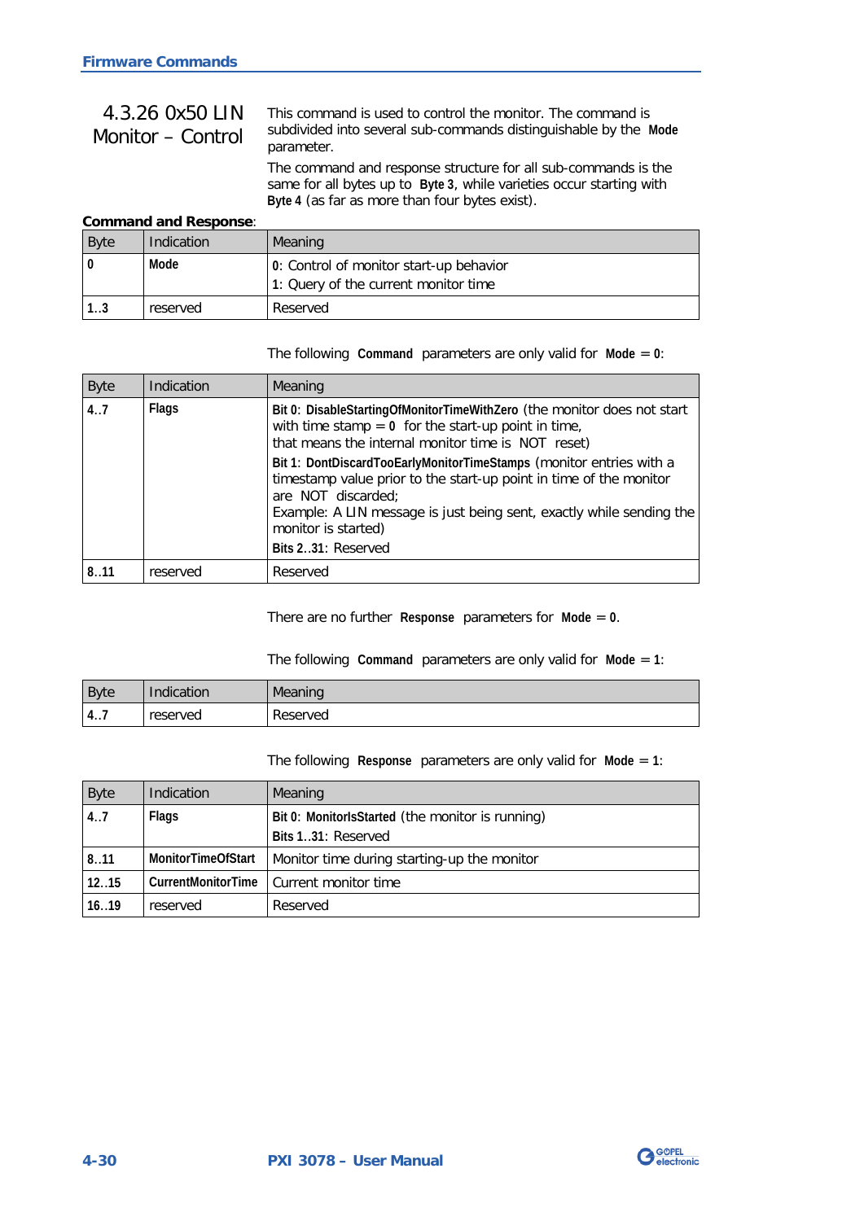## 4.3.26 0x50 LIN Monitor – Control

This command is used to control the monitor. The command is subdivided into several sub-commands distinguishable by the **Mode** parameter.

The command and response structure for all sub-commands is the same for all bytes up to **Byte 3**, while varieties occur starting with **Byte 4** (as far as more than four bytes exist).

**Command and Response**:

| Byte | Indication | Meaning |
|---|---|---|
| **0** | **Mode** | **0**: Control of monitor start-up behavior<br>**1**: Query of the current monitor time |
| **1..3** | reserved | Reserved |

The following **Command** parameters are only valid for **Mode** = **0**:

| Byte | Indication | Meaning |
|---|---|---|
| **4..7** | **Flags** | **Bit 0**: **DisableStartingOfMonitorTimeWithZero** (the monitor does not start with time stamp = **0** for the start-up point in time, that means the internal monitor time is NOT reset)<br>**Bit 1**: **DontDiscardTooEarlyMonitorTimeStamps** (monitor entries with a timestamp value prior to the start-up point in time of the monitor are NOT discarded; Example: A LIN message is just being sent, exactly while sending the monitor is started)<br>**Bits 2..31**: Reserved |
| **8..11** | reserved | Reserved |

There are no further **Response** parameters for **Mode** = **0**.

The following **Command** parameters are only valid for **Mode** = **1**:

| Byte | Indication | Meaning |
|---|---|---|
| **4..7** | reserved | Reserved |

The following **Response** parameters are only valid for **Mode** = **1**:

| Byte | Indication | Meaning |
|---|---|---|
| **4..7** | **Flags** | **Bit 0**: **MonitorIsStarted** (the monitor is running)<br>**Bits 1..31**: Reserved |
| **8..11** | **MonitorTimeOfStart** | Monitor time during starting-up the monitor |
| **12..15** | **CurrentMonitorTime** | Current monitor time |
| **16..19** | reserved | Reserved |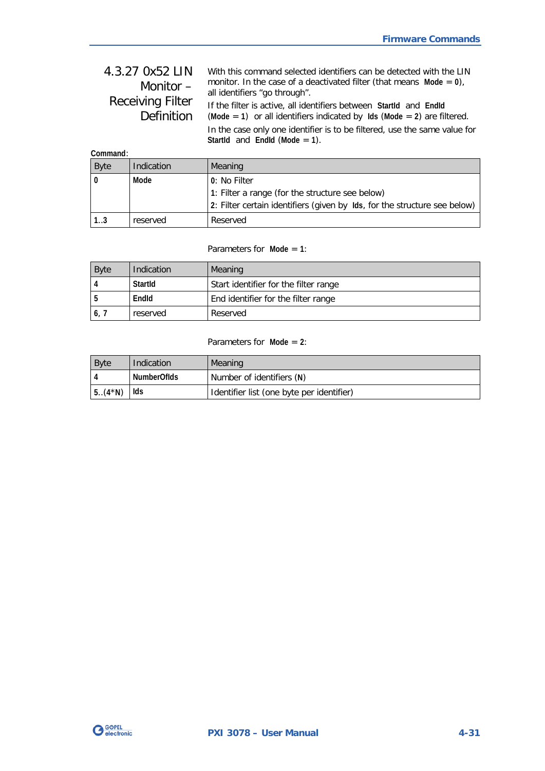### 4.3.27 0x52 LIN Monitor – Receiving Filter Definition

With this command selected identifiers can be detected with the LIN monitor. In the case of a deactivated filter (that means **Mode** = **0**), all identifiers "go through".

If the filter is active, all identifiers between **StartId** and **EndId** (**Mode** = **1**) or all identifiers indicated by **Ids** (**Mode** = **2**) are filtered.

In the case only one identifier is to be filtered, use the same value for **StartId** and **EndId** (**Mode** = **1**).

**Command**:

| Byte | Indication | Meaning |
|---|---|---|
| **0** | **Mode** | **0**: No Filter<br>**1**: Filter a range (for the structure see below)<br>**2**: Filter certain identifiers (given by **Ids**, for the structure see below) |
| **1..3** | reserved | Reserved |

Parameters for **Mode** = **1**:

| Byte | Indication | Meaning |
|---|---|---|
| **4** | **StartId** | Start identifier for the filter range |
| **5** | **EndId** | End identifier for the filter range |
| **6, 7** | reserved | Reserved |

Parameters for **Mode** = **2**:

| Byte | Indication | Meaning |
|---|---|---|
| **4** | **NumberOfIds** | Number of identifiers (**N**) |
| **5..(4*N)** | **Ids** | Identifier list (one byte per identifier) |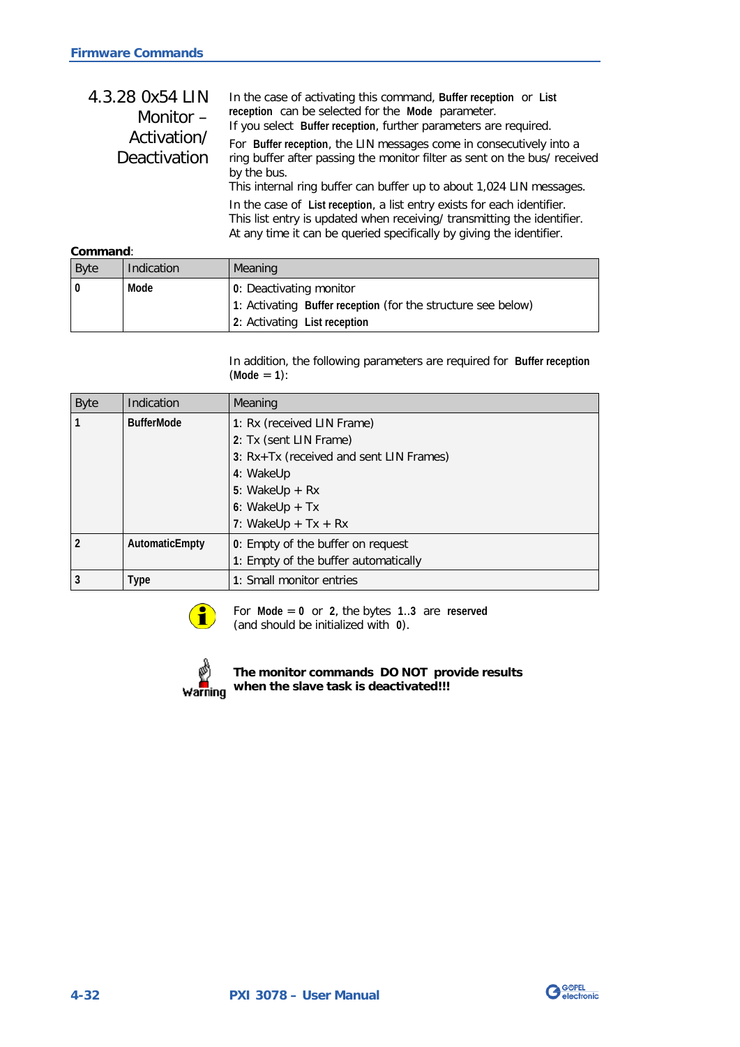### 4.3.28 0x54 LIN Monitor – Activation/ Deactivation

In the case of activating this command, **Buffer reception** or **List reception** can be selected for the **Mode** parameter.
If you select **Buffer reception**, further parameters are required.

For **Buffer reception**, the LIN messages come in consecutively into a ring buffer after passing the monitor filter as sent on the bus/ received by the bus.
This internal ring buffer can buffer up to about 1,024 LIN messages.

In the case of **List reception**, a list entry exists for each identifier.
This list entry is updated when receiving/ transmitting the identifier.
At any time it can be queried specifically by giving the identifier.

**Command**:

| Byte | Indication | Meaning |
|---|---|---|
| **0** | **Mode** | **0**: Deactivating monitor<br>**1**: Activating **Buffer reception** (for the structure see below)<br>**2**: Activating **List reception** |

In addition, the following parameters are required for **Buffer reception** (**Mode** = **1**):

| Byte | Indication | Meaning |
|---|---|---|
| **1** | **BufferMode** | **1**: Rx (received LIN Frame)<br>**2**: Tx (sent LIN Frame)<br>**3**: Rx+Tx (received and sent LIN Frames)<br>**4**: WakeUp<br>**5**: WakeUp + Rx<br>**6**: WakeUp + Tx<br>**7**: WakeUp + Tx + Rx |
| **2** | **AutomaticEmpty** | **0**: Empty of the buffer on request<br>**1**: Empty of the buffer automatically |
| **3** | **Type** | **1**: Small monitor entries |

For **Mode** = **0** or **2**, the bytes **1**..**3** are **reserved** (and should be initialized with **0**).

Warning

**The monitor commands DO NOT provide results when the slave task is deactivated!!!**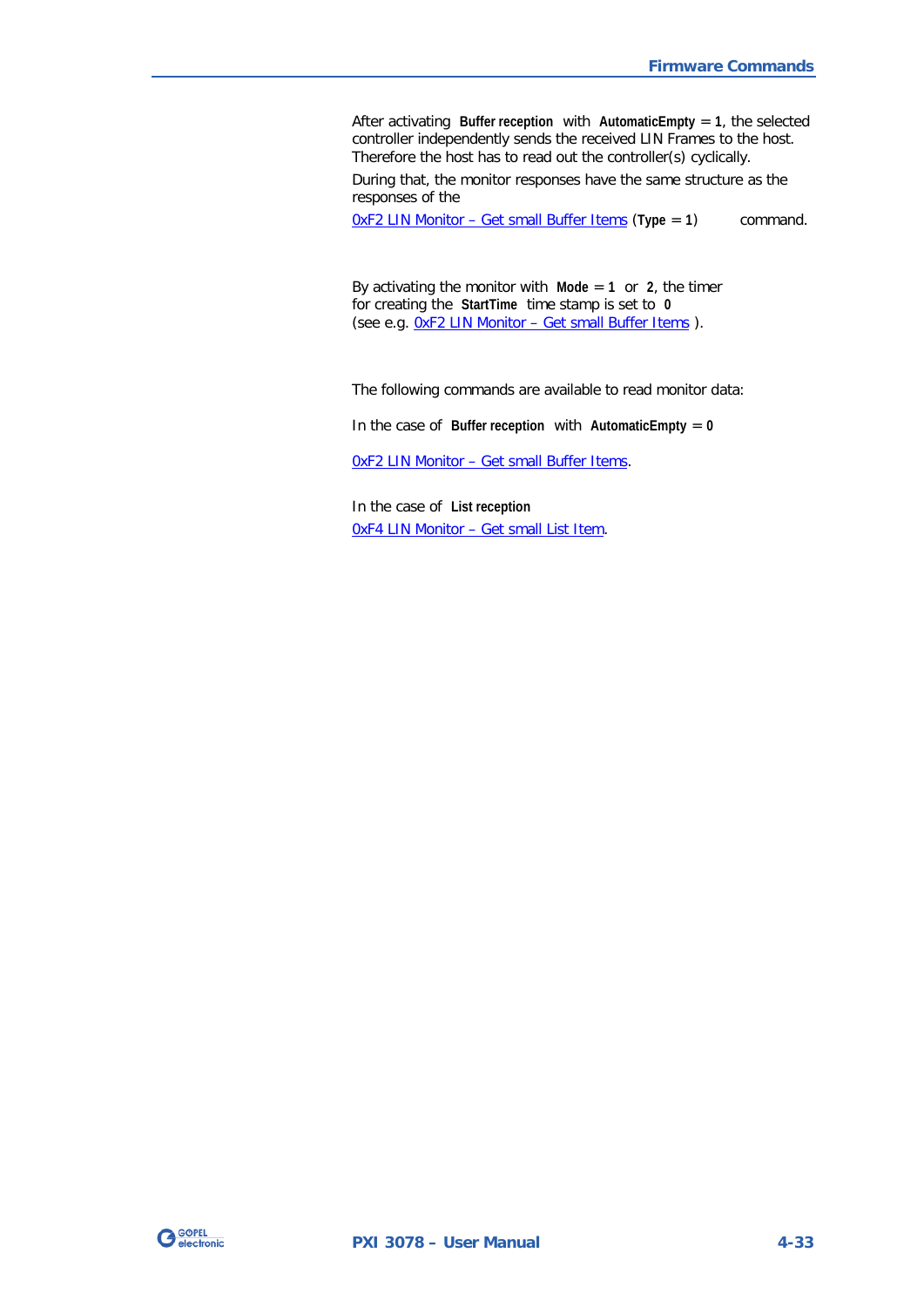After activating **Buffer reception** with **AutomaticEmpty** = **1**, the selected controller independently sends the received LIN Frames to the host. Therefore the host has to read out the controller(s) cyclically.

During that, the monitor responses have the same structure as the responses of the

0xF2 LIN Monitor – Get small Buffer Items (**Type** = **1**) command.

By activating the monitor with **Mode** = **1** or **2**, the timer for creating the **StartTime** time stamp is set to **0** (see e.g. 0xF2 LIN Monitor – Get small Buffer Items ).

The following commands are available to read monitor data:

In the case of **Buffer reception** with **AutomaticEmpty** = **0**

0xF2 LIN Monitor – Get small Buffer Items.

In the case of **List reception**
0xF4 LIN Monitor – Get small List Item.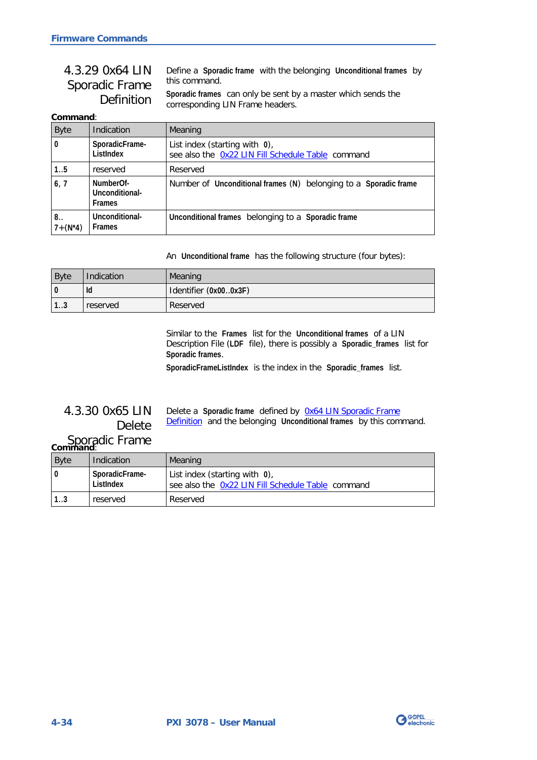### 4.3.29 0x64 LIN Sporadic Frame Definition

Define a **Sporadic frame** with the belonging **Unconditional frames** by this command.

**Sporadic frames** can only be sent by a master which sends the corresponding LIN Frame headers.

**Command**:

| Byte | Indication | Meaning |
|---|---|---|
| **0** | **SporadicFrame-ListIndex** | List index (starting with **0**), see also the 0x22 LIN Fill Schedule Table command |
| **1..5** | reserved | Reserved |
| **6, 7** | **NumberOf-Unconditional-Frames** | Number of **Unconditional frames (N)** belonging to a **Sporadic frame** |
| **8..** **7+(N*4)** | **Unconditional-Frames** | **Unconditional frames** belonging to a **Sporadic frame** |

An **Unconditional frame** has the following structure (four bytes):

| Byte | Indication | Meaning |
|---|---|---|
| **0** | **Id** | Identifier (**0x00..0x3F**) |
| **1..3** | reserved | Reserved |

Similar to the **Frames** list for the **Unconditional frames** of a LIN Description File (**LDF** file), there is possibly a **Sporadic_frames** list for **Sporadic frames**.

**SporadicFrameListIndex** is the index in the **Sporadic_frames** list.

### 4.3.30 0x65 LIN Delete Sporadic Frame

Delete a **Sporadic frame** defined by 0x64 LIN Sporadic Frame Definition and the belonging **Unconditional frames** by this command.

**Command**:

| Byte | Indication | Meaning |
|---|---|---|
| **0** | **SporadicFrame-ListIndex** | List index (starting with **0**), see also the 0x22 LIN Fill Schedule Table command |
| **1..3** | reserved | Reserved |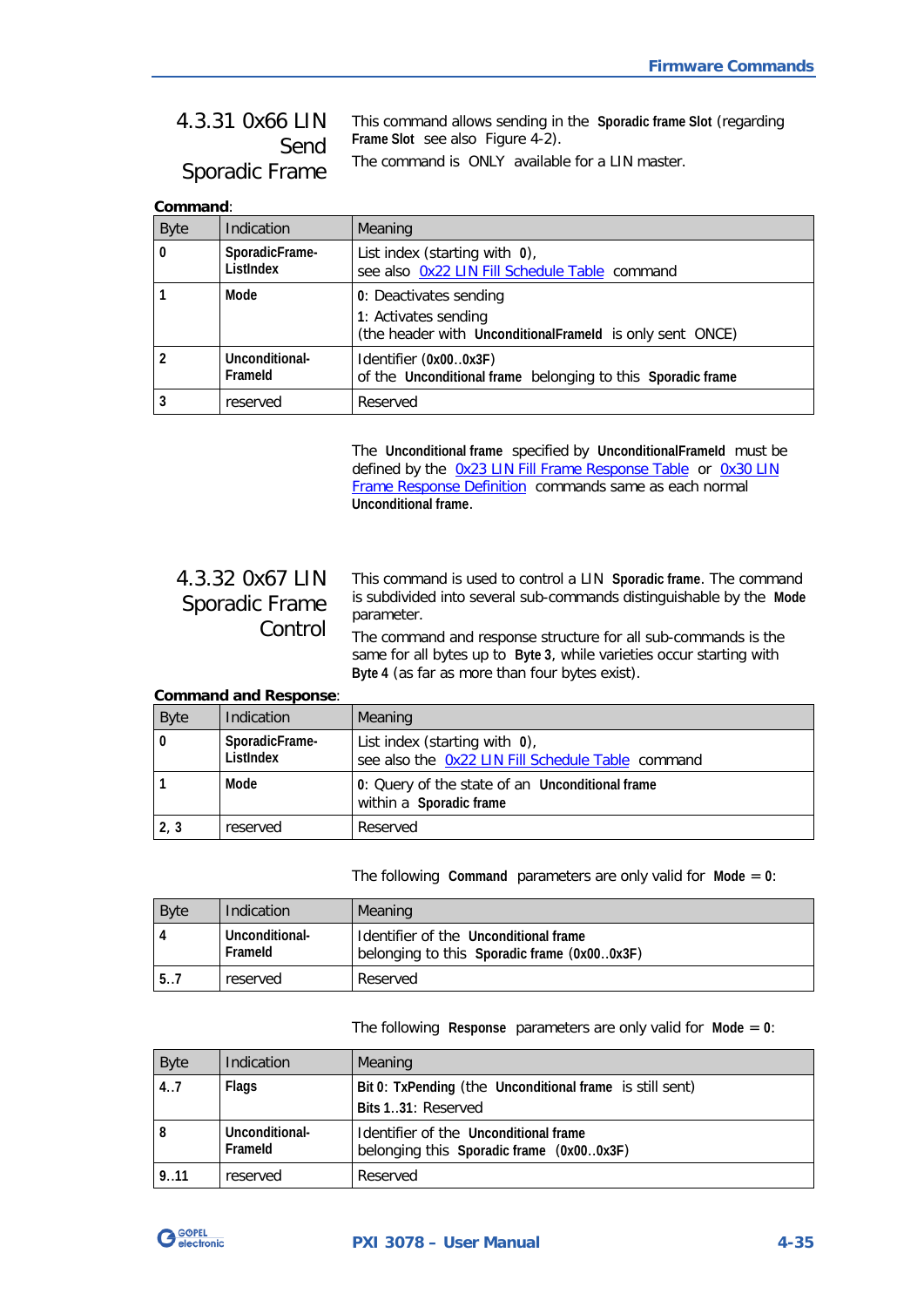### 4.3.31 0x66 LIN Send Sporadic Frame

This command allows sending in the **Sporadic frame Slot** (regarding **Frame Slot** see also Figure 4-2).

The command is ONLY available for a LIN master.

**Command**:

| Byte | Indication | Meaning |
|---|---|---|
| **0** | **SporadicFrame-ListIndex** | List index (starting with **0**), see also 0x22 LIN Fill Schedule Table command |
| **1** | **Mode** | **0**: Deactivates sending<br>**1**: Activates sending (the header with **UnconditionalFrameId** is only sent ONCE) |
| **2** | **Unconditional-FrameId** | Identifier (**0x00..0x3F**) of the **Unconditional frame** belonging to this **Sporadic frame** |
| **3** | reserved | Reserved |

The **Unconditional frame** specified by **UnconditionalFrameId** must be defined by the 0x23 LIN Fill Frame Response Table or 0x30 LIN Frame Response Definition commands same as each normal **Unconditional frame**.

### 4.3.32 0x67 LIN Sporadic Frame Control

This command is used to control a LIN **Sporadic frame**. The command is subdivided into several sub-commands distinguishable by the **Mode** parameter.

The command and response structure for all sub-commands is the same for all bytes up to **Byte 3**, while varieties occur starting with **Byte 4** (as far as more than four bytes exist).

**Command and Response**:

| Byte | Indication | Meaning |
|---|---|---|
| **0** | **SporadicFrame-ListIndex** | List index (starting with **0**), see also the 0x22 LIN Fill Schedule Table command |
| **1** | **Mode** | **0**: Query of the state of an **Unconditional frame** within a **Sporadic frame** |
| **2, 3** | reserved | Reserved |

The following **Command** parameters are only valid for **Mode = 0**:

| Byte | Indication | Meaning |
|---|---|---|
| **4** | **Unconditional-FrameId** | Identifier of the **Unconditional frame** belonging to this **Sporadic frame** (**0x00..0x3F**) |
| **5..7** | reserved | Reserved |

The following **Response** parameters are only valid for **Mode = 0**:

| Byte | Indication | Meaning |
|---|---|---|
| **4..7** | **Flags** | **Bit 0**: **TxPending** (the **Unconditional frame** is still sent)<br>**Bits 1..31**: Reserved |
| **8** | **Unconditional-FrameId** | Identifier of the **Unconditional frame** belonging this **Sporadic frame** (**0x00..0x3F**) |
| **9..11** | reserved | Reserved |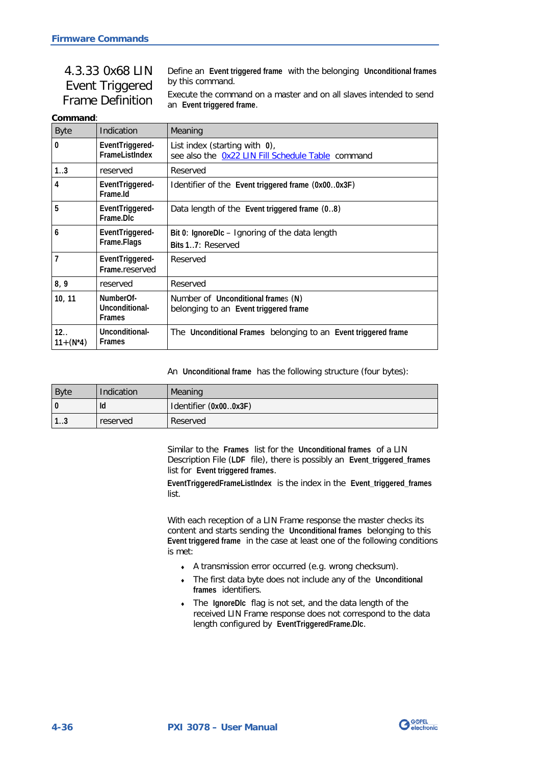## 4.3.33 0x68 LIN Event Triggered Frame Definition

Define an **Event triggered frame** with the belonging **Unconditional frames** by this command.

Execute the command on a master and on all slaves intended to send an **Event triggered frame**.

**Command**:

| Byte | Indication | Meaning |
|---|---|---|
| **0** | **EventTriggered-FrameListIndex** | List index (starting with **0**), see also the 0x22 LIN Fill Schedule Table command |
| **1..3** | reserved | Reserved |
| **4** | **EventTriggered-Frame.Id** | Identifier of the **Event triggered frame** (**0x00..0x3F**) |
| **5** | **EventTriggered-Frame.Dlc** | Data length of the **Event triggered frame** (**0..8**) |
| **6** | **EventTriggered-Frame.Flags** | **Bit 0**: **IgnoreDlc** – Ignoring of the data length<br>**Bits 1..7**: Reserved |
| **7** | **EventTriggered-Frame**.reserved | Reserved |
| **8, 9** | reserved | Reserved |
| **10, 11** | **NumberOf-Unconditional-Frames** | Number of **Unconditional frames** (**N**) belonging to an **Event triggered frame** |
| **12.. 11+(N*4)** | **Unconditional-Frames** | The **Unconditional Frames** belonging to an **Event triggered frame** |

An **Unconditional frame** has the following structure (four bytes):

| Byte | Indication | Meaning |
|---|---|---|
| **0** | **Id** | Identifier (**0x00..0x3F**) |
| **1..3** | reserved | Reserved |

Similar to the **Frames** list for the **Unconditional frames** of a LIN Description File (**LDF** file), there is possibly an **Event_triggered_frames** list for **Event triggered frames**.

**EventTriggeredFrameListIndex** is the index in the **Event_triggered_frames** list.

With each reception of a LIN Frame response the master checks its content and starts sending the **Unconditional frames** belonging to this **Event triggered frame** in the case at least one of the following conditions is met:

- A transmission error occurred (e.g. wrong checksum).
- The first data byte does not include any of the **Unconditional frames** identifiers.
- The **IgnoreDlc** flag is not set, and the data length of the received LIN Frame response does not correspond to the data length configured by **EventTriggeredFrame.Dlc**.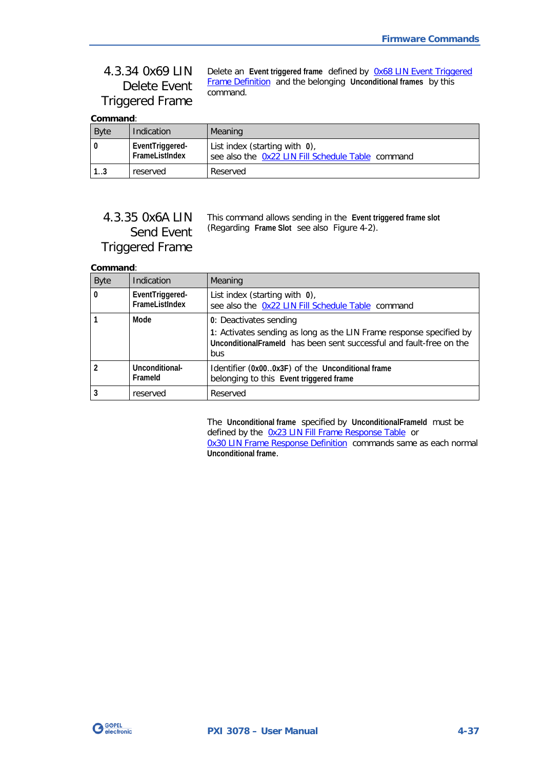### 4.3.34 0x69 LIN Delete Event Triggered Frame

Delete an **Event triggered frame** defined by 0x68 LIN Event Triggered Frame Definition and the belonging **Unconditional frames** by this command.

**Command**:

| Byte | Indication | Meaning |
|---|---|---|
| **0** | **EventTriggered-FrameListIndex** | List index (starting with **0**), see also the 0x22 LIN Fill Schedule Table command |
| **1..3** | reserved | Reserved |

### 4.3.35 0x6A LIN Send Event Triggered Frame

This command allows sending in the **Event triggered frame slot** (Regarding **Frame Slot** see also Figure 4-2).

**Command**:

| Byte | Indication | Meaning |
|---|---|---|
| **0** | **EventTriggered-FrameListIndex** | List index (starting with **0**), see also the 0x22 LIN Fill Schedule Table command |
| **1** | **Mode** | **0**: Deactivates sending<br>**1**: Activates sending as long as the LIN Frame response specified by **UnconditionalFrameId** has been sent successful and fault-free on the bus |
| **2** | **Unconditional-FrameId** | Identifier (**0x00**..**0x3F**) of the **Unconditional frame** belonging to this **Event triggered frame** |
| **3** | reserved | Reserved |

The **Unconditional frame** specified by **UnconditionalFrameId** must be defined by the 0x23 LIN Fill Frame Response Table or 0x30 LIN Frame Response Definition commands same as each normal **Unconditional frame**.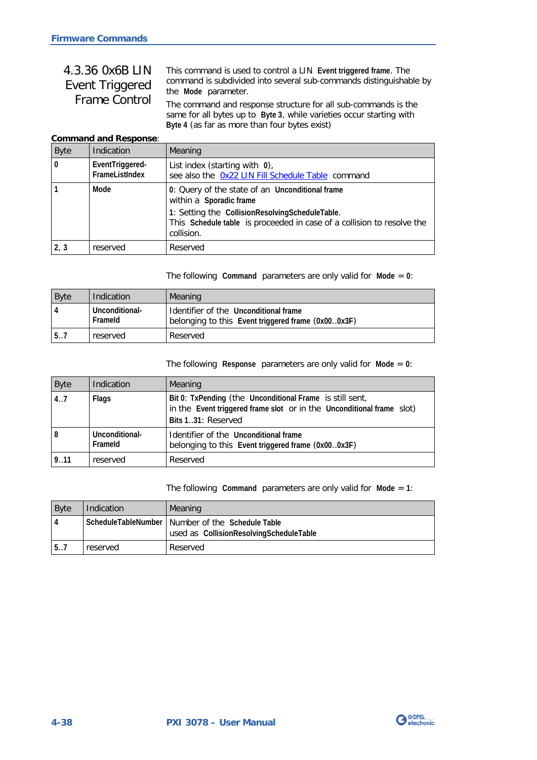### 4.3.36 0x6B LIN Event Triggered Frame Control

This command is used to control a LIN **Event triggered frame**. The command is subdivided into several sub-commands distinguishable by the **Mode** parameter.

The command and response structure for all sub-commands is the same for all bytes up to **Byte 3**, while varieties occur starting with **Byte 4** (as far as more than four bytes exist)

**Command and Response**:

| Byte | Indication | Meaning |
|---|---|---|
| **0** | **EventTriggered-FrameListIndex** | List index (starting with **0**),<br>see also the 0x22 LIN Fill Schedule Table command |
| **1** | **Mode** | **0**: Query of the state of an **Unconditional frame** within a **Sporadic frame**<br>**1**: Setting the **CollisionResolvingScheduleTable**.<br>This **Schedule table** is proceeded in case of a collision to resolve the collision. |
| **2, 3** | reserved | Reserved |

The following **Command** parameters are only valid for **Mode** = **0**:

| Byte | Indication | Meaning |
|---|---|---|
| **4** | **Unconditional-FrameId** | Identifier of the **Unconditional frame** belonging to this **Event triggered frame** (**0x00..0x3F**) |
| **5..7** | reserved | Reserved |

The following **Response** parameters are only valid for **Mode** = **0**:

| Byte | Indication | Meaning |
|---|---|---|
| **4..7** | **Flags** | **Bit 0**: **TxPending** (the **Unconditional Frame** is still sent, in the **Event triggered frame slot** or in the **Unconditional frame** slot)<br>**Bits 1..31**: Reserved |
| **8** | **Unconditional-FrameId** | Identifier of the **Unconditional frame** belonging to this **Event triggered frame** (**0x00..0x3F**) |
| **9..11** | reserved | Reserved |

The following **Command** parameters are only valid for **Mode** = **1**:

| Byte | Indication | Meaning |
|---|---|---|
| **4** | **ScheduleTableNumber** | Number of the **Schedule Table** used as **CollisionResolvingScheduleTable** |
| **5..7** | reserved | Reserved |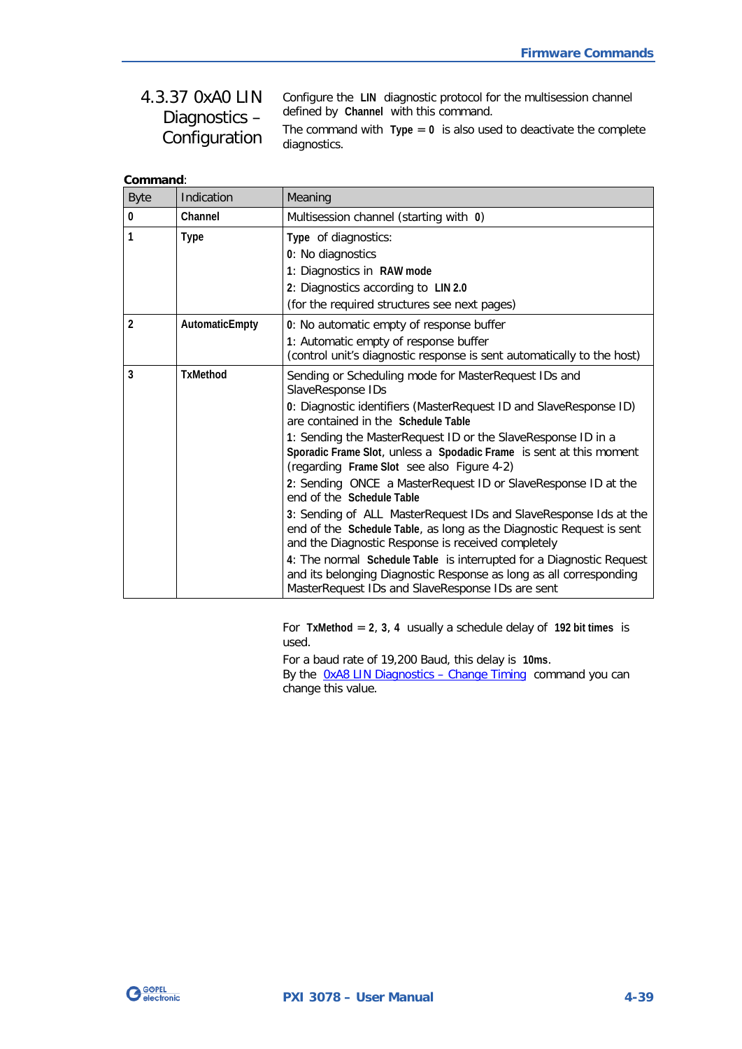### 4.3.37 0xA0 LIN Diagnostics – Configuration

Configure the **LIN** diagnostic protocol for the multisession channel defined by **Channel** with this command.

The command with **Type** = **0** is also used to deactivate the complete diagnostics.

**Command**:

| Byte | Indication | Meaning |
|---|---|---|
| **0** | **Channel** | Multisession channel (starting with **0**) |
| **1** | **Type** | **Type** of diagnostics:<br>**0**: No diagnostics<br>**1**: Diagnostics in **RAW mode**<br>**2**: Diagnostics according to **LIN 2.0**<br>(for the required structures see next pages) |
| **2** | **AutomaticEmpty** | **0**: No automatic empty of response buffer<br>**1**: Automatic empty of response buffer<br>(control unit's diagnostic response is sent automatically to the host) |
| **3** | **TxMethod** | Sending or Scheduling mode for MasterRequest IDs and SlaveResponse IDs<br>**0**: Diagnostic identifiers (MasterRequest ID and SlaveResponse ID) are contained in the **Schedule Table**<br>**1**: Sending the MasterRequest ID or the SlaveResponse ID in a **Sporadic Frame Slot**, unless a **Spodadic Frame** is sent at this moment (regarding **Frame Slot** see also Figure 4-2)<br>**2**: Sending ONCE a MasterRequest ID or SlaveResponse ID at the end of the **Schedule Table**<br>**3**: Sending of ALL MasterRequest IDs and SlaveResponse Ids at the end of the **Schedule Table**, as long as the Diagnostic Request is sent and the Diagnostic Response is received completely<br>**4**: The normal **Schedule Table** is interrupted for a Diagnostic Request and its belonging Diagnostic Response as long as all corresponding MasterRequest IDs and SlaveResponse IDs are sent |

For **TxMethod** = **2**, **3**, **4** usually a schedule delay of **192 bit times** is used.

For a baud rate of 19,200 Baud, this delay is **10ms**.
By the 0xA8 LIN Diagnostics – Change Timing command you can change this value.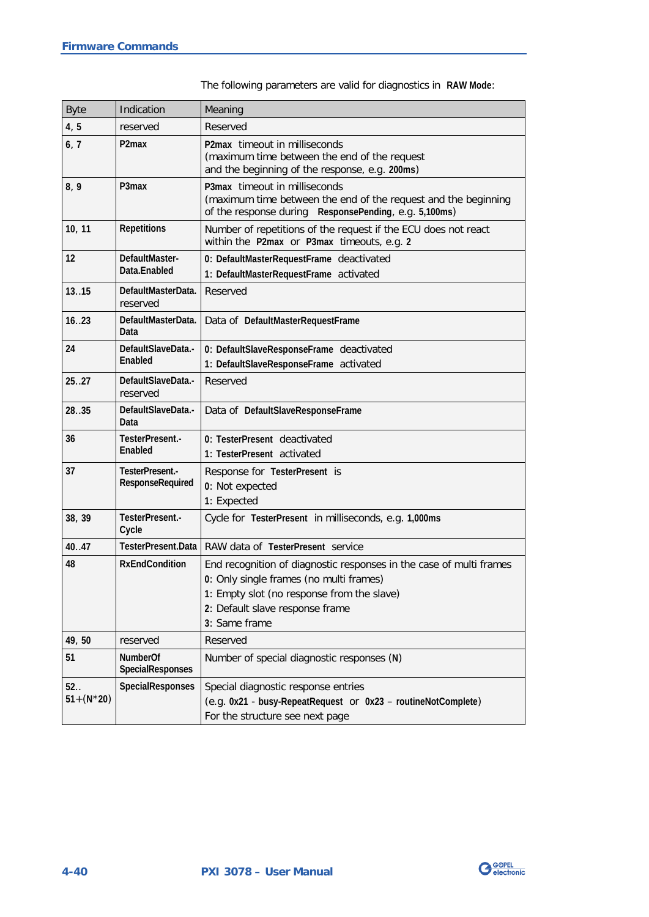The following parameters are valid for diagnostics in **RAW Mode**:

| Byte | Indication | Meaning |
|---|---|---|
| **4, 5** | reserved | Reserved |
| **6, 7** | **P2max** | **P2max** timeout in milliseconds<br>(maximum time between the end of the request and the beginning of the response, e.g. **200ms**) |
| **8, 9** | **P3max** | **P3max** timeout in milliseconds<br>(maximum time between the end of the request and the beginning of the response during **ResponsePending**, e.g. **5,100ms**) |
| **10, 11** | **Repetitions** | Number of repetitions of the request if the ECU does not react within the **P2max** or **P3max** timeouts, e.g. **2** |
| **12** | **DefaultMaster-Data.Enabled** | **0**: **DefaultMasterRequestFrame** deactivated<br>**1**: **DefaultMasterRequestFrame** activated |
| **13..15** | **DefaultMasterData.** reserved | Reserved |
| **16..23** | **DefaultMasterData. Data** | Data of **DefaultMasterRequestFrame** |
| **24** | **DefaultSlaveData.-Enabled** | **0**: **DefaultSlaveResponseFrame** deactivated<br>**1**: **DefaultSlaveResponseFrame** activated |
| **25..27** | **DefaultSlaveData.-** reserved | Reserved |
| **28..35** | **DefaultSlaveData.-Data** | Data of **DefaultSlaveResponseFrame** |
| **36** | **TesterPresent.-Enabled** | **0**: **TesterPresent** deactivated<br>**1**: **TesterPresent** activated |
| **37** | **TesterPresent.-ResponseRequired** | Response for **TesterPresent** is<br>**0**: Not expected<br>**1**: Expected |
| **38, 39** | **TesterPresent.-Cycle** | Cycle for **TesterPresent** in milliseconds, e.g. **1,000ms** |
| **40..47** | **TesterPresent.Data** | RAW data of **TesterPresent** service |
| **48** | **RxEndCondition** | End recognition of diagnostic responses in the case of multi frames<br>**0**: Only single frames (no multi frames)<br>**1**: Empty slot (no response from the slave)<br>**2**: Default slave response frame<br>**3**: Same frame |
| **49, 50** | reserved | Reserved |
| **51** | **NumberOf SpecialResponses** | Number of special diagnostic responses (**N**) |
| **52.. 51+(N*20)** | **SpecialResponses** | Special diagnostic response entries<br>(e.g. **0x21** - **busy-RepeatRequest** or **0x23** – **routineNotComplete**)<br>For the structure see next page |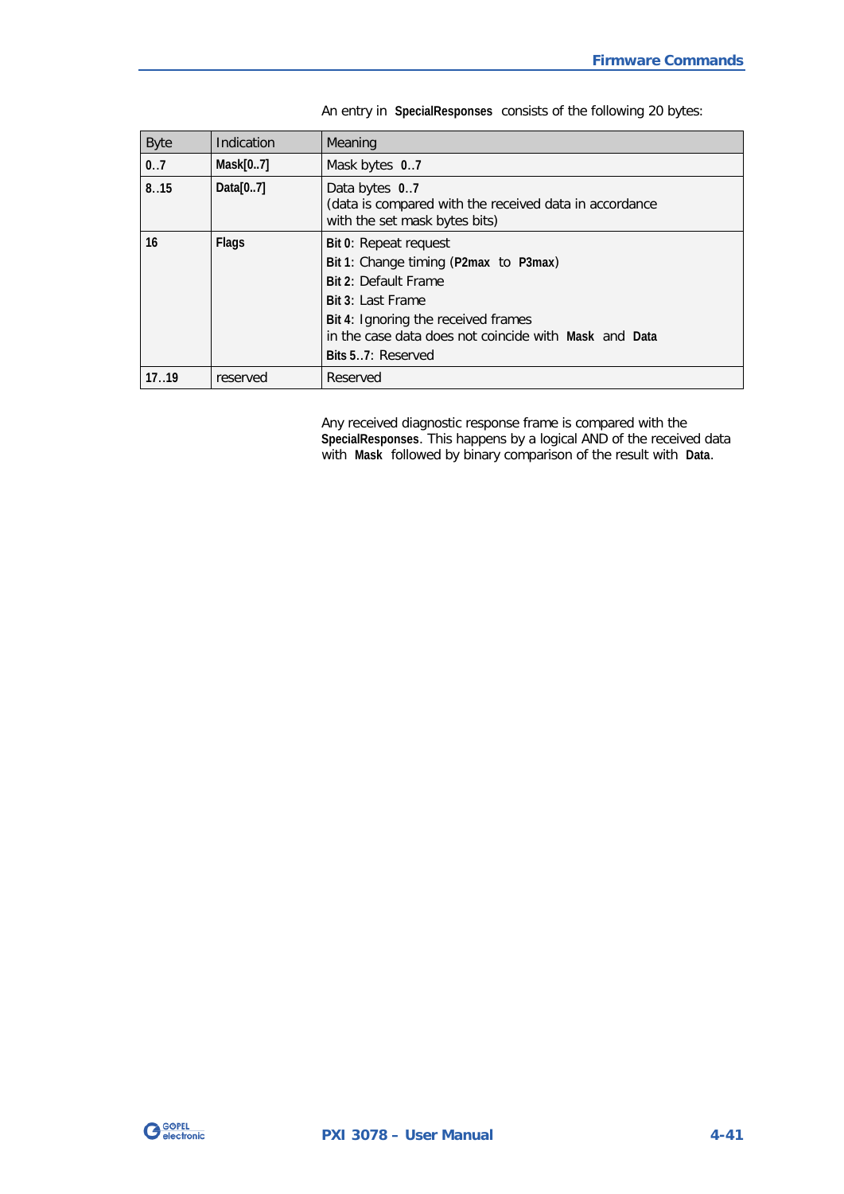An entry in **SpecialResponses** consists of the following 20 bytes:

| Byte | Indication | Meaning |
|---|---|---|
| **0..7** | **Mask[0..7]** | Mask bytes **0..7** |
| **8..15** | **Data[0..7]** | Data bytes **0..7**<br>(data is compared with the received data in accordance with the set mask bytes bits) |
| **16** | **Flags** | **Bit 0**: Repeat request<br>**Bit 1**: Change timing (**P2max** to **P3max**)<br>**Bit 2**: Default Frame<br>**Bit 3**: Last Frame<br>**Bit 4**: Ignoring the received frames in the case data does not coincide with **Mask** and **Data**<br>**Bits 5..7**: Reserved |
| **17..19** | reserved | Reserved |

Any received diagnostic response frame is compared with the **SpecialResponses**. This happens by a logical AND of the received data with **Mask** followed by binary comparison of the result with **Data**.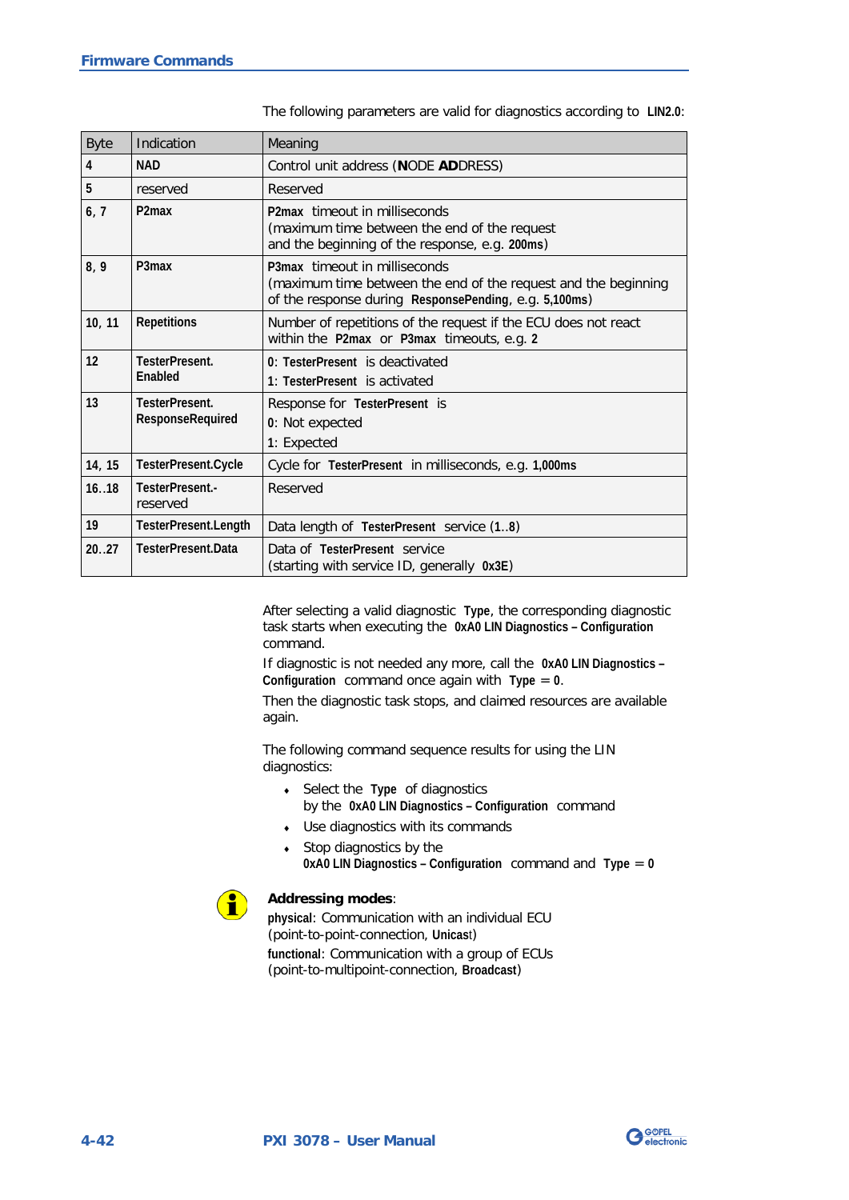The following parameters are valid for diagnostics according to **LIN2.0**:

| Byte | Indication | Meaning |
|---|---|---|
| **4** | **NAD** | Control unit address (**N**ODE **AD**DRESS) |
| **5** | reserved | Reserved |
| **6, 7** | **P2max** | **P2max** timeout in milliseconds<br>(maximum time between the end of the request and the beginning of the response, e.g. **200ms**) |
| **8, 9** | **P3max** | **P3max** timeout in milliseconds<br>(maximum time between the end of the request and the beginning of the response during **ResponsePending**, e.g. **5,100ms**) |
| **10, 11** | **Repetitions** | Number of repetitions of the request if the ECU does not react within the **P2max** or **P3max** timeouts, e.g. **2** |
| **12** | **TesterPresent. Enabled** | **0**: **TesterPresent** is deactivated<br>**1**: **TesterPresent** is activated |
| **13** | **TesterPresent. ResponseRequired** | Response for **TesterPresent** is<br>**0**: Not expected<br>**1**: Expected |
| **14, 15** | **TesterPresent.Cycle** | Cycle for **TesterPresent** in milliseconds, e.g. **1,000ms** |
| **16..18** | **TesterPresent.**-reserved | Reserved |
| **19** | **TesterPresent.Length** | Data length of **TesterPresent** service (**1**..**8**) |
| **20..27** | **TesterPresent.Data** | Data of **TesterPresent** service<br>(starting with service ID, generally **0x3E**) |

After selecting a valid diagnostic **Type**, the corresponding diagnostic task starts when executing the **0xA0 LIN Diagnostics – Configuration** command.

If diagnostic is not needed any more, call the **0xA0 LIN Diagnostics – Configuration** command once again with **Type** = **0**.

Then the diagnostic task stops, and claimed resources are available again.

The following command sequence results for using the LIN diagnostics:

- Select the **Type** of diagnostics by the **0xA0 LIN Diagnostics – Configuration** command
- Use diagnostics with its commands
- Stop diagnostics by the **0xA0 LIN Diagnostics – Configuration** command and **Type** = **0**

**Addressing modes**:

**physical**: Communication with an individual ECU (point-to-point-connection, **Unicast**)

**functional**: Communication with a group of ECUs (point-to-multipoint-connection, **Broadcast**)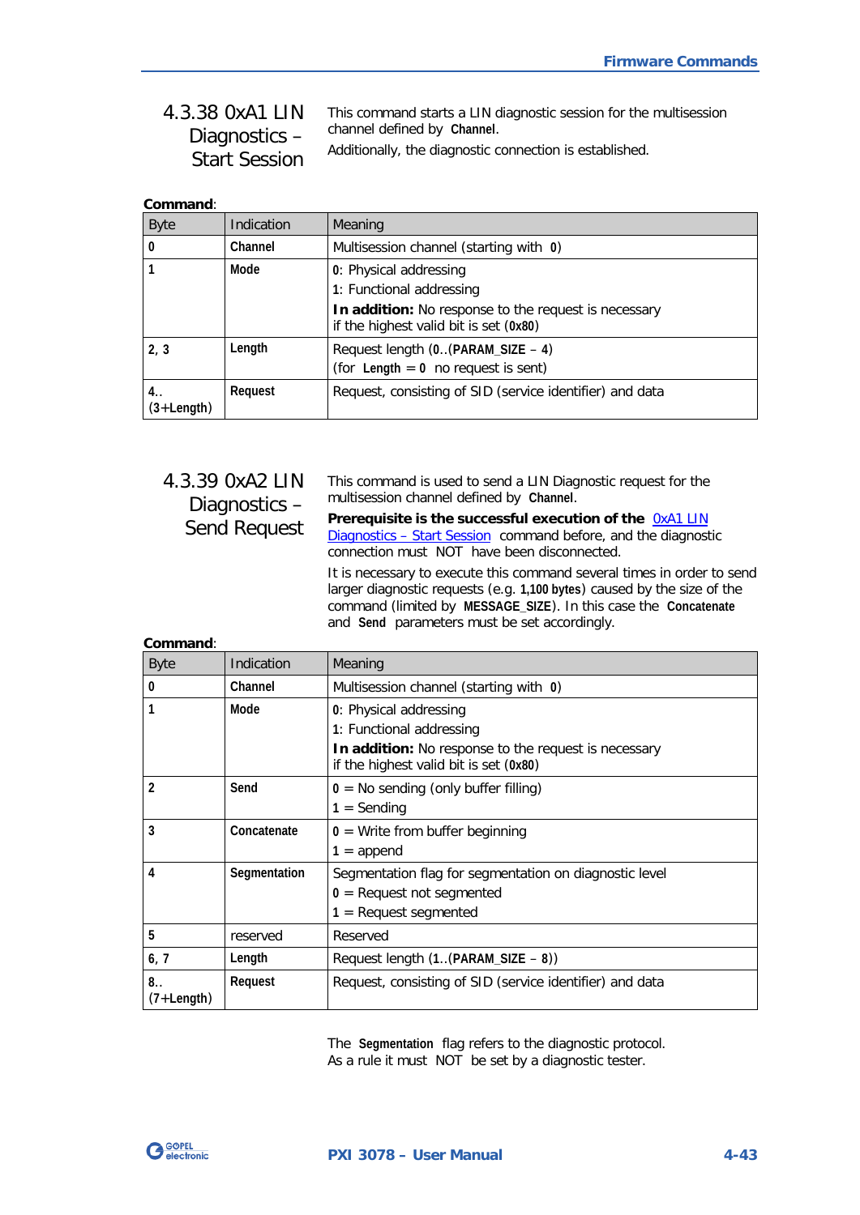### 4.3.38 0xA1 LIN Diagnostics – Start Session

This command starts a LIN diagnostic session for the multisession channel defined by **Channel**.

Additionally, the diagnostic connection is established.

**Command**:

| Byte | Indication | Meaning |
|---|---|---|
| **0** | **Channel** | Multisession channel (starting with **0**) |
| **1** | **Mode** | **0**: Physical addressing<br>**1**: Functional addressing<br>**In addition:** No response to the request is necessary if the highest valid bit is set (**0x80**) |
| **2, 3** | **Length** | Request length (**0**..(**PARAM_SIZE** – **4**)<br>(for **Length** = **0** no request is sent) |
| **4..**<br>**(3+Length)** | **Request** | Request, consisting of SID (service identifier) and data |

### 4.3.39 0xA2 LIN Diagnostics – Send Request

This command is used to send a LIN Diagnostic request for the multisession channel defined by **Channel**.

**Prerequisite is the successful execution of the** 0xA1 LIN Diagnostics – Start Session command before, and the diagnostic connection must NOT have been disconnected.

It is necessary to execute this command several times in order to send larger diagnostic requests (e.g. **1,100 bytes**) caused by the size of the command (limited by **MESSAGE_SIZE**). In this case the **Concatenate** and **Send** parameters must be set accordingly.

**Command**:

| Byte | Indication | Meaning |
|---|---|---|
| **0** | **Channel** | Multisession channel (starting with **0**) |
| **1** | **Mode** | **0**: Physical addressing<br>**1**: Functional addressing<br>**In addition:** No response to the request is necessary if the highest valid bit is set (**0x80**) |
| **2** | **Send** | **0** = No sending (only buffer filling)<br>**1** = Sending |
| **3** | **Concatenate** | **0** = Write from buffer beginning<br>**1** = append |
| **4** | **Segmentation** | Segmentation flag for segmentation on diagnostic level<br>**0** = Request not segmented<br>**1** = Request segmented |
| **5** | reserved | Reserved |
| **6, 7** | **Length** | Request length (**1**..(**PARAM_SIZE** – **8**)) |
| **8..**<br>**(7+Length)** | **Request** | Request, consisting of SID (service identifier) and data |

The **Segmentation** flag refers to the diagnostic protocol. As a rule it must NOT be set by a diagnostic tester.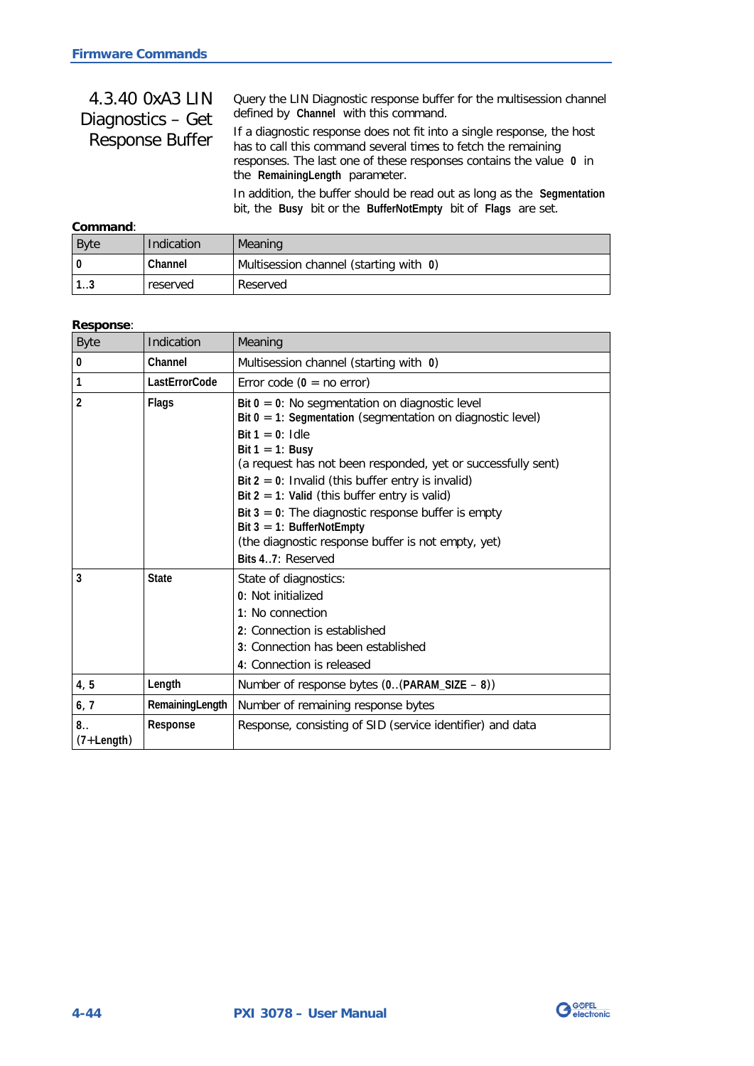### 4.3.40 0xA3 LIN Diagnostics – Get Response Buffer

Query the LIN Diagnostic response buffer for the multisession channel defined by **Channel** with this command.

If a diagnostic response does not fit into a single response, the host has to call this command several times to fetch the remaining responses. The last one of these responses contains the value **0** in the **RemainingLength** parameter.

In addition, the buffer should be read out as long as the **Segmentation** bit, the **Busy** bit or the **BufferNotEmpty** bit of **Flags** are set.

**Command**:

| Byte | Indication | Meaning |
|---|---|---|
| **0** | **Channel** | Multisession channel (starting with **0**) |
| **1..3** | reserved | Reserved |

**Response**:

| Byte | Indication | Meaning |
|---|---|---|
| **0** | **Channel** | Multisession channel (starting with **0**) |
| **1** | **LastErrorCode** | Error code (**0** = no error) |
| **2** | **Flags** | **Bit 0** = **0**: No segmentation on diagnostic level<br>**Bit 0** = **1**: **Segmentation** (segmentation on diagnostic level)<br>**Bit 1** = **0**: Idle<br>**Bit 1** = **1**: **Busy**<br>(a request has not been responded, yet or successfully sent)<br>**Bit 2** = **0**: Invalid (this buffer entry is invalid)<br>**Bit 2** = **1**: **Valid** (this buffer entry is valid)<br>**Bit 3** = **0**: The diagnostic response buffer is empty<br>**Bit 3** = **1**: **BufferNotEmpty**<br>(the diagnostic response buffer is not empty, yet)<br>**Bits 4..7**: Reserved |
| **3** | **State** | State of diagnostics:<br>**0**: Not initialized<br>**1**: No connection<br>**2**: Connection is established<br>**3**: Connection has been established<br>**4**: Connection is released |
| **4, 5** | **Length** | Number of response bytes (**0**..(**PARAM_SIZE** – **8**)) |
| **6, 7** | **RemainingLength** | Number of remaining response bytes |
| **8..**<br>**(7+Length)** | **Response** | Response, consisting of SID (service identifier) and data |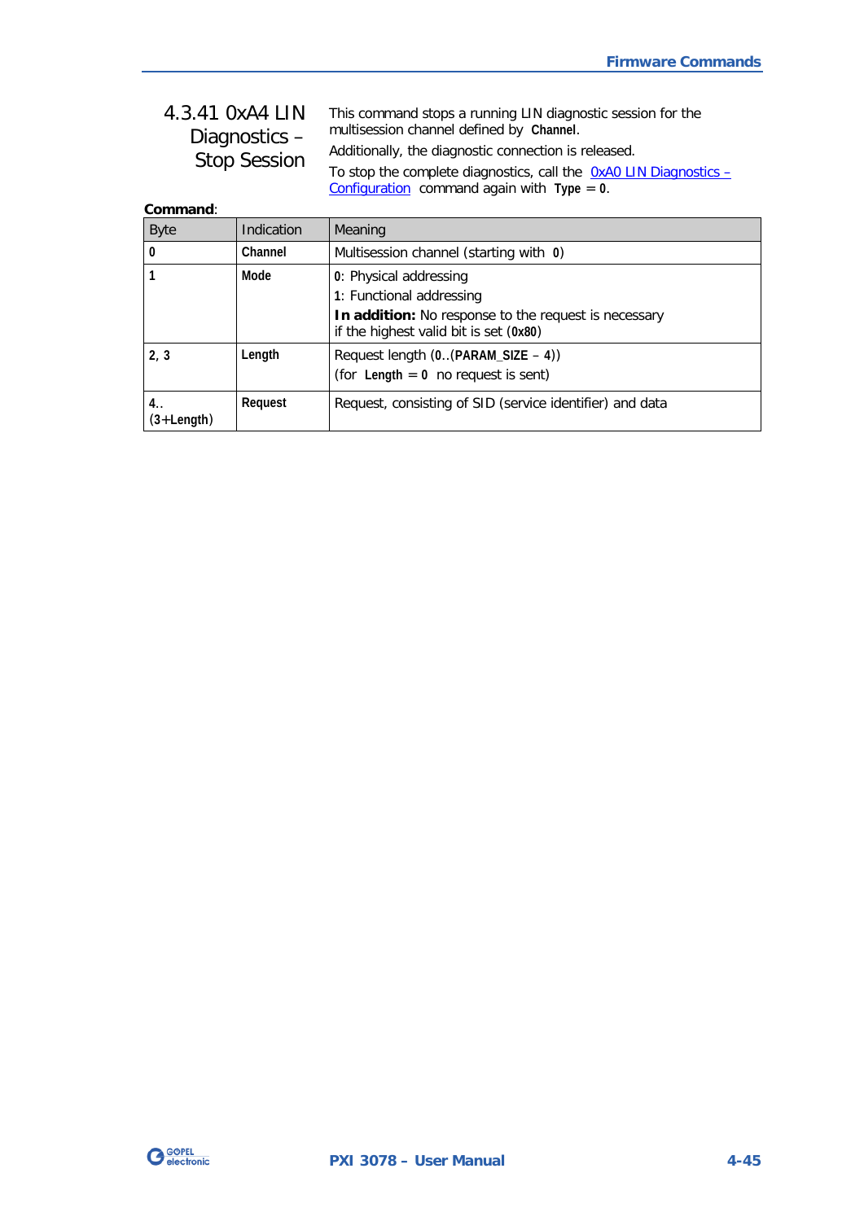### 4.3.41 0xA4 LIN Diagnostics – Stop Session

This command stops a running LIN diagnostic session for the multisession channel defined by **Channel**.

Additionally, the diagnostic connection is released.

To stop the complete diagnostics, call the 0xA0 LIN Diagnostics – Configuration command again with **Type** = **0**.

**Command**:

| Byte | Indication | Meaning |
|---|---|---|
| **0** | **Channel** | Multisession channel (starting with **0**) |
| **1** | **Mode** | **0**: Physical addressing<br>**1**: Functional addressing<br>**In addition:** No response to the request is necessary if the highest valid bit is set (**0x80**) |
| **2**, **3** | **Length** | Request length (**0**..(**PARAM_SIZE** – **4**))<br>(for **Length** = **0** no request is sent) |
| **4**.. (**3**+**Length**) | **Request** | Request, consisting of SID (service identifier) and data |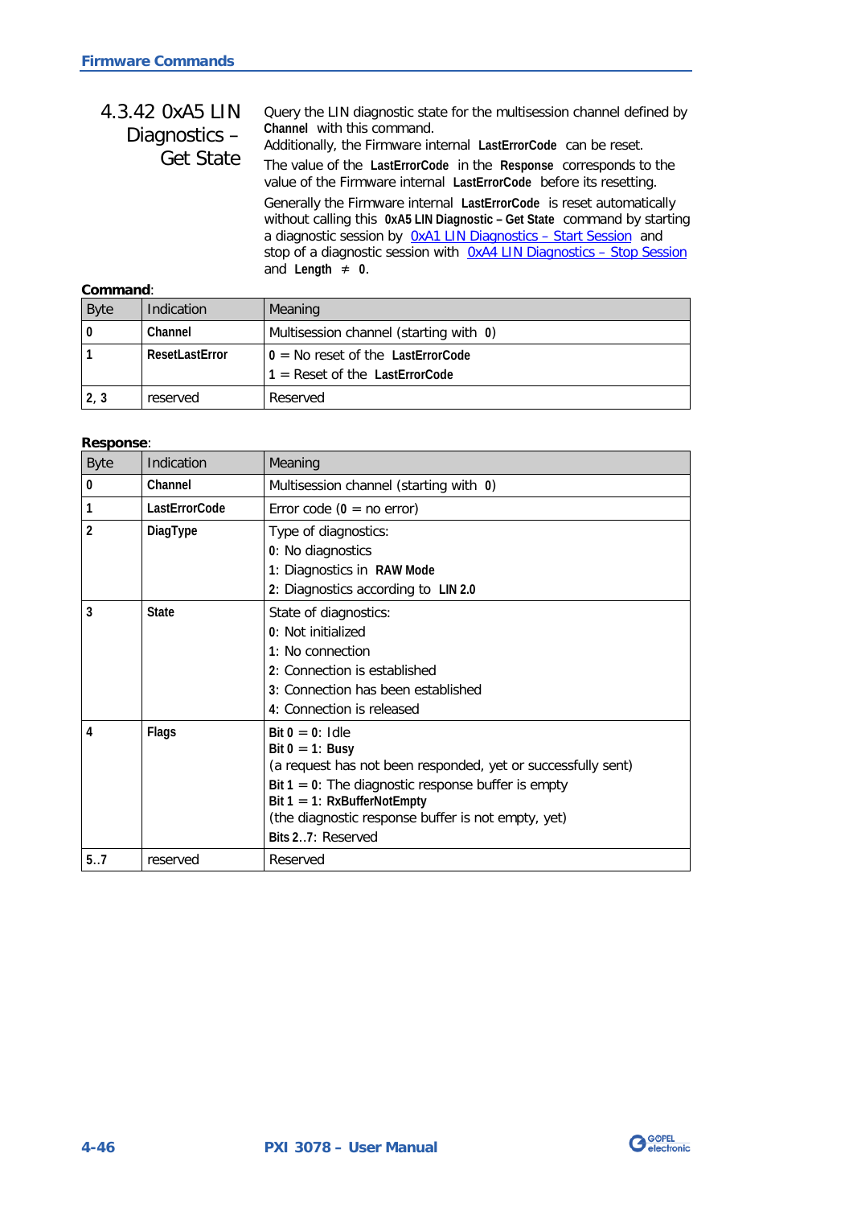### 4.3.42 0xA5 LIN Diagnostics – Get State

Query the LIN diagnostic state for the multisession channel defined by **Channel** with this command.

Additionally, the Firmware internal **LastErrorCode** can be reset.

The value of the **LastErrorCode** in the **Response** corresponds to the value of the Firmware internal **LastErrorCode** before its resetting.

Generally the Firmware internal **LastErrorCode** is reset automatically without calling this **0xA5 LIN Diagnostic – Get State** command by starting a diagnostic session by 0xA1 LIN Diagnostics – Start Session and stop of a diagnostic session with 0xA4 LIN Diagnostics – Stop Session and **Length** ≠ **0**.

**Command**:

| Byte | Indication | Meaning |
|---|---|---|
| **0** | **Channel** | Multisession channel (starting with **0**) |
| **1** | **ResetLastError** | **0** = No reset of the **LastErrorCode**<br>**1** = Reset of the **LastErrorCode** |
| **2, 3** | reserved | Reserved |

**Response**:

| Byte | Indication | Meaning |
|---|---|---|
| **0** | **Channel** | Multisession channel (starting with **0**) |
| **1** | **LastErrorCode** | Error code (**0** = no error) |
| **2** | **DiagType** | Type of diagnostics:<br>**0**: No diagnostics<br>**1**: Diagnostics in **RAW Mode**<br>**2**: Diagnostics according to **LIN 2.0** |
| **3** | **State** | State of diagnostics:<br>**0**: Not initialized<br>**1**: No connection<br>**2**: Connection is established<br>**3**: Connection has been established<br>**4**: Connection is released |
| **4** | **Flags** | **Bit 0** = **0**: Idle<br>**Bit 0** = **1**: **Busy**<br>(a request has not been responded, yet or successfully sent)<br>**Bit 1** = **0**: The diagnostic response buffer is empty<br>**Bit 1** = **1**: **RxBufferNotEmpty**<br>(the diagnostic response buffer is not empty, yet)<br>**Bits 2..7**: Reserved |
| **5..7** | reserved | Reserved |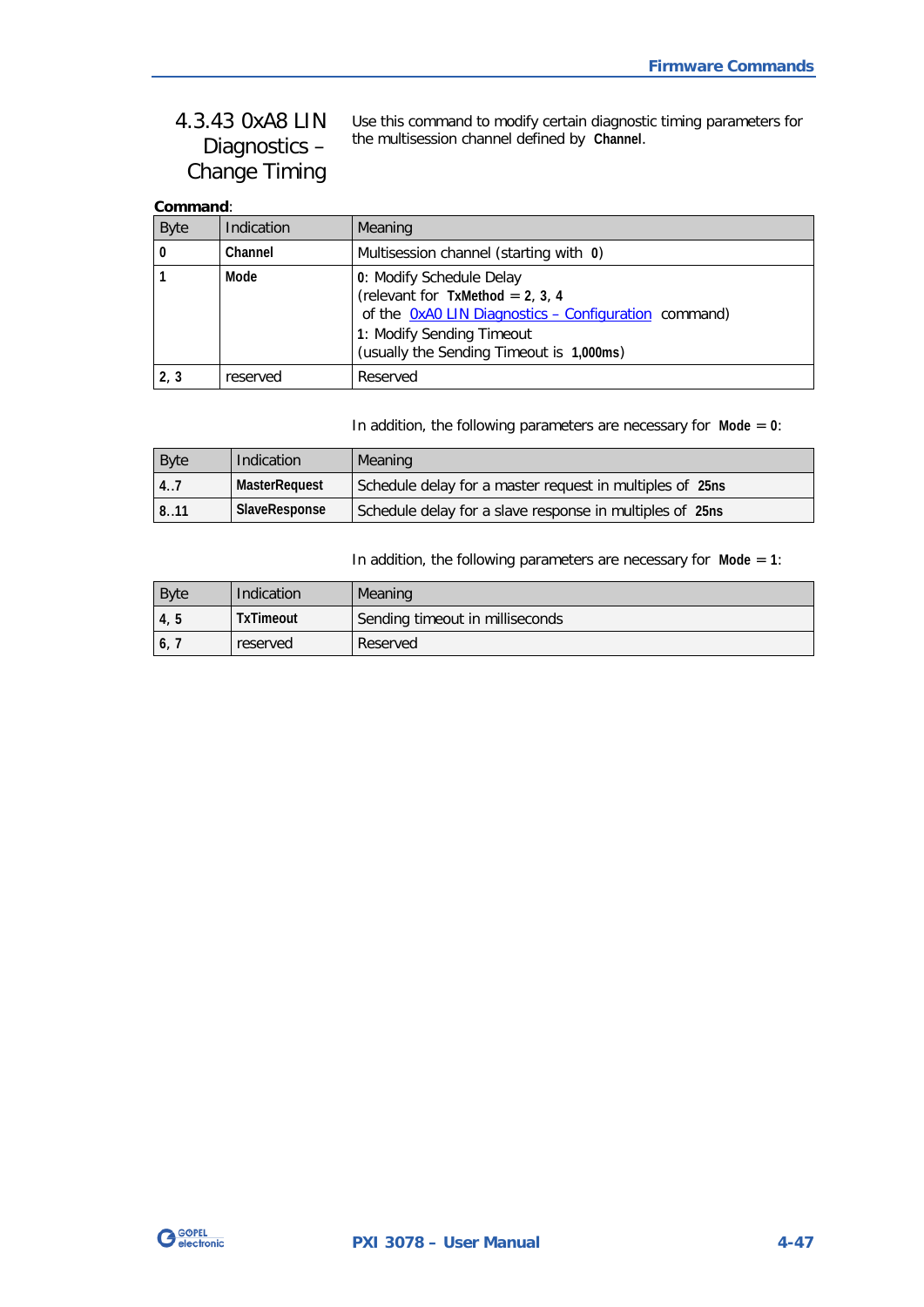### 4.3.43 0xA8 LIN Diagnostics – Change Timing

Use this command to modify certain diagnostic timing parameters for the multisession channel defined by **Channel**.

**Command**:

| Byte | Indication | Meaning |
|---|---|---|
| **0** | **Channel** | Multisession channel (starting with **0**) |
| **1** | **Mode** | **0**: Modify Schedule Delay<br>(relevant for **TxMethod** = **2**, **3**, **4**<br>of the 0xA0 LIN Diagnostics – Configuration command)<br>**1**: Modify Sending Timeout<br>(usually the Sending Timeout is **1,000ms**) |
| **2**, **3** | reserved | Reserved |

In addition, the following parameters are necessary for **Mode** = **0**:

| Byte | Indication | Meaning |
|---|---|---|
| **4**..**7** | **MasterRequest** | Schedule delay for a master request in multiples of **25ns** |
| **8**..**11** | **SlaveResponse** | Schedule delay for a slave response in multiples of **25ns** |

In addition, the following parameters are necessary for **Mode** = **1**:

| Byte | Indication | Meaning |
|---|---|---|
| **4**, **5** | **TxTimeout** | Sending timeout in milliseconds |
| **6**, **7** | reserved | Reserved |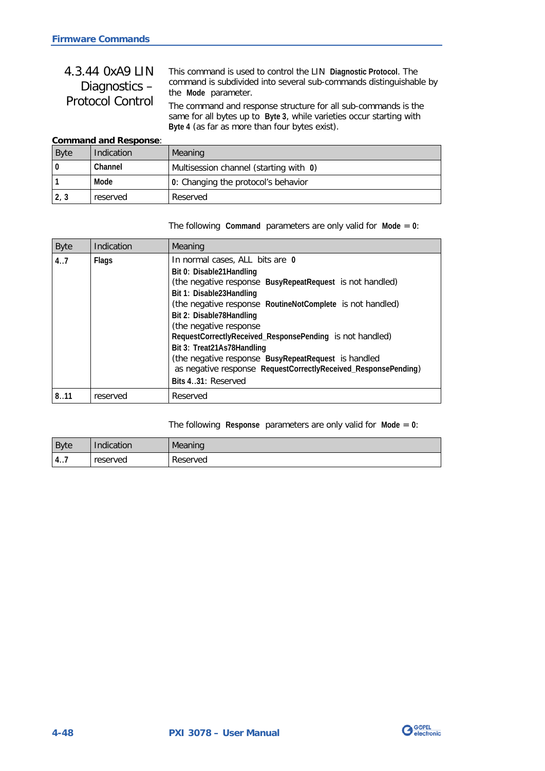### 4.3.44 0xA9 LIN Diagnostics – Protocol Control

This command is used to control the LIN **Diagnostic Protocol**. The command is subdivided into several sub-commands distinguishable by the **Mode** parameter.

The command and response structure for all sub-commands is the same for all bytes up to **Byte 3**, while varieties occur starting with **Byte 4** (as far as more than four bytes exist).

**Command and Response**:

| Byte | Indication | Meaning |
|---|---|---|
| **0** | **Channel** | Multisession channel (starting with **0**) |
| **1** | **Mode** | **0**: Changing the protocol's behavior |
| **2, 3** | reserved | Reserved |

The following **Command** parameters are only valid for **Mode** = **0**:

| Byte | Indication | Meaning |
|---|---|---|
| **4..7** | **Flags** | In normal cases, ALL bits are **0**<br>**Bit 0: Disable21Handling**<br>(the negative response **BusyRepeatRequest** is not handled)<br>**Bit 1: Disable23Handling**<br>(the negative response **RoutineNotComplete** is not handled)<br>**Bit 2: Disable78Handling**<br>(the negative response **RequestCorrectlyReceived_ResponsePending** is not handled)<br>**Bit 3: Treat21As78Handling**<br>(the negative response **BusyRepeatRequest** is handled as negative response **RequestCorrectlyReceived_ResponsePending**)<br>**Bits 4..31**: Reserved |
| **8..11** | reserved | Reserved |

The following **Response** parameters are only valid for **Mode** = **0**:

| Byte | Indication | Meaning |
|---|---|---|
| **4..7** | reserved | Reserved |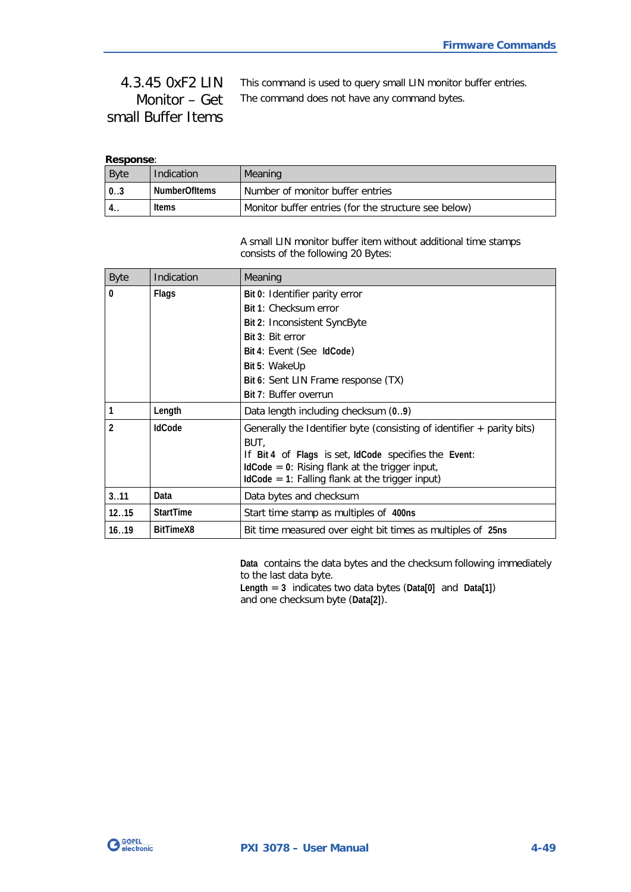### 4.3.45 0xF2 LIN Monitor – Get small Buffer Items

This command is used to query small LIN monitor buffer entries. The command does not have any command bytes.

**Response**:

| Byte | Indication | Meaning |
|---|---|---|
| **0..3** | **NumberOfItems** | Number of monitor buffer entries |
| **4..** | **Items** | Monitor buffer entries (for the structure see below) |

A small LIN monitor buffer item without additional time stamps consists of the following 20 Bytes:

| Byte | Indication | Meaning |
|---|---|---|
| **0** | **Flags** | **Bit 0**: Identifier parity error<br>**Bit 1**: Checksum error<br>**Bit 2**: Inconsistent SyncByte<br>**Bit 3**: Bit error<br>**Bit 4**: Event (See **IdCode**)<br>**Bit 5**: WakeUp<br>**Bit 6**: Sent LIN Frame response (TX)<br>**Bit 7**: Buffer overrun |
| **1** | **Length** | Data length including checksum (**0**..**9**) |
| **2** | **IdCode** | Generally the Identifier byte (consisting of identifier + parity bits)<br>BUT,<br>If **Bit 4** of **Flags** is set, **IdCode** specifies the **Event**:<br>**IdCode** = **0**: Rising flank at the trigger input,<br>**IdCode** = **1**: Falling flank at the trigger input) |
| **3..11** | **Data** | Data bytes and checksum |
| **12..15** | **StartTime** | Start time stamp as multiples of **400ns** |
| **16..19** | **BitTimeX8** | Bit time measured over eight bit times as multiples of **25ns** |

**Data** contains the data bytes and the checksum following immediately to the last data byte.
**Length** = **3** indicates two data bytes (**Data[0]** and **Data[1]**) and one checksum byte (**Data[2]**).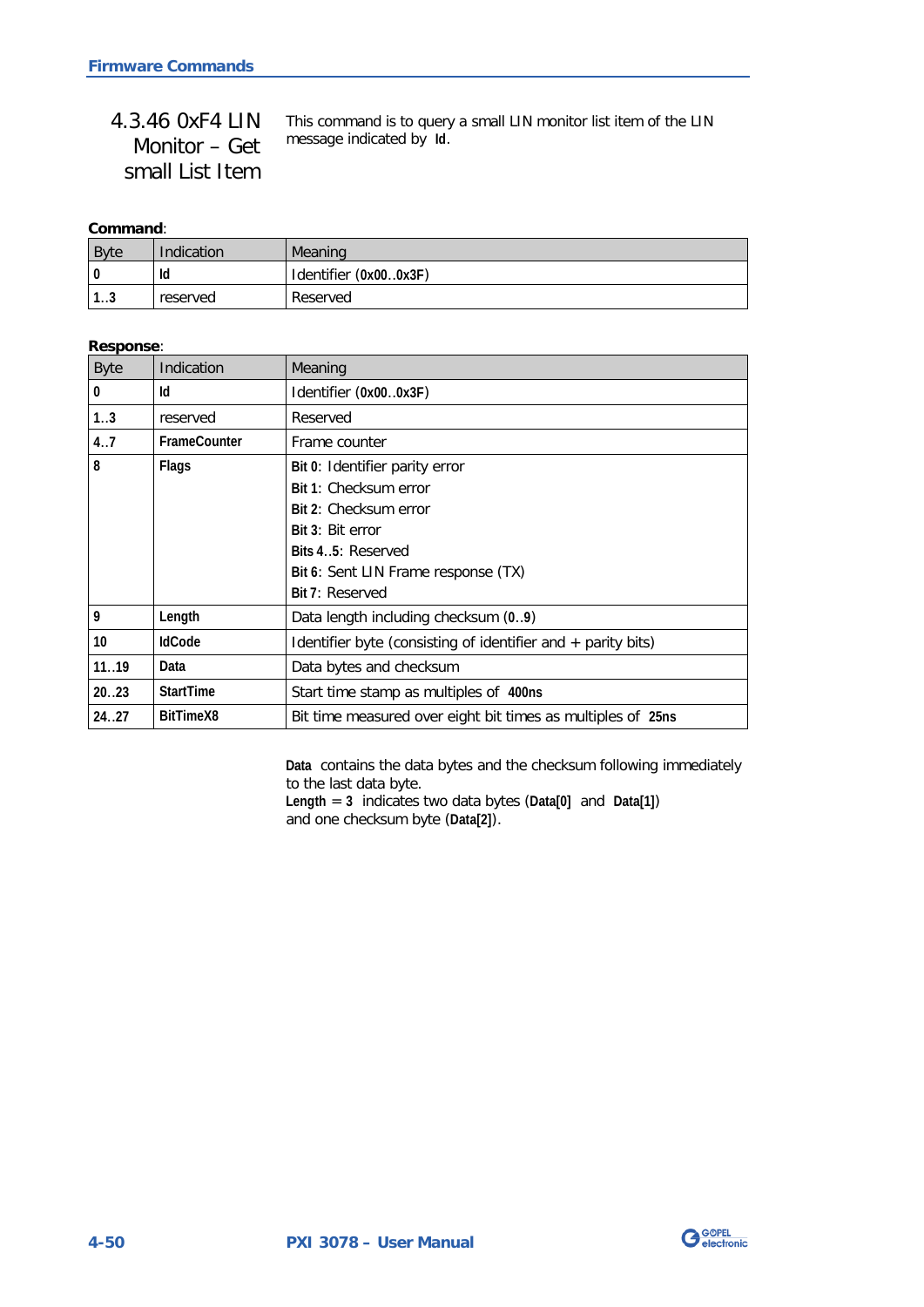### 4.3.46 0xF4 LIN Monitor – Get small List Item

This command is to query a small LIN monitor list item of the LIN message indicated by **Id**.

**Command**:

| Byte | Indication | Meaning |
|---|---|---|
| **0** | **Id** | Identifier (**0x00..0x3F**) |
| **1..3** | reserved | Reserved |

**Response**:

| Byte | Indication | Meaning |
|---|---|---|
| **0** | **Id** | Identifier (**0x00..0x3F**) |
| **1..3** | reserved | Reserved |
| **4..7** | **FrameCounter** | Frame counter |
| **8** | **Flags** | **Bit 0**: Identifier parity error<br>**Bit 1**: Checksum error<br>**Bit 2**: Checksum error<br>**Bit 3**: Bit error<br>**Bits 4..5**: Reserved<br>**Bit 6**: Sent LIN Frame response (TX)<br>**Bit 7**: Reserved |
| **9** | **Length** | Data length including checksum (**0..9**) |
| **10** | **IdCode** | Identifier byte (consisting of identifier and + parity bits) |
| **11..19** | **Data** | Data bytes and checksum |
| **20..23** | **StartTime** | Start time stamp as multiples of **400ns** |
| **24..27** | **BitTimeX8** | Bit time measured over eight bit times as multiples of **25ns** |

**Data** contains the data bytes and the checksum following immediately to the last data byte.
**Length = 3** indicates two data bytes (**Data[0]** and **Data[1]**) and one checksum byte (**Data[2]**).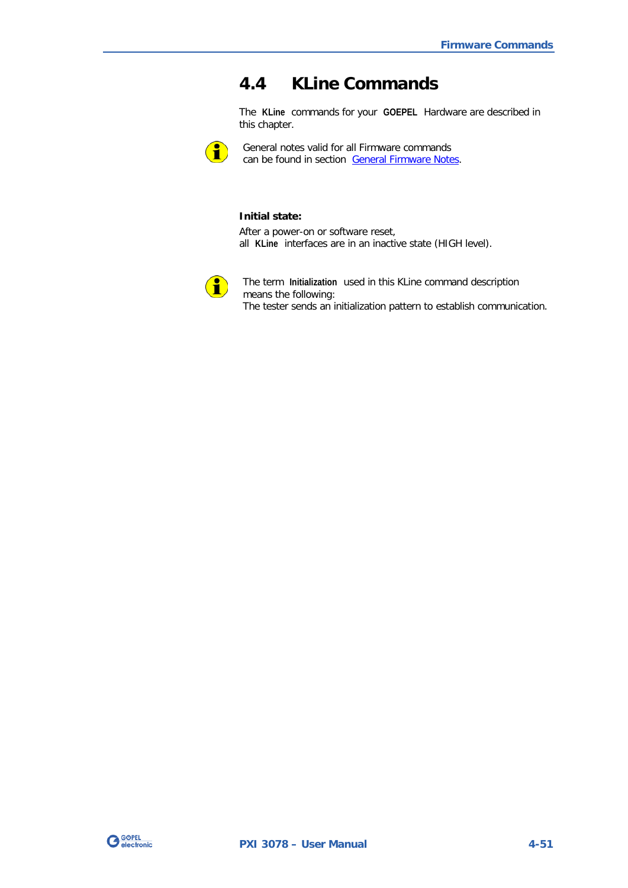## 4.4 KLine Commands

The **KLine** commands for your **GOEPEL** Hardware are described in this chapter.

General notes valid for all Firmware commands can be found in section General Firmware Notes.

**Initial state:**

After a power-on or software reset,
all **KLine** interfaces are in an inactive state (HIGH level).

The term **Initialization** used in this KLine command description means the following:
The tester sends an initialization pattern to establish communication.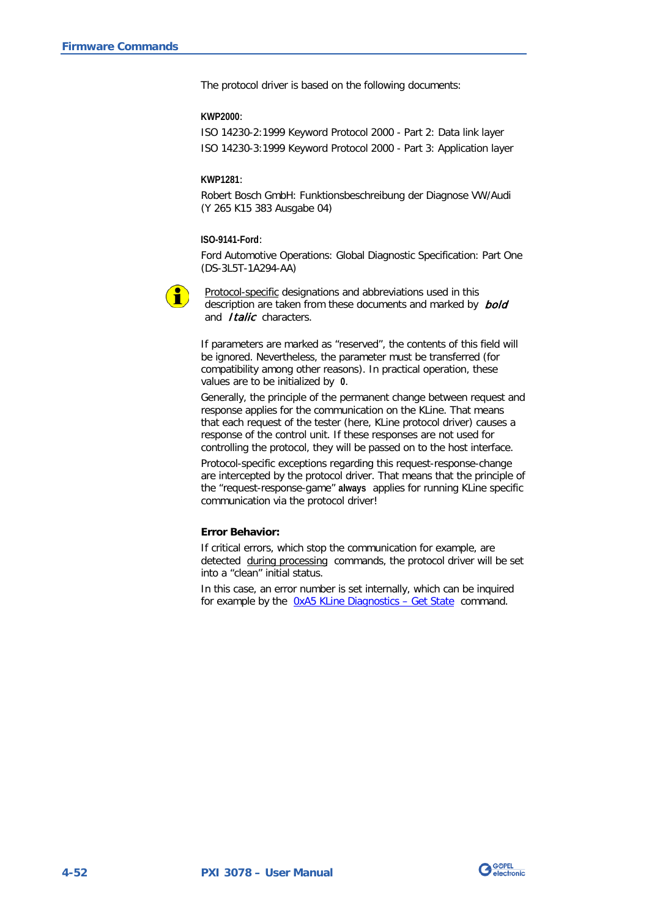The protocol driver is based on the following documents:

**KWP2000**:

ISO 14230-2:1999 Keyword Protocol 2000 - Part 2: Data link layer

ISO 14230-3:1999 Keyword Protocol 2000 - Part 3: Application layer

**KWP1281**:

Robert Bosch GmbH: Funktionsbeschreibung der Diagnose VW/Audi (Y 265 K15 383 Ausgabe 04)

**ISO-9141-Ford**:

Ford Automotive Operations: Global Diagnostic Specification: Part One (DS-3L5T-1A294-AA)

Protocol-specific designations and abbreviations used in this description are taken from these documents and marked by ***bold*** and *Italic* characters.

If parameters are marked as "reserved", the contents of this field will be ignored. Nevertheless, the parameter must be transferred (for compatibility among other reasons). In practical operation, these values are to be initialized by **0**.

Generally, the principle of the permanent change between request and response applies for the communication on the KLine. That means that each request of the tester (here, KLine protocol driver) causes a response of the control unit. If these responses are not used for controlling the protocol, they will be passed on to the host interface.

Protocol-specific exceptions regarding this request-response-change are intercepted by the protocol driver. That means that the principle of the "request-response-game" **always** applies for running KLine specific communication via the protocol driver!

**Error Behavior:**

If critical errors, which stop the communication for example, are detected during processing commands, the protocol driver will be set into a "clean" initial status.

In this case, an error number is set internally, which can be inquired for example by the 0xA5 KLine Diagnostics – Get State command.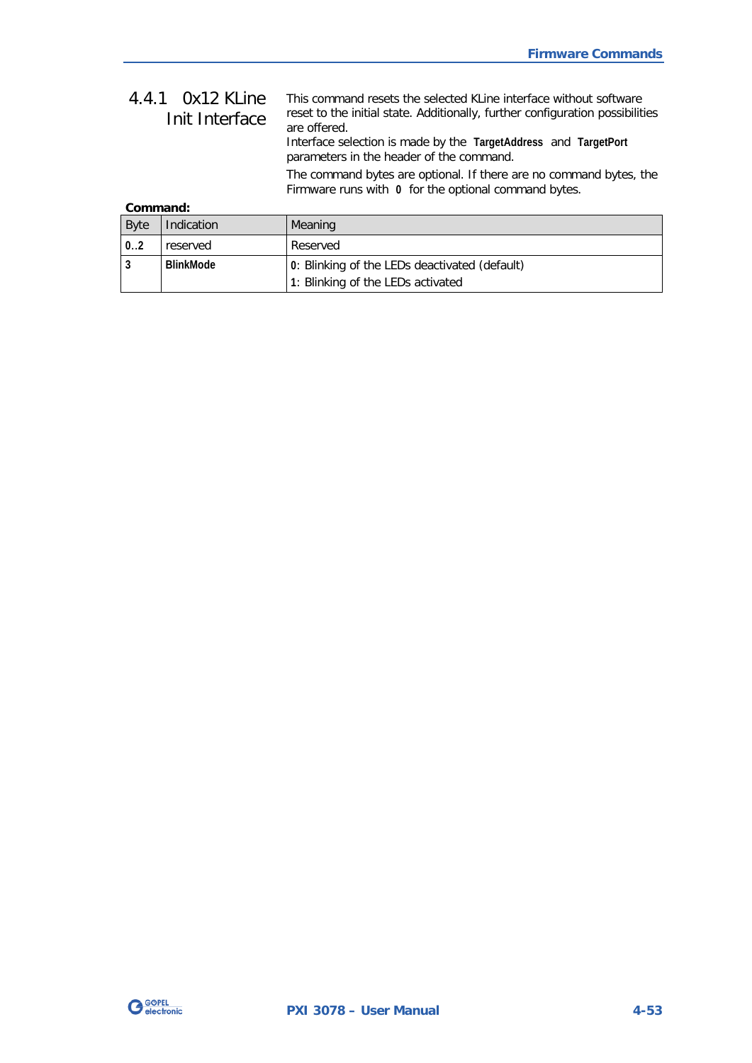### 4.4.1 0x12 KLine Init Interface

This command resets the selected KLine interface without software reset to the initial state. Additionally, further configuration possibilities are offered.
Interface selection is made by the **TargetAddress** and **TargetPort** parameters in the header of the command.

The command bytes are optional. If there are no command bytes, the Firmware runs with **0** for the optional command bytes.

**Command:**

| Byte | Indication | Meaning |
|---|---|---|
| **0..2** | reserved | Reserved |
| **3** | **BlinkMode** | **0**: Blinking of the LEDs deactivated (default)<br>**1**: Blinking of the LEDs activated |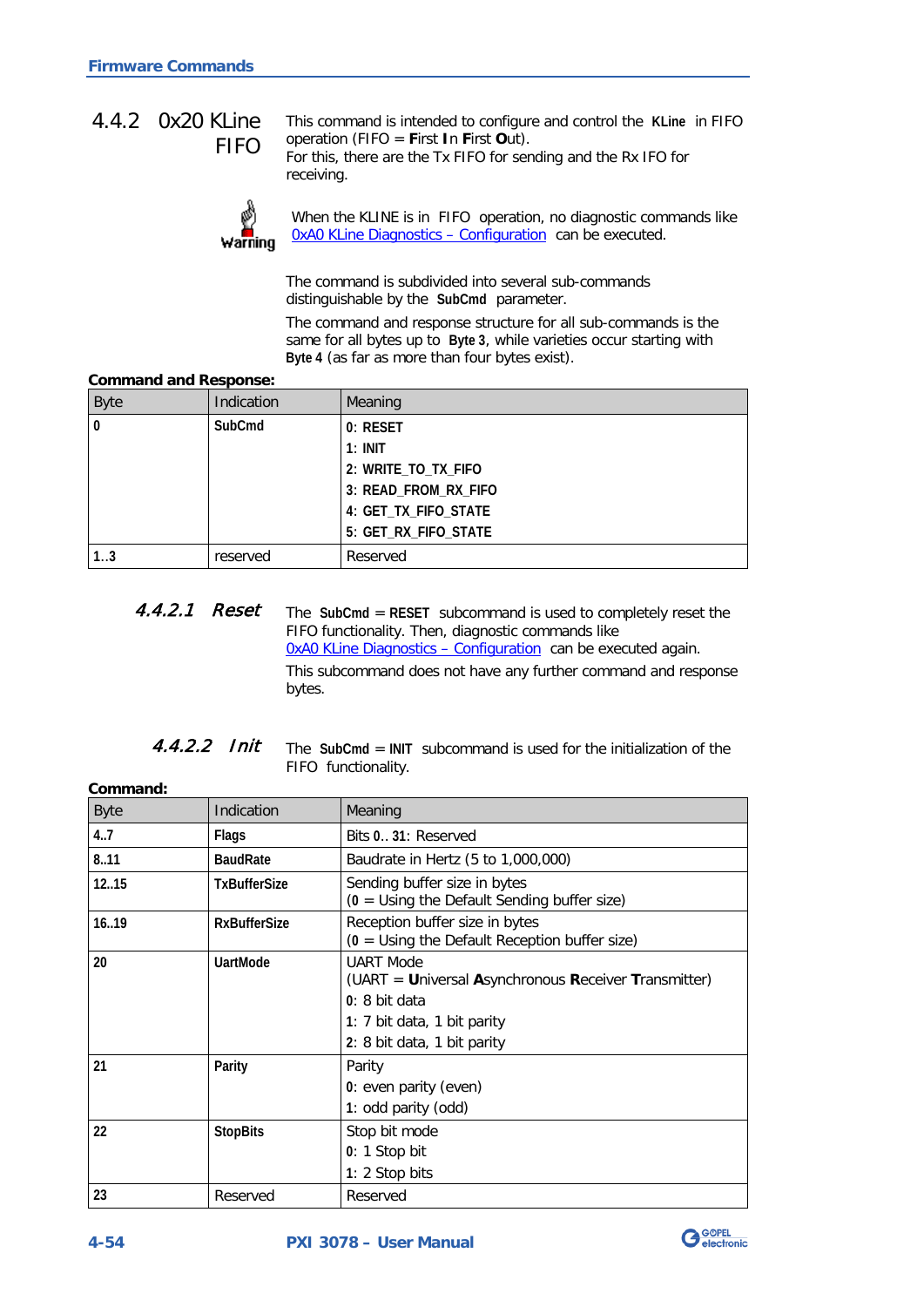### 4.4.2 0x20 KLine FIFO

This command is intended to configure and control the **KLine** in FIFO operation (FIFO = **F**irst **I**n **F**irst **O**ut).
For this, there are the Tx FIFO for sending and the Rx IFO for receiving.

**Warning**

When the KLINE is in FIFO operation, no diagnostic commands like 0xA0 KLine Diagnostics – Configuration can be executed.

The command is subdivided into several sub-commands distinguishable by the **SubCmd** parameter.

The command and response structure for all sub-commands is the same for all bytes up to **Byte 3**, while varieties occur starting with **Byte 4** (as far as more than four bytes exist).

**Command and Response:**

| Byte | Indication | Meaning |
|---|---|---|
| **0** | **SubCmd** | **0**: **RESET**<br>**1**: **INIT**<br>**2**: **WRITE_TO_TX_FIFO**<br>**3**: **READ_FROM_RX_FIFO**<br>**4**: **GET_TX_FIFO_STATE**<br>**5**: **GET_RX_FIFO_STATE** |
| **1..3** | reserved | Reserved |

#### 4.4.2.1 Reset

The **SubCmd** = **RESET** subcommand is used to completely reset the FIFO functionality. Then, diagnostic commands like 0xA0 KLine Diagnostics – Configuration can be executed again.

This subcommand does not have any further command and response bytes.

#### 4.4.2.2 Init

The **SubCmd** = **INIT** subcommand is used for the initialization of the FIFO functionality.

**Command:**

| Byte | Indication | Meaning |
|---|---|---|
| **4..7** | **Flags** | Bits **0**.. **31**: Reserved |
| **8..11** | **BaudRate** | Baudrate in Hertz (5 to 1,000,000) |
| **12..15** | **TxBufferSize** | Sending buffer size in bytes<br>(**0** = Using the Default Sending buffer size) |
| **16..19** | **RxBufferSize** | Reception buffer size in bytes<br>(**0** = Using the Default Reception buffer size) |
| **20** | **UartMode** | UART Mode<br>(UART = **U**niversal **A**synchronous **R**eceiver **T**ransmitter)<br>**0**: 8 bit data<br>**1**: 7 bit data, 1 bit parity<br>**2**: 8 bit data, 1 bit parity |
| **21** | **Parity** | Parity<br>**0**: even parity (even)<br>**1**: odd parity (odd) |
| **22** | **StopBits** | Stop bit mode<br>**0**: 1 Stop bit<br>**1**: 2 Stop bits |
| **23** | Reserved | Reserved |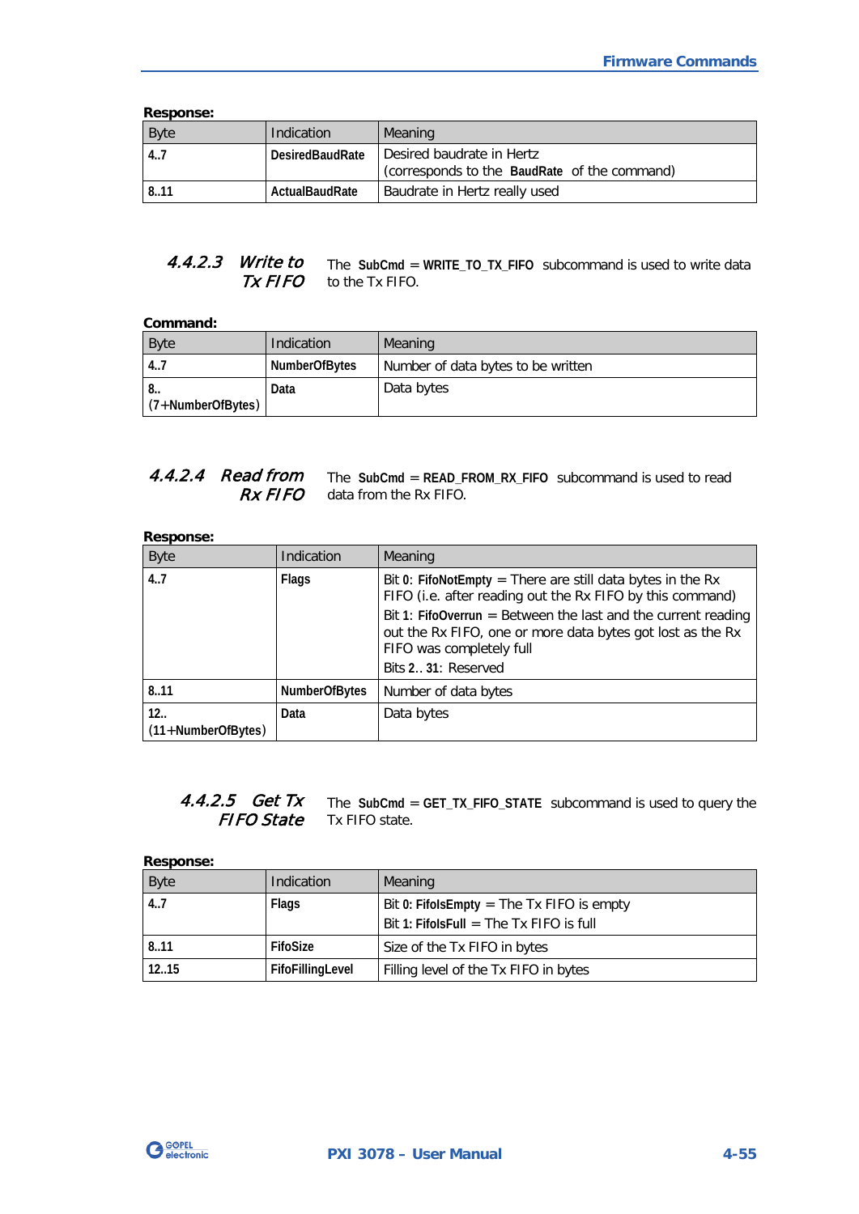**Response:**

| Byte | Indication | Meaning |
|---|---|---|
| **4..7** | **DesiredBaudRate** | Desired baudrate in Hertz (corresponds to the **BaudRate** of the command) |
| **8..11** | **ActualBaudRate** | Baudrate in Hertz really used |

#### 4.4.2.3 *Write to Tx FIFO*

The **SubCmd** = **WRITE_TO_TX_FIFO** subcommand is used to write data to the Tx FIFO.

**Command:**

| Byte | Indication | Meaning |
|---|---|---|
| **4..7** | **NumberOfBytes** | Number of data bytes to be written |
| **8.. (7+NumberOfBytes)** | **Data** | Data bytes |

#### 4.4.2.4 *Read from Rx FIFO*

The **SubCmd** = **READ_FROM_RX_FIFO** subcommand is used to read data from the Rx FIFO.

**Response:**

| Byte | Indication | Meaning |
|---|---|---|
| **4..7** | **Flags** | Bit **0**: **FifoNotEmpty** = There are still data bytes in the Rx FIFO (i.e. after reading out the Rx FIFO by this command)<br>Bit **1**: **FifoOverrun** = Between the last and the current reading out the Rx FIFO, one or more data bytes got lost as the Rx FIFO was completely full<br>Bits **2**.. **31**: Reserved |
| **8..11** | **NumberOfBytes** | Number of data bytes |
| **12.. (11+NumberOfBytes)** | **Data** | Data bytes |

#### 4.4.2.5 *Get Tx FIFO State*

The **SubCmd** = **GET_TX_FIFO_STATE** subcommand is used to query the Tx FIFO state.

**Response:**

| Byte | Indication | Meaning |
|---|---|---|
| **4..7** | **Flags** | Bit **0: FifoIsEmpty** = The Tx FIFO is empty<br>Bit **1: FifoIsFull** = The Tx FIFO is full |
| **8..11** | **FifoSize** | Size of the Tx FIFO in bytes |
| **12..15** | **FifoFillingLevel** | Filling level of the Tx FIFO in bytes |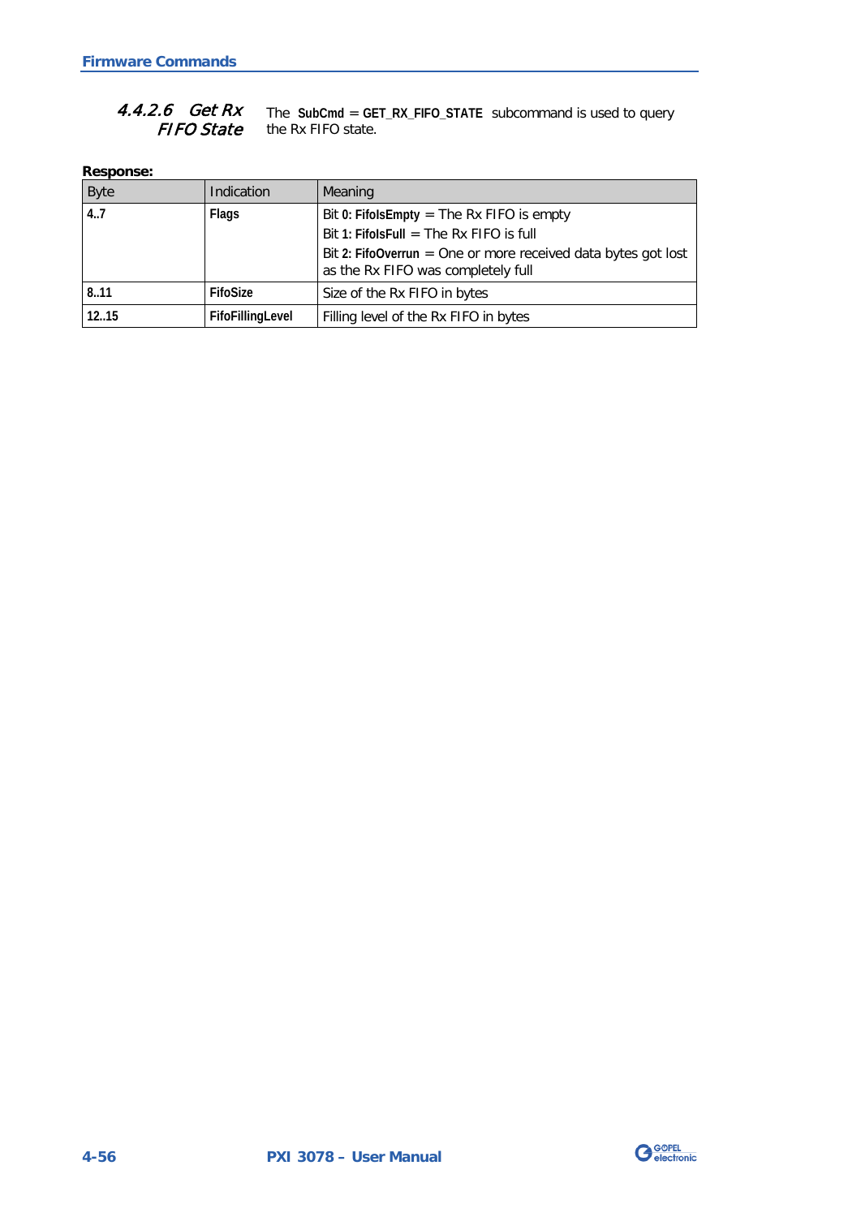#### 4.4.2.6 Get Rx FIFO State

The **SubCmd** = **GET_RX_FIFO_STATE** subcommand is used to query the Rx FIFO state.

**Response:**

| Byte | Indication | Meaning |
|---|---|---|
| **4..7** | **Flags** | Bit **0: FifoIsEmpty** = The Rx FIFO is empty<br>Bit **1: FifoIsFull** = The Rx FIFO is full<br>Bit **2: FifoOverrun** = One or more received data bytes got lost as the Rx FIFO was completely full |
| **8..11** | **FifoSize** | Size of the Rx FIFO in bytes |
| **12..15** | **FifoFillingLevel** | Filling level of the Rx FIFO in bytes |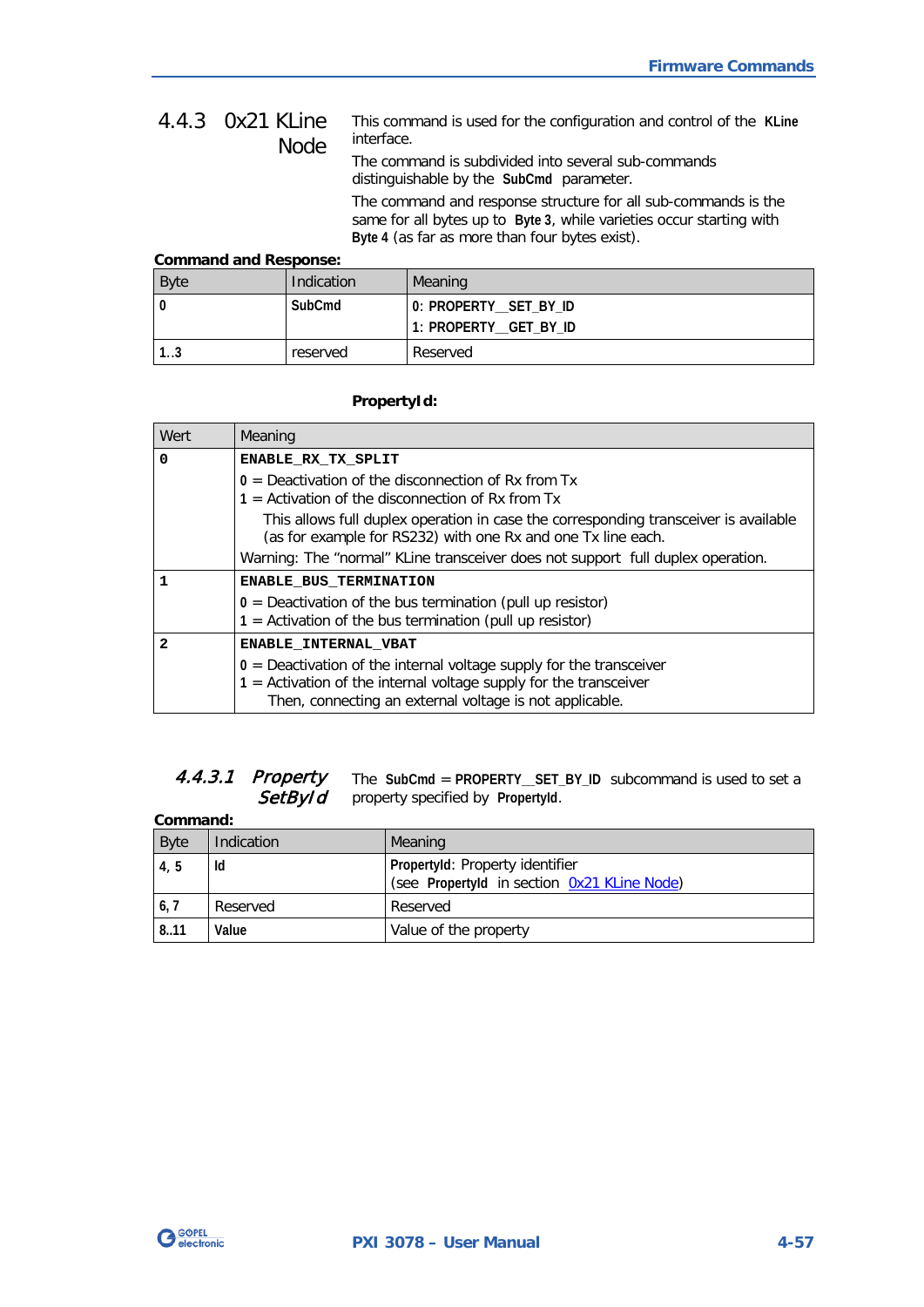### 4.4.3 0x21 KLine Node

This command is used for the configuration and control of the **KLine** interface.

The command is subdivided into several sub-commands distinguishable by the **SubCmd** parameter.

The command and response structure for all sub-commands is the same for all bytes up to **Byte 3**, while varieties occur starting with **Byte 4** (as far as more than four bytes exist).

**Command and Response:**

| Byte | Indication | Meaning |
|---|---|---|
| **0** | **SubCmd** | 0: **PROPERTY__SET_BY_ID**<br>1: **PROPERTY__GET_BY_ID** |
| 1..3 | reserved | Reserved |

**PropertyId:**

| Wert | Meaning |
|---|---|
| **0** | **ENABLE_RX_TX_SPLIT**<br>0 = Deactivation of the disconnection of Rx from Tx<br>1 = Activation of the disconnection of Rx from Tx<br>This allows full duplex operation in case the corresponding transceiver is available (as for example for RS232) with one Rx and one Tx line each.<br>Warning: The "normal" KLine transceiver does not support full duplex operation. |
| **1** | **ENABLE_BUS_TERMINATION**<br>0 = Deactivation of the bus termination (pull up resistor)<br>1 = Activation of the bus termination (pull up resistor) |
| **2** | **ENABLE_INTERNAL_VBAT**<br>0 = Deactivation of the internal voltage supply for the transceiver<br>1 = Activation of the internal voltage supply for the transceiver<br>Then, connecting an external voltage is not applicable. |

#### *4.4.3.1 Property SetById*

The **SubCmd** = **PROPERTY__SET_BY_ID** subcommand is used to set a property specified by **PropertyId**.

**Command:**

| Byte | Indication | Meaning |
|---|---|---|
| **4, 5** | **Id** | **PropertyId**: Property identifier<br>(see **PropertyId** in section 0x21 KLine Node) |
| **6, 7** | Reserved | Reserved |
| **8..11** | **Value** | Value of the property |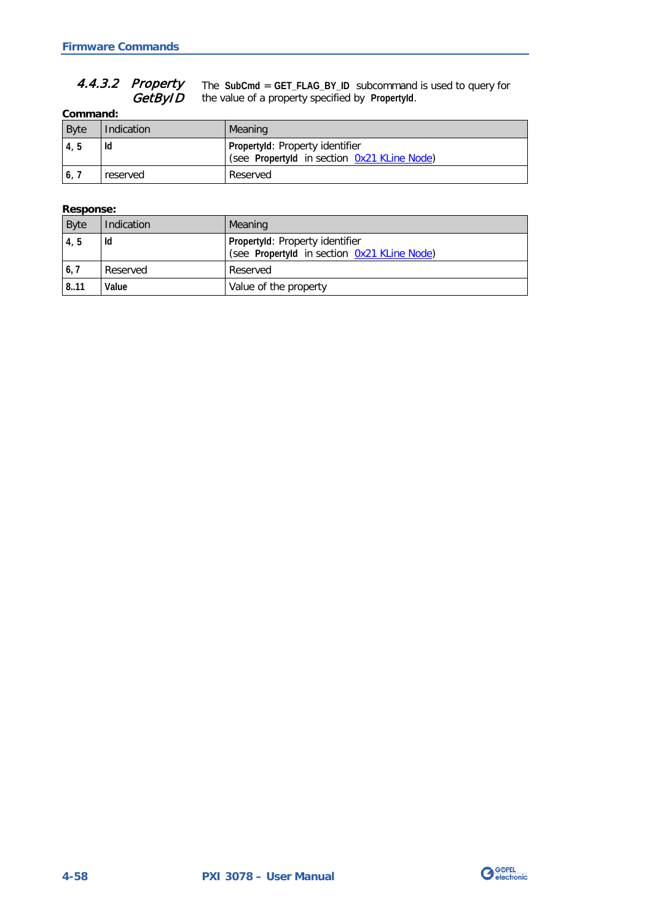#### 4.4.3.2 Property GetByID

The **SubCmd** = **GET_FLAG_BY_ID** subcommand is used to query for the value of a property specified by **PropertyId**.

**Command:**

| Byte | Indication | Meaning |
|---|---|---|
| **4, 5** | **Id** | **PropertyId**: Property identifier (see **PropertyId** in section 0x21 KLine Node) |
| **6, 7** | reserved | Reserved |

**Response:**

| Byte | Indication | Meaning |
|---|---|---|
| **4, 5** | **Id** | **PropertyId**: Property identifier (see **PropertyId** in section 0x21 KLine Node) |
| **6, 7** | Reserved | Reserved |
| **8..11** | **Value** | Value of the property |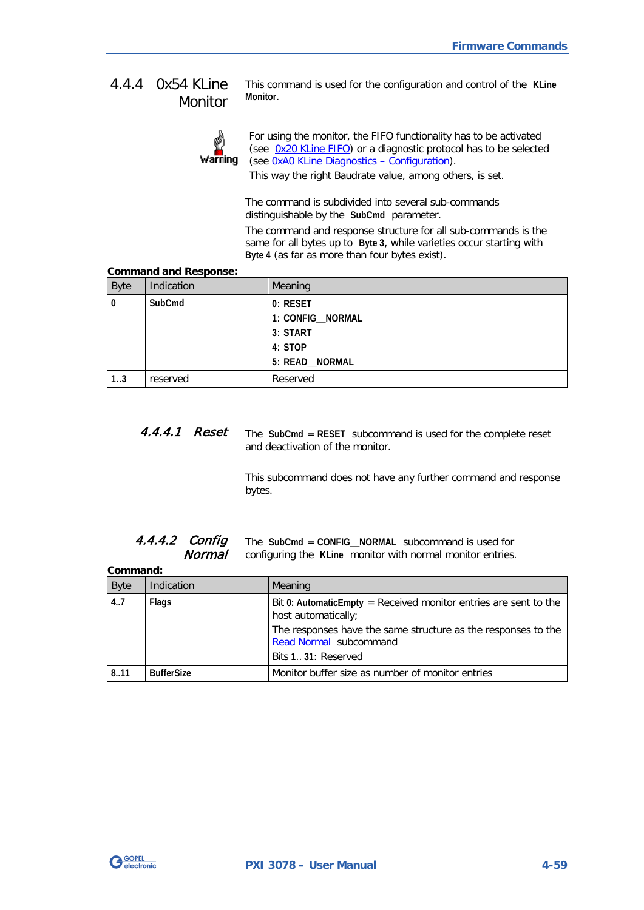## 4.4.4 0x54 KLine Monitor

This command is used for the configuration and control of the **KLine Monitor**.

**Warning**

For using the monitor, the FIFO functionality has to be activated (see 0x20 KLine FIFO) or a diagnostic protocol has to be selected (see 0xA0 KLine Diagnostics – Configuration).
This way the right Baudrate value, among others, is set.

The command is subdivided into several sub-commands distinguishable by the **SubCmd** parameter.

The command and response structure for all sub-commands is the same for all bytes up to **Byte 3**, while varieties occur starting with **Byte 4** (as far as more than four bytes exist).

**Command and Response:**

| Byte | Indication | Meaning |
|---|---|---|
| **0** | **SubCmd** | **0**: **RESET**<br>**1**: **CONFIG__NORMAL**<br>**3**: **START**<br>**4**: **STOP**<br>**5**: **READ__NORMAL** |
| **1..3** | reserved | Reserved |

### 4.4.4.1 *Reset*

The **SubCmd** = **RESET** subcommand is used for the complete reset and deactivation of the monitor.

This subcommand does not have any further command and response bytes.

### 4.4.4.2 *Config Normal*

The **SubCmd** = **CONFIG__NORMAL** subcommand is used for configuring the **KLine** monitor with normal monitor entries.

**Command:**

| Byte | Indication | Meaning |
|---|---|---|
| **4..7** | **Flags** | Bit **0**: **AutomaticEmpty** = Received monitor entries are sent to the host automatically;<br>The responses have the same structure as the responses to the Read Normal subcommand<br>Bits **1**.. **31**: Reserved |
| **8..11** | **BufferSize** | Monitor buffer size as number of monitor entries |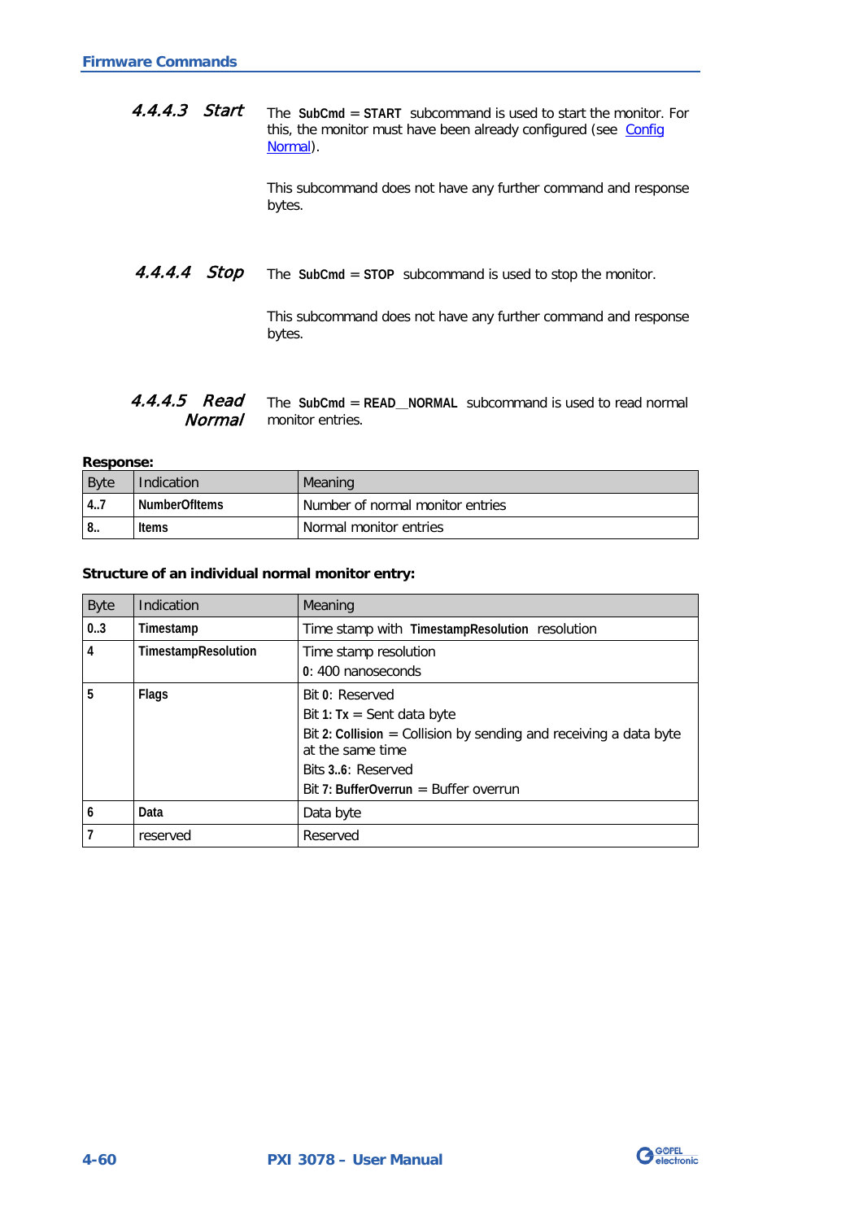#### 4.4.4.3 Start

The **SubCmd** = **START** subcommand is used to start the monitor. For this, the monitor must have been already configured (see Config Normal).

This subcommand does not have any further command and response bytes.

#### 4.4.4.4 Stop

The **SubCmd** = **STOP** subcommand is used to stop the monitor.

This subcommand does not have any further command and response bytes.

#### 4.4.4.5 Read Normal

The **SubCmd** = **READ__NORMAL** subcommand is used to read normal monitor entries.

**Response:**

| Byte | Indication | Meaning |
|---|---|---|
| **4..7** | **NumberOfItems** | Number of normal monitor entries |
| **8..** | **Items** | Normal monitor entries |

**Structure of an individual normal monitor entry:**

| Byte | Indication | Meaning |
|---|---|---|
| **0..3** | **Timestamp** | Time stamp with **TimestampResolution** resolution |
| **4** | **TimestampResolution** | Time stamp resolution<br>**0**: 400 nanoseconds |
| **5** | **Flags** | Bit **0**: Reserved<br>Bit **1: Tx** = Sent data byte<br>Bit **2: Collision** = Collision by sending and receiving a data byte at the same time<br>Bits **3..6**: Reserved<br>Bit **7: BufferOverrun** = Buffer overrun |
| **6** | **Data** | Data byte |
| **7** | reserved | Reserved |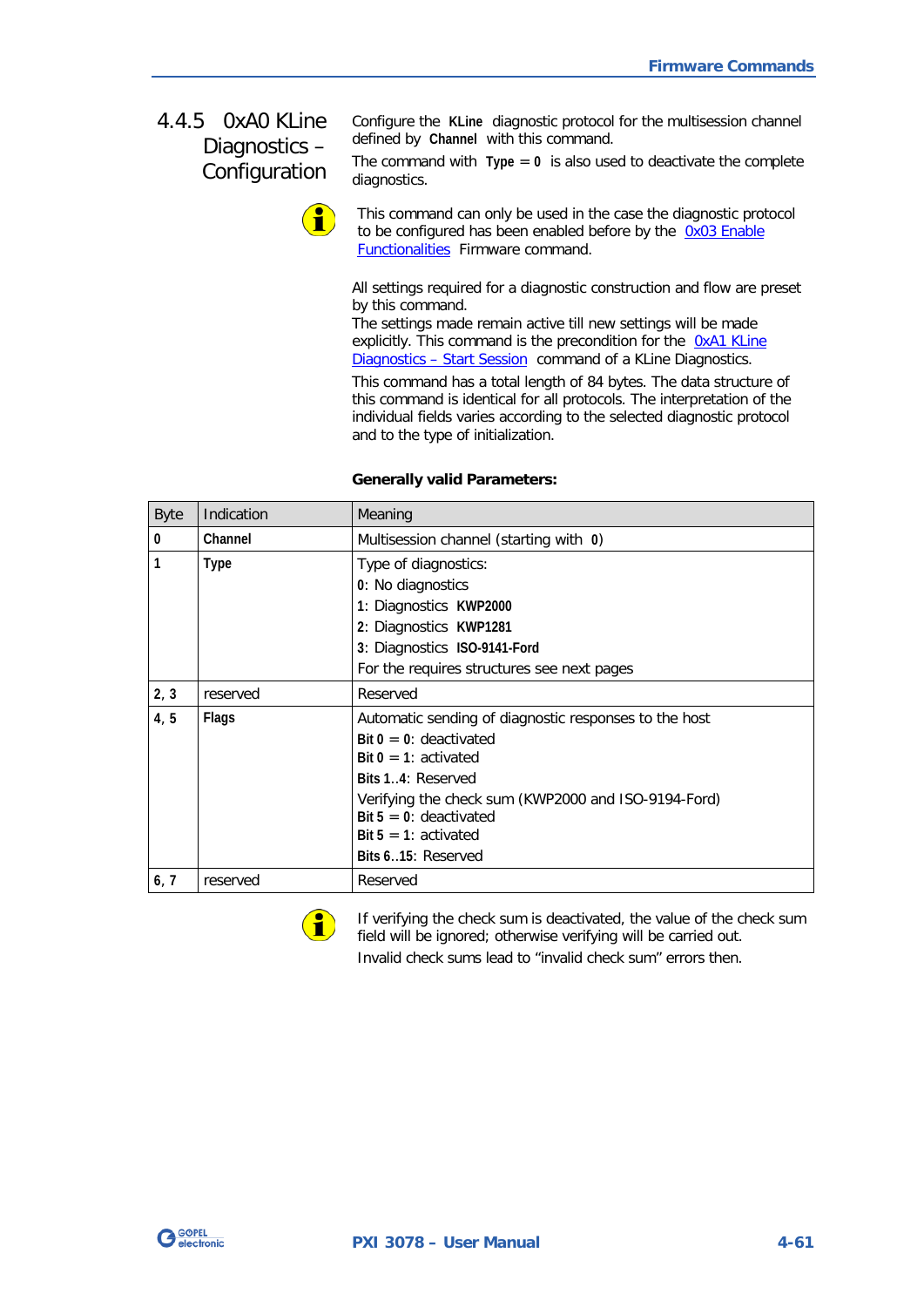### 4.4.5 0xA0 KLine Diagnostics – Configuration

Configure the **KLine** diagnostic protocol for the multisession channel defined by **Channel** with this command.

The command with **Type** = **0** is also used to deactivate the complete diagnostics.

This command can only be used in the case the diagnostic protocol to be configured has been enabled before by the 0x03 Enable Functionalities Firmware command.

All settings required for a diagnostic construction and flow are preset by this command.
The settings made remain active till new settings will be made explicitly. This command is the precondition for the 0xA1 KLine Diagnostics – Start Session command of a KLine Diagnostics.

This command has a total length of 84 bytes. The data structure of this command is identical for all protocols. The interpretation of the individual fields varies according to the selected diagnostic protocol and to the type of initialization.

**Generally valid Parameters:**

| Byte | Indication | Meaning |
|---|---|---|
| **0** | **Channel** | Multisession channel (starting with **0**) |
| **1** | **Type** | Type of diagnostics:<br>**0**: No diagnostics<br>**1**: Diagnostics **KWP2000**<br>**2**: Diagnostics **KWP1281**<br>**3**: Diagnostics **ISO-9141-Ford**<br>For the requires structures see next pages |
| **2, 3** | reserved | Reserved |
| **4, 5** | **Flags** | Automatic sending of diagnostic responses to the host<br>**Bit 0** = **0**: deactivated<br>**Bit 0** = **1**: activated<br>**Bits 1..4**: Reserved<br>Verifying the check sum (KWP2000 and ISO-9194-Ford)<br>**Bit 5** = **0**: deactivated<br>**Bit 5** = **1**: activated<br>**Bits 6..15**: Reserved |
| **6, 7** | reserved | Reserved |

If verifying the check sum is deactivated, the value of the check sum field will be ignored; otherwise verifying will be carried out.
Invalid check sums lead to "invalid check sum" errors then.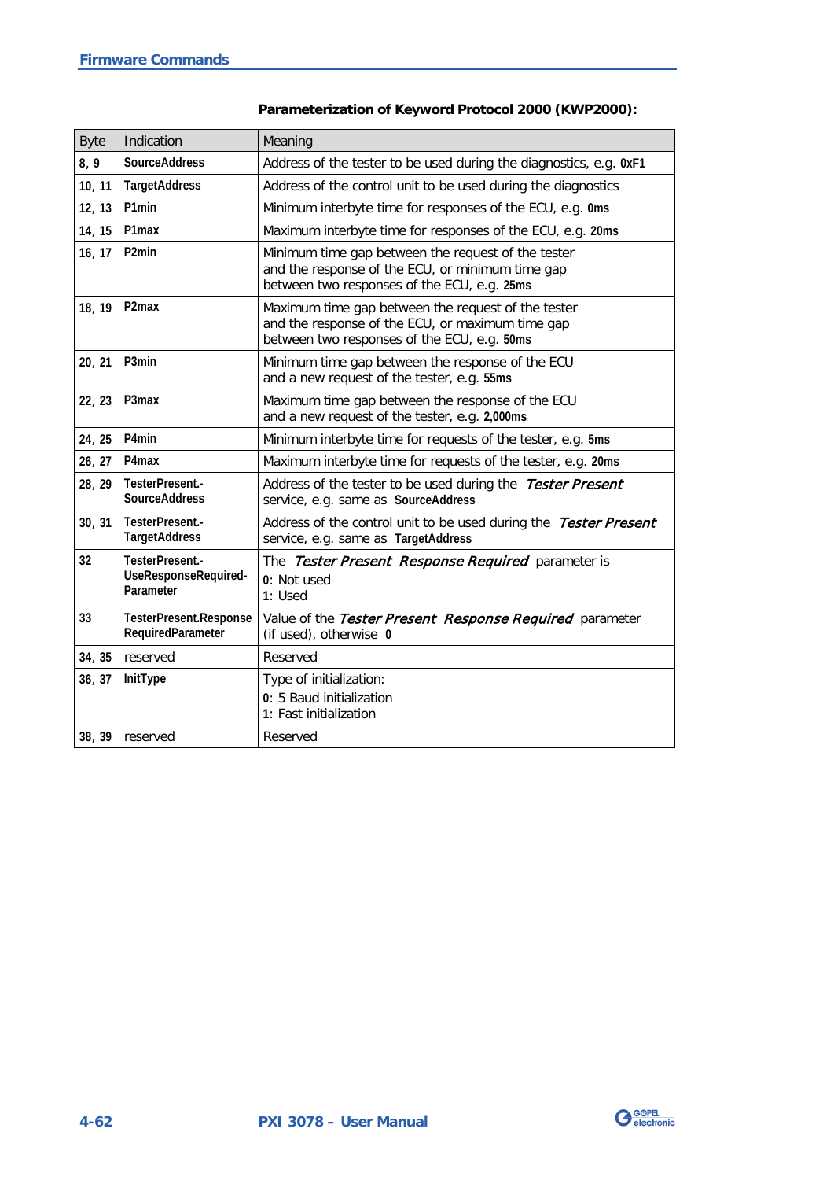**Parameterization of Keyword Protocol 2000 (KWP2000):**

| Byte | Indication | Meaning |
|---|---|---|
| **8, 9** | **SourceAddress** | Address of the tester to be used during the diagnostics, e.g. **0xF1** |
| **10, 11** | **TargetAddress** | Address of the control unit to be used during the diagnostics |
| **12, 13** | **P1min** | Minimum interbyte time for responses of the ECU, e.g. **0ms** |
| **14, 15** | **P1max** | Maximum interbyte time for responses of the ECU, e.g. **20ms** |
| **16, 17** | **P2min** | Minimum time gap between the request of the tester and the response of the ECU, or minimum time gap between two responses of the ECU, e.g. **25ms** |
| **18, 19** | **P2max** | Maximum time gap between the request of the tester and the response of the ECU, or maximum time gap between two responses of the ECU, e.g. **50ms** |
| **20, 21** | **P3min** | Minimum time gap between the response of the ECU and a new request of the tester, e.g. **55ms** |
| **22, 23** | **P3max** | Maximum time gap between the response of the ECU and a new request of the tester, e.g. **2,000ms** |
| **24, 25** | **P4min** | Minimum interbyte time for requests of the tester, e.g. **5ms** |
| **26, 27** | **P4max** | Maximum interbyte time for requests of the tester, e.g. **20ms** |
| **28, 29** | **TesterPresent.-SourceAddress** | Address of the tester to be used during the *Tester Present* service, e.g. same as **SourceAddress** |
| **30, 31** | **TesterPresent.-TargetAddress** | Address of the control unit to be used during the *Tester Present* service, e.g. same as **TargetAddress** |
| **32** | **TesterPresent.-UseResponseRequired-Parameter** | The *Tester Present Response Required* parameter is<br>**0**: Not used<br>**1**: Used |
| **33** | **TesterPresent.ResponseRequiredParameter** | Value of the *Tester Present Response Required* parameter (if used), otherwise **0** |
| **34, 35** | reserved | Reserved |
| **36, 37** | **InitType** | Type of initialization:<br>**0**: 5 Baud initialization<br>**1**: Fast initialization |
| **38, 39** | reserved | Reserved |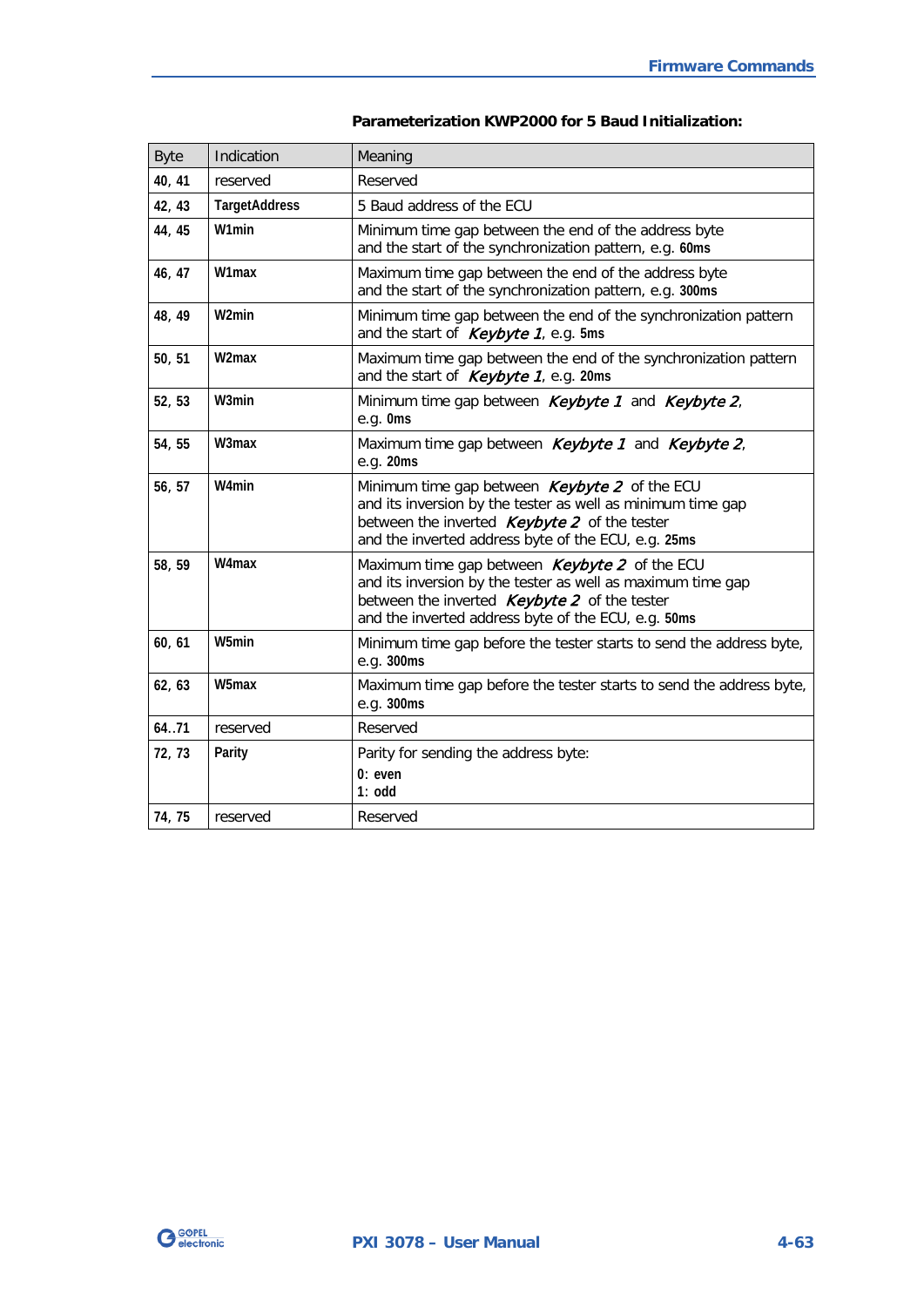**Parameterization KWP2000 for 5 Baud Initialization:**

| Byte | Indication | Meaning |
|---|---|---|
| **40, 41** | reserved | Reserved |
| **42, 43** | **TargetAddress** | 5 Baud address of the ECU |
| **44, 45** | **W1min** | Minimum time gap between the end of the address byte and the start of the synchronization pattern, e.g. **60ms** |
| **46, 47** | **W1max** | Maximum time gap between the end of the address byte and the start of the synchronization pattern, e.g. **300ms** |
| **48, 49** | **W2min** | Minimum time gap between the end of the synchronization pattern and the start of *Keybyte 1*, e.g. **5ms** |
| **50, 51** | **W2max** | Maximum time gap between the end of the synchronization pattern and the start of *Keybyte 1*, e.g. **20ms** |
| **52, 53** | **W3min** | Minimum time gap between *Keybyte 1* and *Keybyte 2*, e.g. **0ms** |
| **54, 55** | **W3max** | Maximum time gap between *Keybyte 1* and *Keybyte 2*, e.g. **20ms** |
| **56, 57** | **W4min** | Minimum time gap between *Keybyte 2* of the ECU and its inversion by the tester as well as minimum time gap between the inverted *Keybyte 2* of the tester and the inverted address byte of the ECU, e.g. **25ms** |
| **58, 59** | **W4max** | Maximum time gap between *Keybyte 2* of the ECU and its inversion by the tester as well as maximum time gap between the inverted *Keybyte 2* of the tester and the inverted address byte of the ECU, e.g. **50ms** |
| **60, 61** | **W5min** | Minimum time gap before the tester starts to send the address byte, e.g. **300ms** |
| **62, 63** | **W5max** | Maximum time gap before the tester starts to send the address byte, e.g. **300ms** |
| **64..71** | reserved | Reserved |
| **72, 73** | **Parity** | Parity for sending the address byte:<br>**0: even**<br>**1: odd** |
| **74, 75** | reserved | Reserved |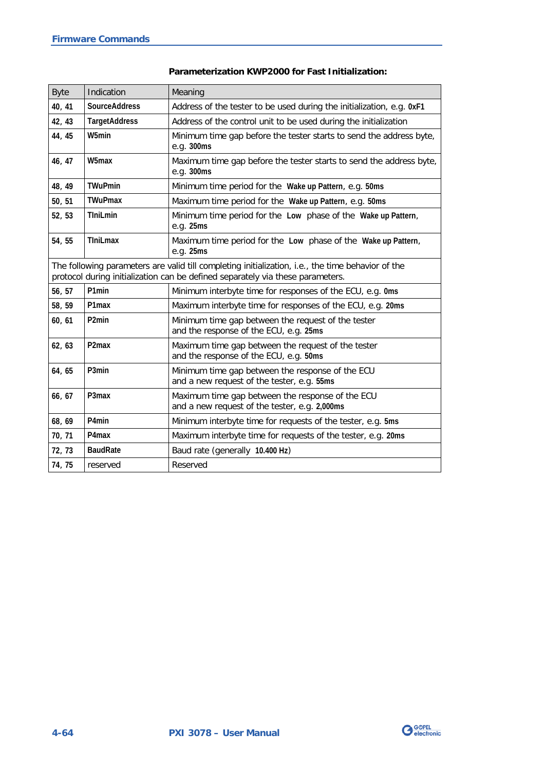**Parameterization KWP2000 for Fast Initialization:**

| Byte | Indication | Meaning |
|---|---|---|
| **40, 41** | **SourceAddress** | Address of the tester to be used during the initialization, e.g. **0xF1** |
| **42, 43** | **TargetAddress** | Address of the control unit to be used during the initialization |
| **44, 45** | **W5min** | Minimum time gap before the tester starts to send the address byte, e.g. **300ms** |
| **46, 47** | **W5max** | Maximum time gap before the tester starts to send the address byte, e.g. **300ms** |
| **48, 49** | **TWuPmin** | Minimum time period for the **Wake up Pattern**, e.g. **50ms** |
| **50, 51** | **TWuPmax** | Maximum time period for the **Wake up Pattern**, e.g. **50ms** |
| **52, 53** | **TIniLmin** | Minimum time period for the **Low** phase of the **Wake up Pattern**, e.g. **25ms** |
| **54, 55** | **TIniLmax** | Maximum time period for the **Low** phase of the **Wake up Pattern**, e.g. **25ms** |
| The following parameters are valid till completing initialization, i.e., the time behavior of the protocol during initialization can be defined separately via these parameters. | | |
| **56, 57** | **P1min** | Minimum interbyte time for responses of the ECU, e.g. **0ms** |
| **58, 59** | **P1max** | Maximum interbyte time for responses of the ECU, e.g. **20ms** |
| **60, 61** | **P2min** | Minimum time gap between the request of the tester and the response of the ECU, e.g. **25ms** |
| **62, 63** | **P2max** | Maximum time gap between the request of the tester and the response of the ECU, e.g. **50ms** |
| **64, 65** | **P3min** | Minimum time gap between the response of the ECU and a new request of the tester, e.g. **55ms** |
| **66, 67** | **P3max** | Maximum time gap between the response of the ECU and a new request of the tester, e.g. **2,000ms** |
| **68, 69** | **P4min** | Minimum interbyte time for requests of the tester, e.g. **5ms** |
| **70, 71** | **P4max** | Maximum interbyte time for requests of the tester, e.g. **20ms** |
| **72, 73** | **BaudRate** | Baud rate (generally **10.400 Hz**) |
| **74, 75** | reserved | Reserved |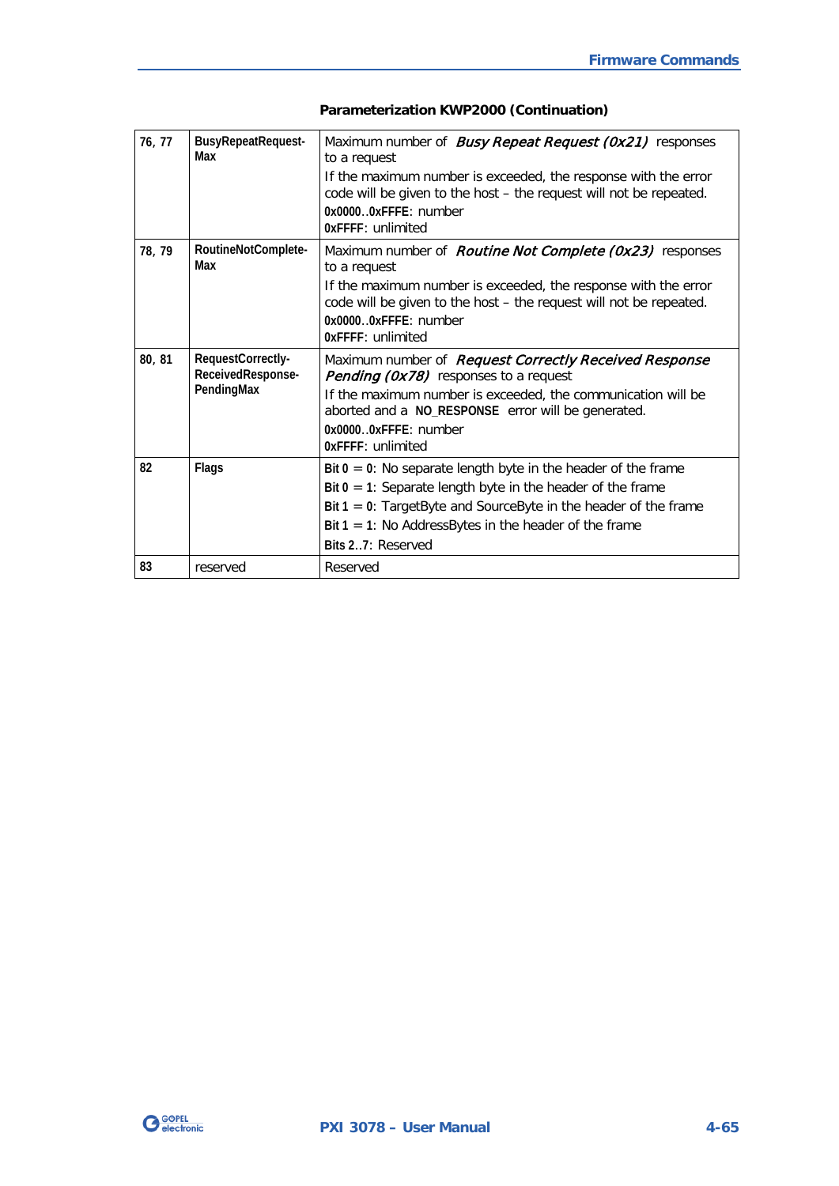**Parameterization KWP2000 (Continuation)**

| | | |
|---|---|---|
| **76, 77** | **BusyRepeatRequest-Max** | Maximum number of *Busy Repeat Request (0x21)* responses to a request<br>If the maximum number is exceeded, the response with the error code will be given to the host – the request will not be repeated.<br>**0x0000..0xFFFE**: number<br>**0xFFFF**: unlimited |
| **78, 79** | **RoutineNotComplete-Max** | Maximum number of *Routine Not Complete (0x23)* responses to a request<br>If the maximum number is exceeded, the response with the error code will be given to the host – the request will not be repeated.<br>**0x0000..0xFFFE**: number<br>**0xFFFF**: unlimited |
| **80, 81** | **RequestCorrectly-ReceivedResponse-PendingMax** | Maximum number of *Request Correctly Received Response Pending (0x78)* responses to a request<br>If the maximum number is exceeded, the communication will be aborted and a **NO_RESPONSE** error will be generated.<br>**0x0000..0xFFFE**: number<br>**0xFFFF**: unlimited |
| **82** | **Flags** | **Bit 0 = 0**: No separate length byte in the header of the frame<br>**Bit 0 = 1**: Separate length byte in the header of the frame<br>**Bit 1 = 0**: TargetByte and SourceByte in the header of the frame<br>**Bit 1 = 1**: No AddressBytes in the header of the frame<br>**Bits 2..7**: Reserved |
| **83** | reserved | Reserved |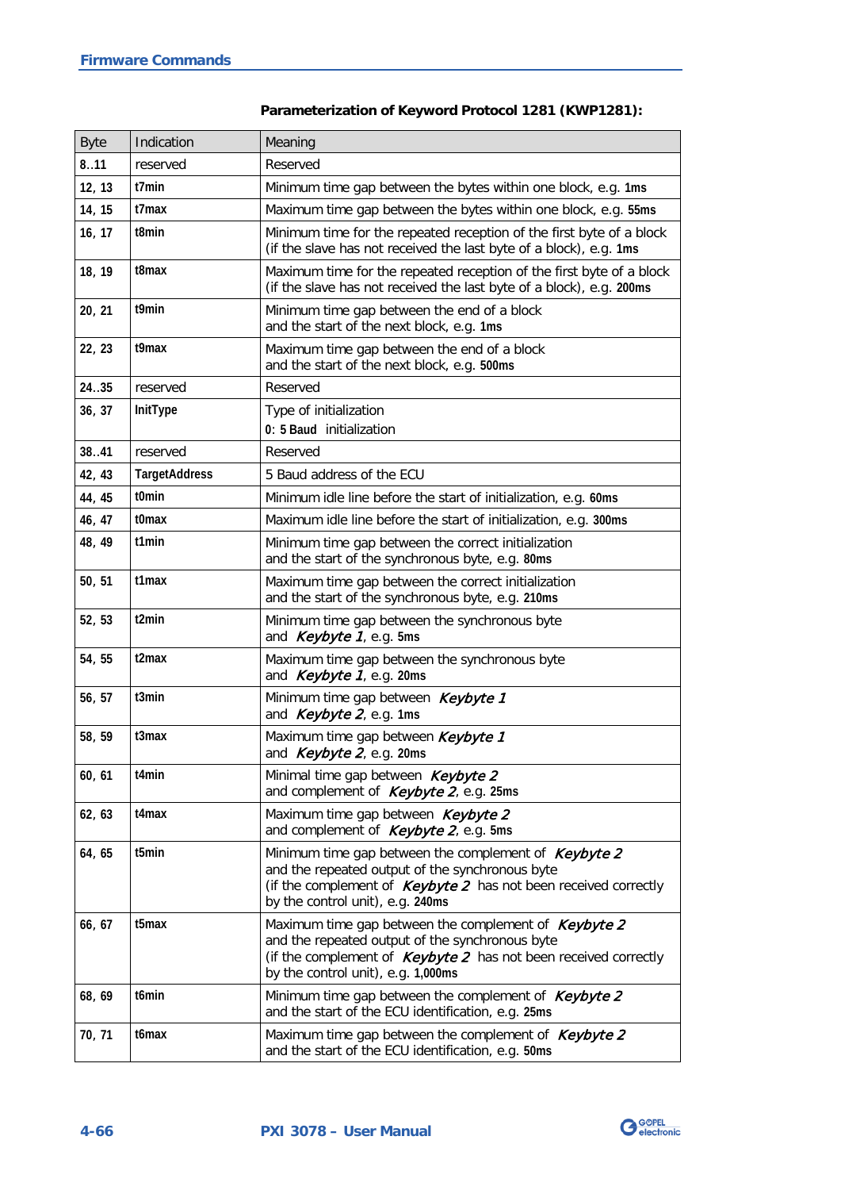**Parameterization of Keyword Protocol 1281 (KWP1281):**

| Byte | Indication | Meaning |
|---|---|---|
| **8..11** | reserved | Reserved |
| **12, 13** | **t7min** | Minimum time gap between the bytes within one block, e.g. **1ms** |
| **14, 15** | **t7max** | Maximum time gap between the bytes within one block, e.g. **55ms** |
| **16, 17** | **t8min** | Minimum time for the repeated reception of the first byte of a block (if the slave has not received the last byte of a block), e.g. **1ms** |
| **18, 19** | **t8max** | Maximum time for the repeated reception of the first byte of a block (if the slave has not received the last byte of a block), e.g. **200ms** |
| **20, 21** | **t9min** | Minimum time gap between the end of a block and the start of the next block, e.g. **1ms** |
| **22, 23** | **t9max** | Maximum time gap between the end of a block and the start of the next block, e.g. **500ms** |
| **24..35** | reserved | Reserved |
| **36, 37** | **InitType** | Type of initialization<br>**0**: **5 Baud** initialization |
| **38..41** | reserved | Reserved |
| **42, 43** | **TargetAddress** | 5 Baud address of the ECU |
| **44, 45** | **t0min** | Minimum idle line before the start of initialization, e.g. **60ms** |
| **46, 47** | **t0max** | Maximum idle line before the start of initialization, e.g. **300ms** |
| **48, 49** | **t1min** | Minimum time gap between the correct initialization and the start of the synchronous byte, e.g. **80ms** |
| **50, 51** | **t1max** | Maximum time gap between the correct initialization and the start of the synchronous byte, e.g. **210ms** |
| **52, 53** | **t2min** | Minimum time gap between the synchronous byte and *Keybyte 1*, e.g. **5ms** |
| **54, 55** | **t2max** | Maximum time gap between the synchronous byte and *Keybyte 1*, e.g. **20ms** |
| **56, 57** | **t3min** | Minimum time gap between *Keybyte 1* and *Keybyte 2*, e.g. **1ms** |
| **58, 59** | **t3max** | Maximum time gap between *Keybyte 1* and *Keybyte 2*, e.g. **20ms** |
| **60, 61** | **t4min** | Minimal time gap between *Keybyte 2* and complement of *Keybyte 2*, e.g. **25ms** |
| **62, 63** | **t4max** | Maximum time gap between *Keybyte 2* and complement of *Keybyte 2*, e.g. **5ms** |
| **64, 65** | **t5min** | Minimum time gap between the complement of *Keybyte 2* and the repeated output of the synchronous byte (if the complement of *Keybyte 2* has not been received correctly by the control unit), e.g. **240ms** |
| **66, 67** | **t5max** | Maximum time gap between the complement of *Keybyte 2* and the repeated output of the synchronous byte (if the complement of *Keybyte 2* has not been received correctly by the control unit), e.g. **1,000ms** |
| **68, 69** | **t6min** | Minimum time gap between the complement of *Keybyte 2* and the start of the ECU identification, e.g. **25ms** |
| **70, 71** | **t6max** | Maximum time gap between the complement of *Keybyte 2* and the start of the ECU identification, e.g. **50ms** |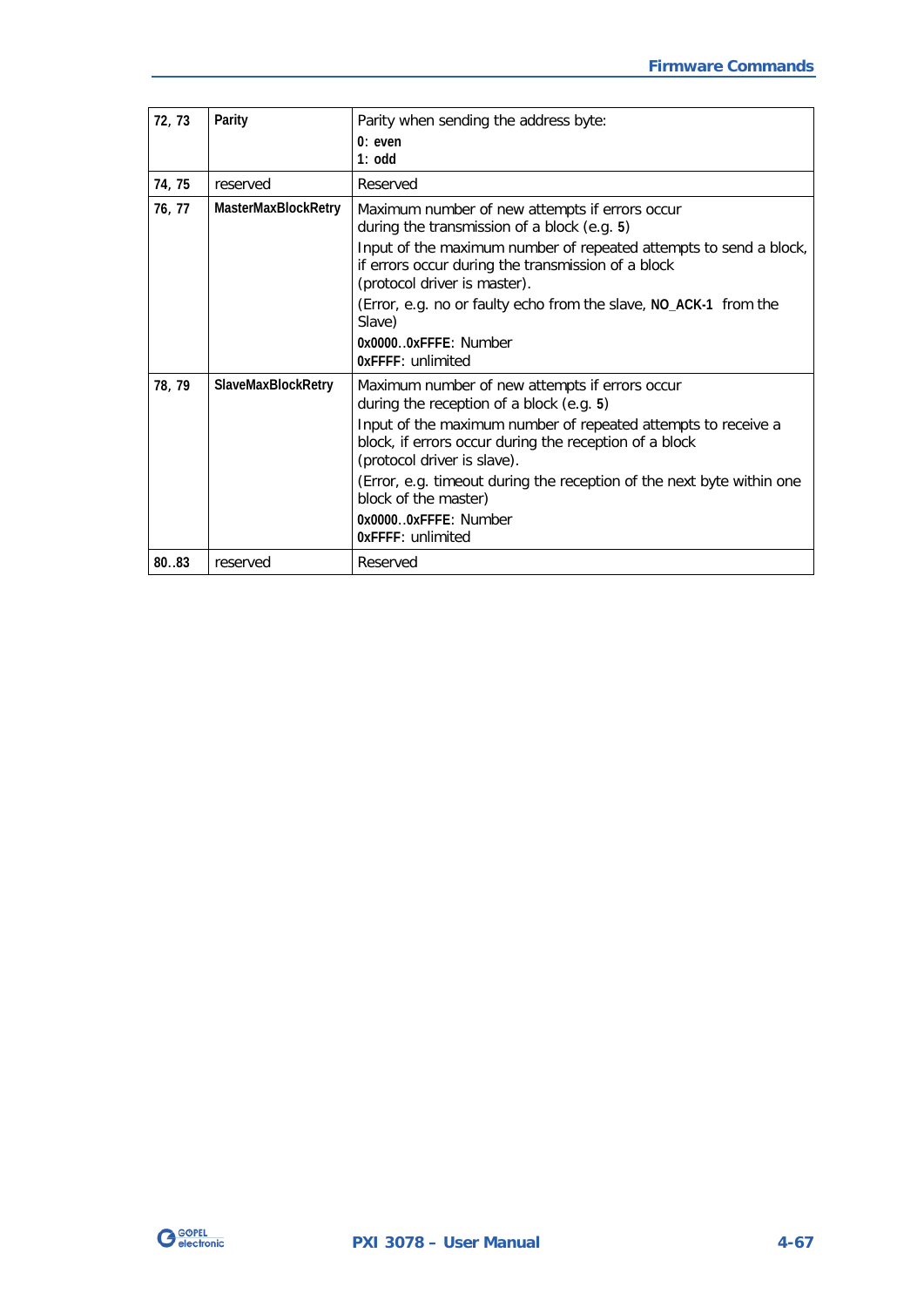| 72, 73 | **Parity** | Parity when sending the address byte:<br>**0**: **even**<br>**1**: **odd** |
|---|---|---|
| 74, 75 | reserved | Reserved |
| 76, 77 | **MasterMaxBlockRetry** | Maximum number of new attempts if errors occur during the transmission of a block (e.g. **5**)<br>Input of the maximum number of repeated attempts to send a block, if errors occur during the transmission of a block (protocol driver is master).<br>(Error, e.g. no or faulty echo from the slave, **NO_ACK-1** from the Slave)<br>**0x0000**..**0xFFFE**: Number<br>**0xFFFF**: unlimited |
| 78, 79 | **SlaveMaxBlockRetry** | Maximum number of new attempts if errors occur during the reception of a block (e.g. **5**)<br>Input of the maximum number of repeated attempts to receive a block, if errors occur during the reception of a block (protocol driver is slave).<br>(Error, e.g. timeout during the reception of the next byte within one block of the master)<br>**0x0000**..**0xFFFE**: Number<br>**0xFFFF**: unlimited |
| 80..83 | reserved | Reserved |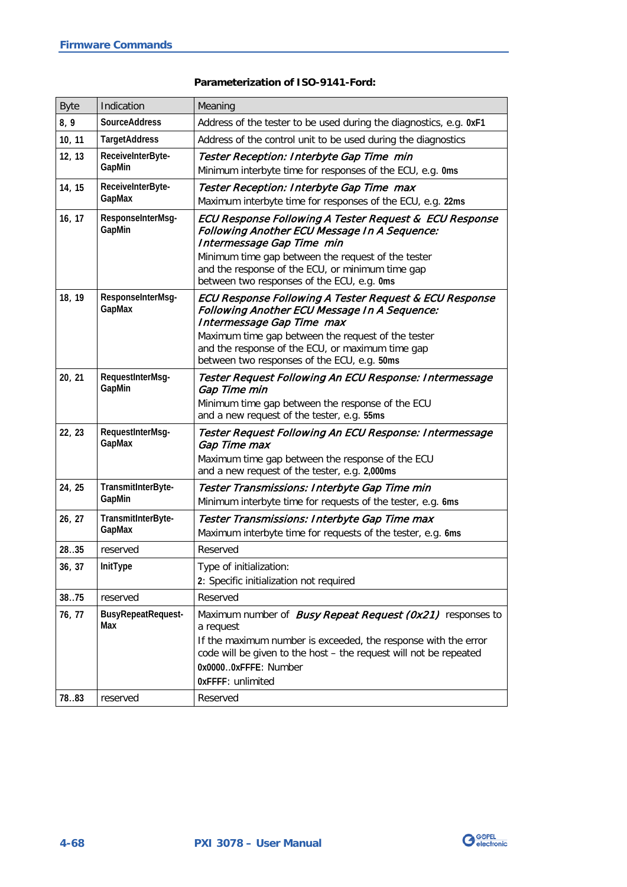**Parameterization of ISO-9141-Ford:**

| Byte | Indication | Meaning |
|---|---|---|
| **8, 9** | **SourceAddress** | Address of the tester to be used during the diagnostics, e.g. **0xF1** |
| **10, 11** | **TargetAddress** | Address of the control unit to be used during the diagnostics |
| **12, 13** | **ReceiveInterByte-GapMin** | *Tester Reception: Interbyte Gap Time min*<br>Minimum interbyte time for responses of the ECU, e.g. **0ms** |
| **14, 15** | **ReceiveInterByte-GapMax** | *Tester Reception: Interbyte Gap Time max*<br>Maximum interbyte time for responses of the ECU, e.g. **22ms** |
| **16, 17** | **ResponseInterMsg-GapMin** | *ECU Response Following A Tester Request & ECU Response Following Another ECU Message In A Sequence: Intermessage Gap Time min*<br>Minimum time gap between the request of the tester and the response of the ECU, or minimum time gap between two responses of the ECU, e.g. **0ms** |
| **18, 19** | **ResponseInterMsg-GapMax** | *ECU Response Following A Tester Request & ECU Response Following Another ECU Message In A Sequence: Intermessage Gap Time max*<br>Maximum time gap between the request of the tester and the response of the ECU, or maximum time gap between two responses of the ECU, e.g. **50ms** |
| **20, 21** | **RequestInterMsg-GapMin** | *Tester Request Following An ECU Response: Intermessage Gap Time min*<br>Minimum time gap between the response of the ECU and a new request of the tester, e.g. **55ms** |
| **22, 23** | **RequestInterMsg-GapMax** | *Tester Request Following An ECU Response: Intermessage Gap Time max*<br>Maximum time gap between the response of the ECU and a new request of the tester, e.g. **2,000ms** |
| **24, 25** | **TransmitInterByte-GapMin** | *Tester Transmissions: Interbyte Gap Time min*<br>Minimum interbyte time for requests of the tester, e.g. **6ms** |
| **26, 27** | **TransmitInterByte-GapMax** | *Tester Transmissions: Interbyte Gap Time max*<br>Maximum interbyte time for requests of the tester, e.g. **6ms** |
| **28..35** | reserved | Reserved |
| **36, 37** | **InitType** | Type of initialization:<br>**2**: Specific initialization not required |
| **38..75** | reserved | Reserved |
| **76, 77** | **BusyRepeatRequest-Max** | Maximum number of *Busy Repeat Request (0x21)* responses to a request<br>If the maximum number is exceeded, the response with the error code will be given to the host – the request will not be repeated<br>**0x0000..0xFFFE**: Number<br>**0xFFFF**: unlimited |
| **78..83** | reserved | Reserved |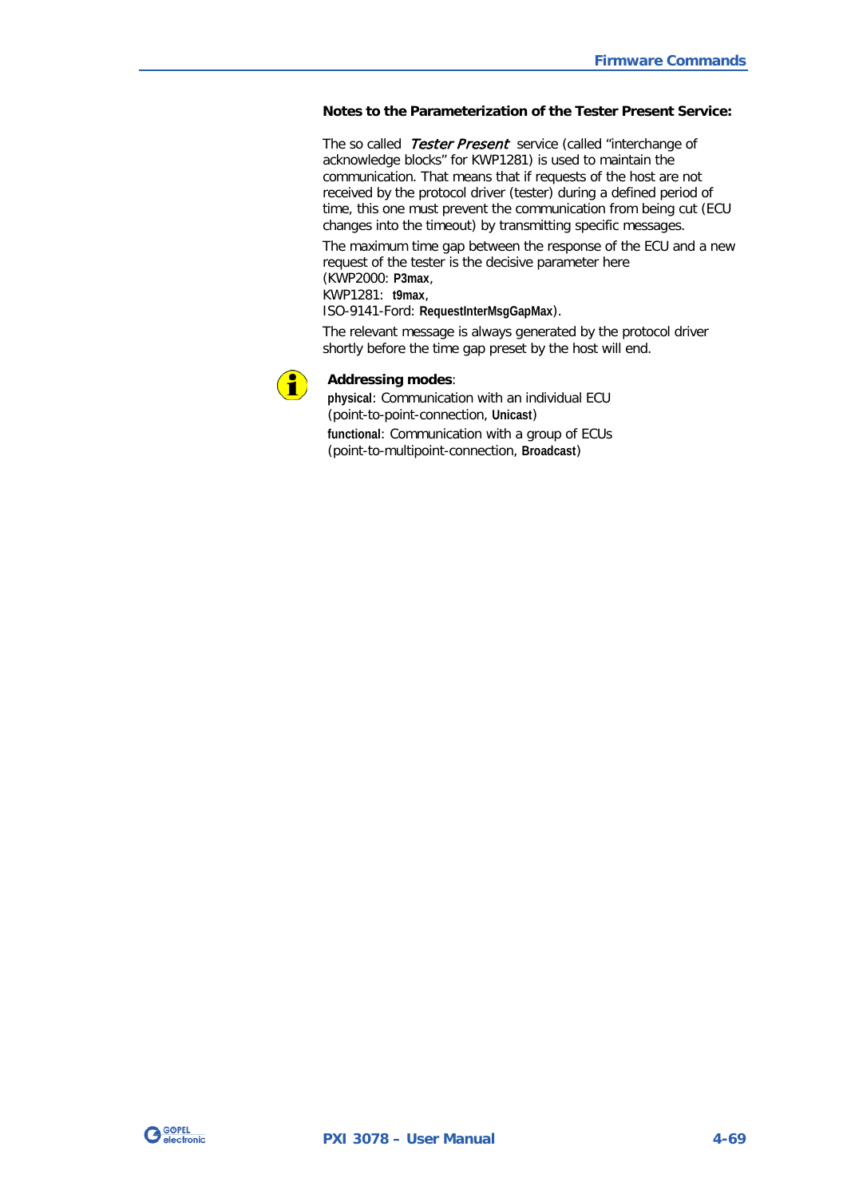**Notes to the Parameterization of the Tester Present Service:**

The so called *Tester Present* service (called “interchange of acknowledge blocks” for KWP1281) is used to maintain the communication. That means that if requests of the host are not received by the protocol driver (tester) during a defined period of time, this one must prevent the communication from being cut (ECU changes into the timeout) by transmitting specific messages.

The maximum time gap between the response of the ECU and a new request of the tester is the decisive parameter here
(KWP2000: **P3max**,
KWP1281: **t9max**,
ISO-9141-Ford: **RequestInterMsgGapMax**).

The relevant message is always generated by the protocol driver shortly before the time gap preset by the host will end.

**Addressing modes**:

**physical**: Communication with an individual ECU (point-to-point-connection, **Unicast**)

**functional**: Communication with a group of ECUs (point-to-multipoint-connection, **Broadcast**)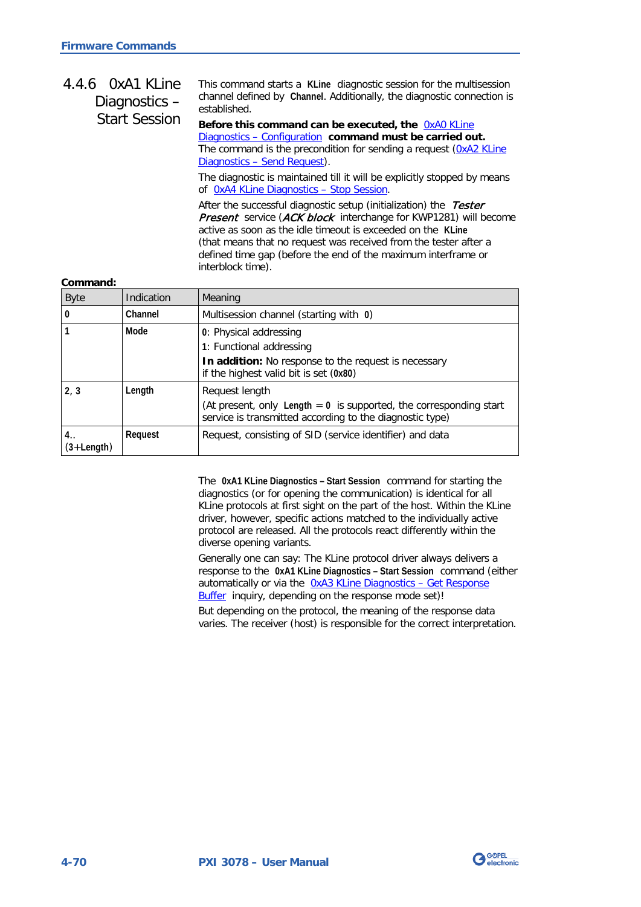### 4.4.6 0xA1 KLine Diagnostics – Start Session

This command starts a **KLine** diagnostic session for the multisession channel defined by **Channel**. Additionally, the diagnostic connection is established.

**Before this command can be executed, the** 0xA0 KLine Diagnostics – Configuration **command must be carried out.** The command is the precondition for sending a request (0xA2 KLine Diagnostics – Send Request).

The diagnostic is maintained till it will be explicitly stopped by means of 0xA4 KLine Diagnostics – Stop Session.

After the successful diagnostic setup (initialization) the *Tester Present* service (*ACK block* interchange for KWP1281) will become active as soon as the idle timeout is exceeded on the **KLine** (that means that no request was received from the tester after a defined time gap (before the end of the maximum interframe or interblock time).

**Command:**

| Byte | Indication | Meaning |
|---|---|---|
| **0** | **Channel** | Multisession channel (starting with **0**) |
| **1** | **Mode** | 0: Physical addressing<br>1: Functional addressing<br>**In addition:** No response to the request is necessary if the highest valid bit is set (**0x80**) |
| **2, 3** | **Length** | Request length<br>(At present, only **Length = 0** is supported, the corresponding start service is transmitted according to the diagnostic type) |
| **4..**<br>**(3+Length)** | **Request** | Request, consisting of SID (service identifier) and data |

The **0xA1 KLine Diagnostics – Start Session** command for starting the diagnostics (or for opening the communication) is identical for all KLine protocols at first sight on the part of the host. Within the KLine driver, however, specific actions matched to the individually active protocol are released. All the protocols react differently within the diverse opening variants.

Generally one can say: The KLine protocol driver always delivers a response to the **0xA1 KLine Diagnostics – Start Session** command (either automatically or via the 0xA3 KLine Diagnostics – Get Response Buffer inquiry, depending on the response mode set)!

But depending on the protocol, the meaning of the response data varies. The receiver (host) is responsible for the correct interpretation.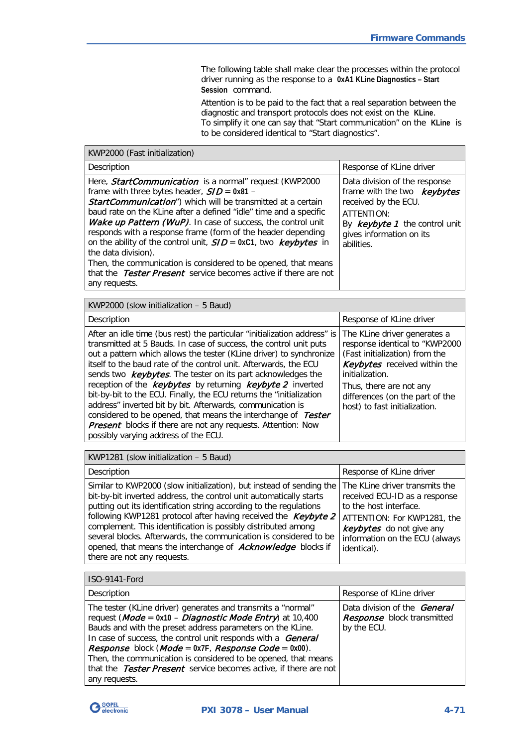The following table shall make clear the processes within the protocol driver running as the response to a **0xA1 KLine Diagnostics – Start Session** command.

Attention is to be paid to the fact that a real separation between the diagnostic and transport protocols does not exist on the **KLine**. To simplify it one can say that "Start communication" on the **KLine** is to be considered identical to "Start diagnostics".

| KWP2000 (Fast initialization) | |
|---|---|
| Description | Response of KLine driver |
| Here, ***StartCommunication*** is a normal" request (KWP2000 frame with three bytes header, ***SID*** = **0x81** – ***StartCommunication***") which will be transmitted at a certain baud rate on the KLine after a defined "idle" time and a specific ***Wake up Pattern (WuP)***. In case of success, the control unit responds with a response frame (form of the header depending on the ability of the control unit, ***SID*** = **0xC1**, two ***keybytes*** in the data division).<br>Then, the communication is considered to be opened, that means that the ***Tester Present*** service becomes active if there are not any requests. | Data division of the response frame with the two ***keybytes*** received by the ECU.<br>ATTENTION:<br>By ***keybyte 1*** the control unit gives information on its abilities. |

| KWP2000 (slow initialization – 5 Baud) | |
|---|---|
| Description | Response of KLine driver |
| After an idle time (bus rest) the particular "initialization address" is transmitted at 5 Bauds. In case of success, the control unit puts out a pattern which allows the tester (KLine driver) to synchronize itself to the baud rate of the control unit. Afterwards, the ECU sends two ***keybytes***. The tester on its part acknowledges the reception of the ***keybytes*** by returning ***keybyte 2*** inverted bit-by-bit to the ECU. Finally, the ECU returns the "initialization address" inverted bit by bit. Afterwards, communication is considered to be opened, that means the interchange of ***Tester Present*** blocks if there are not any requests. Attention: Now possibly varying address of the ECU. | The KLine driver generates a response identical to "KWP2000 (Fast initialization) from the ***Keybytes*** received within the initialization.<br>Thus, there are not any differences (on the part of the host) to fast initialization. |

| KWP1281 (slow initialization – 5 Baud) | |
|---|---|
| Description | Response of KLine driver |
| Similar to KWP2000 (slow initialization), but instead of sending the bit-by-bit inverted address, the control unit automatically starts putting out its identification string according to the regulations following KWP1281 protocol after having received the ***Keybyte 2*** complement. This identification is possibly distributed among several blocks. Afterwards, the communication is considered to be opened, that means the interchange of ***Acknowledge*** blocks if there are not any requests. | The KLine driver transmits the received ECU-ID as a response to the host interface.<br>ATTENTION: For KWP1281, the ***keybytes*** do not give any information on the ECU (always identical). |

| ISO-9141-Ford | |
|---|---|
| Description | Response of KLine driver |
| The tester (KLine driver) generates and transmits a "normal" request (***Mode*** = **0x10** – ***Diagnostic Mode Entry***) at 10,400 Bauds and with the preset address parameters on the KLine.<br>In case of success, the control unit responds with a ***General Response*** block (***Mode*** = **0x7F**, ***Response Code*** = **0x00**).<br>Then, the communication is considered to be opened, that means that the ***Tester Present*** service becomes active, if there are not any requests. | Data division of the ***General Response*** block transmitted by the ECU. |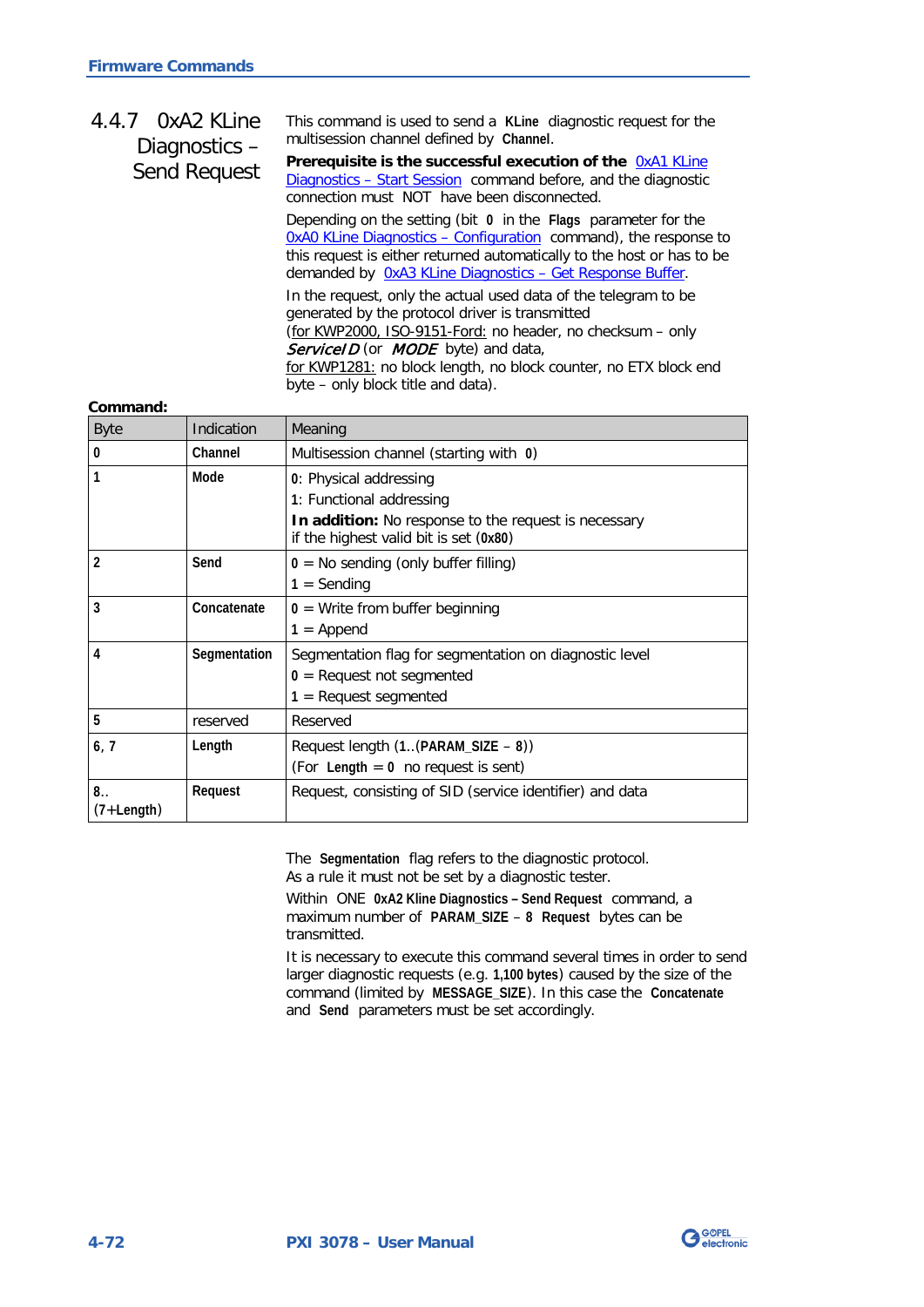### 4.4.7 0xA2 KLine Diagnostics – Send Request

This command is used to send a **KLine** diagnostic request for the multisession channel defined by **Channel**.

**Prerequisite is the successful execution of the** 0xA1 KLine Diagnostics – Start Session command before, and the diagnostic connection must NOT have been disconnected.

Depending on the setting (bit **0** in the **Flags** parameter for the 0xA0 KLine Diagnostics – Configuration command), the response to this request is either returned automatically to the host or has to be demanded by 0xA3 KLine Diagnostics – Get Response Buffer.

In the request, only the actual used data of the telegram to be generated by the protocol driver is transmitted
(for KWP2000, ISO-9151-Ford: no header, no checksum – only *ServiceID* (or *MODE* byte) and data,
for KWP1281: no block length, no block counter, no ETX block end byte – only block title and data).

**Command:**

| Byte | Indication | Meaning |
|---|---|---|
| **0** | **Channel** | Multisession channel (starting with **0**) |
| **1** | **Mode** | 0: Physical addressing<br>1: Functional addressing<br>**In addition:** No response to the request is necessary if the highest valid bit is set (**0x80**) |
| **2** | **Send** | **0** = No sending (only buffer filling)<br>**1** = Sending |
| **3** | **Concatenate** | **0** = Write from buffer beginning<br>**1** = Append |
| **4** | **Segmentation** | Segmentation flag for segmentation on diagnostic level<br>**0** = Request not segmented<br>**1** = Request segmented |
| **5** | reserved | Reserved |
| **6**, **7** | **Length** | Request length (**1**..(**PARAM_SIZE** – **8**))<br>(For **Length** = **0** no request is sent) |
| **8**..<br>(**7**+**Length**) | **Request** | Request, consisting of SID (service identifier) and data |

The **Segmentation** flag refers to the diagnostic protocol. As a rule it must not be set by a diagnostic tester.

Within ONE **0xA2 Kline Diagnostics – Send Request** command, a maximum number of **PARAM_SIZE** – **8** **Request** bytes can be transmitted.

It is necessary to execute this command several times in order to send larger diagnostic requests (e.g. **1,100 bytes**) caused by the size of the command (limited by **MESSAGE_SIZE**). In this case the **Concatenate** and **Send** parameters must be set accordingly.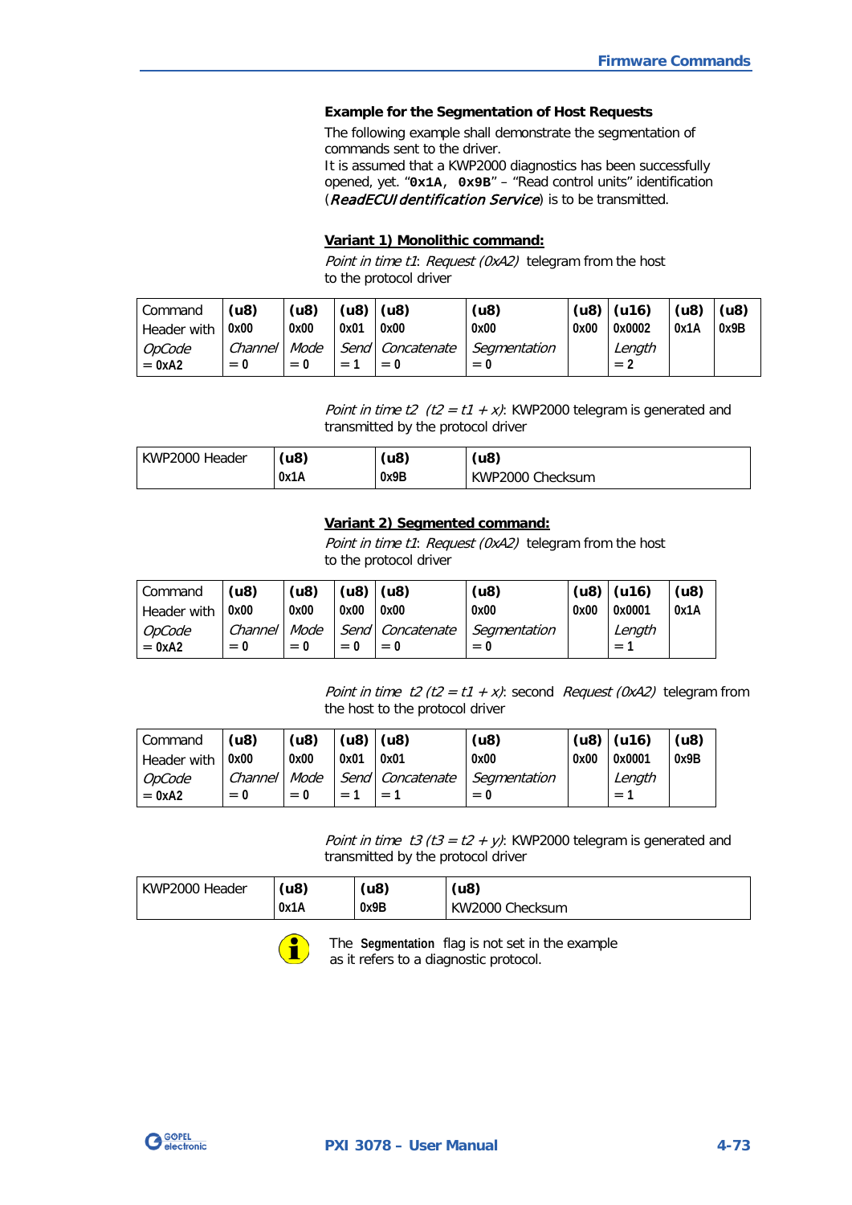### Example for the Segmentation of Host Requests

The following example shall demonstrate the segmentation of commands sent to the driver.
It is assumed that a KWP2000 diagnostics has been successfully opened, yet. "`0x1A, 0x9B`" – "Read control units" identification (***ReadECUIdentification Service***) is to be transmitted.

**Variant 1) Monolithic command:**

*Point in time t1*: *Request (0xA2)* telegram from the host to the protocol driver

| Command Header with *OpCode* = 0xA2 | (u8) 0x00 *Channel* = 0 | (u8) 0x00 *Mode* = 0 | (u8) 0x01 *Send* = 1 | (u8) 0x00 *Concatenate* = 0 | (u8) 0x00 *Segmentation* = 0 | (u8) 0x00 | (u16) 0x0002 *Length* = 2 | (u8) 0x1A | (u8) 0x9B |
|---|---|---|---|---|---|---|---|---|---|

*Point in time t2 (t2 = t1 + x)*: KWP2000 telegram is generated and transmitted by the protocol driver

| KWP2000 Header | (u8) 0x1A | (u8) 0x9B | (u8) KWP2000 Checksum |
|---|---|---|---|

**Variant 2) Segmented command:**

*Point in time t1*: *Request (0xA2)* telegram from the host to the protocol driver

| Command Header with *OpCode* = 0xA2 | (u8) 0x00 *Channel* = 0 | (u8) 0x00 *Mode* = 0 | (u8) 0x00 *Send* = 0 | (u8) 0x00 *Concatenate* = 0 | (u8) 0x00 *Segmentation* = 0 | (u8) 0x00 | (u16) 0x0001 *Length* = 1 | (u8) 0x1A |
|---|---|---|---|---|---|---|---|---|

*Point in time t2 (t2 = t1 + x)*: second *Request (0xA2)* telegram from the host to the protocol driver

| Command Header with *OpCode* = 0xA2 | (u8) 0x00 *Channel* = 0 | (u8) 0x00 *Mode* = 0 | (u8) 0x01 *Send* = 1 | (u8) 0x01 *Concatenate* = 1 | (u8) 0x00 *Segmentation* = 0 | (u8) 0x00 | (u16) 0x0001 *Length* = 1 | (u8) 0x9B |
|---|---|---|---|---|---|---|---|---|

*Point in time t3 (t3 = t2 + y)*: KWP2000 telegram is generated and transmitted by the protocol driver

| KWP2000 Header | (u8) 0x1A | (u8) 0x9B | (u8) KW2000 Checksum |
|---|---|---|---|

The **Segmentation** flag is not set in the example as it refers to a diagnostic protocol.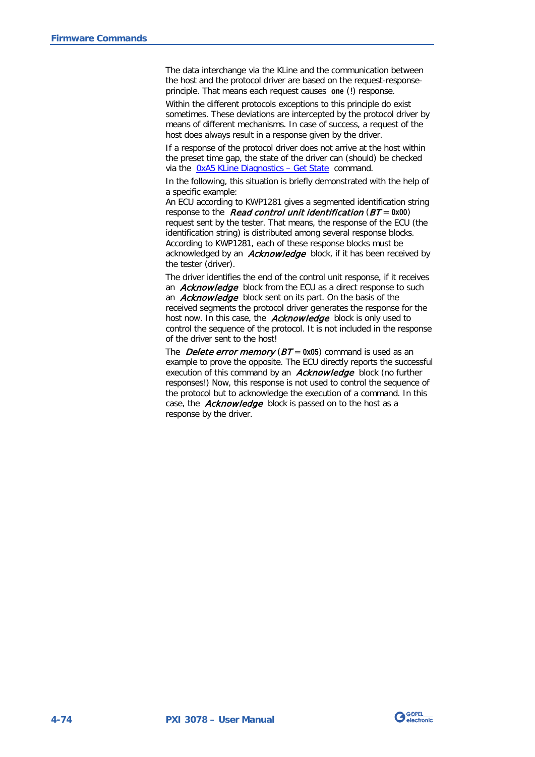The data interchange via the KLine and the communication between the host and the protocol driver are based on the request-response-principle. That means each request causes `one` (!) response.

Within the different protocols exceptions to this principle do exist sometimes. These deviations are intercepted by the protocol driver by means of different mechanisms. In case of success, a request of the host does always result in a response given by the driver.

If a response of the protocol driver does not arrive at the host within the preset time gap, the state of the driver can (should) be checked via the 0xA5 KLine Diagnostics – Get State command.

In the following, this situation is briefly demonstrated with the help of a specific example:
An ECU according to KWP1281 gives a segmented identification string response to the *Read control unit identification* (*BT* = `0x00`) request sent by the tester. That means, the response of the ECU (the identification string) is distributed among several response blocks. According to KWP1281, each of these response blocks must be acknowledged by an *Acknowledge* block, if it has been received by the tester (driver).

The driver identifies the end of the control unit response, if it receives an *Acknowledge* block from the ECU as a direct response to such an *Acknowledge* block sent on its part. On the basis of the received segments the protocol driver generates the response for the host now. In this case, the *Acknowledge* block is only used to control the sequence of the protocol. It is not included in the response of the driver sent to the host!

The *Delete error memory* (*BT* = `0x05`) command is used as an example to prove the opposite. The ECU directly reports the successful execution of this command by an *Acknowledge* block (no further responses!) Now, this response is not used to control the sequence of the protocol but to acknowledge the execution of a command. In this case, the *Acknowledge* block is passed on to the host as a response by the driver.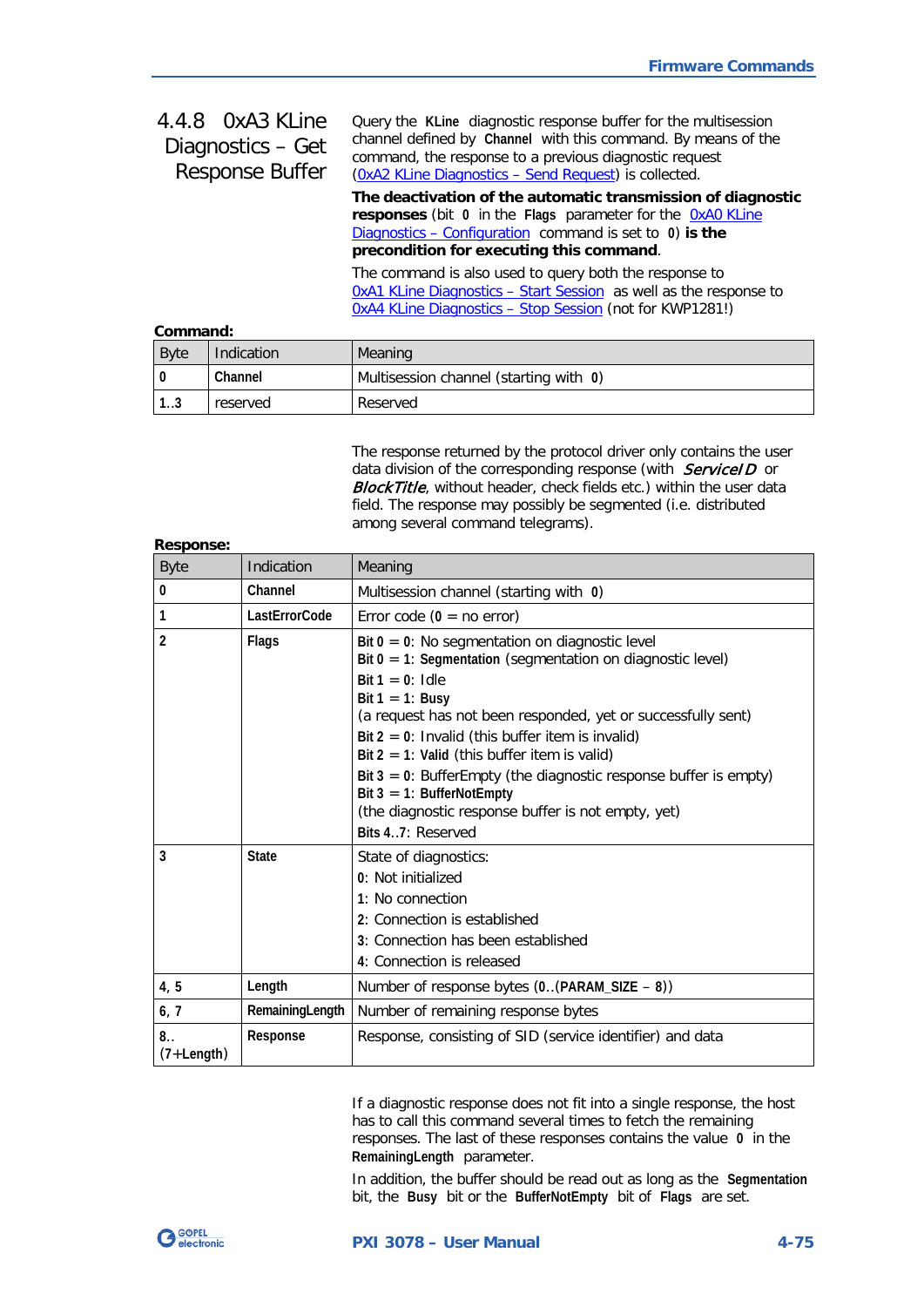### 4.4.8 0xA3 KLine Diagnostics – Get Response Buffer

Query the **KLine** diagnostic response buffer for the multisession channel defined by **Channel** with this command. By means of the command, the response to a previous diagnostic request (0xA2 KLine Diagnostics – Send Request) is collected.

**The deactivation of the automatic transmission of diagnostic responses** (bit **0** in the **Flags** parameter for the 0xA0 KLine Diagnostics – Configuration command is set to **0**) **is the precondition for executing this command**.

The command is also used to query both the response to 0xA1 KLine Diagnostics – Start Session as well as the response to 0xA4 KLine Diagnostics – Stop Session (not for KWP1281!)

**Command:**

| Byte | Indication | Meaning |
|---|---|---|
| **0** | **Channel** | Multisession channel (starting with **0**) |
| **1..3** | reserved | Reserved |

The response returned by the protocol driver only contains the user data division of the corresponding response (with *ServiceID* or *BlockTitle*, without header, check fields etc.) within the user data field. The response may possibly be segmented (i.e. distributed among several command telegrams).

**Response:**

| Byte | Indication | Meaning |
|---|---|---|
| **0** | **Channel** | Multisession channel (starting with **0**) |
| **1** | **LastErrorCode** | Error code (**0** = no error) |
| **2** | **Flags** | **Bit 0** = **0**: No segmentation on diagnostic level<br>**Bit 0** = **1**: **Segmentation** (segmentation on diagnostic level)<br>**Bit 1** = **0**: Idle<br>**Bit 1** = **1**: **Busy**<br>(a request has not been responded, yet or successfully sent)<br>**Bit 2** = **0**: Invalid (this buffer item is invalid)<br>**Bit 2** = **1**: **Valid** (this buffer item is valid)<br>**Bit 3** = **0**: BufferEmpty (the diagnostic response buffer is empty)<br>**Bit 3** = **1**: **BufferNotEmpty**<br>(the diagnostic response buffer is not empty, yet)<br>**Bits 4..7**: Reserved |
| **3** | **State** | State of diagnostics:<br>**0**: Not initialized<br>**1**: No connection<br>**2**: Connection is established<br>**3**: Connection has been established<br>**4**: Connection is released |
| **4, 5** | **Length** | Number of response bytes (**0**..(**PARAM_SIZE** – **8**)) |
| **6, 7** | **RemainingLength** | Number of remaining response bytes |
| **8..**<br>**(7+Length)** | **Response** | Response, consisting of SID (service identifier) and data |

If a diagnostic response does not fit into a single response, the host has to call this command several times to fetch the remaining responses. The last of these responses contains the value **0** in the **RemainingLength** parameter.

In addition, the buffer should be read out as long as the **Segmentation** bit, the **Busy** bit or the **BufferNotEmpty** bit of **Flags** are set.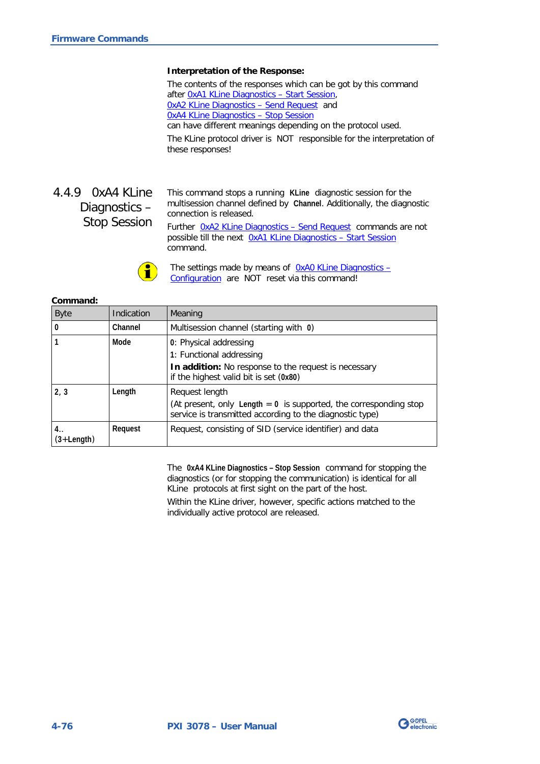**Interpretation of the Response:**

The contents of the responses which can be got by this command after 0xA1 KLine Diagnostics – Start Session, 0xA2 KLine Diagnostics – Send Request and 0xA4 KLine Diagnostics – Stop Session can have different meanings depending on the protocol used.

The KLine protocol driver is NOT responsible for the interpretation of these responses!

### 4.4.9 0xA4 KLine Diagnostics – Stop Session

This command stops a running **KLine** diagnostic session for the multisession channel defined by **Channel**. Additionally, the diagnostic connection is released.

Further 0xA2 KLine Diagnostics – Send Request commands are not possible till the next 0xA1 KLine Diagnostics – Start Session command.

The settings made by means of 0xA0 KLine Diagnostics – Configuration are NOT reset via this command!

**Command:**

| Byte | Indication | Meaning |
|---|---|---|
| **0** | **Channel** | Multisession channel (starting with **0**) |
| **1** | **Mode** | **0**: Physical addressing<br>**1**: Functional addressing<br>**In addition:** No response to the request is necessary if the highest valid bit is set (**0x80**) |
| **2, 3** | **Length** | Request length<br>(At present, only **Length** = **0** is supported, the corresponding stop service is transmitted according to the diagnostic type) |
| **4.. (3+Length)** | **Request** | Request, consisting of SID (service identifier) and data |

The **0xA4 KLine Diagnostics – Stop Session** command for stopping the diagnostics (or for stopping the communication) is identical for all KLine protocols at first sight on the part of the host.

Within the KLine driver, however, specific actions matched to the individually active protocol are released.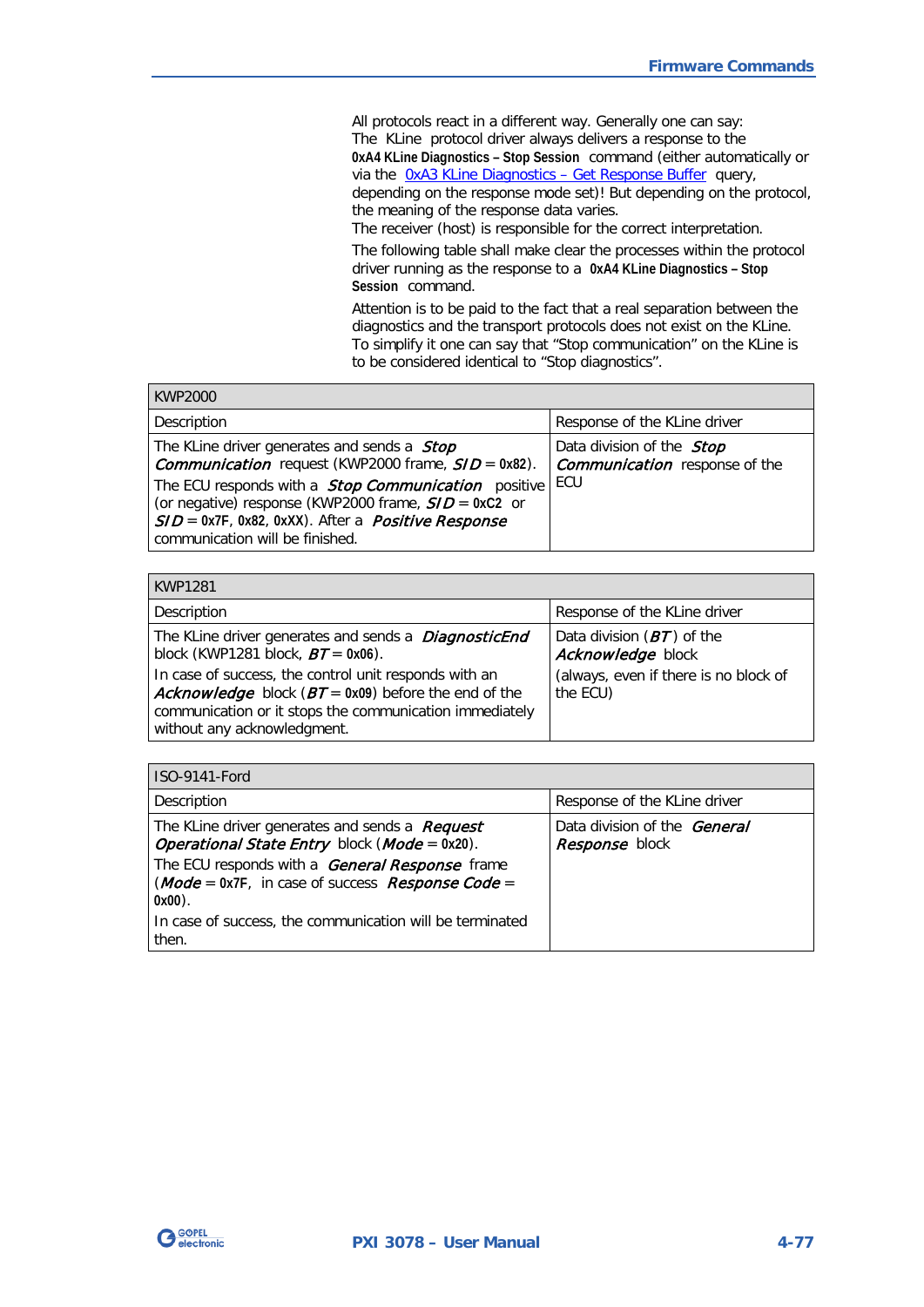All protocols react in a different way. Generally one can say: The KLine protocol driver always delivers a response to the **0xA4 KLine Diagnostics – Stop Session** command (either automatically or via the [0xA3 KLine Diagnostics – Get Response Buffer] query, depending on the response mode set)! But depending on the protocol, the meaning of the response data varies.
The receiver (host) is responsible for the correct interpretation.

The following table shall make clear the processes within the protocol driver running as the response to a **0xA4 KLine Diagnostics – Stop Session** command.

Attention is to be paid to the fact that a real separation between the diagnostics and the transport protocols does not exist on the KLine. To simplify it one can say that "Stop communication" on the KLine is to be considered identical to "Stop diagnostics".

| KWP2000 | |
|---|---|
| Description | Response of the KLine driver |
| The KLine driver generates and sends a ***Stop Communication*** request (KWP2000 frame, ***SID*** = **0x82**).<br>The ECU responds with a ***Stop Communication*** positive (or negative) response (KWP2000 frame, ***SID*** = **0xC2** or ***SID*** = **0x7F**, **0x82**, **0xXX**). After a ***Positive Response*** communication will be finished. | Data division of the ***Stop Communication*** response of the ECU |

| KWP1281 | |
|---|---|
| Description | Response of the KLine driver |
| The KLine driver generates and sends a ***DiagnosticEnd*** block (KWP1281 block, ***BT*** = **0x06**).<br>In case of success, the control unit responds with an ***Acknowledge*** block (***BT*** = **0x09**) before the end of the communication or it stops the communication immediately without any acknowledgment. | Data division (***BT***) of the ***Acknowledge*** block<br>(always, even if there is no block of the ECU) |

| ISO-9141-Ford | |
|---|---|
| Description | Response of the KLine driver |
| The KLine driver generates and sends a ***Request Operational State Entry*** block (***Mode*** = **0x20**).<br>The ECU responds with a ***General Response*** frame (***Mode*** = **0x7F**, in case of success ***Response Code*** = **0x00**).<br>In case of success, the communication will be terminated then. | Data division of the ***General Response*** block |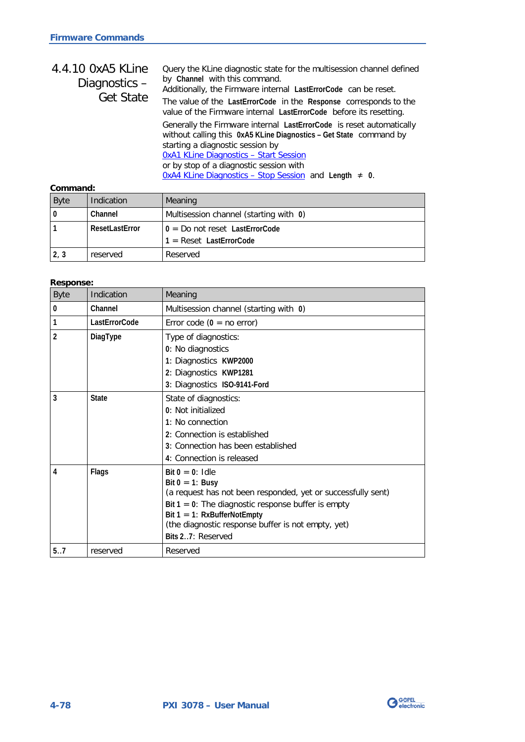### 4.4.10 0xA5 KLine Diagnostics – Get State

Query the KLine diagnostic state for the multisession channel defined by **Channel** with this command.
Additionally, the Firmware internal **LastErrorCode** can be reset.

The value of the **LastErrorCode** in the **Response** corresponds to the value of the Firmware internal **LastErrorCode** before its resetting.

Generally the Firmware internal **LastErrorCode** is reset automatically without calling this **0xA5 KLine Diagnostics – Get State** command by starting a diagnostic session by
0xA1 KLine Diagnostics – Start Session
or by stop of a diagnostic session with
0xA4 KLine Diagnostics – Stop Session and **Length** ≠ **0**.

**Command:**

| Byte | Indication | Meaning |
|---|---|---|
| **0** | **Channel** | Multisession channel (starting with **0**) |
| **1** | **ResetLastError** | **0** = Do not reset **LastErrorCode**<br>**1** = Reset **LastErrorCode** |
| **2, 3** | reserved | Reserved |

**Response:**

| Byte | Indication | Meaning |
|---|---|---|
| **0** | **Channel** | Multisession channel (starting with **0**) |
| **1** | **LastErrorCode** | Error code (**0** = no error) |
| **2** | **DiagType** | Type of diagnostics:<br>**0**: No diagnostics<br>**1**: Diagnostics **KWP2000**<br>**2**: Diagnostics **KWP1281**<br>**3**: Diagnostics **ISO-9141-Ford** |
| **3** | **State** | State of diagnostics:<br>**0**: Not initialized<br>**1**: No connection<br>**2**: Connection is established<br>**3**: Connection has been established<br>**4**: Connection is released |
| **4** | **Flags** | **Bit 0** = **0**: Idle<br>**Bit 0** = **1**: **Busy**<br>(a request has not been responded, yet or successfully sent)<br>**Bit 1** = **0**: The diagnostic response buffer is empty<br>**Bit 1** = **1**: **RxBufferNotEmpty**<br>(the diagnostic response buffer is not empty, yet)<br>**Bits 2..7**: Reserved |
| **5..7** | reserved | Reserved |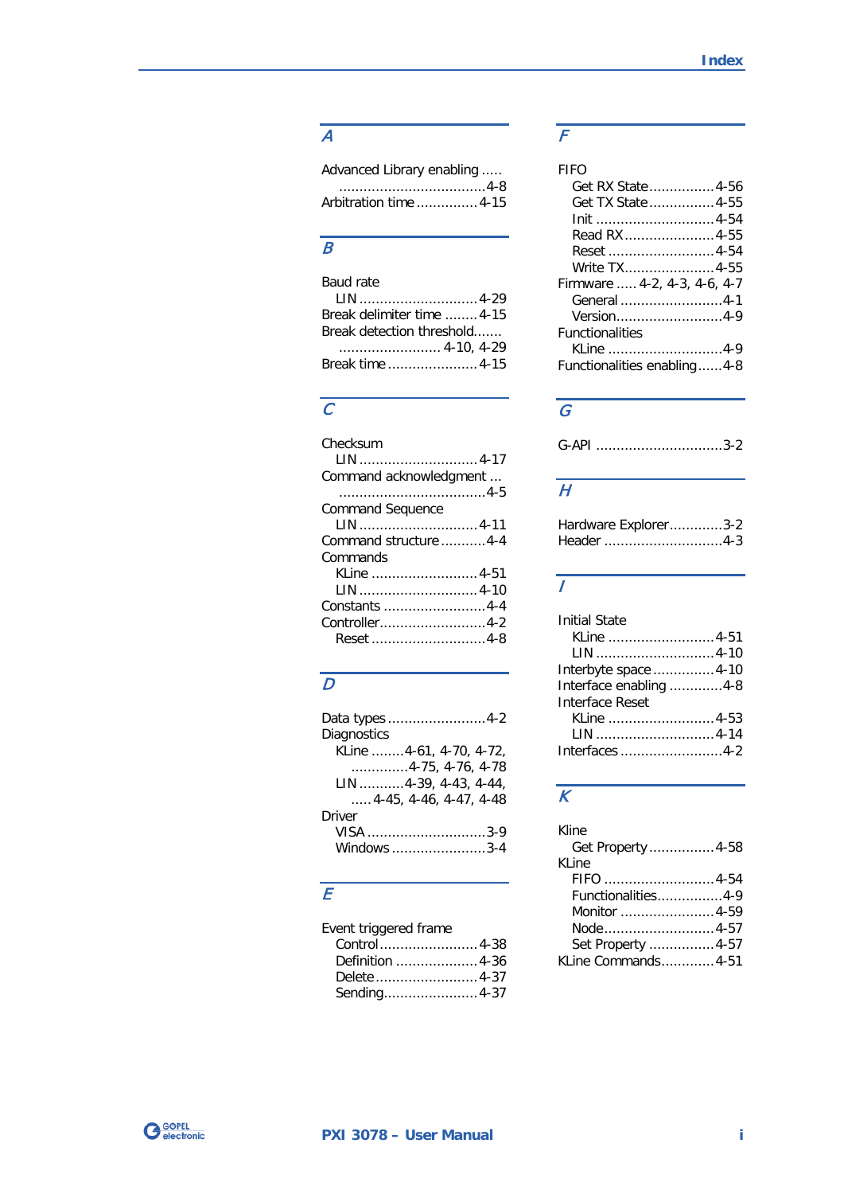## A

Advanced Library enabling ..... ....................................4-8
Arbitration time ...............4-15

## B

Baud rate
  LIN .............................4-29
Break delimiter time ........4-15
Break detection threshold....... ......................... 4-10, 4-29
Break time ......................4-15

## C

Checksum
  LIN .............................4-17
Command acknowledgment ... ....................................4-5
Command Sequence
  LIN .............................4-11
Command structure ...........4-4
Commands
  KLine ..........................4-51
  LIN .............................4-10
Constants .........................4-4
Controller..........................4-2
  Reset ............................4-8

## D

Data types ........................4-2
Diagnostics
  KLine ........4-61, 4-70, 4-72, ..............4-75, 4-76, 4-78
  LIN ...........4-39, 4-43, 4-44, ..... 4-45, 4-46, 4-47, 4-48
Driver
  VISA .............................3-9
  Windows .......................3-4

## E

Event triggered frame
  Control........................4-38
  Definition ....................4-36
  Delete.........................4-37
  Sending.......................4-37

## F

FIFO
  Get RX State................4-56
  Get TX State................4-55
  Init ............................4-54
  Read RX......................4-55
  Reset ..........................4-54
  Write TX......................4-55
Firmware ..... 4-2, 4-3, 4-6, 4-7
  General .........................4-1
  Version..........................4-9
Functionalities
  KLine ............................4-9
Functionalities enabling......4-8

## G

G-API ...............................3-2

## H

Hardware Explorer.............3-2
Header .............................4-3

## I

Initial State
  KLine ..........................4-51
  LIN .............................4-10
Interbyte space ...............4-10
Interface enabling .............4-8
Interface Reset
  KLine ..........................4-53
  LIN .............................4-14
Interfaces .........................4-2

## K

Kline
  Get Property................4-58
KLine
  FIFO ...........................4-54
  Functionalities................4-9
  Monitor .......................4-59
  Node...........................4-57
  Set Property ................4-57
KLine Commands.............4-51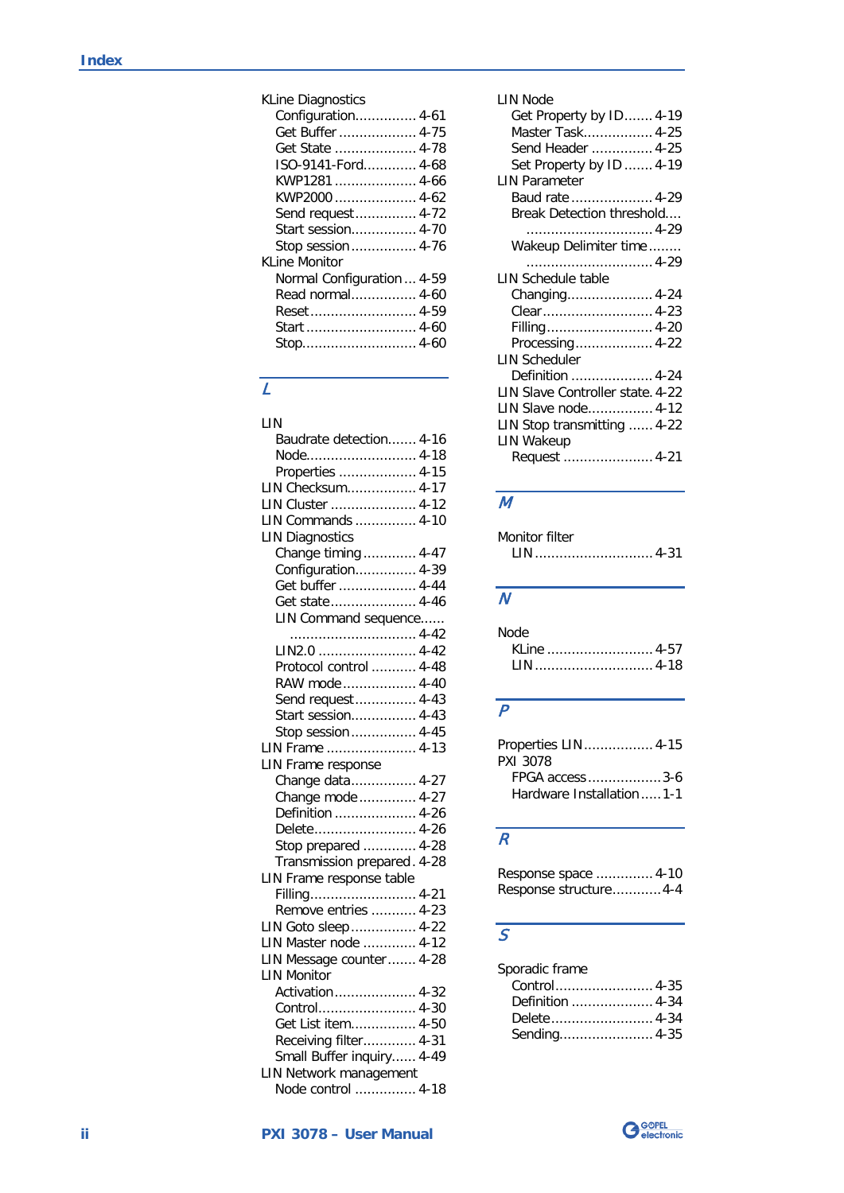KLine Diagnostics
- Configuration............... 4-61
- Get Buffer .................. 4-75
- Get State .................... 4-78
- ISO-9141-Ford............. 4-68
- KWP1281 .................... 4-66
- KWP2000 .................... 4-62
- Send request............... 4-72
- Start session................ 4-70
- Stop session ................ 4-76

KLine Monitor
- Normal Configuration ... 4-59
- Read normal................ 4-60
- Reset.......................... 4-59
- Start ........................... 4-60
- Stop............................ 4-60

## L

LIN
- Baudrate detection....... 4-16
- Node........................... 4-18
- Properties .................. 4-15

LIN Checksum................. 4-17

LIN Cluster ..................... 4-12

LIN Commands ............... 4-10

LIN Diagnostics
- Change timing ............. 4-47
- Configuration............... 4-39
- Get buffer ................... 4-44
- Get state..................... 4-46
- LIN Command sequence...... 4-42
- LIN2.0 ........................ 4-42
- Protocol control ........... 4-48
- RAW mode .................. 4-40
- Send request............... 4-43
- Start session................ 4-43
- Stop session ................ 4-45

LIN Frame ...................... 4-13

LIN Frame response
- Change data................ 4-27
- Change mode............. 4-27
- Definition .................... 4-26
- Delete......................... 4-26
- Stop prepared ............. 4-28
- Transmission prepared . 4-28

LIN Frame response table
- Filling.......................... 4-21
- Remove entries ........... 4-23

LIN Goto sleep................ 4-22

LIN Master node ............. 4-12

LIN Message counter....... 4-28

LIN Monitor
- Activation.................... 4-32
- Control........................ 4-30
- Get List item................ 4-50
- Receiving filter............. 4-31
- Small Buffer inquiry...... 4-49

LIN Network management
- Node control ............... 4-18

LIN Node
- Get Property by ID....... 4-19
- Master Task................. 4-25
- Send Header ............... 4-25
- Set Property by ID ....... 4-19

LIN Parameter
- Baud rate .................... 4-29
- Break Detection threshold.... 4-29
- Wakeup Delimiter time........ 4-29

LIN Schedule table
- Changing..................... 4-24
- Clear........................... 4-23
- Filling.......................... 4-20
- Processing................... 4-22

LIN Scheduler
- Definition .................... 4-24

LIN Slave Controller state. 4-22

LIN Slave node................ 4-12

LIN Stop transmitting ...... 4-22

LIN Wakeup
- Request ...................... 4-21

## M

Monitor filter
- LIN ............................. 4-31

## N

Node
- KLine .......................... 4-57
- LIN ............................. 4-18

## P

Properties LIN................. 4-15

PXI 3078
- FPGA access..................3-6
- Hardware Installation .....1-1

## R

Response space .............. 4-10

Response structure...........4-4

## S

Sporadic frame
- Control........................ 4-35
- Definition .................... 4-34
- Delete......................... 4-34
- Sending....................... 4-35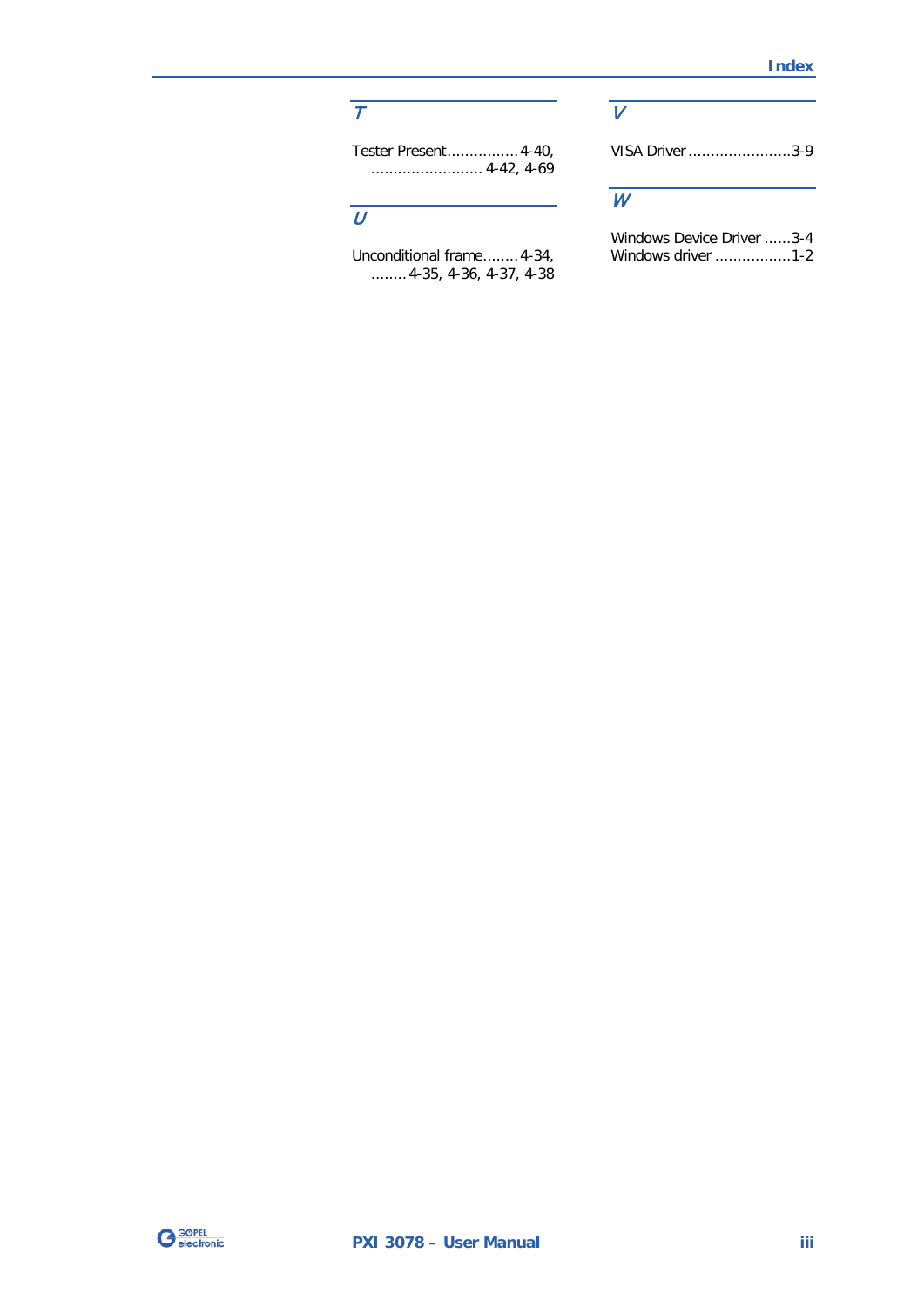## T

Tester Present................4-40,
......................... 4-42, 4-69

## U

Unconditional frame........4-34,
........4-35, 4-36, 4-37, 4-38

## V

VISA Driver.......................3-9

## W

Windows Device Driver ......3-4
Windows driver ................1-2